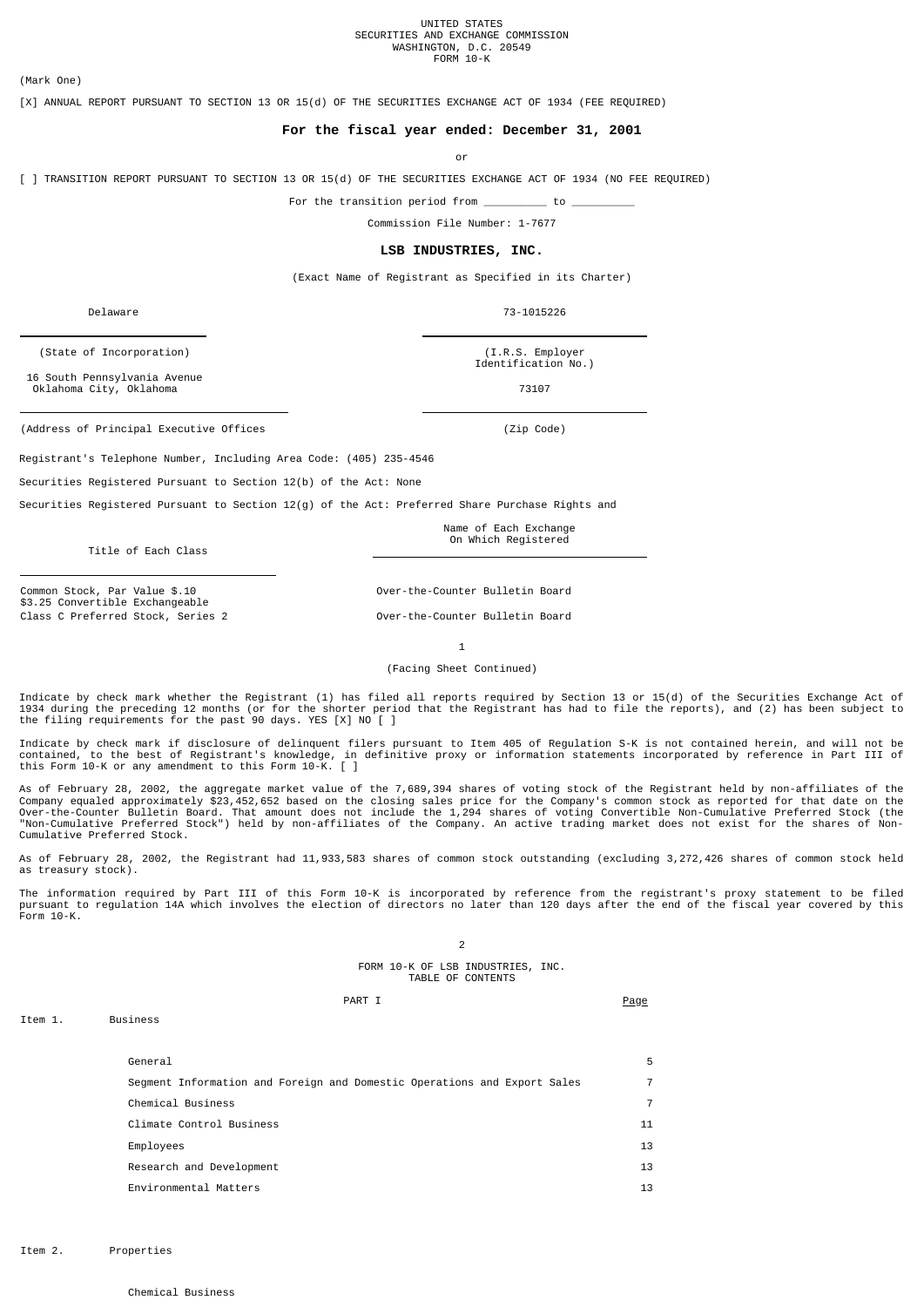UNITED STATES
SECURITIES AND EXCHANGE COMMISSION
WASHINGTON, D.C. 20549
FORM 10-K

(Mark One)

[X] ANNUAL REPORT PURSUANT TO SECTION 13 OR 15(d) OF THE SECURITIES EXCHANGE ACT OF 1934 (FEE REQUIRED)

**For the fiscal year ended: December 31, 2001**

or

[ ] TRANSITION REPORT PURSUANT TO SECTION 13 OR 15(d) OF THE SECURITIES EXCHANGE ACT OF 1934 (NO FEE REQUIRED)

For the transition period from _________ to _________

Commission File Number: 1-7677

**LSB INDUSTRIES, INC.**

(Exact Name of Registrant as Specified in its Charter)

| Delaware | 73-1015226 |
|---|---|
| (State of Incorporation) | (I.R.S. Employer Identification No.) |
| 16 South Pennsylvania Avenue Oklahoma City, Oklahoma | 73107 |
| (Address of Principal Executive Offices | (Zip Code) |

Registrant's Telephone Number, Including Area Code: (405) 235-4546

Securities Registered Pursuant to Section 12(b) of the Act: None

Securities Registered Pursuant to Section 12(g) of the Act: Preferred Share Purchase Rights and

| Title of Each Class | Name of Each Exchange On Which Registered |
|---|---|
| Common Stock, Par Value $.10 | Over-the-Counter Bulletin Board |
| $3.25 Convertible Exchangeable Class C Preferred Stock, Series 2 | Over-the-Counter Bulletin Board |

(Facing Sheet Continued)

Indicate by check mark whether the Registrant (1) has filed all reports required by Section 13 or 15(d) of the Securities Exchange Act of 1934 during the preceding 12 months (or for the shorter period that the Registrant has had to file the reports), and (2) has been subject to the filing requirements for the past 90 days. YES [X] NO [ ]

Indicate by check mark if disclosure of delinquent filers pursuant to Item 405 of Regulation S-K is not contained herein, and will not be contained, to the best of Registrant's knowledge, in definitive proxy or information statements incorporated by reference in Part III of this Form 10-K or any amendment to this Form 10-K. [ ]

As of February 28, 2002, the aggregate market value of the 7,689,394 shares of voting stock of the Registrant held by non-affiliates of the Company equaled approximately $23,452,652 based on the closing sales price for the Company's common stock as reported for that date on the Over-the-Counter Bulletin Board. That amount does not include the 1,294 shares of voting Convertible Non-Cumulative Preferred Stock (the "Non-Cumulative Preferred Stock") held by non-affiliates of the Company. An active trading market does not exist for the shares of Non-Cumulative Preferred Stock.

As of February 28, 2002, the Registrant had 11,933,583 shares of common stock outstanding (excluding 3,272,426 shares of common stock held as treasury stock).

The information required by Part III of this Form 10-K is incorporated by reference from the registrant's proxy statement to be filed pursuant to regulation 14A which involves the election of directors no later than 120 days after the end of the fiscal year covered by this Form 10-K.

FORM 10-K OF LSB INDUSTRIES, INC.
TABLE OF CONTENTS

| | PART I | Page |
|---|---|---|
| Item 1. | Business | |
| | General | 5 |
| | Segment Information and Foreign and Domestic Operations and Export Sales | 7 |
| | Chemical Business | 7 |
| | Climate Control Business | 11 |
| | Employees | 13 |
| | Research and Development | 13 |
| | Environmental Matters | 13 |
| Item 2. | Properties | |
| | Chemical Business | |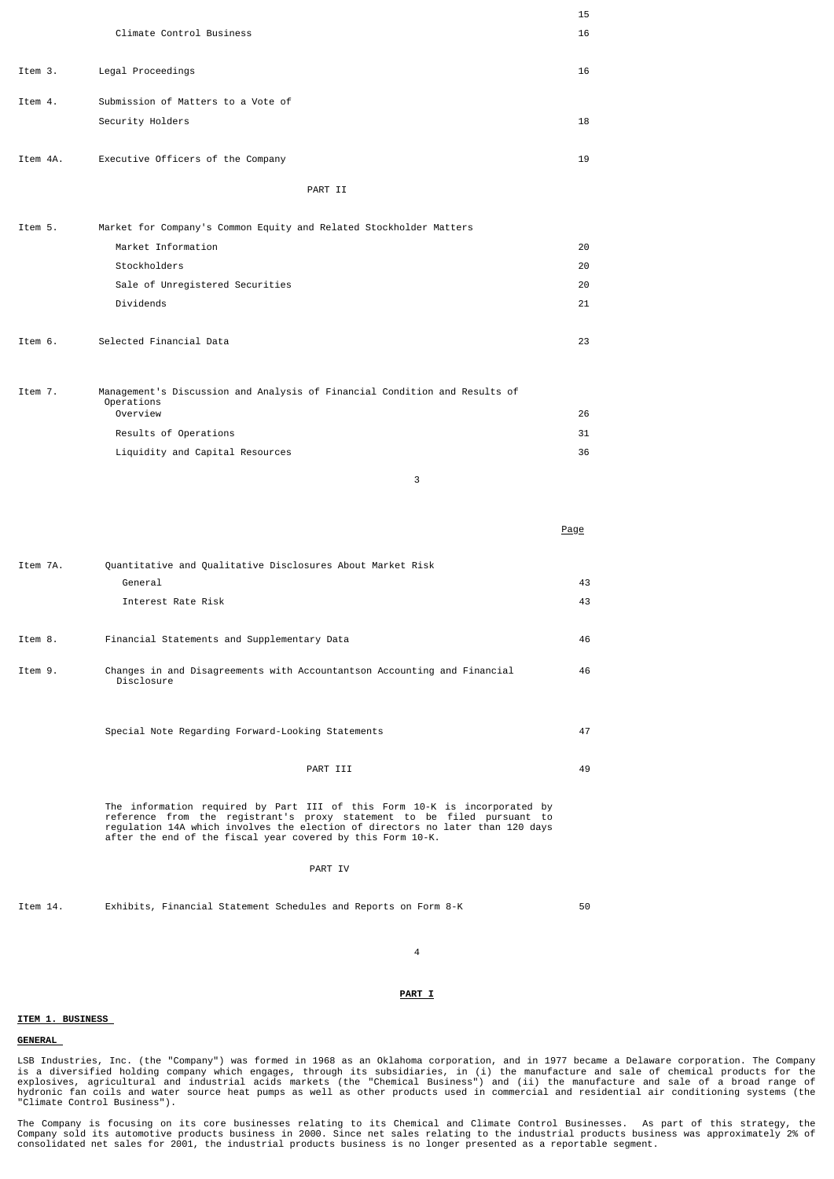| | | |
|---|---|---|
| | | 15 |
| | Climate Control Business | 16 |
| Item 3. | Legal Proceedings | 16 |
| Item 4. | Submission of Matters to a Vote of Security Holders | 18 |
| Item 4A. | Executive Officers of the Company | 19 |
| | PART II | |
| Item 5. | Market for Company's Common Equity and Related Stockholder Matters | |
| | Market Information | 20 |
| | Stockholders | 20 |
| | Sale of Unregistered Securities | 20 |
| | Dividends | 21 |
| Item 6. | Selected Financial Data | 23 |
| Item 7. | Management's Discussion and Analysis of Financial Condition and Results of Operations | |
| | Overview | 26 |
| | Results of Operations | 31 |
| | Liquidity and Capital Resources | 36 |

| | | Page |
|---|---|---|
| Item 7A. | Quantitative and Qualitative Disclosures About Market Risk | |
| | General | 43 |
| | Interest Rate Risk | 43 |
| Item 8. | Financial Statements and Supplementary Data | 46 |
| Item 9. | Changes in and Disagreements with Accountantson Accounting and Financial Disclosure | 46 |
| | Special Note Regarding Forward-Looking Statements | 47 |
| | PART III | 49 |
| | The information required by Part III of this Form 10-K is incorporated by reference from the registrant's proxy statement to be filed pursuant to regulation 14A which involves the election of directors no later than 120 days after the end of the fiscal year covered by this Form 10-K. | |
| | PART IV | |
| Item 14. | Exhibits, Financial Statement Schedules and Reports on Form 8-K | 50 |

# PART I

## ITEM 1. BUSINESS

### GENERAL

LSB Industries, Inc. (the "Company") was formed in 1968 as an Oklahoma corporation, and in 1977 became a Delaware corporation. The Company is a diversified holding company which engages, through its subsidiaries, in (i) the manufacture and sale of chemical products for the explosives, agricultural and industrial acids markets (the "Chemical Business") and (ii) the manufacture and sale of a broad range of hydronic fan coils and water source heat pumps as well as other products used in commercial and residential air conditioning systems (the "Climate Control Business").

The Company is focusing on its core businesses relating to its Chemical and Climate Control Businesses. As part of this strategy, the Company sold its automotive products business in 2000. Since net sales relating to the industrial products business was approximately 2% of consolidated net sales for 2001, the industrial products business is no longer presented as a reportable segment.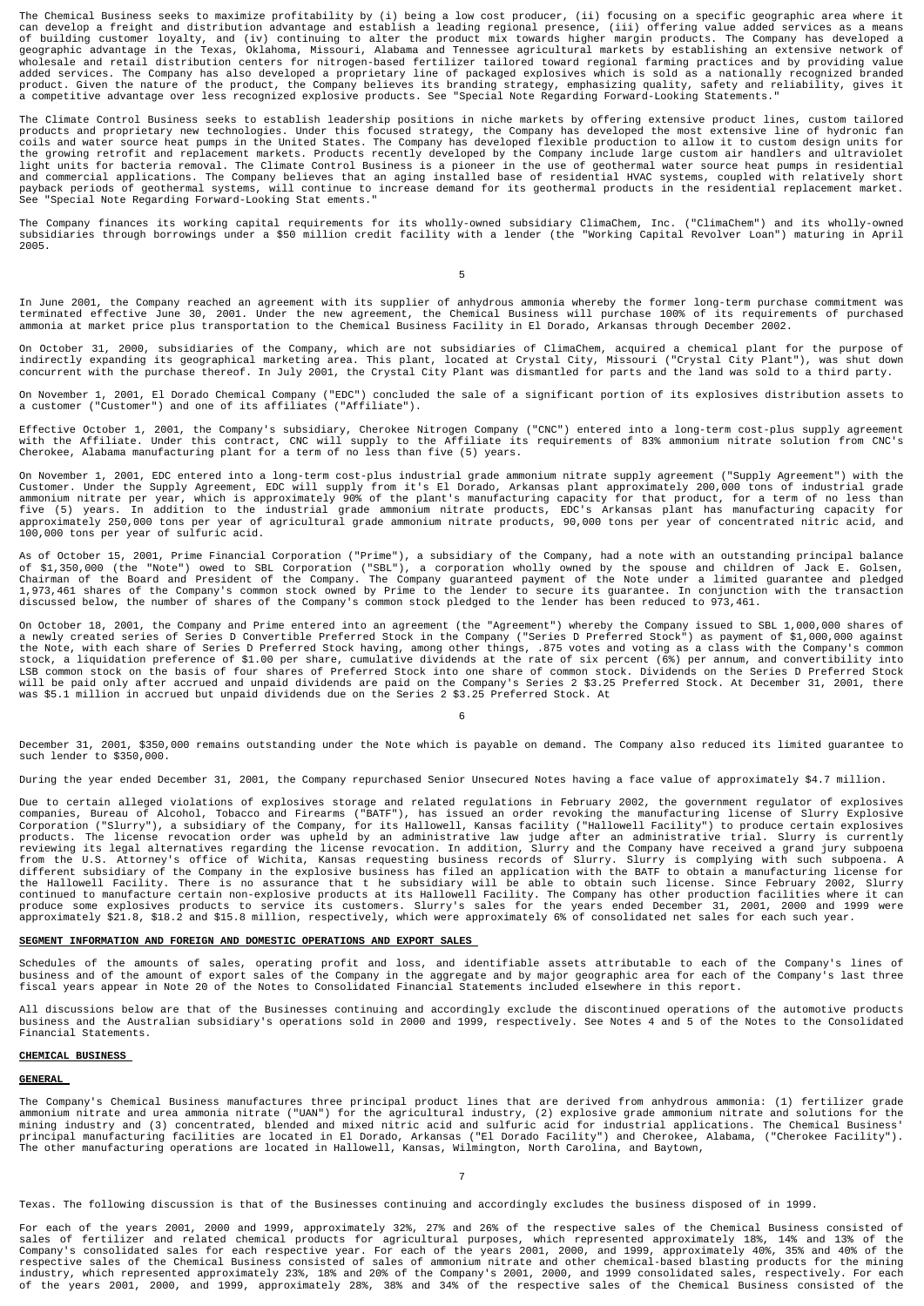The Chemical Business seeks to maximize profitability by (i) being a low cost producer, (ii) focusing on a specific geographic area where it can develop a freight and distribution advantage and establish a leading regional presence, (iii) offering value added services as a means of building customer loyalty, and (iv) continuing to alter the product mix towards higher margin products. The Company has developed a geographic advantage in the Texas, Oklahoma, Missouri, Alabama and Tennessee agricultural markets by establishing an extensive network of wholesale and retail distribution centers for nitrogen-based fertilizer tailored toward regional farming practices and by providing value added services. The Company has also developed a proprietary line of packaged explosives which is sold as a nationally recognized branded product. Given the nature of the product, the Company believes its branding strategy, emphasizing quality, safety and reliability, gives it a competitive advantage over less recognized explosive products. See "Special Note Regarding Forward-Looking Statements."

The Climate Control Business seeks to establish leadership positions in niche markets by offering extensive product lines, custom tailored products and proprietary new technologies. Under this focused strategy, the Company has developed the most extensive line of hydronic fan coils and water source heat pumps in the United States. The Company has developed flexible production to allow it to custom design units for the growing retrofit and replacement markets. Products recently developed by the Company include large custom air handlers and ultraviolet light units for bacteria removal. The Climate Control Business is a pioneer in the use of geothermal water source heat pumps in residential and commercial applications. The Company believes that an aging installed base of residential HVAC systems, coupled with relatively short payback periods of geothermal systems, will continue to increase demand for its geothermal products in the residential replacement market. See "Special Note Regarding Forward-Looking Stat ements."

The Company finances its working capital requirements for its wholly-owned subsidiary ClimaChem, Inc. ("ClimaChem") and its wholly-owned subsidiaries through borrowings under a $50 million credit facility with a lender (the "Working Capital Revolver Loan") maturing in April 2005.

In June 2001, the Company reached an agreement with its supplier of anhydrous ammonia whereby the former long-term purchase commitment was terminated effective June 30, 2001. Under the new agreement, the Chemical Business will purchase 100% of its requirements of purchased ammonia at market price plus transportation to the Chemical Business Facility in El Dorado, Arkansas through December 2002.

On October 31, 2000, subsidiaries of the Company, which are not subsidiaries of ClimaChem, acquired a chemical plant for the purpose of indirectly expanding its geographical marketing area. This plant, located at Crystal City, Missouri ("Crystal City Plant"), was shut down concurrent with the purchase thereof. In July 2001, the Crystal City Plant was dismantled for parts and the land was sold to a third party.

On November 1, 2001, El Dorado Chemical Company ("EDC") concluded the sale of a significant portion of its explosives distribution assets to a customer ("Customer") and one of its affiliates ("Affiliate").

Effective October 1, 2001, the Company's subsidiary, Cherokee Nitrogen Company ("CNC") entered into a long-term cost-plus supply agreement with the Affiliate. Under this contract, CNC will supply to the Affiliate its requirements of 83% ammonium nitrate solution from CNC's Cherokee, Alabama manufacturing plant for a term of no less than five (5) years.

On November 1, 2001, EDC entered into a long-term cost-plus industrial grade ammonium nitrate supply agreement ("Supply Agreement") with the Customer. Under the Supply Agreement, EDC will supply from it's El Dorado, Arkansas plant approximately 200,000 tons of industrial grade ammonium nitrate per year, which is approximately 90% of the plant's manufacturing capacity for that product, for a term of no less than five (5) years. In addition to the industrial grade ammonium nitrate products, EDC's Arkansas plant has manufacturing capacity for approximately 250,000 tons per year of agricultural grade ammonium nitrate products, 90,000 tons per year of concentrated nitric acid, and 100,000 tons per year of sulfuric acid.

As of October 15, 2001, Prime Financial Corporation ("Prime"), a subsidiary of the Company, had a note with an outstanding principal balance of $1,350,000 (the "Note") owed to SBL Corporation ("SBL"), a corporation wholly owned by the spouse and children of Jack E. Golsen, Chairman of the Board and President of the Company. The Company guaranteed payment of the Note under a limited guarantee and pledged 1,973,461 shares of the Company's common stock owned by Prime to the lender to secure its guarantee. In conjunction with the transaction discussed below, the number of shares of the Company's common stock pledged to the lender has been reduced to 973,461.

On October 18, 2001, the Company and Prime entered into an agreement (the "Agreement") whereby the Company issued to SBL 1,000,000 shares of a newly created series of Series D Convertible Preferred Stock in the Company ("Series D Preferred Stock") as payment of $1,000,000 against the Note, with each share of Series D Preferred Stock having, among other things, .875 votes and voting as a class with the Company's common stock, a liquidation preference of $1.00 per share, cumulative dividends at the rate of six percent (6%) per annum, and convertibility into LSB common stock on the basis of four shares of Preferred Stock into one share of common stock. Dividends on the Series D Preferred Stock will be paid only after accrued and unpaid dividends are paid on the Company's Series 2 $3.25 Preferred Stock. At December 31, 2001, there was $5.1 million in accrued but unpaid dividends due on the Series 2 $3.25 Preferred Stock. At December 31, 2001, $350,000 remains outstanding under the Note which is payable on demand. The Company also reduced its limited guarantee to such lender to $350,000.

During the year ended December 31, 2001, the Company repurchased Senior Unsecured Notes having a face value of approximately $4.7 million.

Due to certain alleged violations of explosives storage and related regulations in February 2002, the government regulator of explosives companies, Bureau of Alcohol, Tobacco and Firearms ("BATF"), has issued an order revoking the manufacturing license of Slurry Explosive Corporation ("Slurry"), a subsidiary of the Company, for its Hallowell, Kansas facility ("Hallowell Facility") to produce certain explosives products. The license revocation order was upheld by an administrative law judge after an administrative trial. Slurry is currently reviewing its legal alternatives regarding the license revocation. In addition, Slurry and the Company have received a grand jury subpoena from the U.S. Attorney's office of Wichita, Kansas requesting business records of Slurry. Slurry is complying with such subpoena. A different subsidiary of the Company in the explosive business has filed an application with the BATF to obtain a manufacturing license for the Hallowell Facility. There is no assurance that t he subsidiary will be able to obtain such license. Since February 2002, Slurry continued to manufacture certain non-explosive products at its Hallowell Facility. The Company has other production facilities where it can produce some explosives products to service its customers. Slurry's sales for the years ended December 31, 2001, 2000 and 1999 were approximately $21.8, $18.2 and $15.8 million, respectively, which were approximately 6% of consolidated net sales for each such year.

**SEGMENT INFORMATION AND FOREIGN AND DOMESTIC OPERATIONS AND EXPORT SALES**

Schedules of the amounts of sales, operating profit and loss, and identifiable assets attributable to each of the Company's lines of business and of the amount of export sales of the Company in the aggregate and by major geographic area for each of the Company's last three fiscal years appear in Note 20 of the Notes to Consolidated Financial Statements included elsewhere in this report.

All discussions below are that of the Businesses continuing and accordingly exclude the discontinued operations of the automotive products business and the Australian subsidiary's operations sold in 2000 and 1999, respectively. See Notes 4 and 5 of the Notes to the Consolidated Financial Statements.

**CHEMICAL BUSINESS**

**GENERAL**

The Company's Chemical Business manufactures three principal product lines that are derived from anhydrous ammonia: (1) fertilizer grade ammonium nitrate and urea ammonia nitrate ("UAN") for the agricultural industry, (2) explosive grade ammonium nitrate and solutions for the mining industry and (3) concentrated, blended and mixed nitric acid and sulfuric acid for industrial applications. The Chemical Business' principal manufacturing facilities are located in El Dorado, Arkansas ("El Dorado Facility") and Cherokee, Alabama, ("Cherokee Facility"). The other manufacturing operations are located in Hallowell, Kansas, Wilmington, North Carolina, and Baytown, Texas. The following discussion is that of the Businesses continuing and accordingly excludes the business disposed of in 1999.

For each of the years 2001, 2000 and 1999, approximately 32%, 27% and 26% of the respective sales of the Chemical Business consisted of sales of fertilizer and related chemical products for agricultural purposes, which represented approximately 18%, 14% and 13% of the Company's consolidated sales for each respective year. For each of the years 2001, 2000, and 1999, approximately 40%, 35% and 40% of the respective sales of the Chemical Business consisted of sales of ammonium nitrate and other chemical-based blasting products for the mining industry, which represented approximately 23%, 18% and 20% of the Company's 2001, 2000, and 1999 consolidated sales, respectively. For each of the years 2001, 2000, and 1999, approximately 28%, 38% and 34% of the respective sales of the Chemical Business consisted of the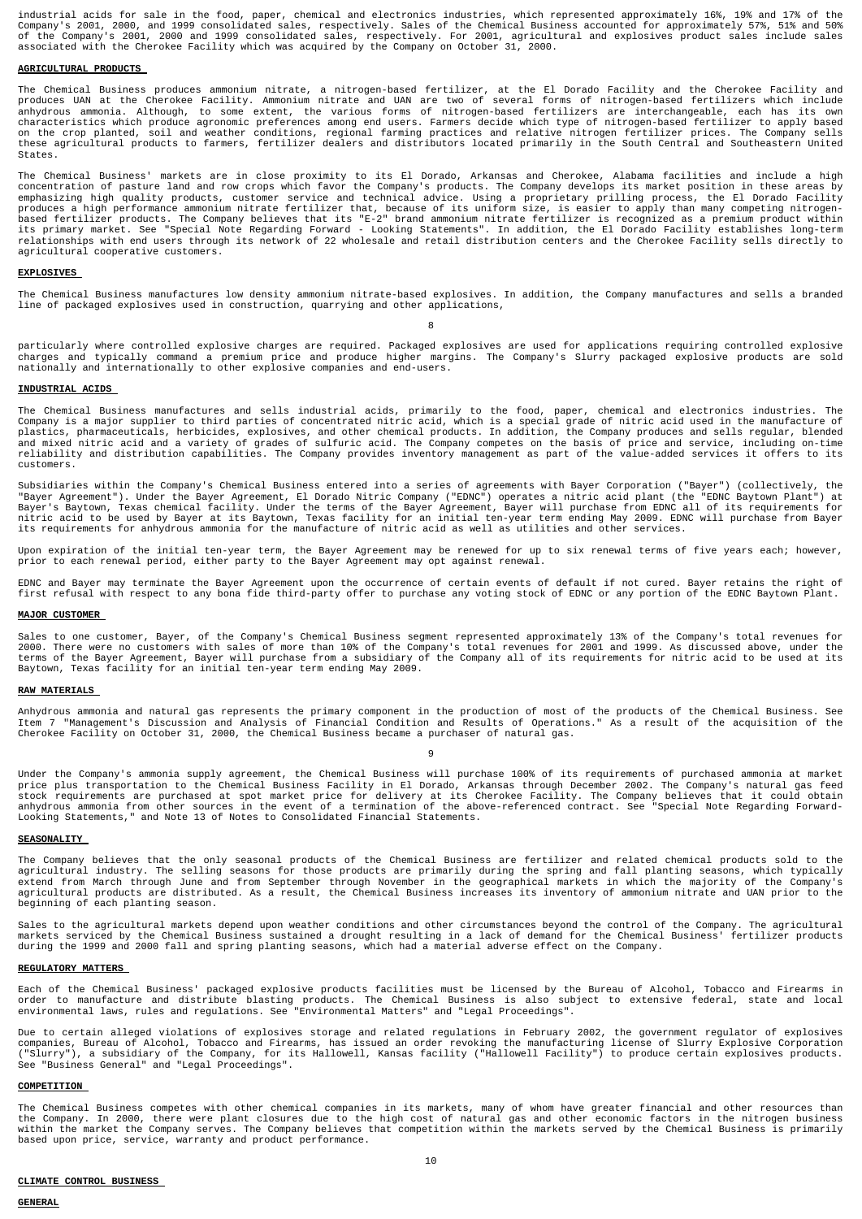industrial acids for sale in the food, paper, chemical and electronics industries, which represented approximately 16%, 19% and 17% of the Company's 2001, 2000, and 1999 consolidated sales, respectively. Sales of the Chemical Business accounted for approximately 57%, 51% and 50% of the Company's 2001, 2000 and 1999 consolidated sales, respectively. For 2001, agricultural and explosives product sales include sales associated with the Cherokee Facility which was acquired by the Company on October 31, 2000.

## AGRICULTURAL PRODUCTS

The Chemical Business produces ammonium nitrate, a nitrogen-based fertilizer, at the El Dorado Facility and the Cherokee Facility and produces UAN at the Cherokee Facility. Ammonium nitrate and UAN are two of several forms of nitrogen-based fertilizers which include anhydrous ammonia. Although, to some extent, the various forms of nitrogen-based fertilizers are interchangeable, each has its own characteristics which produce agronomic preferences among end users. Farmers decide which type of nitrogen-based fertilizer to apply based on the crop planted, soil and weather conditions, regional farming practices and relative nitrogen fertilizer prices. The Company sells these agricultural products to farmers, fertilizer dealers and distributors located primarily in the South Central and Southeastern United States.

The Chemical Business' markets are in close proximity to its El Dorado, Arkansas and Cherokee, Alabama facilities and include a high concentration of pasture land and row crops which favor the Company's products. The Company develops its market position in these areas by emphasizing high quality products, customer service and technical advice. Using a proprietary prilling process, the El Dorado Facility produces a high performance ammonium nitrate fertilizer that, because of its uniform size, is easier to apply than many competing nitrogen-based fertilizer products. The Company believes that its "E-2" brand ammonium nitrate fertilizer is recognized as a premium product within its primary market. See "Special Note Regarding Forward - Looking Statements". In addition, the El Dorado Facility establishes long-term relationships with end users through its network of 22 wholesale and retail distribution centers and the Cherokee Facility sells directly to agricultural cooperative customers.

## EXPLOSIVES

The Chemical Business manufactures low density ammonium nitrate-based explosives. In addition, the Company manufactures and sells a branded line of packaged explosives used in construction, quarrying and other applications, particularly where controlled explosive charges are required. Packaged explosives are used for applications requiring controlled explosive charges and typically command a premium price and produce higher margins. The Company's Slurry packaged explosive products are sold nationally and internationally to other explosive companies and end-users.

## INDUSTRIAL ACIDS

The Chemical Business manufactures and sells industrial acids, primarily to the food, paper, chemical and electronics industries. The Company is a major supplier to third parties of concentrated nitric acid, which is a special grade of nitric acid used in the manufacture of plastics, pharmaceuticals, herbicides, explosives, and other chemical products. In addition, the Company produces and sells regular, blended and mixed nitric acid and a variety of grades of sulfuric acid. The Company competes on the basis of price and service, including on-time reliability and distribution capabilities. The Company provides inventory management as part of the value-added services it offers to its customers.

Subsidiaries within the Company's Chemical Business entered into a series of agreements with Bayer Corporation ("Bayer") (collectively, the "Bayer Agreement"). Under the Bayer Agreement, El Dorado Nitric Company ("EDNC") operates a nitric acid plant (the "EDNC Baytown Plant") at Bayer's Baytown, Texas chemical facility. Under the terms of the Bayer Agreement, Bayer will purchase from EDNC all of its requirements for nitric acid to be used by Bayer at its Baytown, Texas facility for an initial ten-year term ending May 2009. EDNC will purchase from Bayer its requirements for anhydrous ammonia for the manufacture of nitric acid as well as utilities and other services.

Upon expiration of the initial ten-year term, the Bayer Agreement may be renewed for up to six renewal terms of five years each; however, prior to each renewal period, either party to the Bayer Agreement may opt against renewal.

EDNC and Bayer may terminate the Bayer Agreement upon the occurrence of certain events of default if not cured. Bayer retains the right of first refusal with respect to any bona fide third-party offer to purchase any voting stock of EDNC or any portion of the EDNC Baytown Plant.

## MAJOR CUSTOMER

Sales to one customer, Bayer, of the Company's Chemical Business segment represented approximately 13% of the Company's total revenues for 2000. There were no customers with sales of more than 10% of the Company's total revenues for 2001 and 1999. As discussed above, under the terms of the Bayer Agreement, Bayer will purchase from a subsidiary of the Company all of its requirements for nitric acid to be used at its Baytown, Texas facility for an initial ten-year term ending May 2009.

## RAW MATERIALS

Anhydrous ammonia and natural gas represents the primary component in the production of most of the products of the Chemical Business. See Item 7 "Management's Discussion and Analysis of Financial Condition and Results of Operations." As a result of the acquisition of the Cherokee Facility on October 31, 2000, the Chemical Business became a purchaser of natural gas.

Under the Company's ammonia supply agreement, the Chemical Business will purchase 100% of its requirements of purchased ammonia at market price plus transportation to the Chemical Business Facility in El Dorado, Arkansas through December 2002. The Company's natural gas feed stock requirements are purchased at spot market price for delivery at its Cherokee Facility. The Company believes that it could obtain anhydrous ammonia from other sources in the event of a termination of the above-referenced contract. See "Special Note Regarding Forward-Looking Statements," and Note 13 of Notes to Consolidated Financial Statements.

## SEASONALITY

The Company believes that the only seasonal products of the Chemical Business are fertilizer and related chemical products sold to the agricultural industry. The selling seasons for those products are primarily during the spring and fall planting seasons, which typically extend from March through June and from September through November in the geographical markets in which the majority of the Company's agricultural products are distributed. As a result, the Chemical Business increases its inventory of ammonium nitrate and UAN prior to the beginning of each planting season.

Sales to the agricultural markets depend upon weather conditions and other circumstances beyond the control of the Company. The agricultural markets serviced by the Chemical Business sustained a drought resulting in a lack of demand for the Chemical Business' fertilizer products during the 1999 and 2000 fall and spring planting seasons, which had a material adverse effect on the Company.

## REGULATORY MATTERS

Each of the Chemical Business' packaged explosive products facilities must be licensed by the Bureau of Alcohol, Tobacco and Firearms in order to manufacture and distribute blasting products. The Chemical Business is also subject to extensive federal, state and local environmental laws, rules and regulations. See "Environmental Matters" and "Legal Proceedings".

Due to certain alleged violations of explosives storage and related regulations in February 2002, the government regulator of explosives companies, Bureau of Alcohol, Tobacco and Firearms, has issued an order revoking the manufacturing license of Slurry Explosive Corporation ("Slurry"), a subsidiary of the Company, for its Hallowell, Kansas facility ("Hallowell Facility") to produce certain explosives products. See "Business General" and "Legal Proceedings".

## COMPETITION

The Chemical Business competes with other chemical companies in its markets, many of whom have greater financial and other resources than the Company. In 2000, there were plant closures due to the high cost of natural gas and other economic factors in the nitrogen business within the market the Company serves. The Company believes that competition within the markets served by the Chemical Business is primarily based upon price, service, warranty and product performance.

## CLIMATE CONTROL BUSINESS

## GENERAL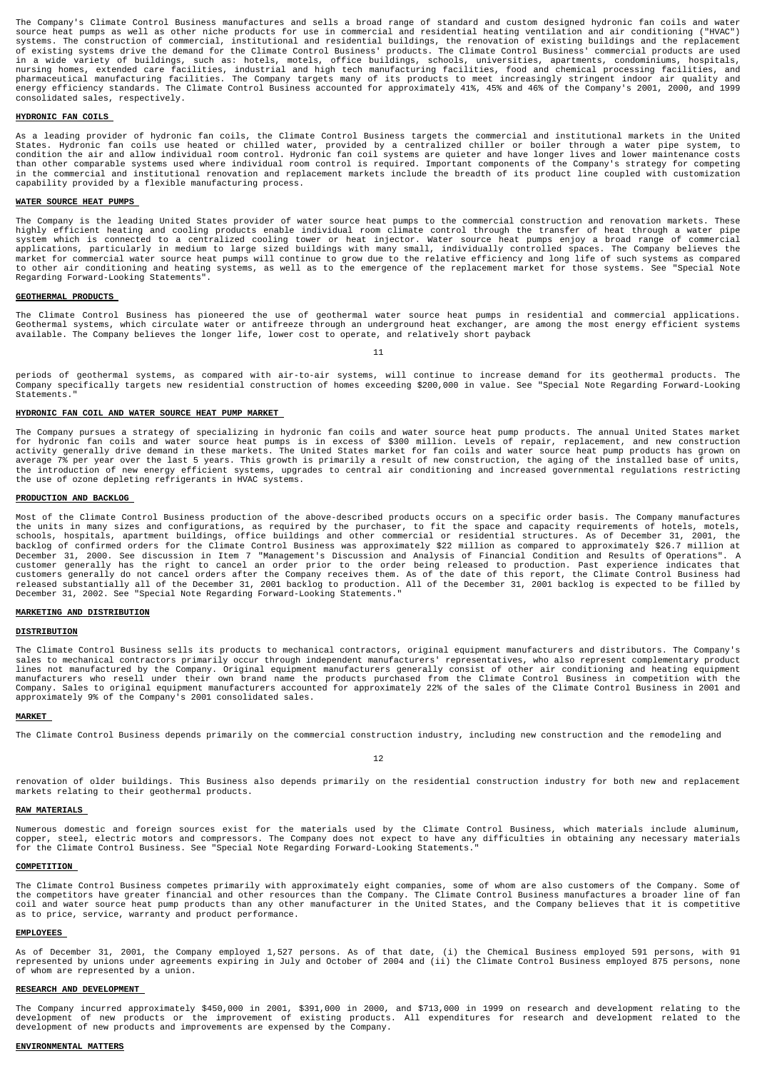The Company's Climate Control Business manufactures and sells a broad range of standard and custom designed hydronic fan coils and water source heat pumps as well as other niche products for use in commercial and residential heating ventilation and air conditioning ("HVAC") systems. The construction of commercial, institutional and residential buildings, the renovation of existing buildings and the replacement of existing systems drive the demand for the Climate Control Business' products. The Climate Control Business' commercial products are used in a wide variety of buildings, such as: hotels, motels, office buildings, schools, universities, apartments, condominiums, hospitals, nursing homes, extended care facilities, industrial and high tech manufacturing facilities, food and chemical processing facilities, and pharmaceutical manufacturing facilities. The Company targets many of its products to meet increasingly stringent indoor air quality and energy efficiency standards. The Climate Control Business accounted for approximately 41%, 45% and 46% of the Company's 2001, 2000, and 1999 consolidated sales, respectively.

**HYDRONIC FAN COILS**

As a leading provider of hydronic fan coils, the Climate Control Business targets the commercial and institutional markets in the United States. Hydronic fan coils use heated or chilled water, provided by a centralized chiller or boiler through a water pipe system, to condition the air and allow individual room control. Hydronic fan coil systems are quieter and have longer lives and lower maintenance costs than other comparable systems used where individual room control is required. Important components of the Company's strategy for competing in the commercial and institutional renovation and replacement markets include the breadth of its product line coupled with customization capability provided by a flexible manufacturing process.

**WATER SOURCE HEAT PUMPS**

The Company is the leading United States provider of water source heat pumps to the commercial construction and renovation markets. These highly efficient heating and cooling products enable individual room climate control through the transfer of heat through a water pipe system which is connected to a centralized cooling tower or heat injector. Water source heat pumps enjoy a broad range of commercial applications, particularly in medium to large sized buildings with many small, individually controlled spaces. The Company believes the market for commercial water source heat pumps will continue to grow due to the relative efficiency and long life of such systems as compared to other air conditioning and heating systems, as well as to the emergence of the replacement market for those systems. See "Special Note Regarding Forward-Looking Statements".

**GEOTHERMAL PRODUCTS**

The Climate Control Business has pioneered the use of geothermal water source heat pumps in residential and commercial applications. Geothermal systems, which circulate water or antifreeze through an underground heat exchanger, are among the most energy efficient systems available. The Company believes the longer life, lower cost to operate, and relatively short payback periods of geothermal systems, as compared with air-to-air systems, will continue to increase demand for its geothermal products. The Company specifically targets new residential construction of homes exceeding $200,000 in value. See "Special Note Regarding Forward-Looking Statements."

**HYDRONIC FAN COIL AND WATER SOURCE HEAT PUMP MARKET**

The Company pursues a strategy of specializing in hydronic fan coils and water source heat pump products. The annual United States market for hydronic fan coils and water source heat pumps is in excess of $300 million. Levels of repair, replacement, and new construction activity generally drive demand in these markets. The United States market for fan coils and water source heat pump products has grown on average 7% per year over the last 5 years. This growth is primarily a result of new construction, the aging of the installed base of units, the introduction of new energy efficient systems, upgrades to central air conditioning and increased governmental regulations restricting the use of ozone depleting refrigerants in HVAC systems.

**PRODUCTION AND BACKLOG**

Most of the Climate Control Business production of the above-described products occurs on a specific order basis. The Company manufactures the units in many sizes and configurations, as required by the purchaser, to fit the space and capacity requirements of hotels, motels, schools, hospitals, apartment buildings, office buildings and other commercial or residential structures. As of December 31, 2001, the backlog of confirmed orders for the Climate Control Business was approximately $22 million as compared to approximately $26.7 million at December 31, 2000. See discussion in Item 7 "Management's Discussion and Analysis of Financial Condition and Results of Operations". A customer generally has the right to cancel an order prior to the order being released to production. Past experience indicates that customers generally do not cancel orders after the Company receives them. As of the date of this report, the Climate Control Business had released substantially all of the December 31, 2001 backlog to production. All of the December 31, 2001 backlog is expected to be filled by December 31, 2002. See "Special Note Regarding Forward-Looking Statements."

**MARKETING AND DISTRIBUTION**

**DISTRIBUTION**

The Climate Control Business sells its products to mechanical contractors, original equipment manufacturers and distributors. The Company's sales to mechanical contractors primarily occur through independent manufacturers' representatives, who also represent complementary product lines not manufactured by the Company. Original equipment manufacturers generally consist of other air conditioning and heating equipment manufacturers who resell under their own brand name the products purchased from the Climate Control Business in competition with the Company. Sales to original equipment manufacturers accounted for approximately 22% of the sales of the Climate Control Business in 2001 and approximately 9% of the Company's 2001 consolidated sales.

**MARKET**

The Climate Control Business depends primarily on the commercial construction industry, including new construction and the remodeling and renovation of older buildings. This Business also depends primarily on the residential construction industry for both new and replacement markets relating to their geothermal products.

**RAW MATERIALS**

Numerous domestic and foreign sources exist for the materials used by the Climate Control Business, which materials include aluminum, copper, steel, electric motors and compressors. The Company does not expect to have any difficulties in obtaining any necessary materials for the Climate Control Business. See "Special Note Regarding Forward-Looking Statements."

**COMPETITION**

The Climate Control Business competes primarily with approximately eight companies, some of whom are also customers of the Company. Some of the competitors have greater financial and other resources than the Company. The Climate Control Business manufactures a broader line of fan coil and water source heat pump products than any other manufacturer in the United States, and the Company believes that it is competitive as to price, service, warranty and product performance.

**EMPLOYEES**

As of December 31, 2001, the Company employed 1,527 persons. As of that date, (i) the Chemical Business employed 591 persons, with 91 represented by unions under agreements expiring in July and October of 2004 and (ii) the Climate Control Business employed 875 persons, none of whom are represented by a union.

**RESEARCH AND DEVELOPMENT**

The Company incurred approximately $450,000 in 2001, $391,000 in 2000, and $713,000 in 1999 on research and development relating to the development of new products or the improvement of existing products. All expenditures for research and development related to the development of new products and improvements are expensed by the Company.

**ENVIRONMENTAL MATTERS**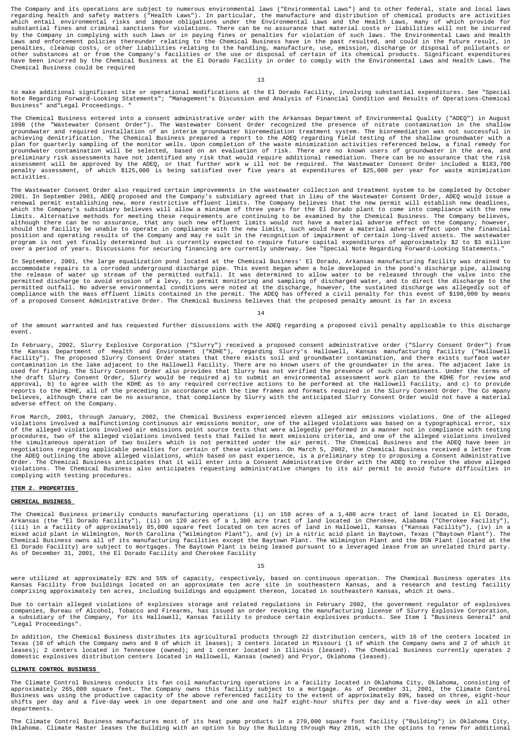The Company and its operations are subject to numerous environmental laws ("Environmental Laws") and to other federal, state and local laws regarding health and safety matters ("Health Laws"). In particular, the manufacture and distribution of chemical products are activities which entail environmental risks and impose obligations under the Environmental Laws and the Health Laws, many of which provide for substantial fines and criminal sanctions for violations. There can be no assurance that material costs or liabilities will not be incurred by the Company in complying with such laws or in paying fines or penalties for violation of such laws. The Environmental Laws and Health Laws and enforcement policies thereunder relating to the Chemical Business have in the past resulted, and could in the future result, in penalties, cleanup costs, or other liabilities relating to the handling, manufacture, use, emission, discharge or disposal of pollutants or other substances at or from the Company's facilities or the use or disposal of certain of its chemical products. Significant expenditures have been incurred by the Chemical Business at the El Dorado Facility in order to comply with the Environmental Laws and Health Laws. The Chemical Business could be required to make additional significant site or operational modifications at the El Dorado Facility, involving substantial expenditures. See "Special Note Regarding Forward-Looking Statements"; "Management's Discussion and Analysis of Financial Condition and Results of Operations-Chemical Business" and"Legal Proceedings. "

The Chemical Business entered into a consent administrative order with the Arkansas Department of Environmental Quality ("ADEQ") in August 1998 (the "Wastewater Consent Order"). The Wastewater Consent Order recognized the presence of nitrate contamination in the shallow groundwater and required installation of an interim groundwater bioremediation treatment system. The bioremediation was not successful in achieving denitrification. The Chemical Business prepared a report to the ADEQ regarding field testing of the shallow groundwater with a plan for quarterly sampling of the monitor wells. Upon completion of the waste minimization activities referenced below, a final remedy for groundwater contamination will be selected, based on an evaluation of risk. There are no known users of groundwater in the area, and preliminary risk assessments have not identified any risk that would require additional remediation. There can be no assurance that the risk assessment will be approved by the ADEQ, or that further work w ill not be required. The Wastewater Consent Order included a $183,700 penalty assessment, of which $125,000 is being satisfied over five years at expenditures of $25,000 per year for waste minimization activities.

The Wastewater Consent Order also required certain improvements in the wastewater collection and treatment system to be completed by October 2001. In September 2001, ADEQ proposed and the Company's subsidiary agreed that in lieu of the Wastewater Consent Order, ADEQ would issue a renewal permit establishing new, more restrictive effluent limits. The Company believes that the new permit will establish new deadlines, which the Company's subsidiary believes will allow a minimum of three years for the El Dorado plant to come into compliance with the new limits. Alternative methods for meeting these requirements are continuing to be examined by the Chemical Business. The Company believes, although there can be no assurance, that any such new effluent limits would not have a material adverse effect on the Company; however, should the facility be unable to operate in compliance with the new limits, such would have a material adverse effect upon the financial position and operating results of the Company and may re sult in the recognition of impairment of certain long-lived assets. The wastewater program is not yet finally determined but is currently expected to require future capital expenditures of approximately $2 to $3 million over a period of years. Discussions for securing financing are currently underway. See "Special Note Regarding Forward-Looking Statements."

In September, 2001, the large equalization pond located at the Chemical Business' El Dorado, Arkansas manufacturing facility was drained to accommodate repairs to a corroded underground discharge pipe. This event began when a hole developed in the pond's discharge pipe, allowing the release of water up stream of the permitted outfall. It was determined to allow water to be released through the valve into the permitted discharge to avoid erosion of a levy, to permit monitoring and sampling of discharged water, and to direct the discharge to the permitted outfall. No adverse environmental conditions were noted at the discharge, however, the sustained discharge was allegedly out of compliance with the mass effluent limits contained in the permit. The ADEQ has offered a civil penalty for this event of $190,000 by means of a proposed Consent Administrative Order. The Chemical Business believes that the proposed penalty amount is far in excess of the amount warranted and has requested further discussions with the ADEQ regarding a proposed civil penalty applicable to this discharge event.

In February, 2002, Slurry Explosive Corporation ("Slurry") received a proposed consent administrative order ("Slurry Consent Order") from the Kansas Department of Health and Environment ("KDHE"), regarding Slurry's Hallowell, Kansas manufacturing facility ("Hallowell Facility"). The proposed Slurry Consent Order states that there exists soil and groundwater contamination, and there exists surface water contamination in the lake adjacent to the Hallowell Facility. There are no known users of the groundwater in the area. The adjacent lake is used for fishing. The Slurry Consent Order also provides that Slurry has not verified the presence of such contaminants. Under the terms of the draft Slurry Consent Order, Slurry would be required a) to submit an environmental assessment work plan to the KDHE for review and approval, b) to agree with the KDHE as to any required corrective actions to be performed at the Hallowell Facility, and c) to provide reports to the KDHE, all of the preceding in accordance with the time frames and formats required in the Slurry Consent Order. The Co mpany believes, although there can be no assurance, that compliance by Slurry with the anticipated Slurry Consent Order would not have a material adverse effect on the Company.

From March, 2001, through January, 2002, the Chemical Business experienced eleven alleged air emissions violations. One of the alleged violations involved a malfunctioning continuous air emissions monitor, one of the alleged violations was based on a typographical error, six of the alleged violations involved air emissions point source tests that were allegedly performed in a manner not in compliance with testing procedures, two of the alleged violations involved tests that failed to meet emissions criteria, and one of the alleged violations involved the simultaneous operation of two boilers which is not permitted under the air permit. The Chemical Business and the ADEQ have been in negotiations regarding applicable penalties for certain of these violations. On March 5, 2002, the Chemical Business received a letter from the ADEQ outlining the above alleged violations, which based on past experience, is a preliminary step to proposing a Consent Administrative Order. The Chemical Business anticipates that it will enter into a Consent Administrative Order with the ADEQ to resolve the above alleged violations. The Chemical Business also anticipates requesting administrative changes to its air permit to avoid future difficulties in complying with testing procedures.

## ITEM 2. PROPERTIES

### CHEMICAL BUSINESS

The Chemical Business primarily conducts manufacturing operations (i) on 150 acres of a 1,400 acre tract of land located in El Dorado, Arkansas (the "El Dorado Facility"), (ii) on 120 acres of a 1,300 acre tract of land located in Cherokee, Alabama ("Cherokee Facility"), (iii) in a facility of approximately 85,000 square feet located on ten acres of land in Hallowell, Kansas ("Kansas Facility"), (iv) in a mixed acid plant in Wilmington, North Carolina ("Wilmington Plant"), and (v) in a nitric acid plant in Baytown, Texas ("Baytown Plant"). The Chemical Business owns all of its manufacturing facilities except the Baytown Plant. The Wilmington Plant and the DSN Plant (located at the El Dorado Facility) are subject to mortgages. The Baytown Plant is being leased pursuant to a leveraged lease from an unrelated third party. As of December 31, 2001, the El Dorado Facility and Cherokee Facility were utilized at approximately 82% and 55% of capacity, respectively, based on continuous operation. The Chemical Business operates its Kansas Facility from buildings located on an approximate ten acre site in southeastern Kansas, and a research and testing facility comprising approximately ten acres, including buildings and equipment thereon, located in southeastern Kansas, which it owns.

Due to certain alleged violations of explosives storage and related regulations in February 2002, the government regulator of explosives companies, Bureau of Alcohol, Tobacco and Firearms, has issued an order revoking the manufacturing license of Slurry Explosive Corporation, a subsidiary of the Company, for its Hallowell, Kansas facility to produce certain explosives products. See Item 1 "Business General" and "Legal Proceedings".

In addition, the Chemical Business distributes its agricultural products through 22 distribution centers, with 16 of the centers located in Texas (10 of which the Company owns and 6 of which it leases); 3 centers located in Missouri (1 of which the Company owns and 2 of which it leases); 2 centers located in Tennessee (owned); and 1 center located in Illinois (leased). The Chemical Business currently operates 2 domestic explosives distribution centers located in Hallowell, Kansas (owned) and Pryor, Oklahoma (leased).

### CLIMATE CONTROL BUSINESS

The Climate Control Business conducts its fan coil manufacturing operations in a facility located in Oklahoma City, Oklahoma, consisting of approximately 265,000 square feet. The Company owns this facility subject to a mortgage. As of December 31, 2001, the Climate Control Business was using the productive capacity of the above referenced facility to the extent of approximately 89%, based on three, eight-hour shifts per day and a five-day week in one department and one and one half eight-hour shifts per day and a five-day week in all other departments.

The Climate Control Business manufactures most of its heat pump products in a 270,000 square foot facility ("Building") in Oklahoma City, Oklahoma. Climate Master leases the Building with an option to buy the Building through May 2016, with the options to renew for additional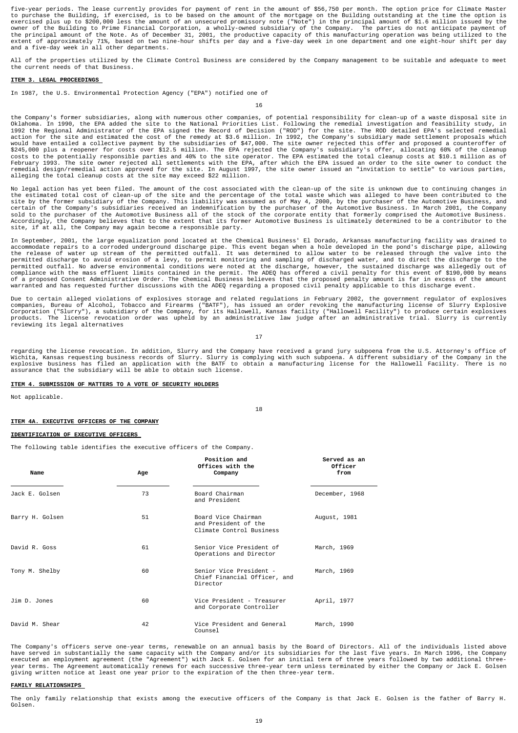five-year periods. The lease currently provides for payment of rent in the amount of $56,750 per month. The option price for Climate Master to purchase the Building, if exercised, is to be based on the amount of the mortgage on the Building outstanding at the time the option is exercised plus up to $200,000 less the amount of an unsecured promissory note ("Note") in the principal amount of $1.6 million issued by the owner of the Building to Prime Financial Corporation, a wholly-owned subsidiary of the Company. The parties do not anticipate payment of the principal amount of the Note. As of December 31, 2001, the productive capacity of this manufacturing operation was being utilized to the extent of approximately 71%, based on two nine-hour shifts per day and a five-day week in one department and one eight-hour shift per day and a five-day week in all other departments.

All of the properties utilized by the Climate Control Business are considered by the Company management to be suitable and adequate to meet the current needs of that Business.

## ITEM 3. LEGAL PROCEEDINGS

In 1987, the U.S. Environmental Protection Agency ("EPA") notified one of the Company's former subsidiaries, along with numerous other companies, of potential responsibility for clean-up of a waste disposal site in Oklahoma. In 1990, the EPA added the site to the National Priorities List. Following the remedial investigation and feasibility study, in 1992 the Regional Administrator of the EPA signed the Record of Decision ("ROD") for the site. The ROD detailed EPA's selected remedial action for the site and estimated the cost of the remedy at $3.6 million. In 1992, the Company's subsidiary made settlement proposals which would have entailed a collective payment by the subsidiaries of $47,000. The site owner rejected this offer and proposed a counteroffer of $245,000 plus a reopener for costs over $12.5 million. The EPA rejected the Company's subsidiary's offer, allocating 60% of the cleanup costs to the potentially responsible parties and 40% to the site operator. The EPA estimated the total cleanup costs at $10.1 million as of February 1993. The site owner rejected all settlements with the EPA, after which the EPA issued an order to the site owner to conduct the remedial design/remedial action approved for the site. In August 1997, the site owner issued an "invitation to settle" to various parties, alleging the total cleanup costs at the site may exceed $22 million.

No legal action has yet been filed. The amount of the cost associated with the clean-up of the site is unknown due to continuing changes in the estimated total cost of clean-up of the site and the percentage of the total waste which was alleged to have been contributed to the site by the former subsidiary of the Company. This liability was assumed as of May 4, 2000, by the purchaser of the Automotive Business, and certain of the Company's subsidiaries received an indemnification by the purchaser of the Automotive Business. In March 2001, the Company sold to the purchaser of the Automotive Business all of the stock of the corporate entity that formerly comprised the Automotive Business. Accordingly, the Company believes that to the extent that its former Automotive Business is ultimately determined to be a contributor to the site, if at all, the Company may again become a responsible party.

In September, 2001, the large equalization pond located at the Chemical Business' El Dorado, Arkansas manufacturing facility was drained to accommodate repairs to a corroded underground discharge pipe. This event began when a hole developed in the pond's discharge pipe, allowing the release of water up stream of the permitted outfall. It was determined to allow water to be released through the valve into the permitted discharge to avoid erosion of a levy, to permit monitoring and sampling of discharged water, and to direct the discharge to the permitted outfall. No adverse environmental conditions were noted at the discharge, however, the sustained discharge was allegedly out of compliance with the mass effluent limits contained in the permit. The ADEQ has offered a civil penalty for this event of $190,000 by means of a proposed Consent Administrative Order. The Chemical Business believes that the proposed penalty amount is far in excess of the amount warranted and has requested further discussions with the ADEQ regarding a proposed civil penalty applicable to this discharge event.

Due to certain alleged violations of explosives storage and related regulations in February 2002, the government regulator of explosives companies, Bureau of Alcohol, Tobacco and Firearms ("BATF"), has issued an order revoking the manufacturing license of Slurry Explosive Corporation ("Slurry"), a subsidiary of the Company, for its Hallowell, Kansas facility ("Hallowell Facility") to produce certain explosives products. The license revocation order was upheld by an administrative law judge after an administrative trial. Slurry is currently reviewing its legal alternatives regarding the license revocation. In addition, Slurry and the Company have received a grand jury subpoena from the U.S. Attorney's office of Wichita, Kansas requesting business records of Slurry. Slurry is complying with such subpoena. A different subsidiary of the Company in the explosive business has filed an application with the BATF to obtain a manufacturing license for the Hallowell Facility. There is no assurance that the subsidiary will be able to obtain such license.

## ITEM 4. SUBMISSION OF MATTERS TO A VOTE OF SECURITY HOLDERS

Not applicable.

## ITEM 4A. EXECUTIVE OFFICERS OF THE COMPANY

### IDENTIFICATION OF EXECUTIVE OFFICERS

The following table identifies the executive officers of the Company.

| Name | Age | Position and Offices with the Company | Served as an Officer from |
|---|---|---|---|
| Jack E. Golsen | 73 | Board Chairman and President | December, 1968 |
| Barry H. Golsen | 51 | Board Vice Chairman and President of the Climate Control Business | August, 1981 |
| David R. Goss | 61 | Senior Vice President of Operations and Director | March, 1969 |
| Tony M. Shelby | 60 | Senior Vice President - Chief Financial Officer, and Director | March, 1969 |
| Jim D. Jones | 60 | Vice President - Treasurer and Corporate Controller | April, 1977 |
| David M. Shear | 42 | Vice President and General Counsel | March, 1990 |

The Company's officers serve one-year terms, renewable on an annual basis by the Board of Directors. All of the individuals listed above have served in substantially the same capacity with the Company and/or its subsidiaries for the last five years. In March 1996, the Company executed an employment agreement (the "Agreement") with Jack E. Golsen for an initial term of three years followed by two additional three-year terms. The Agreement automatically renews for each successive three-year term unless terminated by either the Company or Jack E. Golsen giving written notice at least one year prior to the expiration of the then three-year term.

### FAMILY RELATIONSHIPS

The only family relationship that exists among the executive officers of the Company is that Jack E. Golsen is the father of Barry H. Golsen.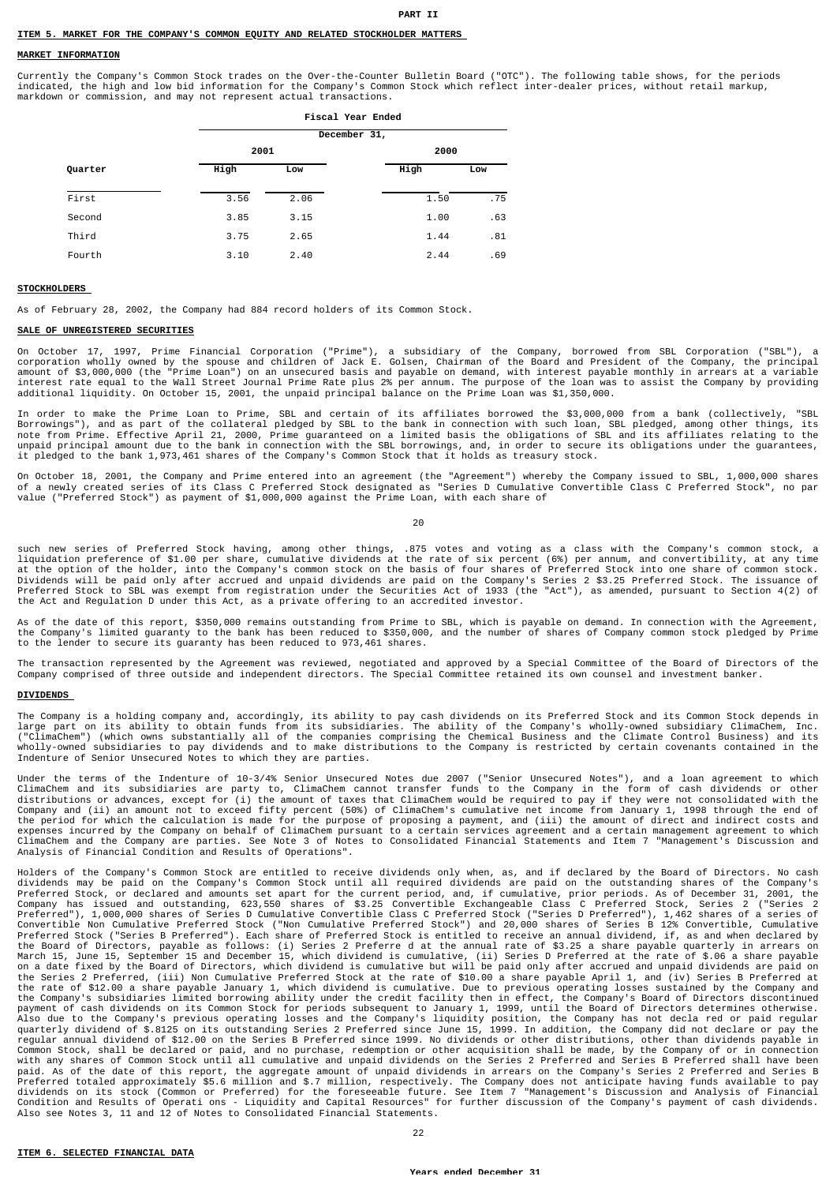PART II

## ITEM 5. MARKET FOR THE COMPANY'S COMMON EQUITY AND RELATED STOCKHOLDER MATTERS

### MARKET INFORMATION

Currently the Company's Common Stock trades on the Over-the-Counter Bulletin Board ("OTC"). The following table shows, for the periods indicated, the high and low bid information for the Company's Common Stock which reflect inter-dealer prices, without retail markup, markdown or commission, and may not represent actual transactions.

| | Fiscal Year Ended December 31, | | | |
|---|---|---|---|---|
| | 2001 | | 2000 | |
| Quarter | High | Low | High | Low |
| First | 3.56 | 2.06 | 1.50 | .75 |
| Second | 3.85 | 3.15 | 1.00 | .63 |
| Third | 3.75 | 2.65 | 1.44 | .81 |
| Fourth | 3.10 | 2.40 | 2.44 | .69 |

### STOCKHOLDERS

As of February 28, 2002, the Company had 884 record holders of its Common Stock.

### SALE OF UNREGISTERED SECURITIES

On October 17, 1997, Prime Financial Corporation ("Prime"), a subsidiary of the Company, borrowed from SBL Corporation ("SBL"), a corporation wholly owned by the spouse and children of Jack E. Golsen, Chairman of the Board and President of the Company, the principal amount of $3,000,000 (the "Prime Loan") on an unsecured basis and payable on demand, with interest payable monthly in arrears at a variable interest rate equal to the Wall Street Journal Prime Rate plus 2% per annum. The purpose of the loan was to assist the Company by providing additional liquidity. On October 15, 2001, the unpaid principal balance on the Prime Loan was $1,350,000.

In order to make the Prime Loan to Prime, SBL and certain of its affiliates borrowed the $3,000,000 from a bank (collectively, "SBL Borrowings"), and as part of the collateral pledged by SBL to the bank in connection with such loan, SBL pledged, among other things, its note from Prime. Effective April 21, 2000, Prime guaranteed on a limited basis the obligations of SBL and its affiliates relating to the unpaid principal amount due to the bank in connection with the SBL borrowings, and, in order to secure its obligations under the guarantees, it pledged to the bank 1,973,461 shares of the Company's Common Stock that it holds as treasury stock.

On October 18, 2001, the Company and Prime entered into an agreement (the "Agreement") whereby the Company issued to SBL, 1,000,000 shares of a newly created series of its Class C Preferred Stock designated as "Series D Cumulative Convertible Class C Preferred Stock", no par value ("Preferred Stock") as payment of $1,000,000 against the Prime Loan, with each share of such new series of Preferred Stock having, among other things, .875 votes and voting as a class with the Company's common stock, a liquidation preference of $1.00 per share, cumulative dividends at the rate of six percent (6%) per annum, and convertibility, at any time at the option of the holder, into the Company's common stock on the basis of four shares of Preferred Stock into one share of common stock. Dividends will be paid only after accrued and unpaid dividends are paid on the Company's Series 2 $3.25 Preferred Stock. The issuance of Preferred Stock to SBL was exempt from registration under the Securities Act of 1933 (the "Act"), as amended, pursuant to Section 4(2) of the Act and Regulation D under this Act, as a private offering to an accredited investor.

As of the date of this report, $350,000 remains outstanding from Prime to SBL, which is payable on demand. In connection with the Agreement, the Company's limited guaranty to the bank has been reduced to $350,000, and the number of shares of Company common stock pledged by Prime to the lender to secure its guaranty has been reduced to 973,461 shares.

The transaction represented by the Agreement was reviewed, negotiated and approved by a Special Committee of the Board of Directors of the Company comprised of three outside and independent directors. The Special Committee retained its own counsel and investment banker.

### DIVIDENDS

The Company is a holding company and, accordingly, its ability to pay cash dividends on its Preferred Stock and its Common Stock depends in large part on its ability to obtain funds from its subsidiaries. The ability of the Company's wholly-owned subsidiary ClimaChem, Inc. ("ClimaChem") (which owns substantially all of the companies comprising the Chemical Business and the Climate Control Business) and its wholly-owned subsidiaries to pay dividends and to make distributions to the Company is restricted by certain covenants contained in the Indenture of Senior Unsecured Notes to which they are parties.

Under the terms of the Indenture of 10-3/4% Senior Unsecured Notes due 2007 ("Senior Unsecured Notes"), and a loan agreement to which ClimaChem and its subsidiaries are party to, ClimaChem cannot transfer funds to the Company in the form of cash dividends or other distributions or advances, except for (i) the amount of taxes that ClimaChem would be required to pay if they were not consolidated with the Company and (ii) an amount not to exceed fifty percent (50%) of ClimaChem's cumulative net income from January 1, 1998 through the end of the period for which the calculation is made for the purpose of proposing a payment, and (iii) the amount of direct and indirect costs and expenses incurred by the Company on behalf of ClimaChem pursuant to a certain services agreement and a certain management agreement to which ClimaChem and the Company are parties. See Note 3 of Notes to Consolidated Financial Statements and Item 7 "Management's Discussion and Analysis of Financial Condition and Results of Operations".

Holders of the Company's Common Stock are entitled to receive dividends only when, as, and if declared by the Board of Directors. No cash dividends may be paid on the Company's Common Stock until all required dividends are paid on the outstanding shares of the Company's Preferred Stock, or declared and amounts set apart for the current period, and, if cumulative, prior periods. As of December 31, 2001, the Company has issued and outstanding, 623,550 shares of $3.25 Convertible Exchangeable Class C Preferred Stock, Series 2 ("Series 2 Preferred"), 1,000,000 shares of Series D Cumulative Convertible Class C Preferred Stock ("Series D Preferred"), 1,462 shares of a series of Convertible Non Cumulative Preferred Stock ("Non Cumulative Preferred Stock") and 20,000 shares of Series B 12% Convertible, Cumulative Preferred Stock ("Series B Preferred"). Each share of Preferred Stock is entitled to receive an annual dividend, if, as and when declared by the Board of Directors, payable as follows: (i) Series 2 Preferre d at the annual rate of $3.25 a share payable quarterly in arrears on March 15, June 15, September 15 and December 15, which dividend is cumulative, (ii) Series D Preferred at the rate of $.06 a share payable on a date fixed by the Board of Directors, which dividend is cumulative but will be paid only after accrued and unpaid dividends are paid on the Series 2 Preferred, (iii) Non Cumulative Preferred Stock at the rate of $10.00 a share payable April 1, and (iv) Series B Preferred at the rate of $12.00 a share payable January 1, which dividend is cumulative. Due to previous operating losses sustained by the Company and the Company's subsidiaries limited borrowing ability under the credit facility then in effect, the Company's Board of Directors discontinued payment of cash dividends on its Common Stock for periods subsequent to January 1, 1999, until the Board of Directors determines otherwise. Also due to the Company's previous operating losses and the Company's liquidity position, the Company has not decla red or paid regular quarterly dividend of $.8125 on its outstanding Series 2 Preferred since June 15, 1999. In addition, the Company did not declare or pay the regular annual dividend of $12.00 on the Series B Preferred since 1999. No dividends or other distributions, other than dividends payable in Common Stock, shall be declared or paid, and no purchase, redemption or other acquisition shall be made, by the Company of or in connection with any shares of Common Stock until all cumulative and unpaid dividends on the Series 2 Preferred and Series B Preferred shall have been paid. As of the date of this report, the aggregate amount of unpaid dividends in arrears on the Company's Series 2 Preferred and Series B Preferred totaled approximately $5.6 million and $.7 million, respectively. The Company does not anticipate having funds available to pay dividends on its stock (Common or Preferred) for the foreseeable future. See Item 7 "Management's Discussion and Analysis of Financial Condition and Results of Operati ons - Liquidity and Capital Resources" for further discussion of the Company's payment of cash dividends. Also see Notes 3, 11 and 12 of Notes to Consolidated Financial Statements.

## ITEM 6. SELECTED FINANCIAL DATA

Years ended December 31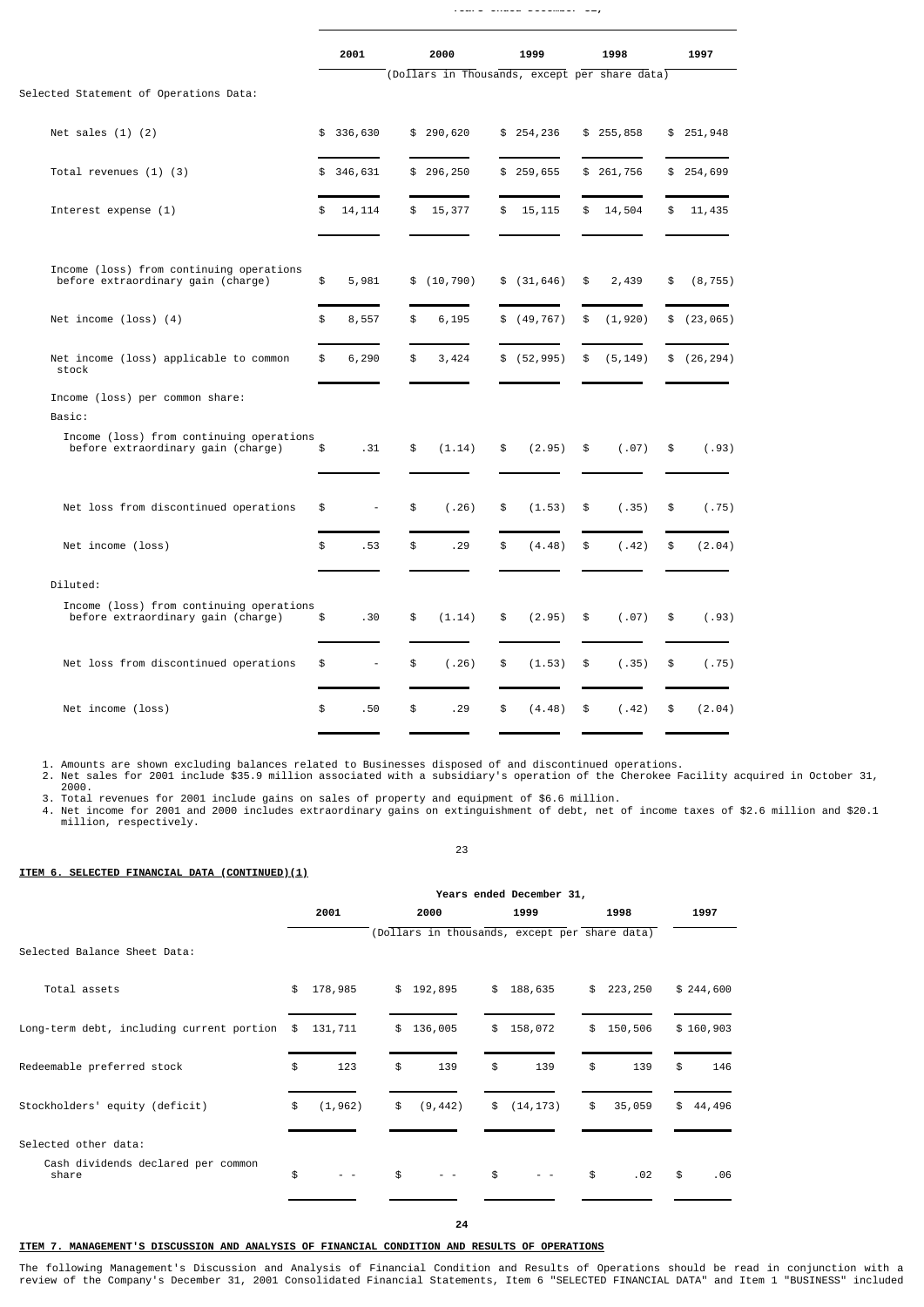| | Years ended December 31, | | | | |
|---|---|---|---|---|---|
| | 2001 | 2000 | 1999 | 1998 | 1997 |
| | (Dollars in Thousands, except per share data) | | | | |
| Selected Statement of Operations Data: | | | | | |
| Net sales (1) (2) | $ 336,630 | $ 290,620 | $ 254,236 | $ 255,858 | $ 251,948 |
| Total revenues (1) (3) | $ 346,631 | $ 296,250 | $ 259,655 | $ 261,756 | $ 254,699 |
| Interest expense (1) | $ 14,114 | $ 15,377 | $ 15,115 | $ 14,504 | $ 11,435 |
| Income (loss) from continuing operations before extraordinary gain (charge) | $ 5,981 | $ (10,790) | $ (31,646) | $ 2,439 | $ (8,755) |
| Net income (loss) (4) | $ 8,557 | $ 6,195 | $ (49,767) | $ (1,920) | $ (23,065) |
| Net income (loss) applicable to common stock | $ 6,290 | $ 3,424 | $ (52,995) | $ (5,149) | $ (26,294) |
| Income (loss) per common share: | | | | | |
| Basic: | | | | | |
| Income (loss) from continuing operations before extraordinary gain (charge) | $ .31 | $ (1.14) | $ (2.95) | $ (.07) | $ (.93) |
| Net loss from discontinued operations | $ - | $ (.26) | $ (1.53) | $ (.35) | $ (.75) |
| Net income (loss) | $ .53 | $ .29 | $ (4.48) | $ (.42) | $ (2.04) |
| Diluted: | | | | | |
| Income (loss) from continuing operations before extraordinary gain (charge) | $ .30 | $ (1.14) | $ (2.95) | $ (.07) | $ (.93) |
| Net loss from discontinued operations | $ - | $ (.26) | $ (1.53) | $ (.35) | $ (.75) |
| Net income (loss) | $ .50 | $ .29 | $ (4.48) | $ (.42) | $ (2.04) |

1. Amounts are shown excluding balances related to Businesses disposed of and discontinued operations.
2. Net sales for 2001 include $35.9 million associated with a subsidiary's operation of the Cherokee Facility acquired in October 31, 2000.
3. Total revenues for 2001 include gains on sales of property and equipment of $6.6 million.
4. Net income for 2001 and 2000 includes extraordinary gains on extinguishment of debt, net of income taxes of $2.6 million and $20.1 million, respectively.

**ITEM 6. SELECTED FINANCIAL DATA (CONTINUED)(1)**

| | Years ended December 31, | | | | |
|---|---|---|---|---|---|
| | 2001 | 2000 | 1999 | 1998 | 1997 |
| | (Dollars in thousands, except per share data) | | | | |
| Selected Balance Sheet Data: | | | | | |
| Total assets | $ 178,985 | $ 192,895 | $ 188,635 | $ 223,250 | $ 244,600 |
| Long-term debt, including current portion | $ 131,711 | $ 136,005 | $ 158,072 | $ 150,506 | $ 160,903 |
| Redeemable preferred stock | $ 123 | $ 139 | $ 139 | $ 139 | $ 146 |
| Stockholders' equity (deficit) | $ (1,962) | $ (9,442) | $ (14,173) | $ 35,059 | $ 44,496 |
| Selected other data: | | | | | |
| Cash dividends declared per common share | $ -- | $ -- | $ -- | $ .02 | $ .06 |

**ITEM 7. MANAGEMENT'S DISCUSSION AND ANALYSIS OF FINANCIAL CONDITION AND RESULTS OF OPERATIONS**

The following Management's Discussion and Analysis of Financial Condition and Results of Operations should be read in conjunction with a review of the Company's December 31, 2001 Consolidated Financial Statements, Item 6 "SELECTED FINANCIAL DATA" and Item 1 "BUSINESS" included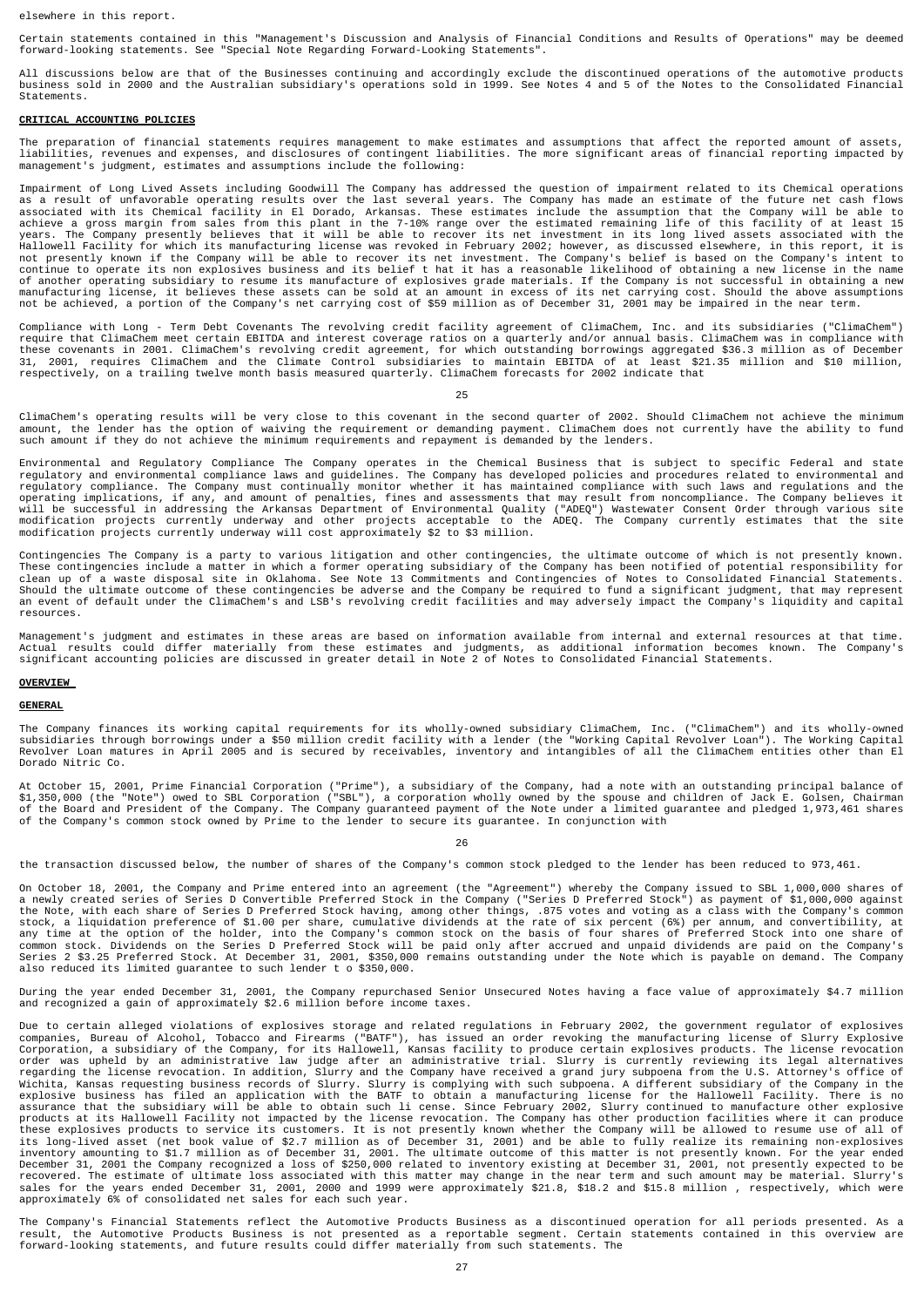elsewhere in this report.

Certain statements contained in this "Management's Discussion and Analysis of Financial Conditions and Results of Operations" may be deemed forward-looking statements. See "Special Note Regarding Forward-Looking Statements".

All discussions below are that of the Businesses continuing and accordingly exclude the discontinued operations of the automotive products business sold in 2000 and the Australian subsidiary's operations sold in 1999. See Notes 4 and 5 of the Notes to the Consolidated Financial Statements.

**CRITICAL ACCOUNTING POLICIES**

The preparation of financial statements requires management to make estimates and assumptions that affect the reported amount of assets, liabilities, revenues and expenses, and disclosures of contingent liabilities. The more significant areas of financial reporting impacted by management's judgment, estimates and assumptions include the following:

Impairment of Long Lived Assets including Goodwill The Company has addressed the question of impairment related to its Chemical operations as a result of unfavorable operating results over the last several years. The Company has made an estimate of the future net cash flows associated with its Chemical facility in El Dorado, Arkansas. These estimates include the assumption that the Company will be able to achieve a gross margin from sales from this plant in the 7-10% range over the estimated remaining life of this facility of at least 15 years. The Company presently believes that it will be able to recover its net investment in its long lived assets associated with the Hallowell Facility for which its manufacturing license was revoked in February 2002; however, as discussed elsewhere, in this report, it is not presently known if the Company will be able to recover its net investment. The Company's belief is based on the Company's intent to continue to operate its non explosives business and its belief t hat it has a reasonable likelihood of obtaining a new license in the name of another operating subsidiary to resume its manufacture of explosives grade materials. If the Company is not successful in obtaining a new manufacturing license, it believes these assets can be sold at an amount in excess of its net carrying cost. Should the above assumptions not be achieved, a portion of the Company's net carrying cost of $59 million as of December 31, 2001 may be impaired in the near term.

Compliance with Long - Term Debt Covenants The revolving credit facility agreement of ClimaChem, Inc. and its subsidiaries ("ClimaChem") require that ClimaChem meet certain EBITDA and interest coverage ratios on a quarterly and/or annual basis. ClimaChem was in compliance with these covenants in 2001. ClimaChem's revolving credit agreement, for which outstanding borrowings aggregated $36.3 million as of December 31, 2001, requires ClimaChem and the Climate Control subsidiaries to maintain EBITDA of at least $21.35 million and $10 million, respectively, on a trailing twelve month basis measured quarterly. ClimaChem forecasts for 2002 indicate that ClimaChem's operating results will be very close to this covenant in the second quarter of 2002. Should ClimaChem not achieve the minimum amount, the lender has the option of waiving the requirement or demanding payment. ClimaChem does not currently have the ability to fund such amount if they do not achieve the minimum requirements and repayment is demanded by the lenders.

Environmental and Regulatory Compliance The Company operates in the Chemical Business that is subject to specific Federal and state regulatory and environmental compliance laws and guidelines. The Company has developed policies and procedures related to environmental and regulatory compliance. The Company must continually monitor whether it has maintained compliance with such laws and regulations and the operating implications, if any, and amount of penalties, fines and assessments that may result from noncompliance. The Company believes it will be successful in addressing the Arkansas Department of Environmental Quality ("ADEQ") Wastewater Consent Order through various site modification projects currently underway and other projects acceptable to the ADEQ. The Company currently estimates that the site modification projects currently underway will cost approximately $2 to $3 million.

Contingencies The Company is a party to various litigation and other contingencies, the ultimate outcome of which is not presently known. These contingencies include a matter in which a former operating subsidiary of the Company has been notified of potential responsibility for clean up of a waste disposal site in Oklahoma. See Note 13 Commitments and Contingencies of Notes to Consolidated Financial Statements. Should the ultimate outcome of these contingencies be adverse and the Company be required to fund a significant judgment, that may represent an event of default under the ClimaChem's and LSB's revolving credit facilities and may adversely impact the Company's liquidity and capital resources.

Management's judgment and estimates in these areas are based on information available from internal and external resources at that time. Actual results could differ materially from these estimates and judgments, as additional information becomes known. The Company's significant accounting policies are discussed in greater detail in Note 2 of Notes to Consolidated Financial Statements.

**OVERVIEW**

**GENERAL**

The Company finances its working capital requirements for its wholly-owned subsidiary ClimaChem, Inc. ("ClimaChem") and its wholly-owned subsidiaries through borrowings under a $50 million credit facility with a lender (the "Working Capital Revolver Loan"). The Working Capital Revolver Loan matures in April 2005 and is secured by receivables, inventory and intangibles of all the ClimaChem entities other than El Dorado Nitric Co.

At October 15, 2001, Prime Financial Corporation ("Prime"), a subsidiary of the Company, had a note with an outstanding principal balance of $1,350,000 (the "Note") owed to SBL Corporation ("SBL"), a corporation wholly owned by the spouse and children of Jack E. Golsen, Chairman of the Board and President of the Company. The Company guaranteed payment of the Note under a limited guarantee and pledged 1,973,461 shares of the Company's common stock owned by Prime to the lender to secure its guarantee. In conjunction with the transaction discussed below, the number of shares of the Company's common stock pledged to the lender has been reduced to 973,461.

On October 18, 2001, the Company and Prime entered into an agreement (the "Agreement") whereby the Company issued to SBL 1,000,000 shares of a newly created series of Series D Convertible Preferred Stock in the Company ("Series D Preferred Stock") as payment of $1,000,000 against the Note, with each share of Series D Preferred Stock having, among other things, .875 votes and voting as a class with the Company's common stock, a liquidation preference of $1.00 per share, cumulative dividends at the rate of six percent (6%) per annum, and convertibility, at any time at the option of the holder, into the Company's common stock on the basis of four shares of Preferred Stock into one share of common stock. Dividends on the Series D Preferred Stock will be paid only after accrued and unpaid dividends are paid on the Company's Series 2 $3.25 Preferred Stock. At December 31, 2001, $350,000 remains outstanding under the Note which is payable on demand. The Company also reduced its limited guarantee to such lender t o $350,000.

During the year ended December 31, 2001, the Company repurchased Senior Unsecured Notes having a face value of approximately $4.7 million and recognized a gain of approximately $2.6 million before income taxes.

Due to certain alleged violations of explosives storage and related regulations in February 2002, the government regulator of explosives companies, Bureau of Alcohol, Tobacco and Firearms ("BATF"), has issued an order revoking the manufacturing license of Slurry Explosive Corporation, a subsidiary of the Company, for its Hallowell, Kansas facility to produce certain explosives products. The license revocation order was upheld by an administrative law judge after an administrative trial. Slurry is currently reviewing its legal alternatives regarding the license revocation. In addition, Slurry and the Company have received a grand jury subpoena from the U.S. Attorney's office of Wichita, Kansas requesting business records of Slurry. Slurry is complying with such subpoena. A different subsidiary of the Company in the explosive business has filed an application with the BATF to obtain a manufacturing license for the Hallowell Facility. There is no assurance that the subsidiary will be able to obtain such li cense. Since February 2002, Slurry continued to manufacture other explosive products at its Hallowell Facility not impacted by the license revocation. The Company has other production facilities where it can produce these explosives products to service its customers. It is not presently known whether the Company will be allowed to resume use of all of its long-lived asset (net book value of $2.7 million as of December 31, 2001) and be able to fully realize its remaining non-explosives inventory amounting to $1.7 million as of December 31, 2001. The ultimate outcome of this matter is not presently known. For the year ended December 31, 2001 the Company recognized a loss of $250,000 related to inventory existing at December 31, 2001, not presently expected to be recovered. The estimate of ultimate loss associated with this matter may change in the near term and such amount may be material. Slurry's sales for the years ended December 31, 2001, 2000 and 1999 were approximately $21.8, $18.2 and $15.8 million , respectively, which were approximately 6% of consolidated net sales for each such year.

The Company's Financial Statements reflect the Automotive Products Business as a discontinued operation for all periods presented. As a result, the Automotive Products Business is not presented as a reportable segment. Certain statements contained in this overview are forward-looking statements, and future results could differ materially from such statements. The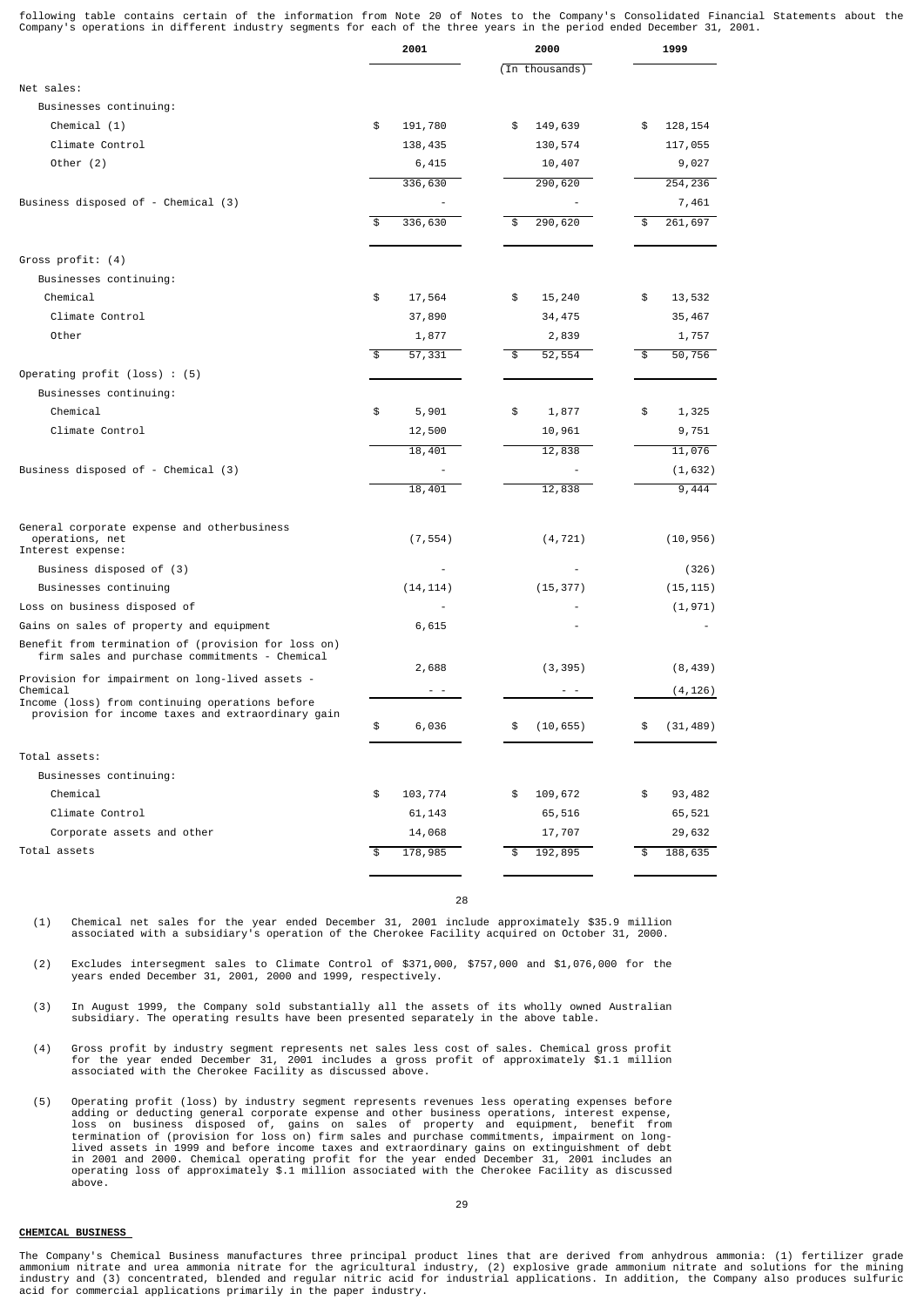following table contains certain of the information from Note 20 of Notes to the Company's Consolidated Financial Statements about the Company's operations in different industry segments for each of the three years in the period ended December 31, 2001.

| | 2001 | 2000 | 1999 |
|---|---|---|---|
| | | (In thousands) | |
| Net sales: | | | |
| Businesses continuing: | | | |
| Chemical (1) | $ 191,780 | $ 149,639 | $ 128,154 |
| Climate Control | 138,435 | 130,574 | 117,055 |
| Other (2) | 6,415 | 10,407 | 9,027 |
| | 336,630 | 290,620 | 254,236 |
| Business disposed of - Chemical (3) | - | - | 7,461 |
| | $ 336,630 | $ 290,620 | $ 261,697 |
| Gross profit: (4) | | | |
| Businesses continuing: | | | |
| Chemical | $ 17,564 | $ 15,240 | $ 13,532 |
| Climate Control | 37,890 | 34,475 | 35,467 |
| Other | 1,877 | 2,839 | 1,757 |
| | $ 57,331 | $ 52,554 | $ 50,756 |
| Operating profit (loss) : (5) | | | |
| Businesses continuing: | | | |
| Chemical | $ 5,901 | $ 1,877 | $ 1,325 |
| Climate Control | 12,500 | 10,961 | 9,751 |
| | 18,401 | 12,838 | 11,076 |
| Business disposed of - Chemical (3) | - | - | (1,632) |
| | 18,401 | 12,838 | 9,444 |
| General corporate expense and otherbusiness operations, net | (7,554) | (4,721) | (10,956) |
| Interest expense: | | | |
| Business disposed of (3) | - | - | (326) |
| Businesses continuing | (14,114) | (15,377) | (15,115) |
| Loss on business disposed of | - | - | (1,971) |
| Gains on sales of property and equipment | 6,615 | - | - |
| Benefit from termination of (provision for loss on) firm sales and purchase commitments - Chemical | 2,688 | (3,395) | (8,439) |
| Provision for impairment on long-lived assets - Chemical | - - | - - | (4,126) |
| Income (loss) from continuing operations before provision for income taxes and extraordinary gain | $ 6,036 | $ (10,655) | $ (31,489) |
| Total assets: | | | |
| Businesses continuing: | | | |
| Chemical | $ 103,774 | $ 109,672 | $ 93,482 |
| Climate Control | 61,143 | 65,516 | 65,521 |
| Corporate assets and other | 14,068 | 17,707 | 29,632 |
| Total assets | $ 178,985 | $ 192,895 | $ 188,635 |

(1) Chemical net sales for the year ended December 31, 2001 include approximately $35.9 million associated with a subsidiary's operation of the Cherokee Facility acquired on October 31, 2000.

(2) Excludes intersegment sales to Climate Control of $371,000, $757,000 and $1,076,000 for the years ended December 31, 2001, 2000 and 1999, respectively.

(3) In August 1999, the Company sold substantially all the assets of its wholly owned Australian subsidiary. The operating results have been presented separately in the above table.

(4) Gross profit by industry segment represents net sales less cost of sales. Chemical gross profit for the year ended December 31, 2001 includes a gross profit of approximately $1.1 million associated with the Cherokee Facility as discussed above.

(5) Operating profit (loss) by industry segment represents revenues less operating expenses before adding or deducting general corporate expense and other business operations, interest expense, loss on business disposed of, gains on sales of property and equipment, benefit from termination of (provision for loss on) firm sales and purchase commitments, impairment on long-lived assets in 1999 and before income taxes and extraordinary gains on extinguishment of debt in 2001 and 2000. Chemical operating profit for the year ended December 31, 2001 includes an operating loss of approximately $.1 million associated with the Cherokee Facility as discussed above.

**CHEMICAL BUSINESS**

The Company's Chemical Business manufactures three principal product lines that are derived from anhydrous ammonia: (1) fertilizer grade ammonium nitrate and urea ammonia nitrate for the agricultural industry, (2) explosive grade ammonium nitrate and solutions for the mining industry and (3) concentrated, blended and regular nitric acid for industrial applications. In addition, the Company also produces sulfuric acid for commercial applications primarily in the paper industry.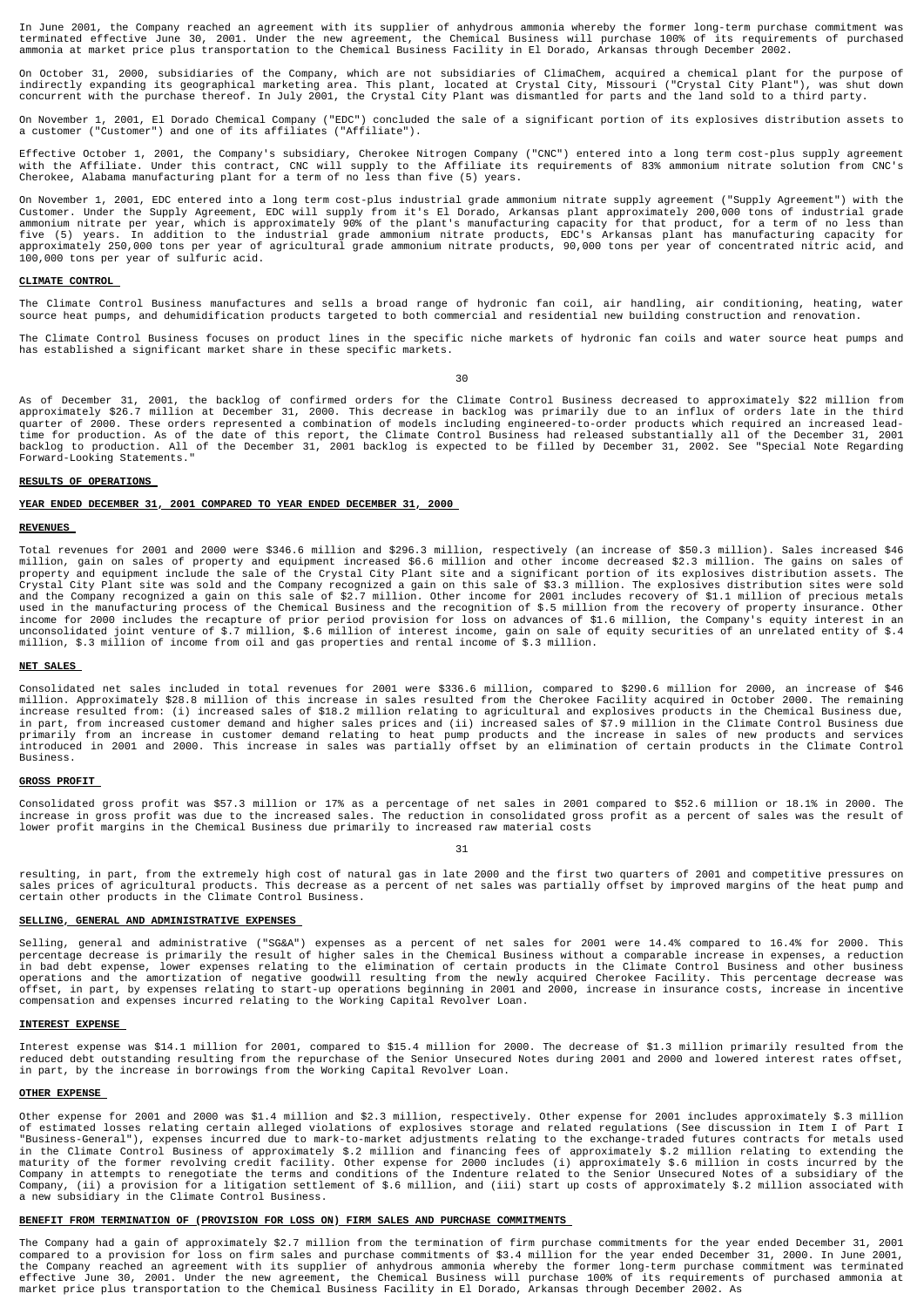In June 2001, the Company reached an agreement with its supplier of anhydrous ammonia whereby the former long-term purchase commitment was terminated effective June 30, 2001. Under the new agreement, the Chemical Business will purchase 100% of its requirements of purchased ammonia at market price plus transportation to the Chemical Business Facility in El Dorado, Arkansas through December 2002.

On October 31, 2000, subsidiaries of the Company, which are not subsidiaries of ClimaChem, acquired a chemical plant for the purpose of indirectly expanding its geographical marketing area. This plant, located at Crystal City, Missouri ("Crystal City Plant"), was shut down concurrent with the purchase thereof. In July 2001, the Crystal City Plant was dismantled for parts and the land sold to a third party.

On November 1, 2001, El Dorado Chemical Company ("EDC") concluded the sale of a significant portion of its explosives distribution assets to a customer ("Customer") and one of its affiliates ("Affiliate").

Effective October 1, 2001, the Company's subsidiary, Cherokee Nitrogen Company ("CNC") entered into a long term cost-plus supply agreement with the Affiliate. Under this contract, CNC will supply to the Affiliate its requirements of 83% ammonium nitrate solution from CNC's Cherokee, Alabama manufacturing plant for a term of no less than five (5) years.

On November 1, 2001, EDC entered into a long term cost-plus industrial grade ammonium nitrate supply agreement ("Supply Agreement") with the Customer. Under the Supply Agreement, EDC will supply from it's El Dorado, Arkansas plant approximately 200,000 tons of industrial grade ammonium nitrate per year, which is approximately 90% of the plant's manufacturing capacity for that product, for a term of no less than five (5) years. In addition to the industrial grade ammonium nitrate products, EDC's Arkansas plant has manufacturing capacity for approximately 250,000 tons per year of agricultural grade ammonium nitrate products, 90,000 tons per year of concentrated nitric acid, and 100,000 tons per year of sulfuric acid.

**CLIMATE CONTROL**

The Climate Control Business manufactures and sells a broad range of hydronic fan coil, air handling, air conditioning, heating, water source heat pumps, and dehumidification products targeted to both commercial and residential new building construction and renovation.

The Climate Control Business focuses on product lines in the specific niche markets of hydronic fan coils and water source heat pumps and has established a significant market share in these specific markets.

As of December 31, 2001, the backlog of confirmed orders for the Climate Control Business decreased to approximately $22 million from approximately $26.7 million at December 31, 2000. This decrease in backlog was primarily due to an influx of orders late in the third quarter of 2000. These orders represented a combination of models including engineered-to-order products which required an increased lead-time for production. As of the date of this report, the Climate Control Business had released substantially all of the December 31, 2001 backlog to production. All of the December 31, 2001 backlog is expected to be filled by December 31, 2002. See "Special Note Regarding Forward-Looking Statements."

**RESULTS OF OPERATIONS**

**YEAR ENDED DECEMBER 31, 2001 COMPARED TO YEAR ENDED DECEMBER 31, 2000**

**REVENUES**

Total revenues for 2001 and 2000 were $346.6 million and $296.3 million, respectively (an increase of $50.3 million). Sales increased $46 million, gain on sales of property and equipment increased $6.6 million and other income decreased $2.3 million. The gains on sales of property and equipment include the sale of the Crystal City Plant site and a significant portion of its explosives distribution assets. The Crystal City Plant site was sold and the Company recognized a gain on this sale of $3.3 million. The explosives distribution sites were sold and the Company recognized a gain on this sale of $2.7 million. Other income for 2001 includes recovery of $1.1 million of precious metals used in the manufacturing process of the Chemical Business and the recognition of $.5 million from the recovery of property insurance. Other income for 2000 includes the recapture of prior period provision for loss on advances of $1.6 million, the Company's equity interest in an unconsolidated joint venture of $.7 million, $.6 million of interest income, gain on sale of equity securities of an unrelated entity of $.4 million, $.3 million of income from oil and gas properties and rental income of $.3 million.

**NET SALES**

Consolidated net sales included in total revenues for 2001 were $336.6 million, compared to $290.6 million for 2000, an increase of $46 million. Approximately $28.8 million of this increase in sales resulted from the Cherokee Facility acquired in October 2000. The remaining increase resulted from: (i) increased sales of $18.2 million relating to agricultural and explosives products in the Chemical Business due, in part, from increased customer demand and higher sales prices and (ii) increased sales of $7.9 million in the Climate Control Business due primarily from an increase in customer demand relating to heat pump products and the increase in sales of new products and services introduced in 2001 and 2000. This increase in sales was partially offset by an elimination of certain products in the Climate Control Business.

**GROSS PROFIT**

Consolidated gross profit was $57.3 million or 17% as a percentage of net sales in 2001 compared to $52.6 million or 18.1% in 2000. The increase in gross profit was due to the increased sales. The reduction in consolidated gross profit as a percent of sales was the result of lower profit margins in the Chemical Business due primarily to increased raw material costs resulting, in part, from the extremely high cost of natural gas in late 2000 and the first two quarters of 2001 and competitive pressures on sales prices of agricultural products. This decrease as a percent of net sales was partially offset by improved margins of the heat pump and certain other products in the Climate Control Business.

**SELLING, GENERAL AND ADMINISTRATIVE EXPENSES**

Selling, general and administrative ("SG&A") expenses as a percent of net sales for 2001 were 14.4% compared to 16.4% for 2000. This percentage decrease is primarily the result of higher sales in the Chemical Business without a comparable increase in expenses, a reduction in bad debt expense, lower expenses relating to the elimination of certain products in the Climate Control Business and other business operations and the amortization of negative goodwill resulting from the newly acquired Cherokee Facility. This percentage decrease was offset, in part, by expenses relating to start-up operations beginning in 2001 and 2000, increase in insurance costs, increase in incentive compensation and expenses incurred relating to the Working Capital Revolver Loan.

**INTEREST EXPENSE**

Interest expense was $14.1 million for 2001, compared to $15.4 million for 2000. The decrease of $1.3 million primarily resulted from the reduced debt outstanding resulting from the repurchase of the Senior Unsecured Notes during 2001 and 2000 and lowered interest rates offset, in part, by the increase in borrowings from the Working Capital Revolver Loan.

**OTHER EXPENSE**

Other expense for 2001 and 2000 was $1.4 million and $2.3 million, respectively. Other expense for 2001 includes approximately $.3 million of estimated losses relating certain alleged violations of explosives storage and related regulations (See discussion in Item I of Part I "Business-General"), expenses incurred due to mark-to-market adjustments relating to the exchange-traded futures contracts for metals used in the Climate Control Business of approximately $.2 million and financing fees of approximately $.2 million relating to extending the maturity of the former revolving credit facility. Other expense for 2000 includes (i) approximately $.6 million in costs incurred by the Company in attempts to renegotiate the terms and conditions of the Indenture related to the Senior Unsecured Notes of a subsidiary of the Company, (ii) a provision for a litigation settlement of $.6 million, and (iii) start up costs of approximately $.2 million associated with a new subsidiary in the Climate Control Business.

**BENEFIT FROM TERMINATION OF (PROVISION FOR LOSS ON) FIRM SALES AND PURCHASE COMMITMENTS**

The Company had a gain of approximately $2.7 million from the termination of firm purchase commitments for the year ended December 31, 2001 compared to a provision for loss on firm sales and purchase commitments of $3.4 million for the year ended December 31, 2000. In June 2001, the Company reached an agreement with its supplier of anhydrous ammonia whereby the former long-term purchase commitment was terminated effective June 30, 2001. Under the new agreement, the Chemical Business will purchase 100% of its requirements of purchased ammonia at market price plus transportation to the Chemical Business Facility in El Dorado, Arkansas through December 2002. As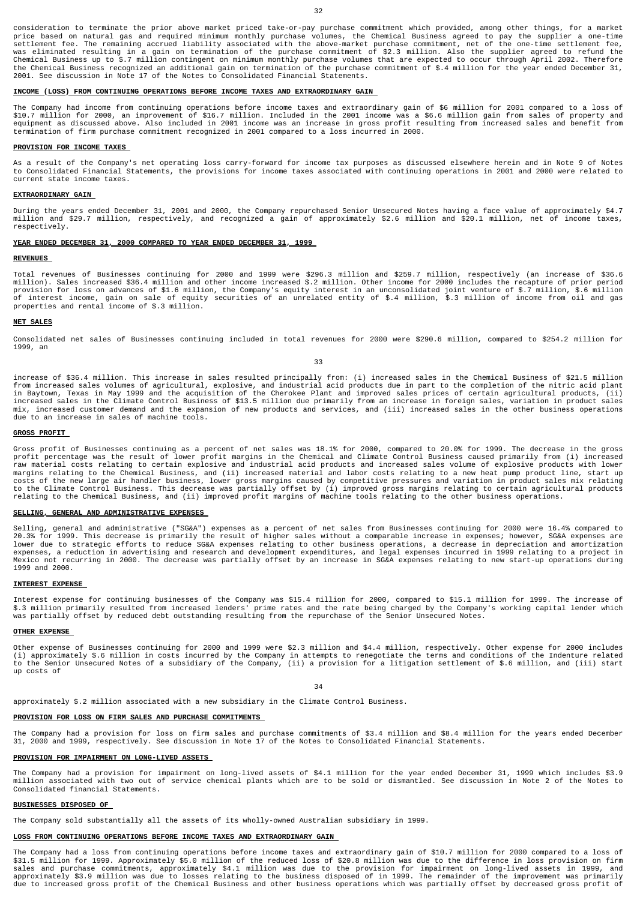consideration to terminate the prior above market priced take-or-pay purchase commitment which provided, among other things, for a market price based on natural gas and required minimum monthly purchase volumes, the Chemical Business agreed to pay the supplier a one-time settlement fee. The remaining accrued liability associated with the above-market purchase commitment, net of the one-time settlement fee, was eliminated resulting in a gain on termination of the purchase commitment of $2.3 million. Also the supplier agreed to refund the Chemical Business up to $.7 million contingent on minimum monthly purchase volumes that are expected to occur through April 2002. Therefore the Chemical Business recognized an additional gain on termination of the purchase commitment of $.4 million for the year ended December 31, 2001. See discussion in Note 17 of the Notes to Consolidated Financial Statements.

**INCOME (LOSS) FROM CONTINUING OPERATIONS BEFORE INCOME TAXES AND EXTRAORDINARY GAIN**

The Company had income from continuing operations before income taxes and extraordinary gain of $6 million for 2001 compared to a loss of $10.7 million for 2000, an improvement of $16.7 million. Included in the 2001 income was a $6.6 million gain from sales of property and equipment as discussed above. Also included in 2001 income was an increase in gross profit resulting from increased sales and benefit from termination of firm purchase commitment recognized in 2001 compared to a loss incurred in 2000.

**PROVISION FOR INCOME TAXES**

As a result of the Company's net operating loss carry-forward for income tax purposes as discussed elsewhere herein and in Note 9 of Notes to Consolidated Financial Statements, the provisions for income taxes associated with continuing operations in 2001 and 2000 were related to current state income taxes.

**EXTRAORDINARY GAIN**

During the years ended December 31, 2001 and 2000, the Company repurchased Senior Unsecured Notes having a face value of approximately $4.7 million and $29.7 million, respectively, and recognized a gain of approximately $2.6 million and $20.1 million, net of income taxes, respectively.

**YEAR ENDED DECEMBER 31, 2000 COMPARED TO YEAR ENDED DECEMBER 31, 1999**

**REVENUES**

Total revenues of Businesses continuing for 2000 and 1999 were $296.3 million and $259.7 million, respectively (an increase of $36.6 million). Sales increased $36.4 million and other income increased $.2 million. Other income for 2000 includes the recapture of prior period provision for loss on advances of $1.6 million, the Company's equity interest in an unconsolidated joint venture of $.7 million, $.6 million of interest income, gain on sale of equity securities of an unrelated entity of $.4 million, $.3 million of income from oil and gas properties and rental income of $.3 million.

**NET SALES**

Consolidated net sales of Businesses continuing included in total revenues for 2000 were $290.6 million, compared to $254.2 million for 1999, an increase of $36.4 million. This increase in sales resulted principally from: (i) increased sales in the Chemical Business of $21.5 million from increased sales volumes of agricultural, explosive, and industrial acid products due in part to the completion of the nitric acid plant in Baytown, Texas in May 1999 and the acquisition of the Cherokee Plant and improved sales prices of certain agricultural products, (ii) increased sales in the Climate Control Business of $13.5 million due primarily from an increase in foreign sales, variation in product sales mix, increased customer demand and the expansion of new products and services, and (iii) increased sales in the other business operations due to an increase in sales of machine tools.

**GROSS PROFIT**

Gross profit of Businesses continuing as a percent of net sales was 18.1% for 2000, compared to 20.0% for 1999. The decrease in the gross profit percentage was the result of lower profit margins in the Chemical and Climate Control Business caused primarily from (i) increased raw material costs relating to certain explosive and industrial acid products and increased sales volume of explosive products with lower margins relating to the Chemical Business, and (ii) increased material and labor costs relating to a new heat pump product line, start up costs of the new large air handler business, lower gross margins caused by competitive pressures and variation in product sales mix relating to the Climate Control Business. This decrease was partially offset by (i) improved gross margins relating to certain agricultural products relating to the Chemical Business, and (ii) improved profit margins of machine tools relating to the other business operations.

**SELLING, GENERAL AND ADMINISTRATIVE EXPENSES**

Selling, general and administrative ("SG&A") expenses as a percent of net sales from Businesses continuing for 2000 were 16.4% compared to 20.3% for 1999. This decrease is primarily the result of higher sales without a comparable increase in expenses; however, SG&A expenses are lower due to strategic efforts to reduce SG&A expenses relating to other business operations, a decrease in depreciation and amortization expenses, a reduction in advertising and research and development expenditures, and legal expenses incurred in 1999 relating to a project in Mexico not recurring in 2000. The decrease was partially offset by an increase in SG&A expenses relating to new start-up operations during 1999 and 2000.

**INTEREST EXPENSE**

Interest expense for continuing businesses of the Company was $15.4 million for 2000, compared to $15.1 million for 1999. The increase of $.3 million primarily resulted from increased lenders' prime rates and the rate being charged by the Company's working capital lender which was partially offset by reduced debt outstanding resulting from the repurchase of the Senior Unsecured Notes.

**OTHER EXPENSE**

Other expense of Businesses continuing for 2000 and 1999 were $2.3 million and $4.4 million, respectively. Other expense for 2000 includes (i) approximately $.6 million in costs incurred by the Company in attempts to renegotiate the terms and conditions of the Indenture related to the Senior Unsecured Notes of a subsidiary of the Company, (ii) a provision for a litigation settlement of $.6 million, and (iii) start up costs of approximately $.2 million associated with a new subsidiary in the Climate Control Business.

**PROVISION FOR LOSS ON FIRM SALES AND PURCHASE COMMITMENTS**

The Company had a provision for loss on firm sales and purchase commitments of $3.4 million and $8.4 million for the years ended December 31, 2000 and 1999, respectively. See discussion in Note 17 of the Notes to Consolidated Financial Statements.

**PROVISION FOR IMPAIRMENT ON LONG-LIVED ASSETS**

The Company had a provision for impairment on long-lived assets of $4.1 million for the year ended December 31, 1999 which includes $3.9 million associated with two out of service chemical plants which are to be sold or dismantled. See discussion in Note 2 of the Notes to Consolidated financial Statements.

**BUSINESSES DISPOSED OF**

The Company sold substantially all the assets of its wholly-owned Australian subsidiary in 1999.

**LOSS FROM CONTINUING OPERATIONS BEFORE INCOME TAXES AND EXTRAORDINARY GAIN**

The Company had a loss from continuing operations before income taxes and extraordinary gain of $10.7 million for 2000 compared to a loss of $31.5 million for 1999. Approximately $5.0 million of the reduced loss of $20.8 million was due to the difference in loss provision on firm sales and purchase commitments, approximately $4.1 million was due to the provision for impairment on long-lived assets in 1999, and approximately $3.9 million was due to losses relating to the business disposed of in 1999. The remainder of the improvement was primarily due to increased gross profit of the Chemical Business and other business operations which was partially offset by decreased gross profit of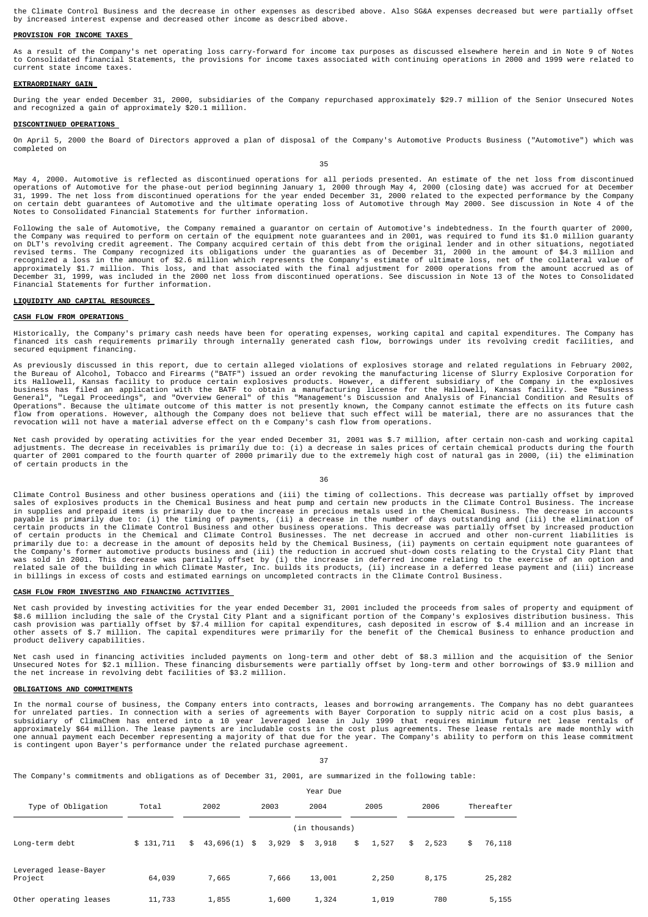the Climate Control Business and the decrease in other expenses as described above. Also SG&A expenses decreased but were partially offset by increased interest expense and decreased other income as described above.

**PROVISION FOR INCOME TAXES**

As a result of the Company's net operating loss carry-forward for income tax purposes as discussed elsewhere herein and in Note 9 of Notes to Consolidated Financial Statements, the provisions for income taxes associated with continuing operations in 2000 and 1999 were related to current state income taxes.

**EXTRAORDINARY GAIN**

During the year ended December 31, 2000, subsidiaries of the Company repurchased approximately $29.7 million of the Senior Unsecured Notes and recognized a gain of approximately $20.1 million.

**DISCONTINUED OPERATIONS**

On April 5, 2000 the Board of Directors approved a plan of disposal of the Company's Automotive Products Business ("Automotive") which was completed on May 4, 2000. Automotive is reflected as discontinued operations for all periods presented. An estimate of the net loss from discontinued operations of Automotive for the phase-out period beginning January 1, 2000 through May 4, 2000 (closing date) was accrued for at December 31, 1999. The net loss from discontinued operations for the year ended December 31, 2000 related to the expected performance by the Company on certain debt guarantees of Automotive and the ultimate operating loss of Automotive through May 2000. See discussion in Note 4 of the Notes to Consolidated Financial Statements for further information.

Following the sale of Automotive, the Company remained a guarantor on certain of Automotive's indebtedness. In the fourth quarter of 2000, the Company was required to perform on certain of the equipment note guarantees and in 2001, was required to fund its $1.0 million guaranty on DLT's revolving credit agreement. The Company acquired certain of this debt from the original lender and in other situations, negotiated revised terms. The Company recognized its obligations under the guaranties as of December 31, 2000 in the amount of $4.3 million and recognized a loss in the amount of $2.6 million which represents the Company's estimate of ultimate loss, net of the collateral value of approximately $1.7 million. This loss, and that associated with the final adjustment for 2000 operations from the amount accrued as of December 31, 1999, was included in the 2000 net loss from discontinued operations. See discussion in Note 13 of the Notes to Consolidated Financial Statements for further information.

**LIQUIDITY AND CAPITAL RESOURCES**

**CASH FLOW FROM OPERATIONS**

Historically, the Company's primary cash needs have been for operating expenses, working capital and capital expenditures. The Company has financed its cash requirements primarily through internally generated cash flow, borrowings under its revolving credit facilities, and secured equipment financing.

As previously discussed in this report, due to certain alleged violations of explosives storage and related regulations in February 2002, the Bureau of Alcohol, Tobacco and Firearms ("BATF") issued an order revoking the manufacturing license of Slurry Explosive Corporation for its Hallowell, Kansas facility to produce certain explosives products. However, a different subsidiary of the Company in the explosives business has filed an application with the BATF to obtain a manufacturing license for the Hallowell, Kansas facility. See "Business General", "Legal Proceedings", and "Overview General" of this "Management's Discussion and Analysis of Financial Condition and Results of Operations". Because the ultimate outcome of this matter is not presently known, the Company cannot estimate the effects on its future cash flow from operations. However, although the Company does not believe that such effect will be material, there are no assurances that the revocation will not have a material adverse effect on th e Company's cash flow from operations.

Net cash provided by operating activities for the year ended December 31, 2001 was $.7 million, after certain non-cash and working capital adjustments. The decrease in receivables is primarily due to: (i) a decrease in sales prices of certain chemical products during the fourth quarter of 2001 compared to the fourth quarter of 2000 primarily due to the extremely high cost of natural gas in 2000, (ii) the elimination of certain products in the Climate Control Business and other business operations and (iii) the timing of collections. This decrease was partially offset by improved sales of explosives products in the Chemical Business and heat pump and certain new products in the Climate Control Business. The increase in supplies and prepaid items is primarily due to the increase in precious metals used in the Chemical Business. The decrease in accounts payable is primarily due to: (i) the timing of payments, (ii) a decrease in the number of days outstanding and (iii) the elimination of certain products in the Climate Control Business and other business operations. This decrease was partially offset by increased production of certain products in the Chemical and Climate Control Businesses. The net decrease in accrued and other non-current liabilities is primarily due to: a decrease in the amount of deposits held by the Chemical Business, (ii) payments on certain equipment note guarantees of the Company's former automotive products business and (iii) the reduction in accrued shut-down costs relating to the Crystal City Plant that was sold in 2001. This decrease was partially offset by (i) the increase in deferred income relating to the exercise of an option and related sale of the building in which Climate Master, Inc. builds its products, (ii) increase in a deferred lease payment and (iii) increase in billings in excess of costs and estimated earnings on uncompleted contracts in the Climate Control Business.

**CASH FLOW FROM INVESTING AND FINANCING ACTIVITIES**

Net cash provided by investing activities for the year ended December 31, 2001 included the proceeds from sales of property and equipment of $8.6 million including the sale of the Crystal City Plant and a significant portion of the Company's explosives distribution business. This cash provision was partially offset by $7.4 million for capital expenditures, cash deposited in escrow of $.4 million and an increase in other assets of $.7 million. The capital expenditures were primarily for the benefit of the Chemical Business to enhance production and product delivery capabilities.

Net cash used in financing activities included payments on long-term and other debt of $8.3 million and the acquisition of the Senior Unsecured Notes for $2.1 million. These financing disbursements were partially offset by long-term and other borrowings of $3.9 million and the net increase in revolving debt facilities of $3.2 million.

**OBLIGATIONS AND COMMITMENTS**

In the normal course of business, the Company enters into contracts, leases and borrowing arrangements. The Company has no debt guarantees for unrelated parties. In connection with a series of agreements with Bayer Corporation to supply nitric acid on a cost plus basis, a subsidiary of ClimaChem has entered into a 10 year leveraged lease in July 1999 that requires minimum future net lease rentals of approximately $64 million. The lease payments are includable costs in the cost plus agreements. These lease rentals are made monthly with one annual payment each December representing a majority of that due for the year. The Company's ability to perform on this lease commitment is contingent upon Bayer's performance under the related purchase agreement.

The Company's commitments and obligations as of December 31, 2001, are summarized in the following table:

| | | Year Due | | | | | |
|---|---|---|---|---|---|---|---|
| Type of Obligation | Total | 2002 | 2003 | 2004 | 2005 | 2006 | Thereafter |
| | | | | (in thousands) | | | |
| Long-term debt | $ 131,711 | $ 43,696(1) | $ 3,929 | $ 3,918 | $ 1,527 | $ 2,523 | $ 76,118 |
| Leveraged lease-Bayer Project | 64,039 | 7,665 | 7,666 | 13,001 | 2,250 | 8,175 | 25,282 |
| Other operating leases | 11,733 | 1,855 | 1,600 | 1,324 | 1,019 | 780 | 5,155 |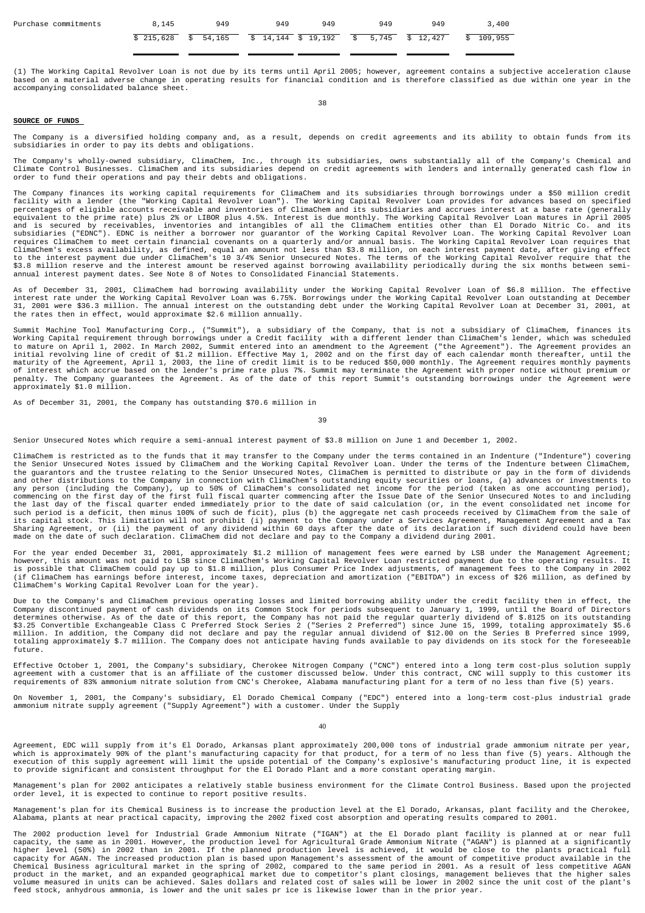| Purchase commitments | 8,145 | 949 | 949 | 949 | 949 | 949 | 3,400 |
|---|---|---|---|---|---|---|---|
| | $ 215,628 | $ 54,165 | $ 14,144 | $ 19,192 | $ 5,745 | $ 12,427 | $ 109,955 |

(1) The Working Capital Revolver Loan is not due by its terms until April 2005; however, agreement contains a subjective acceleration clause based on a material adverse change in operating results for financial condition and is therefore classified as due within one year in the accompanying consolidated balance sheet.

**SOURCE OF FUNDS**

The Company is a diversified holding company and, as a result, depends on credit agreements and its ability to obtain funds from its subsidiaries in order to pay its debts and obligations.

The Company's wholly-owned subsidiary, ClimaChem, Inc., through its subsidiaries, owns substantially all of the Company's Chemical and Climate Control Businesses. ClimaChem and its subsidiaries depend on credit agreements with lenders and internally generated cash flow in order to fund their operations and pay their debts and obligations.

The Company finances its working capital requirements for ClimaChem and its subsidiaries through borrowings under a $50 million credit facility with a lender (the "Working Capital Revolver Loan"). The Working Capital Revolver Loan provides for advances based on specified percentages of eligible accounts receivable and inventories of ClimaChem and its subsidiaries and accrues interest at a base rate (generally equivalent to the prime rate) plus 2% or LIBOR plus 4.5%. Interest is due monthly. The Working Capital Revolver Loan matures in April 2005 and is secured by receivables, inventories and intangibles of all the ClimaChem entities other than El Dorado Nitric Co. and its subsidiaries ("EDNC"). EDNC is neither a borrower nor guarantor of the Working Capital Revolver Loan. The Working Capital Revolver Loan requires ClimaChem to meet certain financial covenants on a quarterly and/or annual basis. The Working Capital Revolver Loan requires that ClimaChem's excess availability, as defined, equal an amount not less than $3.8 million, on each interest payment date, after giving effect to the interest payment due under ClimaChem's 10 3/4% Senior Unsecured Notes. The terms of the Working Capital Revolver require that the $3.8 million reserve and the interest amount be reserved against borrowing availability periodically during the six months between semi-annual interest payment dates. See Note 8 of Notes to Consolidated Financial Statements.

As of December 31, 2001, ClimaChem had borrowing availability under the Working Capital Revolver Loan of $6.8 million. The effective interest rate under the Working Capital Revolver Loan was 6.75%. Borrowings under the Working Capital Revolver Loan outstanding at December 31, 2001 were $36.3 million. The annual interest on the outstanding debt under the Working Capital Revolver Loan at December 31, 2001, at the rates then in effect, would approximate $2.6 million annually.

Summit Machine Tool Manufacturing Corp., ("Summit"), a subsidiary of the Company, that is not a subsidiary of ClimaChem, finances its Working Capital requirement through borrowings under a Credit facility with a different lender than ClimaChem's lender, which was scheduled to mature on April 1, 2002. In March 2002, Summit entered into an amendment to the Agreement ("the Agreement"). The Agreement provides an initial revolving line of credit of $1.2 million. Effective May 1, 2002 and on the first day of each calendar month thereafter, until the maturity of the Agreement, April 1, 2003, the line of credit limit is to be reduced $50,000 monthly. The Agreement requires monthly payments of interest which accrue based on the lender's prime rate plus 7%. Summit may terminate the Agreement with proper notice without premium or penalty. The Company guarantees the Agreement. As of the date of this report Summit's outstanding borrowings under the Agreement were approximately $1.0 million.

As of December 31, 2001, the Company has outstanding $70.6 million in Senior Unsecured Notes which require a semi-annual interest payment of $3.8 million on June 1 and December 1, 2002.

ClimaChem is restricted as to the funds that it may transfer to the Company under the terms contained in an Indenture ("Indenture") covering the Senior Unsecured Notes issued by ClimaChem and the Working Capital Revolver Loan. Under the terms of the Indenture between ClimaChem, the guarantors and the trustee relating to the Senior Unsecured Notes, ClimaChem is permitted to distribute or pay in the form of dividends and other distributions to the Company in connection with ClimaChem's outstanding equity securities or loans, (a) advances or investments to any person (including the Company), up to 50% of ClimaChem's consolidated net income for the period (taken as one accounting period), commencing on the first day of the first full fiscal quarter commencing after the Issue Date of the Senior Unsecured Notes to and including the last day of the fiscal quarter ended immediately prior to the date of said calculation (or, in the event consolidated net income for such period is a deficit, then minus 100% of such de ficit), plus (b) the aggregate net cash proceeds received by ClimaChem from the sale of its capital stock. This limitation will not prohibit (i) payment to the Company under a Services Agreement, Management Agreement and a Tax Sharing Agreement, or (ii) the payment of any dividend within 60 days after the date of its declaration if such dividend could have been made on the date of such declaration. ClimaChem did not declare and pay to the Company a dividend during 2001.

For the year ended December 31, 2001, approximately $1.2 million of management fees were earned by LSB under the Management Agreement; however, this amount was not paid to LSB since ClimaChem's Working Capital Revolver Loan restricted payment due to the operating results. It is possible that ClimaChem could pay up to $1.8 million, plus Consumer Price Index adjustments, of management fees to the Company in 2002 (if ClimaChem has earnings before interest, income taxes, depreciation and amortization ("EBITDA") in excess of $26 million, as defined by ClimaChem's Working Capital Revolver Loan for the year).

Due to the Company's and ClimaChem previous operating losses and limited borrowing ability under the credit facility then in effect, the Company discontinued payment of cash dividends on its Common Stock for periods subsequent to January 1, 1999, until the Board of Directors determines otherwise. As of the date of this report, the Company has not paid the regular quarterly dividend of $.8125 on its outstanding $3.25 Convertible Exchangeable Class C Preferred Stock Series 2 ("Series 2 Preferred") since June 15, 1999, totaling approximately $5.6 million. In addition, the Company did not declare and pay the regular annual dividend of $12.00 on the Series B Preferred since 1999, totaling approximately $.7 million. The Company does not anticipate having funds available to pay dividends on its stock for the foreseeable future.

Effective October 1, 2001, the Company's subsidiary, Cherokee Nitrogen Company ("CNC") entered into a long term cost-plus solution supply agreement with a customer that is an affiliate of the customer discussed below. Under this contract, CNC will supply to this customer its requirements of 83% ammonium nitrate solution from CNC's Cherokee, Alabama manufacturing plant for a term of no less than five (5) years.

On November 1, 2001, the Company's subsidiary, El Dorado Chemical Company ("EDC") entered into a long-term cost-plus industrial grade ammonium nitrate supply agreement ("Supply Agreement") with a customer. Under the Supply Agreement, EDC will supply from it's El Dorado, Arkansas plant approximately 200,000 tons of industrial grade ammonium nitrate per year, which is approximately 90% of the plant's manufacturing capacity for that product, for a term of no less than five (5) years. Although the execution of this supply agreement will limit the upside potential of the Company's explosive's manufacturing product line, it is expected to provide significant and consistent throughput for the El Dorado Plant and a more constant operating margin.

Management's plan for 2002 anticipates a relatively stable business environment for the Climate Control Business. Based upon the projected order level, it is expected to continue to report positive results.

Management's plan for its Chemical Business is to increase the production level at the El Dorado, Arkansas, plant facility and the Cherokee, Alabama, plants at near practical capacity, improving the 2002 fixed cost absorption and operating results compared to 2001.

The 2002 production level for Industrial Grade Ammonium Nitrate ("IGAN") at the El Dorado plant facility is planned at or near full capacity, the same as in 2001. However, the production level for Agricultural Grade Ammonium Nitrate ("AGAN") is planned at a significantly higher level (50%) in 2002 than in 2001. If the planned production level is achieved, it would be close to the plants practical full capacity for AGAN. The increased production plan is based upon Management's assessment of the amount of competitive product available in the Chemical Business agricultural market in the spring of 2002, compared to the same period in 2001. As a result of less competitive AGAN product in the market, and an expanded geographical market due to competitor's plant closings, management believes that the higher sales volume measured in units can be achieved. Sales dollars and related cost of sales will be lower in 2002 since the unit cost of the plant's feed stock, anhydrous ammonia, is lower and the unit sales pr ice is likewise lower than in the prior year.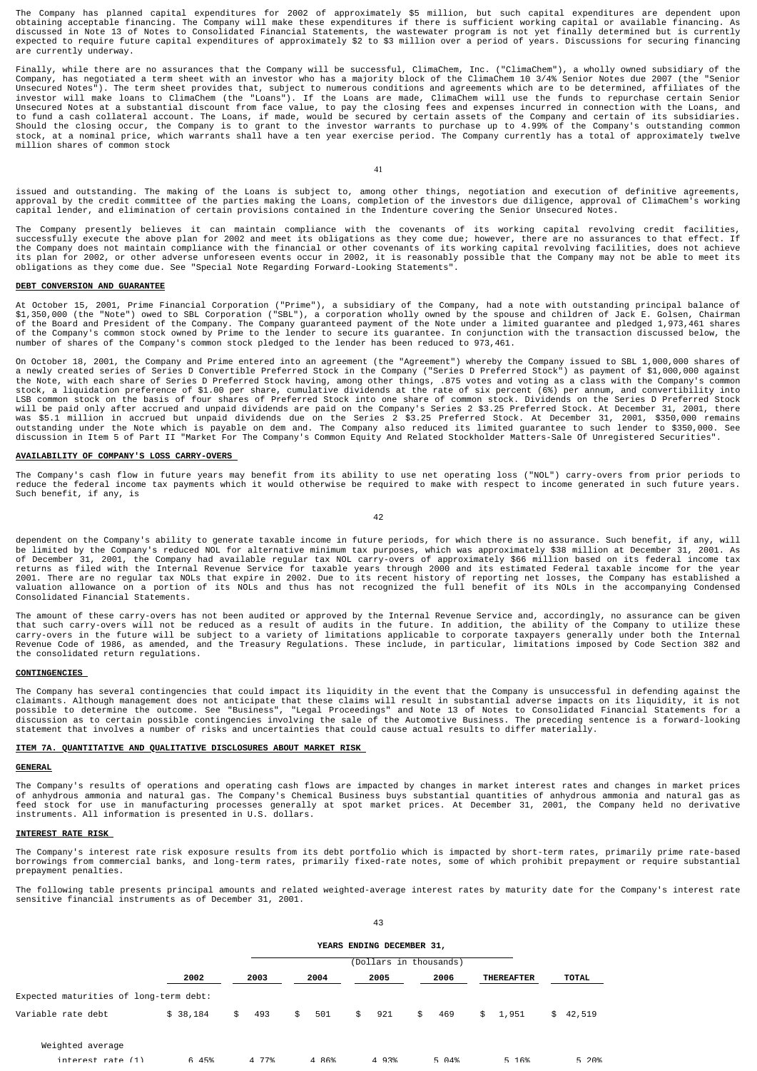The Company has planned capital expenditures for 2002 of approximately $5 million, but such capital expenditures are dependent upon obtaining acceptable financing. The Company will make these expenditures if there is sufficient working capital or available financing. As discussed in Note 13 of Notes to Consolidated Financial Statements, the wastewater program is not yet finally determined but is currently expected to require future capital expenditures of approximately $2 to $3 million over a period of years. Discussions for securing financing are currently underway.

Finally, while there are no assurances that the Company will be successful, ClimaChem, Inc. ("ClimaChem"), a wholly owned subsidiary of the Company, has negotiated a term sheet with an investor who has a majority block of the ClimaChem 10 3/4% Senior Notes due 2007 (the "Senior Unsecured Notes"). The term sheet provides that, subject to numerous conditions and agreements which are to be determined, affiliates of the investor will make loans to ClimaChem (the "Loans"). If the Loans are made, ClimaChem will use the funds to repurchase certain Senior Unsecured Notes at a substantial discount from face value, to pay the closing fees and expenses incurred in connection with the Loans, and to fund a cash collateral account. The Loans, if made, would be secured by certain assets of the Company and certain of its subsidiaries. Should the closing occur, the Company is to grant to the investor warrants to purchase up to 4.99% of the Company's outstanding common stock, at a nominal price, which warrants shall have a ten year exercise period. The Company currently has a total of approximately twelve million shares of common stock issued and outstanding. The making of the Loans is subject to, among other things, negotiation and execution of definitive agreements, approval by the credit committee of the parties making the Loans, completion of the investors due diligence, approval of ClimaChem's working capital lender, and elimination of certain provisions contained in the Indenture covering the Senior Unsecured Notes.

The Company presently believes it can maintain compliance with the covenants of its working capital revolving credit facilities, successfully execute the above plan for 2002 and meet its obligations as they come due; however, there are no assurances to that effect. If the Company does not maintain compliance with the financial or other covenants of its working capital revolving facilities, does not achieve its plan for 2002, or other adverse unforeseen events occur in 2002, it is reasonably possible that the Company may not be able to meet its obligations as they come due. See "Special Note Regarding Forward-Looking Statements".

**DEBT CONVERSION AND GUARANTEE**

At October 15, 2001, Prime Financial Corporation ("Prime"), a subsidiary of the Company, had a note with outstanding principal balance of $1,350,000 (the "Note") owed to SBL Corporation ("SBL"), a corporation wholly owned by the spouse and children of Jack E. Golsen, Chairman of the Board and President of the Company. The Company guaranteed payment of the Note under a limited guarantee and pledged 1,973,461 shares of the Company's common stock owned by Prime to the lender to secure its guarantee. In conjunction with the transaction discussed below, the number of shares of the Company's common stock pledged to the lender has been reduced to 973,461.

On October 18, 2001, the Company and Prime entered into an agreement (the "Agreement") whereby the Company issued to SBL 1,000,000 shares of a newly created series of Series D Convertible Preferred Stock in the Company ("Series D Preferred Stock") as payment of $1,000,000 against the Note, with each share of Series D Preferred Stock having, among other things, .875 votes and voting as a class with the Company's common stock, a liquidation preference of $1.00 per share, cumulative dividends at the rate of six percent (6%) per annum, and convertibility into LSB common stock on the basis of four shares of Preferred Stock into one share of common stock. Dividends on the Series D Preferred Stock will be paid only after accrued and unpaid dividends are paid on the Company's Series 2 $3.25 Preferred Stock. At December 31, 2001, there was $5.1 million in accrued but unpaid dividends due on the Series 2 $3.25 Preferred Stock. At December 31, 2001, $350,000 remains outstanding under the Note which is payable on dem and. The Company also reduced its limited guarantee to such lender to $350,000. See discussion in Item 5 of Part II "Market For The Company's Common Equity And Related Stockholder Matters-Sale Of Unregistered Securities".

**AVAILABILITY OF COMPANY'S LOSS CARRY-OVERS**

The Company's cash flow in future years may benefit from its ability to use net operating loss ("NOL") carry-overs from prior periods to reduce the federal income tax payments which it would otherwise be required to make with respect to income generated in such future years. Such benefit, if any, is dependent on the Company's ability to generate taxable income in future periods, for which there is no assurance. Such benefit, if any, will be limited by the Company's reduced NOL for alternative minimum tax purposes, which was approximately $38 million at December 31, 2001. As of December 31, 2001, the Company had available regular tax NOL carry-overs of approximately $66 million based on its federal income tax returns as filed with the Internal Revenue Service for taxable years through 2000 and its estimated Federal taxable income for the year 2001. There are no regular tax NOLs that expire in 2002. Due to its recent history of reporting net losses, the Company has established a valuation allowance on a portion of its NOLs and thus has not recognized the full benefit of its NOLs in the accompanying Condensed Consolidated Financial Statements.

The amount of these carry-overs has not been audited or approved by the Internal Revenue Service and, accordingly, no assurance can be given that such carry-overs will not be reduced as a result of audits in the future. In addition, the ability of the Company to utilize these carry-overs in the future will be subject to a variety of limitations applicable to corporate taxpayers generally under both the Internal Revenue Code of 1986, as amended, and the Treasury Regulations. These include, in particular, limitations imposed by Code Section 382 and the consolidated return regulations.

**CONTINGENCIES**

The Company has several contingencies that could impact its liquidity in the event that the Company is unsuccessful in defending against the claimants. Although management does not anticipate that these claims will result in substantial adverse impacts on its liquidity, it is not possible to determine the outcome. See "Business", "Legal Proceedings" and Note 13 of Notes to Consolidated Financial Statements for a discussion as to certain possible contingencies involving the sale of the Automotive Business. The preceding sentence is a forward-looking statement that involves a number of risks and uncertainties that could cause actual results to differ materially.

**ITEM 7A. QUANTITATIVE AND QUALITATIVE DISCLOSURES ABOUT MARKET RISK**

**GENERAL**

The Company's results of operations and operating cash flows are impacted by changes in market interest rates and changes in market prices of anhydrous ammonia and natural gas. The Company's Chemical Business buys substantial quantities of anhydrous ammonia and natural gas as feed stock for use in manufacturing processes generally at spot market prices. At December 31, 2001, the Company held no derivative instruments. All information is presented in U.S. dollars.

**INTEREST RATE RISK**

The Company's interest rate risk exposure results from its debt portfolio which is impacted by short-term rates, primarily prime rate-based borrowings from commercial banks, and long-term rates, primarily fixed-rate notes, some of which prohibit prepayment or require substantial prepayment penalties.

The following table presents principal amounts and related weighted-average interest rates by maturity date for the Company's interest rate sensitive financial instruments as of December 31, 2001.

| | YEARS ENDING DECEMBER 31, (Dollars in thousands) | | | | | | |
|---|---|---|---|---|---|---|---|
| | 2002 | 2003 | 2004 | 2005 | 2006 | THEREAFTER | TOTAL |
| Expected maturities of long-term debt: | | | | | | | |
| Variable rate debt | $ 38,184 | $ 493 | $ 501 | $ 921 | $ 469 | $ 1,951 | $ 42,519 |
| Weighted average interest rate (1) | 6.45% | 4.77% | 4.86% | 4.93% | 5.04% | 5.16% | 5.20% |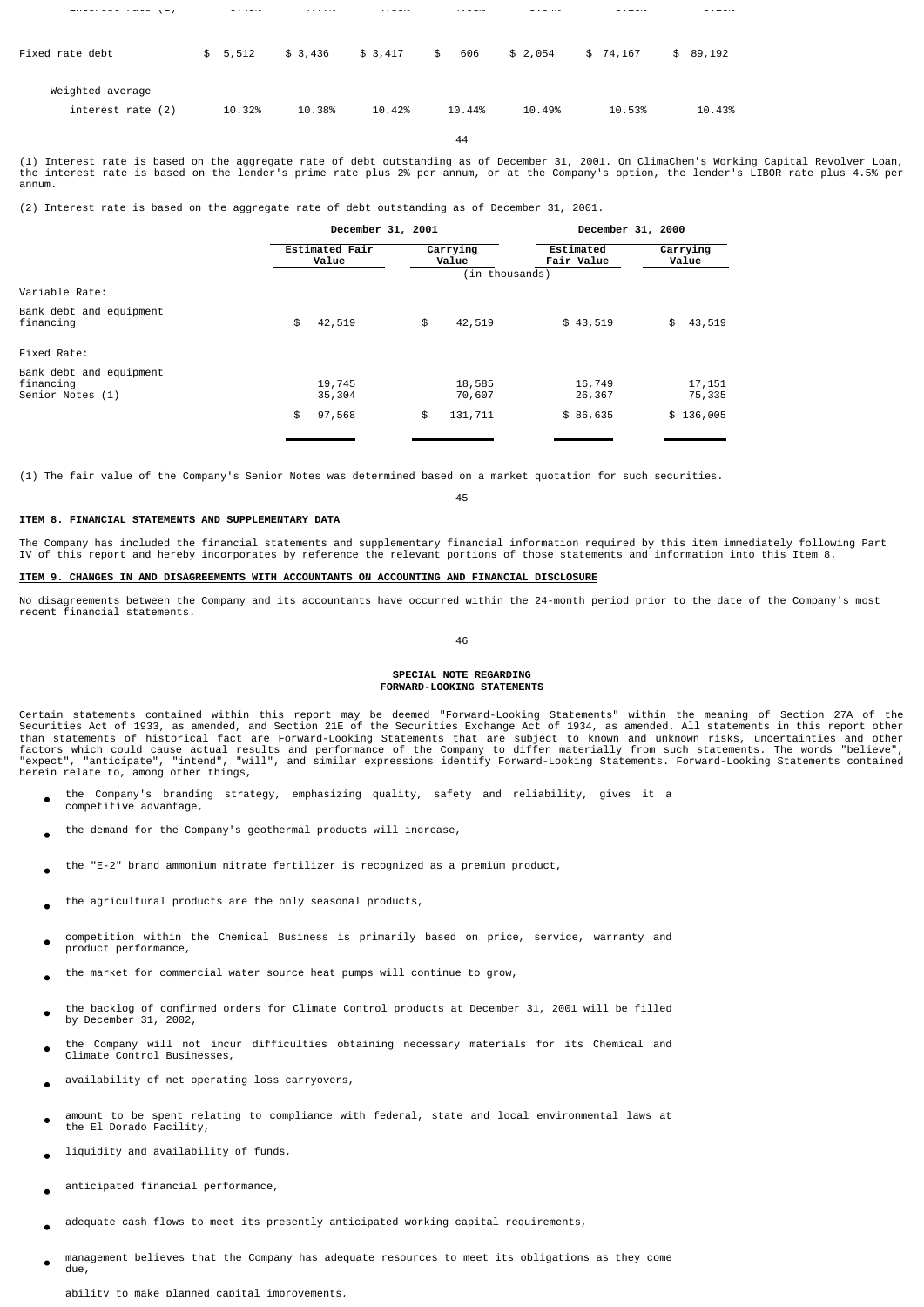| | | | | | | | |
|---|---|---|---|---|---|---|---|
| Fixed rate debt | $ 5,512 | $ 3,436 | $ 3,417 | $ 606 | $ 2,054 | $ 74,167 | $ 89,192 |
| Weighted average interest rate (2) | 10.32% | 10.38% | 10.42% | 10.44% | 10.49% | 10.53% | 10.43% |

(1) Interest rate is based on the aggregate rate of debt outstanding as of December 31, 2001. On ClimaChem's Working Capital Revolver Loan, the interest rate is based on the lender's prime rate plus 2% per annum, or at the Company's option, the lender's LIBOR rate plus 4.5% per annum.

(2) Interest rate is based on the aggregate rate of debt outstanding as of December 31, 2001.

| | December 31, 2001 | | December 31, 2000 | |
|---|---|---|---|---|
| | Estimated Fair Value | Carrying Value | Estimated Fair Value | Carrying Value |
| | (in thousands) | | | |
| Variable Rate: | | | | |
| Bank debt and equipment financing | $ 42,519 | $ 42,519 | $ 43,519 | $ 43,519 |
| Fixed Rate: | | | | |
| Bank debt and equipment financing | 19,745 | 18,585 | 16,749 | 17,151 |
| Senior Notes (1) | 35,304 | 70,607 | 26,367 | 75,335 |
| | $ 97,568 | $ 131,711 | $ 86,635 | $ 136,005 |

(1) The fair value of the Company's Senior Notes was determined based on a market quotation for such securities.

## ITEM 8. FINANCIAL STATEMENTS AND SUPPLEMENTARY DATA

The Company has included the financial statements and supplementary financial information required by this item immediately following Part IV of this report and hereby incorporates by reference the relevant portions of those statements and information into this Item 8.

## ITEM 9. CHANGES IN AND DISAGREEMENTS WITH ACCOUNTANTS ON ACCOUNTING AND FINANCIAL DISCLOSURE

No disagreements between the Company and its accountants have occurred within the 24-month period prior to the date of the Company's most recent financial statements.

## SPECIAL NOTE REGARDING FORWARD-LOOKING STATEMENTS

Certain statements contained within this report may be deemed "Forward-Looking Statements" within the meaning of Section 27A of the Securities Act of 1933, as amended, and Section 21E of the Securities Exchange Act of 1934, as amended. All statements in this report other than statements of historical fact are Forward-Looking Statements that are subject to known and unknown risks, uncertainties and other factors which could cause actual results and performance of the Company to differ materially from such statements. The words "believe", "expect", "anticipate", "intend", "will", and similar expressions identify Forward-Looking Statements. Forward-Looking Statements contained herein relate to, among other things,

- the Company's branding strategy, emphasizing quality, safety and reliability, gives it a competitive advantage,
- the demand for the Company's geothermal products will increase,
- the "E-2" brand ammonium nitrate fertilizer is recognized as a premium product,
- the agricultural products are the only seasonal products,
- competition within the Chemical Business is primarily based on price, service, warranty and product performance,
- the market for commercial water source heat pumps will continue to grow,
- the backlog of confirmed orders for Climate Control products at December 31, 2001 will be filled by December 31, 2002,
- the Company will not incur difficulties obtaining necessary materials for its Chemical and Climate Control Businesses,
- availability of net operating loss carryovers,
- amount to be spent relating to compliance with federal, state and local environmental laws at the El Dorado Facility,
- liquidity and availability of funds,
- anticipated financial performance,
- adequate cash flows to meet its presently anticipated working capital requirements,
- management believes that the Company has adequate resources to meet its obligations as they come due,
- ability to make planned capital improvements,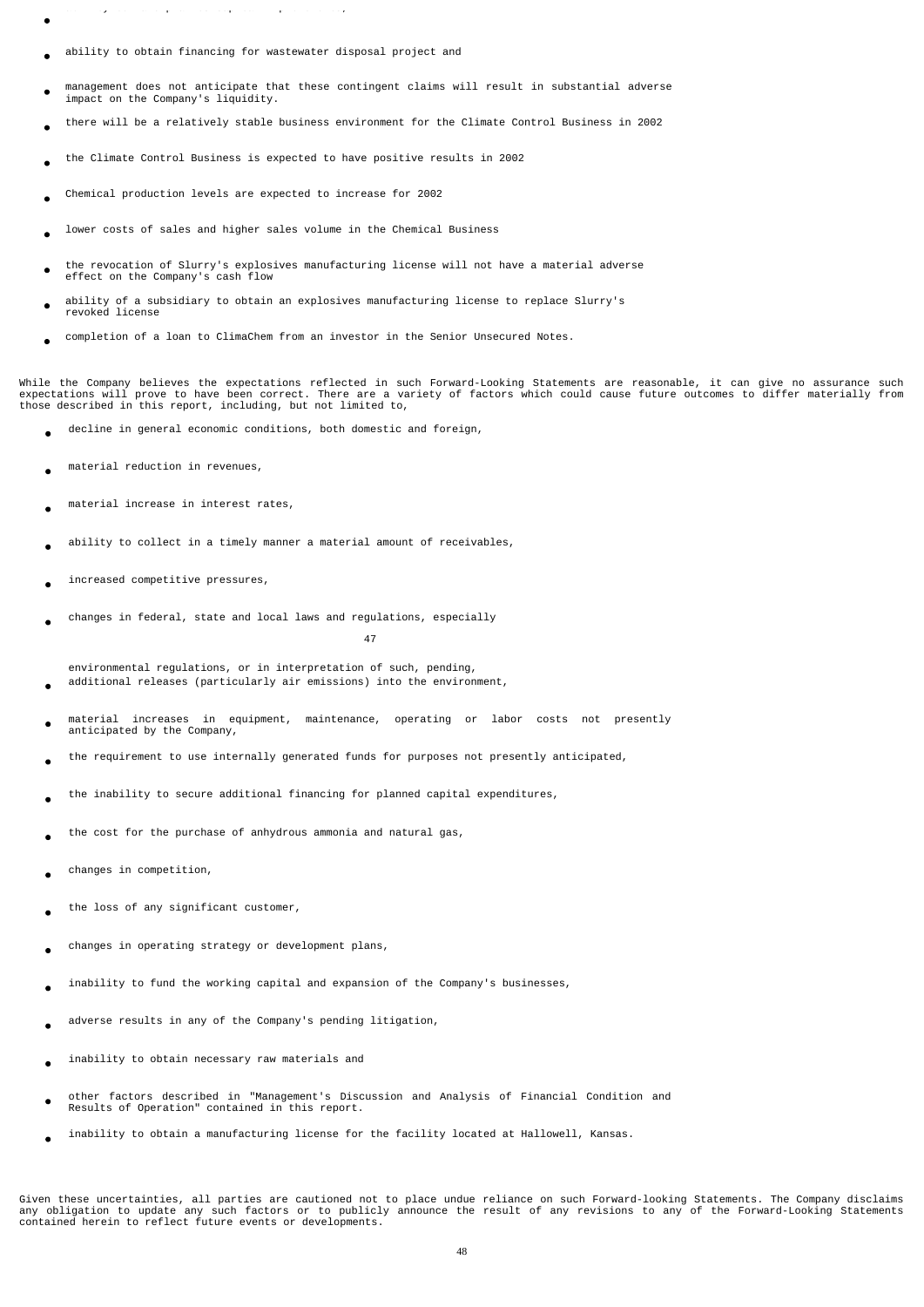- ability to obtain financing for wastewater disposal project and
- management does not anticipate that these contingent claims will result in substantial adverse impact on the Company's liquidity.
- there will be a relatively stable business environment for the Climate Control Business in 2002
- the Climate Control Business is expected to have positive results in 2002
- Chemical production levels are expected to increase for 2002
- lower costs of sales and higher sales volume in the Chemical Business
- the revocation of Slurry's explosives manufacturing license will not have a material adverse effect on the Company's cash flow
- ability of a subsidiary to obtain an explosives manufacturing license to replace Slurry's revoked license
- completion of a loan to ClimaChem from an investor in the Senior Unsecured Notes.

While the Company believes the expectations reflected in such Forward-Looking Statements are reasonable, it can give no assurance such expectations will prove to have been correct. There are a variety of factors which could cause future outcomes to differ materially from those described in this report, including, but not limited to,

- decline in general economic conditions, both domestic and foreign,
- material reduction in revenues,
- material increase in interest rates,
- ability to collect in a timely manner a material amount of receivables,
- increased competitive pressures,
- changes in federal, state and local laws and regulations, especially environmental regulations, or in interpretation of such, pending,
- additional releases (particularly air emissions) into the environment,
- material increases in equipment, maintenance, operating or labor costs not presently anticipated by the Company,
- the requirement to use internally generated funds for purposes not presently anticipated,
- the inability to secure additional financing for planned capital expenditures,
- the cost for the purchase of anhydrous ammonia and natural gas,
- changes in competition,
- the loss of any significant customer,
- changes in operating strategy or development plans,
- inability to fund the working capital and expansion of the Company's businesses,
- adverse results in any of the Company's pending litigation,
- inability to obtain necessary raw materials and
- other factors described in "Management's Discussion and Analysis of Financial Condition and Results of Operation" contained in this report.
- inability to obtain a manufacturing license for the facility located at Hallowell, Kansas.

Given these uncertainties, all parties are cautioned not to place undue reliance on such Forward-looking Statements. The Company disclaims any obligation to update any such factors or to publicly announce the result of any revisions to any of the Forward-Looking Statements contained herein to reflect future events or developments.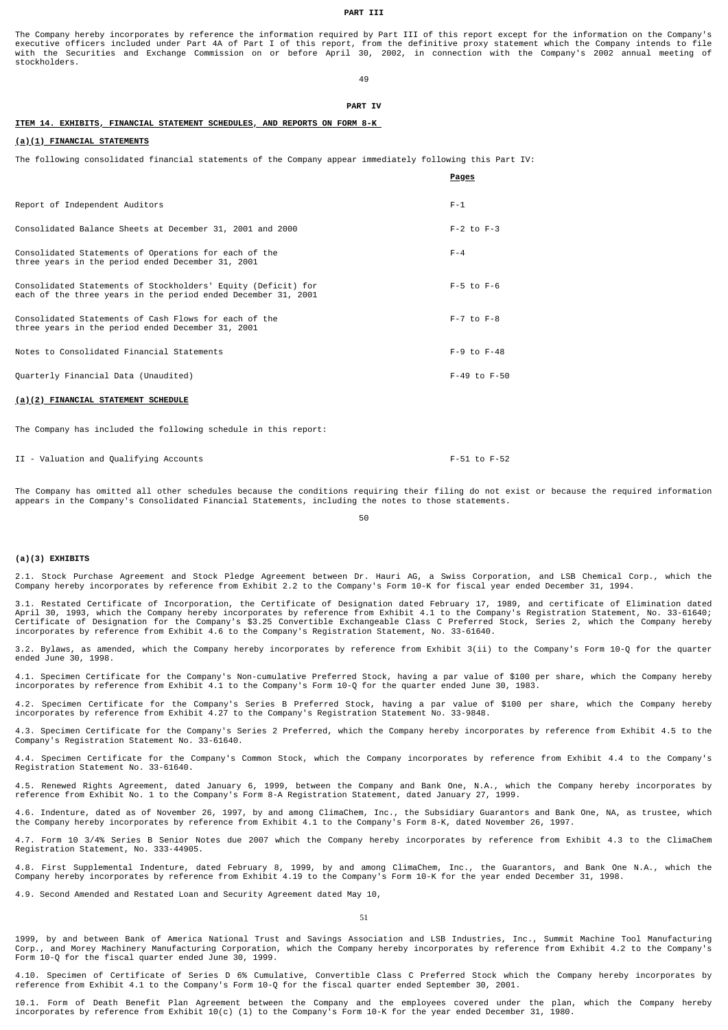**PART III**

The Company hereby incorporates by reference the information required by Part III of this report except for the information on the Company's executive officers included under Part 4A of Part I of this report, from the definitive proxy statement which the Company intends to file with the Securities and Exchange Commission on or before April 30, 2002, in connection with the Company's 2002 annual meeting of stockholders.

**PART IV**

**ITEM 14. EXHIBITS, FINANCIAL STATEMENT SCHEDULES, AND REPORTS ON FORM 8-K**

**(a)(1) FINANCIAL STATEMENTS**

The following consolidated financial statements of the Company appear immediately following this Part IV:

| | Pages |
|---|---|
| Report of Independent Auditors | F-1 |
| Consolidated Balance Sheets at December 31, 2001 and 2000 | F-2 to F-3 |
| Consolidated Statements of Operations for each of the three years in the period ended December 31, 2001 | F-4 |
| Consolidated Statements of Stockholders' Equity (Deficit) for each of the three years in the period ended December 31, 2001 | F-5 to F-6 |
| Consolidated Statements of Cash Flows for each of the three years in the period ended December 31, 2001 | F-7 to F-8 |
| Notes to Consolidated Financial Statements | F-9 to F-48 |
| Quarterly Financial Data (Unaudited) | F-49 to F-50 |

**(a)(2) FINANCIAL STATEMENT SCHEDULE**

The Company has included the following schedule in this report:

| | |
|---|---|
| II - Valuation and Qualifying Accounts | F-51 to F-52 |

The Company has omitted all other schedules because the conditions requiring their filing do not exist or because the required information appears in the Company's Consolidated Financial Statements, including the notes to those statements.

**(a)(3) EXHIBITS**

2.1. Stock Purchase Agreement and Stock Pledge Agreement between Dr. Hauri AG, a Swiss Corporation, and LSB Chemical Corp., which the Company hereby incorporates by reference from Exhibit 2.2 to the Company's Form 10-K for fiscal year ended December 31, 1994.

3.1. Restated Certificate of Incorporation, the Certificate of Designation dated February 17, 1989, and certificate of Elimination dated April 30, 1993, which the Company hereby incorporates by reference from Exhibit 4.1 to the Company's Registration Statement, No. 33-61640; Certificate of Designation for the Company's $3.25 Convertible Exchangeable Class C Preferred Stock, Series 2, which the Company hereby incorporates by reference from Exhibit 4.6 to the Company's Registration Statement, No. 33-61640.

3.2. Bylaws, as amended, which the Company hereby incorporates by reference from Exhibit 3(ii) to the Company's Form 10-Q for the quarter ended June 30, 1998.

4.1. Specimen Certificate for the Company's Non-cumulative Preferred Stock, having a par value of $100 per share, which the Company hereby incorporates by reference from Exhibit 4.1 to the Company's Form 10-Q for the quarter ended June 30, 1983.

4.2. Specimen Certificate for the Company's Series B Preferred Stock, having a par value of $100 per share, which the Company hereby incorporates by reference from Exhibit 4.27 to the Company's Registration Statement No. 33-9848.

4.3. Specimen Certificate for the Company's Series 2 Preferred, which the Company hereby incorporates by reference from Exhibit 4.5 to the Company's Registration Statement No. 33-61640.

4.4. Specimen Certificate for the Company's Common Stock, which the Company incorporates by reference from Exhibit 4.4 to the Company's Registration Statement No. 33-61640.

4.5. Renewed Rights Agreement, dated January 6, 1999, between the Company and Bank One, N.A., which the Company hereby incorporates by reference from Exhibit No. 1 to the Company's Form 8-A Registration Statement, dated January 27, 1999.

4.6. Indenture, dated as of November 26, 1997, by and among ClimaChem, Inc., the Subsidiary Guarantors and Bank One, NA, as trustee, which the Company hereby incorporates by reference from Exhibit 4.1 to the Company's Form 8-K, dated November 26, 1997.

4.7. Form 10 3/4% Series B Senior Notes due 2007 which the Company hereby incorporates by reference from Exhibit 4.3 to the ClimaChem Registration Statement, No. 333-44905.

4.8. First Supplemental Indenture, dated February 8, 1999, by and among ClimaChem, Inc., the Guarantors, and Bank One N.A., which the Company hereby incorporates by reference from Exhibit 4.19 to the Company's Form 10-K for the year ended December 31, 1998.

4.9. Second Amended and Restated Loan and Security Agreement dated May 10, 1999, by and between Bank of America National Trust and Savings Association and LSB Industries, Inc., Summit Machine Tool Manufacturing Corp., and Morey Machinery Manufacturing Corporation, which the Company hereby incorporates by reference from Exhibit 4.2 to the Company's Form 10-Q for the fiscal quarter ended June 30, 1999.

4.10. Specimen of Certificate of Series D 6% Cumulative, Convertible Class C Preferred Stock which the Company hereby incorporates by reference from Exhibit 4.1 to the Company's Form 10-Q for the fiscal quarter ended September 30, 2001.

10.1. Form of Death Benefit Plan Agreement between the Company and the employees covered under the plan, which the Company hereby incorporates by reference from Exhibit 10(c) (1) to the Company's Form 10-K for the year ended December 31, 1980.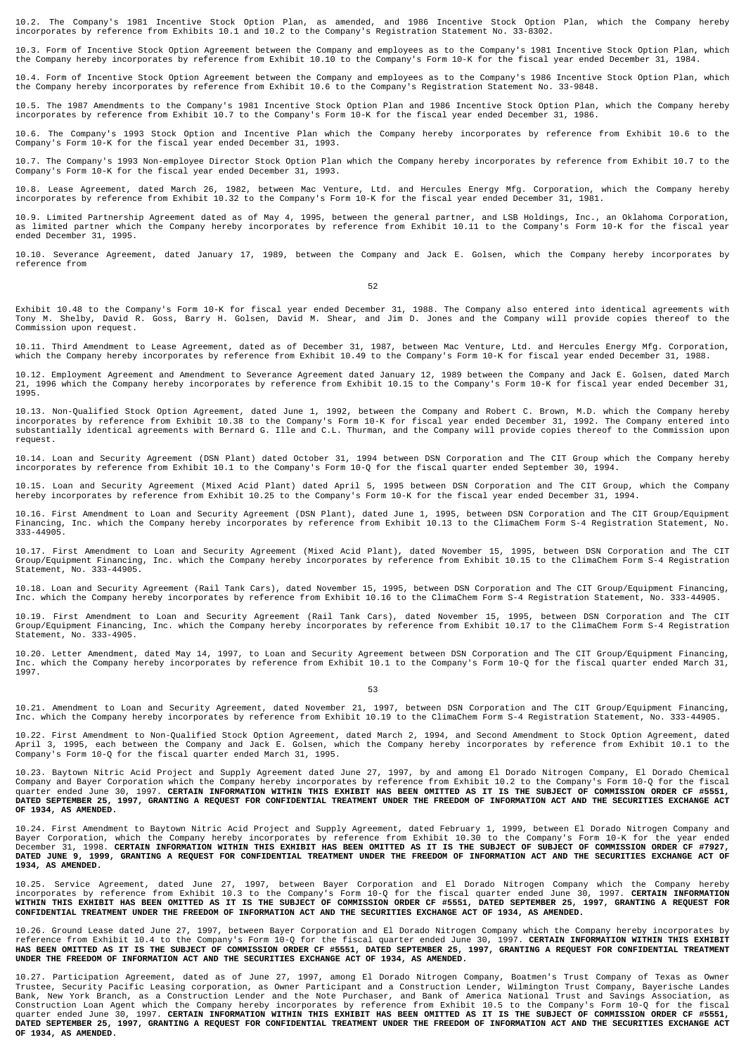10.2. The Company's 1981 Incentive Stock Option Plan, as amended, and 1986 Incentive Stock Option Plan, which the Company hereby incorporates by reference from Exhibits 10.1 and 10.2 to the Company's Registration Statement No. 33-8302.

10.3. Form of Incentive Stock Option Agreement between the Company and employees as to the Company's 1981 Incentive Stock Option Plan, which the Company hereby incorporates by reference from Exhibit 10.10 to the Company's Form 10-K for the fiscal year ended December 31, 1984.

10.4. Form of Incentive Stock Option Agreement between the Company and employees as to the Company's 1986 Incentive Stock Option Plan, which the Company hereby incorporates by reference from Exhibit 10.6 to the Company's Registration Statement No. 33-9848.

10.5. The 1987 Amendments to the Company's 1981 Incentive Stock Option Plan and 1986 Incentive Stock Option Plan, which the Company hereby incorporates by reference from Exhibit 10.7 to the Company's Form 10-K for the fiscal year ended December 31, 1986.

10.6. The Company's 1993 Stock Option and Incentive Plan which the Company hereby incorporates by reference from Exhibit 10.6 to the Company's Form 10-K for the fiscal year ended December 31, 1993.

10.7. The Company's 1993 Non-employee Director Stock Option Plan which the Company hereby incorporates by reference from Exhibit 10.7 to the Company's Form 10-K for the fiscal year ended December 31, 1993.

10.8. Lease Agreement, dated March 26, 1982, between Mac Venture, Ltd. and Hercules Energy Mfg. Corporation, which the Company hereby incorporates by reference from Exhibit 10.32 to the Company's Form 10-K for the fiscal year ended December 31, 1981.

10.9. Limited Partnership Agreement dated as of May 4, 1995, between the general partner, and LSB Holdings, Inc., an Oklahoma Corporation, as limited partner which the Company hereby incorporates by reference from Exhibit 10.11 to the Company's Form 10-K for the fiscal year ended December 31, 1995.

10.10. Severance Agreement, dated January 17, 1989, between the Company and Jack E. Golsen, which the Company hereby incorporates by reference from Exhibit 10.48 to the Company's Form 10-K for fiscal year ended December 31, 1988. The Company also entered into identical agreements with Tony M. Shelby, David R. Goss, Barry H. Golsen, David M. Shear, and Jim D. Jones and the Company will provide copies thereof to the Commission upon request.

10.11. Third Amendment to Lease Agreement, dated as of December 31, 1987, between Mac Venture, Ltd. and Hercules Energy Mfg. Corporation, which the Company hereby incorporates by reference from Exhibit 10.49 to the Company's Form 10-K for fiscal year ended December 31, 1988.

10.12. Employment Agreement and Amendment to Severance Agreement dated January 12, 1989 between the Company and Jack E. Golsen, dated March 21, 1996 which the Company hereby incorporates by reference from Exhibit 10.15 to the Company's Form 10-K for fiscal year ended December 31, 1995.

10.13. Non-Qualified Stock Option Agreement, dated June 1, 1992, between the Company and Robert C. Brown, M.D. which the Company hereby incorporates by reference from Exhibit 10.38 to the Company's Form 10-K for fiscal year ended December 31, 1992. The Company entered into substantially identical agreements with Bernard G. Ille and C.L. Thurman, and the Company will provide copies thereof to the Commission upon request.

10.14. Loan and Security Agreement (DSN Plant) dated October 31, 1994 between DSN Corporation and The CIT Group which the Company hereby incorporates by reference from Exhibit 10.1 to the Company's Form 10-Q for the fiscal quarter ended September 30, 1994.

10.15. Loan and Security Agreement (Mixed Acid Plant) dated April 5, 1995 between DSN Corporation and The CIT Group, which the Company hereby incorporates by reference from Exhibit 10.25 to the Company's Form 10-K for the fiscal year ended December 31, 1994.

10.16. First Amendment to Loan and Security Agreement (DSN Plant), dated June 1, 1995, between DSN Corporation and The CIT Group/Equipment Financing, Inc. which the Company hereby incorporates by reference from Exhibit 10.13 to the ClimaChem Form S-4 Registration Statement, No. 333-44905.

10.17. First Amendment to Loan and Security Agreement (Mixed Acid Plant), dated November 15, 1995, between DSN Corporation and The CIT Group/Equipment Financing, Inc. which the Company hereby incorporates by reference from Exhibit 10.15 to the ClimaChem Form S-4 Registration Statement, No. 333-44905.

10.18. Loan and Security Agreement (Rail Tank Cars), dated November 15, 1995, between DSN Corporation and The CIT Group/Equipment Financing, Inc. which the Company hereby incorporates by reference from Exhibit 10.16 to the ClimaChem Form S-4 Registration Statement, No. 333-44905.

10.19. First Amendment to Loan and Security Agreement (Rail Tank Cars), dated November 15, 1995, between DSN Corporation and The CIT Group/Equipment Financing, Inc. which the Company hereby incorporates by reference from Exhibit 10.17 to the ClimaChem Form S-4 Registration Statement, No. 333-4905.

10.20. Letter Amendment, dated May 14, 1997, to Loan and Security Agreement between DSN Corporation and The CIT Group/Equipment Financing, Inc. which the Company hereby incorporates by reference from Exhibit 10.1 to the Company's Form 10-Q for the fiscal quarter ended March 31, 1997.

10.21. Amendment to Loan and Security Agreement, dated November 21, 1997, between DSN Corporation and The CIT Group/Equipment Financing, Inc. which the Company hereby incorporates by reference from Exhibit 10.19 to the ClimaChem Form S-4 Registration Statement, No. 333-44905.

10.22. First Amendment to Non-Qualified Stock Option Agreement, dated March 2, 1994, and Second Amendment to Stock Option Agreement, dated April 3, 1995, each between the Company and Jack E. Golsen, which the Company hereby incorporates by reference from Exhibit 10.1 to the Company's Form 10-Q for the fiscal quarter ended March 31, 1995.

10.23. Baytown Nitric Acid Project and Supply Agreement dated June 27, 1997, by and among El Dorado Nitrogen Company, El Dorado Chemical Company and Bayer Corporation which the Company hereby incorporates by reference from Exhibit 10.2 to the Company's Form 10-Q for the fiscal quarter ended June 30, 1997. **CERTAIN INFORMATION WITHIN THIS EXHIBIT HAS BEEN OMITTED AS IT IS THE SUBJECT OF COMMISSION ORDER CF #5551, DATED SEPTEMBER 25, 1997, GRANTING A REQUEST FOR CONFIDENTIAL TREATMENT UNDER THE FREEDOM OF INFORMATION ACT AND THE SECURITIES EXCHANGE ACT OF 1934, AS AMENDED.**

10.24. First Amendment to Baytown Nitric Acid Project and Supply Agreement, dated February 1, 1999, between El Dorado Nitrogen Company and Bayer Corporation, which the Company hereby incorporates by reference from Exhibit 10.30 to the Company's Form 10-K for the year ended December 31, 1998. **CERTAIN INFORMATION WITHIN THIS EXHIBIT HAS BEEN OMITTED AS IT IS THE SUBJECT OF SUBJECT OF COMMISSION ORDER CF #7927, DATED JUNE 9, 1999, GRANTING A REQUEST FOR CONFIDENTIAL TREATMENT UNDER THE FREEDOM OF INFORMATION ACT AND THE SECURITIES EXCHANGE ACT OF 1934, AS AMENDED.**

10.25. Service Agreement, dated June 27, 1997, between Bayer Corporation and El Dorado Nitrogen Company which the Company hereby incorporates by reference from Exhibit 10.3 to the Company's Form 10-Q for the fiscal quarter ended June 30, 1997. **CERTAIN INFORMATION WITHIN THIS EXHIBIT HAS BEEN OMITTED AS IT IS THE SUBJECT OF COMMISSION ORDER CF #5551, DATED SEPTEMBER 25, 1997, GRANTING A REQUEST FOR CONFIDENTIAL TREATMENT UNDER THE FREEDOM OF INFORMATION ACT AND THE SECURITIES EXCHANGE ACT OF 1934, AS AMENDED.**

10.26. Ground Lease dated June 27, 1997, between Bayer Corporation and El Dorado Nitrogen Company which the Company hereby incorporates by reference from Exhibit 10.4 to the Company's Form 10-Q for the fiscal quarter ended June 30, 1997. **CERTAIN INFORMATION WITHIN THIS EXHIBIT HAS BEEN OMITTED AS IT IS THE SUBJECT OF COMMISSION ORDER CF #5551, DATED SEPTEMBER 25, 1997, GRANTING A REQUEST FOR CONFIDENTIAL TREATMENT UNDER THE FREEDOM OF INFORMATION ACT AND THE SECURITIES EXCHANGE ACT OF 1934, AS AMENDED.**

10.27. Participation Agreement, dated as of June 27, 1997, among El Dorado Nitrogen Company, Boatmen's Trust Company of Texas as Owner Trustee, Security Pacific Leasing corporation, as Owner Participant and a Construction Lender, Wilmington Trust Company, Bayerische Landes Bank, New York Branch, as a Construction Lender and the Note Purchaser, and Bank of America National Trust and Savings Association, as Construction Loan Agent which the Company hereby incorporates by reference from Exhibit 10.5 to the Company's Form 10-Q for the fiscal quarter ended June 30, 1997. **CERTAIN INFORMATION WITHIN THIS EXHIBIT HAS BEEN OMITTED AS IT IS THE SUBJECT OF COMMISSION ORDER CF #5551, DATED SEPTEMBER 25, 1997, GRANTING A REQUEST FOR CONFIDENTIAL TREATMENT UNDER THE FREEDOM OF INFORMATION ACT AND THE SECURITIES EXCHANGE ACT OF 1934, AS AMENDED.**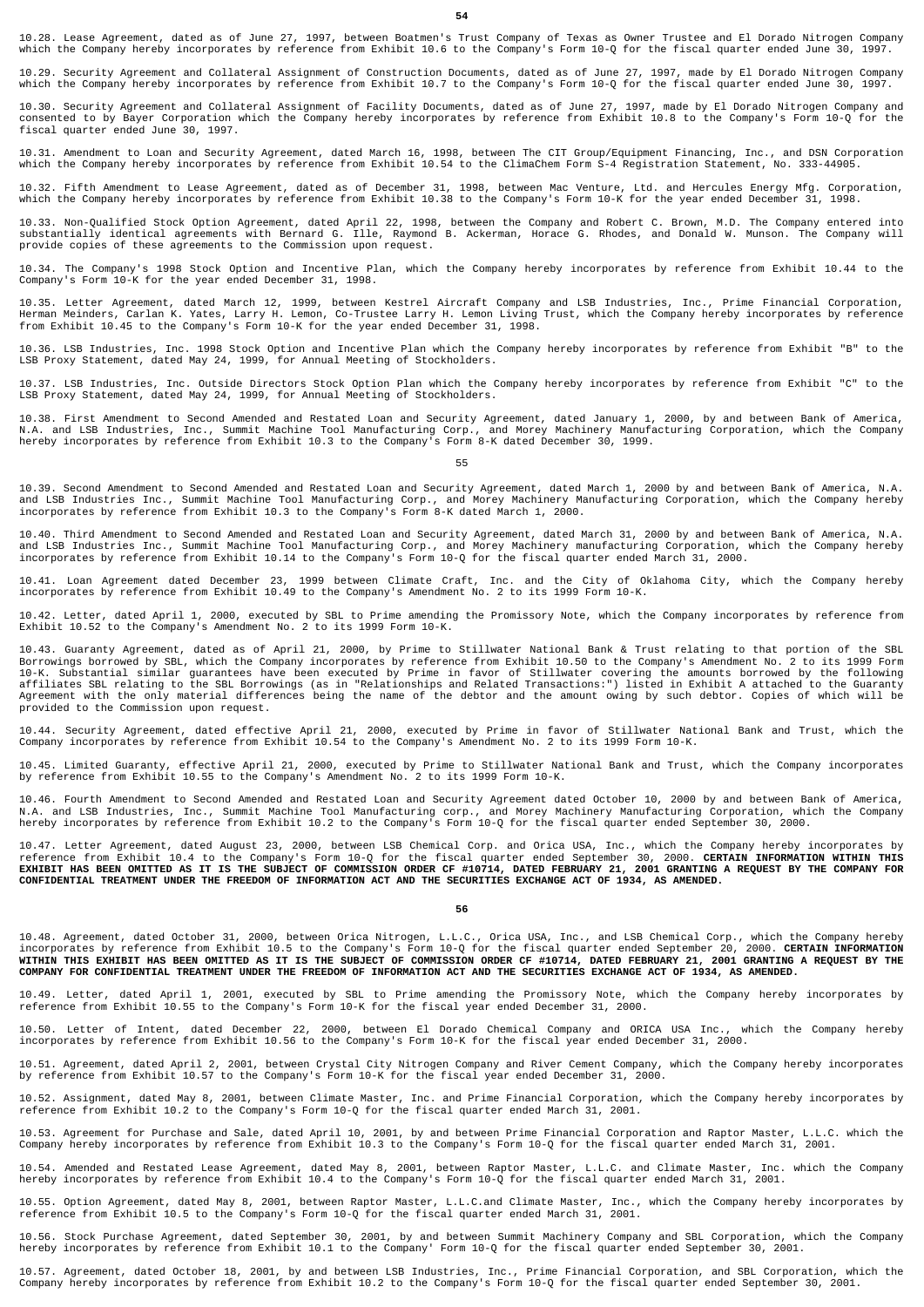10.28. Lease Agreement, dated as of June 27, 1997, between Boatmen's Trust Company of Texas as Owner Trustee and El Dorado Nitrogen Company which the Company hereby incorporates by reference from Exhibit 10.6 to the Company's Form 10-Q for the fiscal quarter ended June 30, 1997.

10.29. Security Agreement and Collateral Assignment of Construction Documents, dated as of June 27, 1997, made by El Dorado Nitrogen Company which the Company hereby incorporates by reference from Exhibit 10.7 to the Company's Form 10-Q for the fiscal quarter ended June 30, 1997.

10.30. Security Agreement and Collateral Assignment of Facility Documents, dated as of June 27, 1997, made by El Dorado Nitrogen Company and consented to by Bayer Corporation which the Company hereby incorporates by reference from Exhibit 10.8 to the Company's Form 10-Q for the fiscal quarter ended June 30, 1997.

10.31. Amendment to Loan and Security Agreement, dated March 16, 1998, between The CIT Group/Equipment Financing, Inc., and DSN Corporation which the Company hereby incorporates by reference from Exhibit 10.54 to the ClimaChem Form S-4 Registration Statement, No. 333-44905.

10.32. Fifth Amendment to Lease Agreement, dated as of December 31, 1998, between Mac Venture, Ltd. and Hercules Energy Mfg. Corporation, which the Company hereby incorporates by reference from Exhibit 10.38 to the Company's Form 10-K for the year ended December 31, 1998.

10.33. Non-Qualified Stock Option Agreement, dated April 22, 1998, between the Company and Robert C. Brown, M.D. The Company entered into substantially identical agreements with Bernard G. Ille, Raymond B. Ackerman, Horace G. Rhodes, and Donald W. Munson. The Company will provide copies of these agreements to the Commission upon request.

10.34. The Company's 1998 Stock Option and Incentive Plan, which the Company hereby incorporates by reference from Exhibit 10.44 to the Company's Form 10-K for the year ended December 31, 1998.

10.35. Letter Agreement, dated March 12, 1999, between Kestrel Aircraft Company and LSB Industries, Inc., Prime Financial Corporation, Herman Meinders, Carlan K. Yates, Larry H. Lemon, Co-Trustee Larry H. Lemon Living Trust, which the Company hereby incorporates by reference from Exhibit 10.45 to the Company's Form 10-K for the year ended December 31, 1998.

10.36. LSB Industries, Inc. 1998 Stock Option and Incentive Plan which the Company hereby incorporates by reference from Exhibit "B" to the LSB Proxy Statement, dated May 24, 1999, for Annual Meeting of Stockholders.

10.37. LSB Industries, Inc. Outside Directors Stock Option Plan which the Company hereby incorporates by reference from Exhibit "C" to the LSB Proxy Statement, dated May 24, 1999, for Annual Meeting of Stockholders.

10.38. First Amendment to Second Amended and Restated Loan and Security Agreement, dated January 1, 2000, by and between Bank of America, N.A. and LSB Industries, Inc., Summit Machine Tool Manufacturing Corp., and Morey Machinery Manufacturing Corporation, which the Company hereby incorporates by reference from Exhibit 10.3 to the Company's Form 8-K dated December 30, 1999.

10.39. Second Amendment to Second Amended and Restated Loan and Security Agreement, dated March 1, 2000 by and between Bank of America, N.A. and LSB Industries Inc., Summit Machine Tool Manufacturing Corp., and Morey Machinery Manufacturing Corporation, which the Company hereby incorporates by reference from Exhibit 10.3 to the Company's Form 8-K dated March 1, 2000.

10.40. Third Amendment to Second Amended and Restated Loan and Security Agreement, dated March 31, 2000 by and between Bank of America, N.A. and LSB Industries Inc., Summit Machine Tool Manufacturing Corp., and Morey Machinery manufacturing Corporation, which the Company hereby incorporates by reference from Exhibit 10.14 to the Company's Form 10-Q for the fiscal quarter ended March 31, 2000.

10.41. Loan Agreement dated December 23, 1999 between Climate Craft, Inc. and the City of Oklahoma City, which the Company hereby incorporates by reference from Exhibit 10.49 to the Company's Amendment No. 2 to its 1999 Form 10-K.

10.42. Letter, dated April 1, 2000, executed by SBL to Prime amending the Promissory Note, which the Company incorporates by reference from Exhibit 10.52 to the Company's Amendment No. 2 to its 1999 Form 10-K.

10.43. Guaranty Agreement, dated as of April 21, 2000, by Prime to Stillwater National Bank & Trust relating to that portion of the SBL Borrowings borrowed by SBL, which the Company incorporates by reference from Exhibit 10.50 to the Company's Amendment No. 2 to its 1999 Form 10-K. Substantial similar guarantees have been executed by Prime in favor of Stillwater covering the amounts borrowed by the following affiliates SBL relating to the SBL Borrowings (as in "Relationships and Related Transactions:") listed in Exhibit A attached to the Guaranty Agreement with the only material differences being the name of the debtor and the amount owing by such debtor. Copies of which will be provided to the Commission upon request.

10.44. Security Agreement, dated effective April 21, 2000, executed by Prime in favor of Stillwater National Bank and Trust, which the Company incorporates by reference from Exhibit 10.54 to the Company's Amendment No. 2 to its 1999 Form 10-K.

10.45. Limited Guaranty, effective April 21, 2000, executed by Prime to Stillwater National Bank and Trust, which the Company incorporates by reference from Exhibit 10.55 to the Company's Amendment No. 2 to its 1999 Form 10-K.

10.46. Fourth Amendment to Second Amended and Restated Loan and Security Agreement dated October 10, 2000 by and between Bank of America, N.A. and LSB Industries, Inc., Summit Machine Tool Manufacturing corp., and Morey Machinery Manufacturing Corporation, which the Company hereby incorporates by reference from Exhibit 10.2 to the Company's Form 10-Q for the fiscal quarter ended September 30, 2000.

10.47. Letter Agreement, dated August 23, 2000, between LSB Chemical Corp. and Orica USA, Inc., which the Company hereby incorporates by reference from Exhibit 10.4 to the Company's Form 10-Q for the fiscal quarter ended September 30, 2000. **CERTAIN INFORMATION WITHIN THIS EXHIBIT HAS BEEN OMITTED AS IT IS THE SUBJECT OF COMMISSION ORDER CF #10714, DATED FEBRUARY 21, 2001 GRANTING A REQUEST BY THE COMPANY FOR CONFIDENTIAL TREATMENT UNDER THE FREEDOM OF INFORMATION ACT AND THE SECURITIES EXCHANGE ACT OF 1934, AS AMENDED.**

10.48. Agreement, dated October 31, 2000, between Orica Nitrogen, L.L.C., Orica USA, Inc., and LSB Chemical Corp., which the Company hereby incorporates by reference from Exhibit 10.5 to the Company's Form 10-Q for the fiscal quarter ended September 20, 2000. **CERTAIN INFORMATION WITHIN THIS EXHIBIT HAS BEEN OMITTED AS IT IS THE SUBJECT OF COMMISSION ORDER CF #10714, DATED FEBRUARY 21, 2001 GRANTING A REQUEST BY THE COMPANY FOR CONFIDENTIAL TREATMENT UNDER THE FREEDOM OF INFORMATION ACT AND THE SECURITIES EXCHANGE ACT OF 1934, AS AMENDED.**

10.49. Letter, dated April 1, 2001, executed by SBL to Prime amending the Promissory Note, which the Company hereby incorporates by reference from Exhibit 10.55 to the Company's Form 10-K for the fiscal year ended December 31, 2000.

10.50. Letter of Intent, dated December 22, 2000, between El Dorado Chemical Company and ORICA USA Inc., which the Company hereby incorporates by reference from Exhibit 10.56 to the Company's Form 10-K for the fiscal year ended December 31, 2000.

10.51. Agreement, dated April 2, 2001, between Crystal City Nitrogen Company and River Cement Company, which the Company hereby incorporates by reference from Exhibit 10.57 to the Company's Form 10-K for the fiscal year ended December 31, 2000.

10.52. Assignment, dated May 8, 2001, between Climate Master, Inc. and Prime Financial Corporation, which the Company hereby incorporates by reference from Exhibit 10.2 to the Company's Form 10-Q for the fiscal quarter ended March 31, 2001.

10.53. Agreement for Purchase and Sale, dated April 10, 2001, by and between Prime Financial Corporation and Raptor Master, L.L.C. which the Company hereby incorporates by reference from Exhibit 10.3 to the Company's Form 10-Q for the fiscal quarter ended March 31, 2001.

10.54. Amended and Restated Lease Agreement, dated May 8, 2001, between Raptor Master, L.L.C. and Climate Master, Inc. which the Company hereby incorporates by reference from Exhibit 10.4 to the Company' Form 10-Q for the fiscal quarter ended March 31, 2001.

10.55. Option Agreement, dated May 8, 2001, between Raptor Master, L.L.C.and Climate Master, Inc., which the Company hereby incorporates by reference from Exhibit 10.5 to the Company's Form 10-Q for the fiscal quarter ended March 31, 2001.

10.56. Stock Purchase Agreement, dated September 30, 2001, by and between Summit Machinery Company and SBL Corporation, which the Company hereby incorporates by reference from Exhibit 10.1 to the Company' Form 10-Q for the fiscal quarter ended September 30, 2001.

10.57. Agreement, dated October 18, 2001, by and between LSB Industries, Inc., Prime Financial Corporation, and SBL Corporation, which the Company hereby incorporates by reference from Exhibit 10.2 to the Company's Form 10-Q for the fiscal quarter ended September 30, 2001.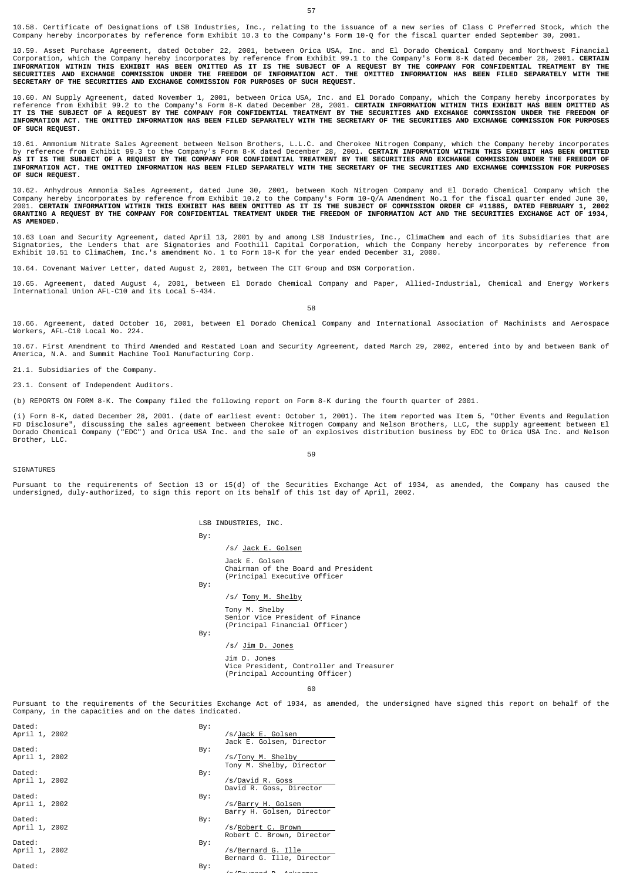10.58. Certificate of Designations of LSB Industries, Inc., relating to the issuance of a new series of Class C Preferred Stock, which the Company hereby incorporates by reference form Exhibit 10.3 to the Company's Form 10-Q for the fiscal quarter ended September 30, 2001.

10.59. Asset Purchase Agreement, dated October 22, 2001, between Orica USA, Inc. and El Dorado Chemical Company and Northwest Financial Corporation, which the Company hereby incorporates by reference from Exhibit 99.1 to the Company's Form 8-K dated December 28, 2001. **CERTAIN INFORMATION WITHIN THIS EXHIBIT HAS BEEN OMITTED AS IT IS THE SUBJECT OF A REQUEST BY THE COMPANY FOR CONFIDENTIAL TREATMENT BY THE SECURITIES AND EXCHANGE COMMISSION UNDER THE FREEDOM OF INFORMATION ACT. THE OMITTED INFORMATION HAS BEEN FILED SEPARATELY WITH THE SECRETARY OF THE SECURITIES AND EXCHANGE COMMISSION FOR PURPOSES OF SUCH REQUEST.**

10.60. AN Supply Agreement, dated November 1, 2001, between Orica USA, Inc. and El Dorado Company, which the Company hereby incorporates by reference from Exhibit 99.2 to the Company's Form 8-K dated December 28, 2001. **CERTAIN INFORMATION WITHIN THIS EXHIBIT HAS BEEN OMITTED AS IT IS THE SUBJECT OF A REQUEST BY THE COMPANY FOR CONFIDENTIAL TREATMENT BY THE SECURITIES AND EXCHANGE COMMISSION UNDER THE FREEDOM OF INFORMATION ACT. THE OMITTED INFORMATION HAS BEEN FILED SEPARATELY WITH THE SECRETARY OF THE SECURITIES AND EXCHANGE COMMISSION FOR PURPOSES OF SUCH REQUEST.**

10.61. Ammonium Nitrate Sales Agreement between Nelson Brothers, L.L.C. and Cherokee Nitrogen Company, which the Company hereby incorporates by reference from Exhibit 99.3 to the Company's Form 8-K dated December 28, 2001. **CERTAIN INFORMATION WITHIN THIS EXHIBIT HAS BEEN OMITTED AS IT IS THE SUBJECT OF A REQUEST BY THE COMPANY FOR CONFIDENTIAL TREATMENT BY THE SECURITIES AND EXCHANGE COMMISSION UNDER THE FREEDOM OF INFORMATION ACT. THE OMITTED INFORMATION HAS BEEN FILED SEPARATELY WITH THE SECRETARY OF THE SECURITIES AND EXCHANGE COMMISSION FOR PURPOSES OF SUCH REQUEST.**

10.62. Anhydrous Ammonia Sales Agreement, dated June 30, 2001, between Koch Nitrogen Company and El Dorado Chemical Company which the Company hereby incorporates by reference from Exhibit 10.2 to the Company's Form 10-Q/A Amendment No.1 for the fiscal quarter ended June 30, 2001. **CERTAIN INFORMATION WITHIN THIS EXHIBIT HAS BEEN OMITTED AS IT IS THE SUBJECT OF COMMISSION ORDER CF #11885, DATED FEBRUARY 1, 2002 GRANTING A REQUEST BY THE COMPANY FOR CONFIDENTIAL TREATMENT UNDER THE FREEDOM OF INFORMATION ACT AND THE SECURITIES EXCHANGE ACT OF 1934, AS AMENDED.**

10.63 Loan and Security Agreement, dated April 13, 2001 by and among LSB Industries, Inc., ClimaChem and each of its Subsidiaries that are Signatories, the Lenders that are Signatories and Foothill Capital Corporation, which the Company hereby incorporates by reference from Exhibit 10.51 to ClimaChem, Inc.'s amendment No. 1 to Form 10-K for the year ended December 31, 2000.

10.64. Covenant Waiver Letter, dated August 2, 2001, between The CIT Group and DSN Corporation.

10.65. Agreement, dated August 4, 2001, between El Dorado Chemical Company and Paper, Allied-Industrial, Chemical and Energy Workers International Union AFL-C10 and its Local 5-434.

10.66. Agreement, dated October 16, 2001, between El Dorado Chemical Company and International Association of Machinists and Aerospace Workers, AFL-C10 Local No. 224.

10.67. First Amendment to Third Amended and Restated Loan and Security Agreement, dated March 29, 2002, entered into by and between Bank of America, N.A. and Summit Machine Tool Manufacturing Corp.

21.1. Subsidiaries of the Company.

23.1. Consent of Independent Auditors.

(b) REPORTS ON FORM 8-K. The Company filed the following report on Form 8-K during the fourth quarter of 2001.

(i) Form 8-K, dated December 28, 2001. (date of earliest event: October 1, 2001). The item reported was Item 5, "Other Events and Regulation FD Disclosure", discussing the sales agreement between Cherokee Nitrogen Company and Nelson Brothers, LLC, the supply agreement between El Dorado Chemical Company ("EDC") and Orica USA Inc. and the sale of an explosives distribution business by EDC to Orica USA Inc. and Nelson Brother, LLC.

SIGNATURES

Pursuant to the requirements of Section 13 or 15(d) of the Securities Exchange Act of 1934, as amended, the Company has caused the undersigned, duly-authorized, to sign this report on its behalf of this 1st day of April, 2002.

LSB INDUSTRIES, INC.

By:

/s/ Jack E. Golsen

Jack E. Golsen
Chairman of the Board and President
(Principal Executive Officer)

By:

/s/ Tony M. Shelby

Tony M. Shelby
Senior Vice President of Finance
(Principal Financial Officer)

By:

/s/ Jim D. Jones

Jim D. Jones
Vice President, Controller and Treasurer
(Principal Accounting Officer)

Pursuant to the requirements of the Securities Exchange Act of 1934, as amended, the undersigned have signed this report on behalf of the Company, in the capacities and on the dates indicated.

| | | |
|---|---|---|
| Dated: April 1, 2002 | By: | /s/Jack E. Golsen<br>Jack E. Golsen, Director |
| Dated: April 1, 2002 | By: | /s/Tony M. Shelby<br>Tony M. Shelby, Director |
| Dated: April 1, 2002 | By: | /s/David R. Goss<br>David R. Goss, Director |
| Dated: April 1, 2002 | By: | /s/Barry H. Golsen<br>Barry H. Golsen, Director |
| Dated: April 1, 2002 | By: | /s/Robert C. Brown<br>Robert C. Brown, Director |
| Dated: April 1, 2002 | By: | /s/Bernard G. Ille<br>Bernard G. Ille, Director |
| Dated: | By: | /s/Raymond B. Ackerman |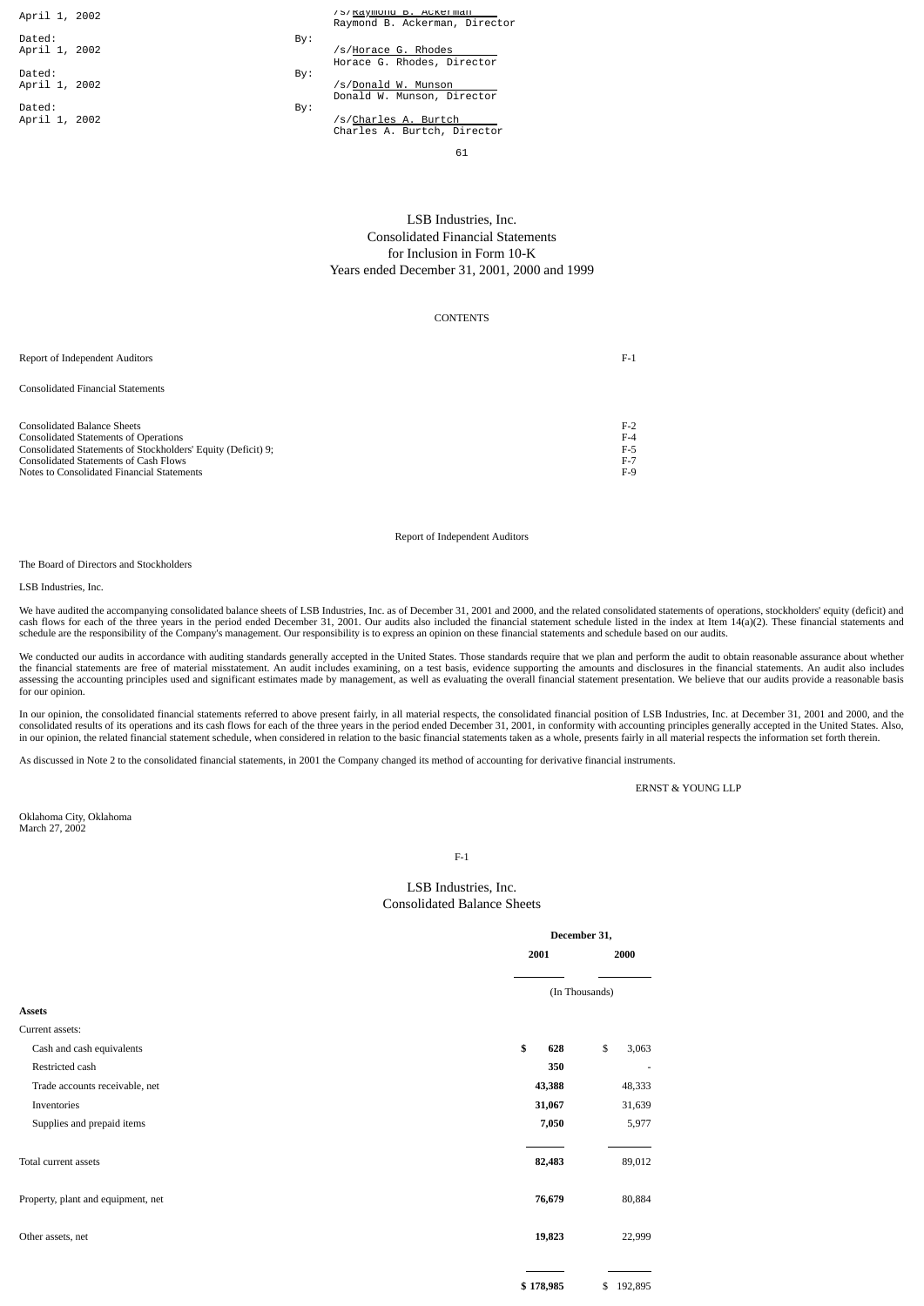| | | |
|---|---|---|
| April 1, 2002 | | /s/Raymond B. Ackerman<br>Raymond B. Ackerman, Director |
| Dated:<br>April 1, 2002 | By: | /s/Horace G. Rhodes<br>Horace G. Rhodes, Director |
| Dated:<br>April 1, 2002 | By: | /s/Donald W. Munson<br>Donald W. Munson, Director |
| Dated:<br>April 1, 2002 | By: | /s/Charles A. Burtch<br>Charles A. Burtch, Director |

# LSB Industries, Inc.
## Consolidated Financial Statements
## for Inclusion in Form 10-K
## Years ended December 31, 2001, 2000 and 1999

CONTENTS

| | |
|---|---|
| Report of Independent Auditors | F-1 |
| Consolidated Financial Statements | |
| Consolidated Balance Sheets | F-2 |
| Consolidated Statements of Operations | F-4 |
| Consolidated Statements of Stockholders' Equity (Deficit) 9; | F-5 |
| Consolidated Statements of Cash Flows | F-7 |
| Notes to Consolidated Financial Statements | F-9 |

## Report of Independent Auditors

The Board of Directors and Stockholders

LSB Industries, Inc.

We have audited the accompanying consolidated balance sheets of LSB Industries, Inc. as of December 31, 2001 and 2000, and the related consolidated statements of operations, stockholders' equity (deficit) and cash flows for each of the three years in the period ended December 31, 2001. Our audits also included the financial statement schedule listed in the index at Item 14(a)(2). These financial statements and schedule are the responsibility of the Company's management. Our responsibility is to express an opinion on these financial statements and schedule based on our audits.

We conducted our audits in accordance with auditing standards generally accepted in the United States. Those standards require that we plan and perform the audit to obtain reasonable assurance about whether the financial statements are free of material misstatement. An audit includes examining, on a test basis, evidence supporting the amounts and disclosures in the financial statements. An audit also includes assessing the accounting principles used and significant estimates made by management, as well as evaluating the overall financial statement presentation. We believe that our audits provide a reasonable basis for our opinion.

In our opinion, the consolidated financial statements referred to above present fairly, in all material respects, the consolidated financial position of LSB Industries, Inc. at December 31, 2001 and 2000, and the consolidated results of its operations and its cash flows for each of the three years in the period ended December 31, 2001, in conformity with accounting principles generally accepted in the United States. Also, in our opinion, the related financial statement schedule, when considered in relation to the basic financial statements taken as a whole, presents fairly in all material respects the information set forth therein.

As discussed in Note 2 to the consolidated financial statements, in 2001 the Company changed its method of accounting for derivative financial instruments.

ERNST & YOUNG LLP

Oklahoma City, Oklahoma
March 27, 2002

# LSB Industries, Inc.
## Consolidated Balance Sheets

| | December 31, 2001 | December 31, 2000 |
|---|---|---|
| | (In Thousands) | |
| **Assets** | | |
| Current assets: | | |
| Cash and cash equivalents | **$ 628** | $ 3,063 |
| Restricted cash | **350** | - |
| Trade accounts receivable, net | **43,388** | 48,333 |
| Inventories | **31,067** | 31,639 |
| Supplies and prepaid items | **7,050** | 5,977 |
| Total current assets | **82,483** | 89,012 |
| Property, plant and equipment, net | **76,679** | 80,884 |
| Other assets, net | **19,823** | 22,999 |
| | **$ 178,985** | $ 192,895 |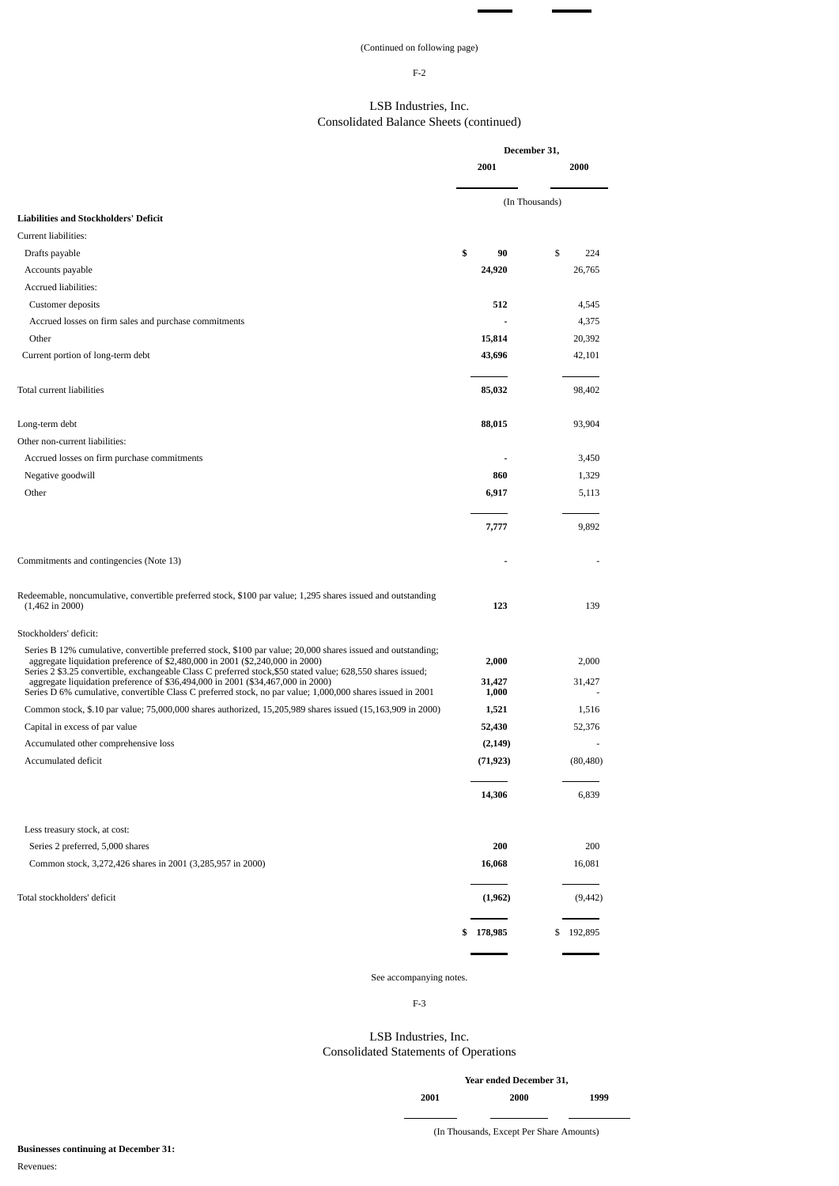(Continued on following page)

## LSB Industries, Inc.
## Consolidated Balance Sheets (continued)

| | December 31, 2001 | December 31, 2000 |
|---|---|---|
| | (In Thousands) | |
| **Liabilities and Stockholders' Deficit** | | |
| Current liabilities: | | |
| Drafts payable | **$ 90** | $ 224 |
| Accounts payable | **24,920** | 26,765 |
| Accrued liabilities: | | |
| Customer deposits | **512** | 4,545 |
| Accrued losses on firm sales and purchase commitments | **-** | 4,375 |
| Other | **15,814** | 20,392 |
| Current portion of long-term debt | **43,696** | 42,101 |
| Total current liabilities | **85,032** | 98,402 |
| Long-term debt | **88,015** | 93,904 |
| Other non-current liabilities: | | |
| Accrued losses on firm purchase commitments | **-** | 3,450 |
| Negative goodwill | **860** | 1,329 |
| Other | **6,917** | 5,113 |
| | **7,777** | 9,892 |
| Commitments and contingencies (Note 13) | **-** | - |
| Redeemable, noncumulative, convertible preferred stock, $100 par value; 1,295 shares issued and outstanding (1,462 in 2000) | **123** | 139 |
| Stockholders' deficit: | | |
| Series B 12% cumulative, convertible preferred stock, $100 par value; 20,000 shares issued and outstanding; aggregate liquidation preference of $2,480,000 in 2001 ($2,240,000 in 2000) | **2,000** | 2,000 |
| Series 2 $3.25 convertible, exchangeable Class C preferred stock,$50 stated value; 628,550 shares issued; aggregate liquidation preference of $36,494,000 in 2001 ($34,467,000 in 2000) | **31,427** | 31,427 |
| Series D 6% cumulative, convertible Class C preferred stock, no par value; 1,000,000 shares issued in 2001 | **1,000** | - |
| Common stock, $.10 par value; 75,000,000 shares authorized, 15,205,989 shares issued (15,163,909 in 2000) | **1,521** | 1,516 |
| Capital in excess of par value | **52,430** | 52,376 |
| Accumulated other comprehensive loss | **(2,149)** | - |
| Accumulated deficit | **(71,923)** | (80,480) |
| | **14,306** | 6,839 |
| Less treasury stock, at cost: | | |
| Series 2 preferred, 5,000 shares | **200** | 200 |
| Common stock, 3,272,426 shares in 2001 (3,285,957 in 2000) | **16,068** | 16,081 |
| Total stockholders' deficit | **(1,962)** | (9,442) |
| | **$ 178,985** | $ 192,895 |

See accompanying notes.

## LSB Industries, Inc.
## Consolidated Statements of Operations

| | Year ended December 31, 2001 | 2000 | 1999 |
|---|---|---|---|
| | (In Thousands, Except Per Share Amounts) | | |
| **Businesses continuing at December 31:** | | | |
| Revenues: | | | |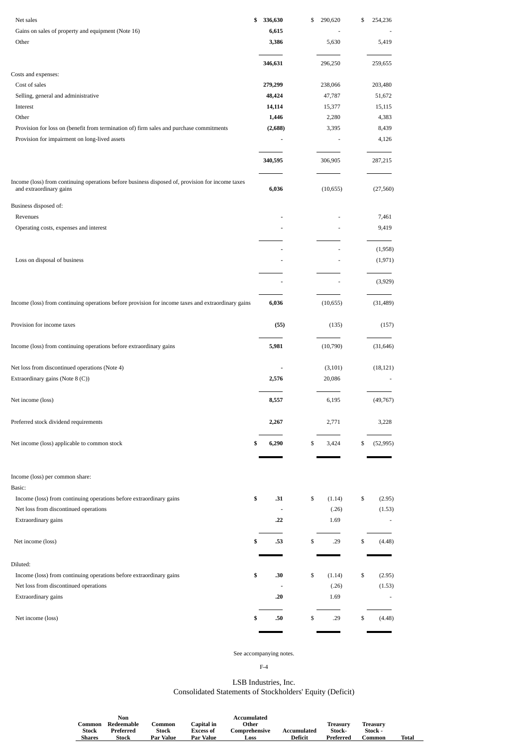| | | | |
|---|---|---|---|
| Net sales | **$ 336,630** | $ 290,620 | $ 254,236 |
| Gains on sales of property and equipment (Note 16) | **6,615** | - | - |
| Other | **3,386** | 5,630 | 5,419 |
| | **346,631** | 296,250 | 259,655 |
| Costs and expenses: | | | |
| Cost of sales | **279,299** | 238,066 | 203,480 |
| Selling, general and administrative | **48,424** | 47,787 | 51,672 |
| Interest | **14,114** | 15,377 | 15,115 |
| Other | **1,446** | 2,280 | 4,383 |
| Provision for loss on (benefit from termination of) firm sales and purchase commitments | **(2,688)** | 3,395 | 8,439 |
| Provision for impairment on long-lived assets | **-** | - | 4,126 |
| | **340,595** | 306,905 | 287,215 |
| Income (loss) from continuing operations before business disposed of, provision for income taxes and extraordinary gains | **6,036** | (10,655) | (27,560) |
| Business disposed of: | | | |
| Revenues | **-** | - | 7,461 |
| Operating costs, expenses and interest | **-** | - | 9,419 |
| | **-** | - | (1,958) |
| Loss on disposal of business | **-** | - | (1,971) |
| | **-** | - | (3,929) |
| Income (loss) from continuing operations before provision for income taxes and extraordinary gains | **6,036** | (10,655) | (31,489) |
| Provision for income taxes | **(55)** | (135) | (157) |
| Income (loss) from continuing operations before extraordinary gains | **5,981** | (10,790) | (31,646) |
| Net loss from discontinued operations (Note 4) | **-** | (3,101) | (18,121) |
| Extraordinary gains (Note 8 (C)) | **2,576** | 20,086 | - |
| Net income (loss) | **8,557** | 6,195 | (49,767) |
| Preferred stock dividend requirements | **2,267** | 2,771 | 3,228 |
| Net income (loss) applicable to common stock | **$ 6,290** | $ 3,424 | $ (52,995) |
| Income (loss) per common share: | | | |
| Basic: | | | |
| Income (loss) from continuing operations before extraordinary gains | **$ .31** | $ (1.14) | $ (2.95) |
| Net loss from discontinued operations | **-** | (.26) | (1.53) |
| Extraordinary gains | **.22** | 1.69 | - |
| Net income (loss) | **$ .53** | $ .29 | $ (4.48) |
| Diluted: | | | |
| Income (loss) from continuing operations before extraordinary gains | **$ .30** | $ (1.14) | $ (2.95) |
| Net loss from discontinued operations | **-** | (.26) | (1.53) |
| Extraordinary gains | **.20** | 1.69 | - |
| Net income (loss) | **$ .50** | $ .29 | $ (4.48) |

See accompanying notes.

F-4

LSB Industries, Inc.
Consolidated Statements of Stockholders' Equity (Deficit)

| Common Stock Shares | Non Redeemable Preferred Stock | Common Stock Par Value | Capital in Excess of Par Value | Accumulated Other Comprehensive Loss | Accumulated Deficit | Treasury Stock-Preferred | Treasury Stock - Common | Total |
|---|---|---|---|---|---|---|---|---|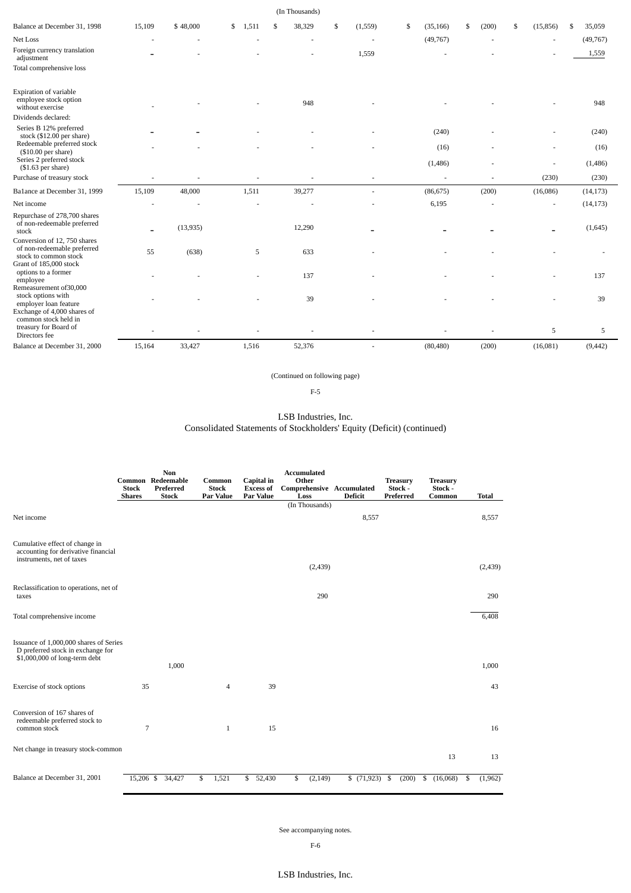| | Common Stock Shares | Non Redeemable Preferred Stock | Common Stock Par Value | Capital in Excess of Par Value | Accumulated Other Comprehensive Loss | Accumulated Deficit | Treasury Stock - Preferred | Treasury Stock - Common | Total |
|---|---|---|---|---|---|---|---|---|---|
| | | | | | (In Thousands) | | | | |
| Balance at December 31, 1998 | 15,109 | $ 48,000 | $ 1,511 | $ 38,329 | $ (1,559) | $ (35,166) | $ (200) | $ (15,856) | $ 35,059 |
| Net Loss | - | - | - | - | - | (49,767) | - | - | (49,767) |
| Foreign currency translation adjustment | - | - | - | - | 1,559 | - | - | - | 1,559 |
| Total comprehensive loss | | | | | | | | | |
| Expiration of variable employee stock option without exercise | - | - | - | 948 | - | - | - | - | 948 |
| Dividends declared: | | | | | | | | | |
| Series B 12% preferred stock ($12.00 per share) | - | - | - | - | - | (240) | - | - | (240) |
| Redeemable preferred stock ($10.00 per share) | - | - | - | - | - | (16) | - | - | (16) |
| Series 2 preferred stock ($1.63 per share) | | | | | | (1,486) | - | - | (1,486) |
| Purchase of treasury stock | - | - | - | - | - | - | - | (230) | (230) |
| Balance at December 31, 1999 | 15,109 | 48,000 | 1,511 | 39,277 | - | (86,675) | (200) | (16,086) | (14,173) |
| Net income | - | - | - | - | - | 6,195 | - | - | (14,173) |
| Repurchase of 278,700 shares of non-redeemable preferred stock | - | (13,935) | | 12,290 | - | - | - | - | (1,645) |
| Conversion of 12, 750 shares of non-redeemable preferred stock to common stock | 55 | (638) | 5 | 633 | - | - | - | - | - |
| Grant of 185,000 stock options to a former employee | - | - | - | 137 | - | - | - | - | 137 |
| Remeasurement of30,000 stock options with employer loan feature | - | - | - | 39 | - | - | - | - | 39 |
| Exchange of 4,000 shares of common stock held in treasury for Board of Directors fee | - | - | - | - | - | - | - | 5 | 5 |
| Balance at December 31, 2000 | 15,164 | 33,427 | 1,516 | 52,376 | - | (80,480) | (200) | (16,081) | (9,442) |

(Continued on following page)

LSB Industries, Inc.
Consolidated Statements of Stockholders' Equity (Deficit) (continued)

| | Common Stock Shares | Non Redeemable Preferred Stock | Common Stock Par Value | Capital in Excess of Par Value | Accumulated Other Comprehensive Loss | Accumulated Deficit | Treasury Stock - Preferred | Treasury Stock - Common | Total |
|---|---|---|---|---|---|---|---|---|---|
| | | | | | (In Thousands) | | | | |
| Net income | | | | | | 8,557 | | | 8,557 |
| Cumulative effect of change in accounting for derivative financial instruments, net of taxes | | | | | (2,439) | | | | (2,439) |
| Reclassification to operations, net of taxes | | | | | 290 | | | | 290 |
| Total comprehensive income | | | | | | | | | 6,408 |
| Issuance of 1,000,000 shares of Series D preferred stock in exchange for $1,000,000 of long-term debt | | 1,000 | | | | | | | 1,000 |
| Exercise of stock options | 35 | | 4 | 39 | | | | | 43 |
| Conversion of 167 shares of redeemable preferred stock to common stock | 7 | | 1 | 15 | | | | | 16 |
| Net change in treasury stock-common | | | | | | | | 13 | 13 |
| Balance at December 31, 2001 | 15,206 | $ 34,427 | $ 1,521 | $ 52,430 | $ (2,149) | $ (71,923) | $ (200) | $ (16,068) | $ (1,962) |

See accompanying notes.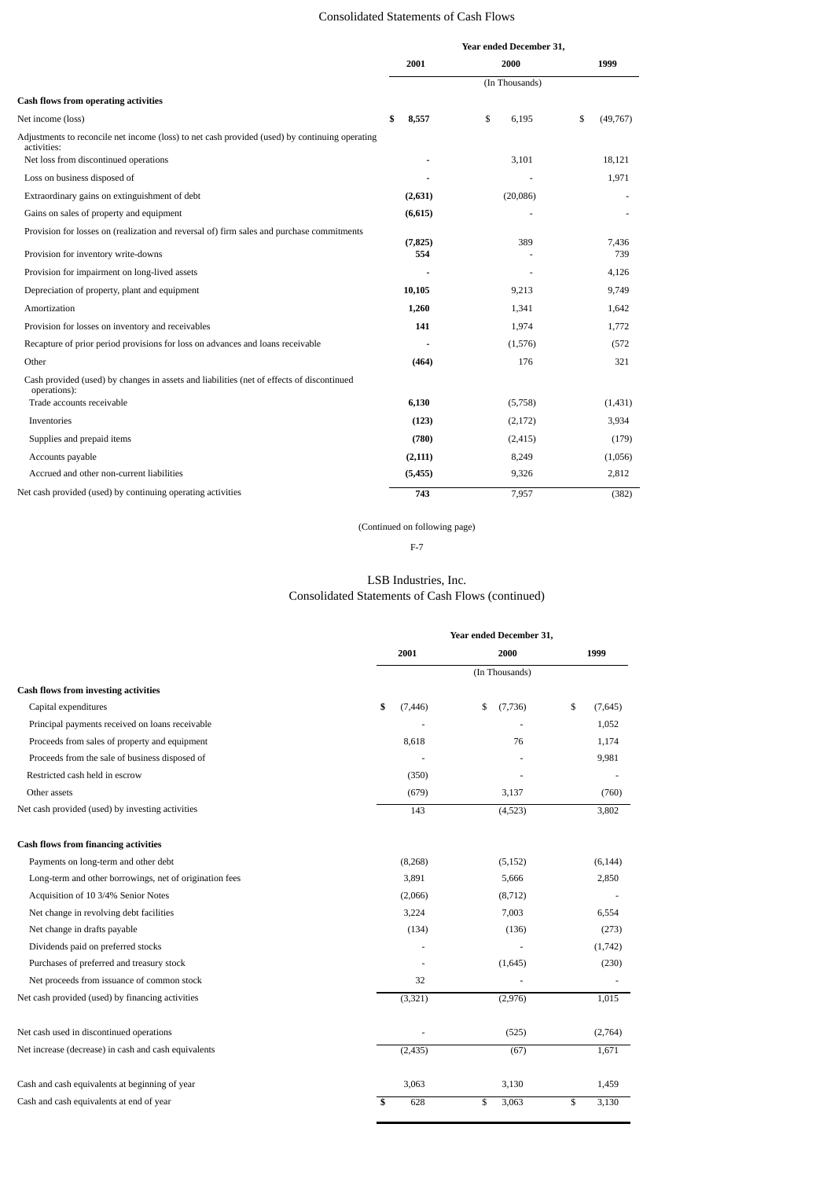## Consolidated Statements of Cash Flows

| | Year ended December 31, | | |
|---|---|---|---|
| | 2001 | 2000 | 1999 |
| | (In Thousands) | | |
| **Cash flows from operating activities** | | | |
| Net income (loss) | **$ 8,557** | $ 6,195 | $ (49,767) |
| Adjustments to reconcile net income (loss) to net cash provided (used) by continuing operating activities: | | | |
| Net loss from discontinued operations | **-** | 3,101 | 18,121 |
| Loss on business disposed of | **-** | - | 1,971 |
| Extraordinary gains on extinguishment of debt | **(2,631)** | (20,086) | - |
| Gains on sales of property and equipment | **(6,615)** | - | - |
| Provision for losses on (realization and reversal of) firm sales and purchase commitments | **(7,825)** | 389 | 7,436 |
| Provision for inventory write-downs | **554** | - | 739 |
| Provision for impairment on long-lived assets | **-** | - | 4,126 |
| Depreciation of property, plant and equipment | **10,105** | 9,213 | 9,749 |
| Amortization | **1,260** | 1,341 | 1,642 |
| Provision for losses on inventory and receivables | **141** | 1,974 | 1,772 |
| Recapture of prior period provisions for loss on advances and loans receivable | **-** | (1,576) | (572 |
| Other | **(464)** | 176 | 321 |
| Cash provided (used) by changes in assets and liabilities (net of effects of discontinued operations): | | | |
| Trade accounts receivable | **6,130** | (5,758) | (1,431) |
| Inventories | **(123)** | (2,172) | 3,934 |
| Supplies and prepaid items | **(780)** | (2,415) | (179) |
| Accounts payable | **(2,111)** | 8,249 | (1,056) |
| Accrued and other non-current liabilities | **(5,455)** | 9,326 | 2,812 |
| Net cash provided (used) by continuing operating activities | **743** | 7,957 | (382) |

(Continued on following page)

## LSB Industries, Inc.
## Consolidated Statements of Cash Flows (continued)

| | Year ended December 31, | | |
|---|---|---|---|
| | 2001 | 2000 | 1999 |
| | (In Thousands) | | |
| **Cash flows from investing activities** | | | |
| Capital expenditures | $ (7,446) | $ (7,736) | $ (7,645) |
| Principal payments received on loans receivable | - | - | 1,052 |
| Proceeds from sales of property and equipment | 8,618 | 76 | 1,174 |
| Proceeds from the sale of business disposed of | - | - | 9,981 |
| Restricted cash held in escrow | (350) | - | - |
| Other assets | (679) | 3,137 | (760) |
| Net cash provided (used) by investing activities | 143 | (4,523) | 3,802 |
| | | | |
| **Cash flows from financing activities** | | | |
| Payments on long-term and other debt | (8,268) | (5,152) | (6,144) |
| Long-term and other borrowings, net of origination fees | 3,891 | 5,666 | 2,850 |
| Acquisition of 10 3/4% Senior Notes | (2,066) | (8,712) | - |
| Net change in revolving debt facilities | 3,224 | 7,003 | 6,554 |
| Net change in drafts payable | (134) | (136) | (273) |
| Dividends paid on preferred stocks | - | - | (1,742) |
| Purchases of preferred and treasury stock | - | (1,645) | (230) |
| Net proceeds from issuance of common stock | 32 | - | - |
| Net cash provided (used) by financing activities | (3,321) | (2,976) | 1,015 |
| | | | |
| Net cash used in discontinued operations | - | (525) | (2,764) |
| Net increase (decrease) in cash and cash equivalents | (2,435) | (67) | 1,671 |
| | | | |
| Cash and cash equivalents at beginning of year | 3,063 | 3,130 | 1,459 |
| Cash and cash equivalents at end of year | $ 628 | $ 3,063 | $ 3,130 |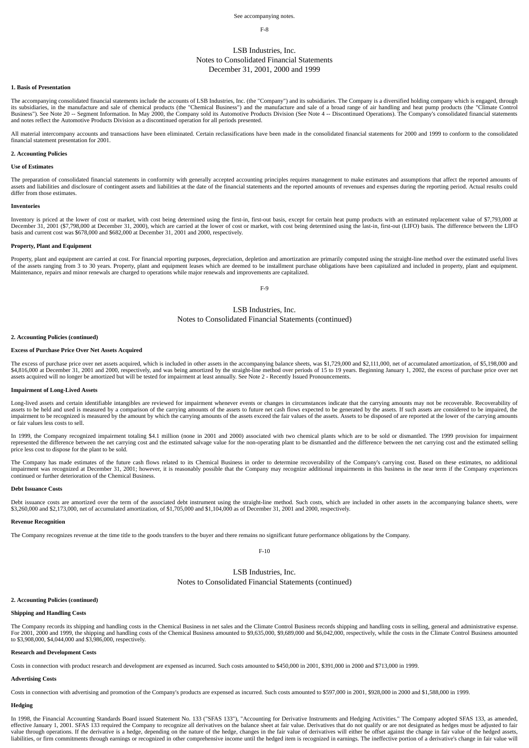See accompanying notes.

# LSB Industries, Inc.
## Notes to Consolidated Financial Statements
## December 31, 2001, 2000 and 1999

**1. Basis of Presentation**

The accompanying consolidated financial statements include the accounts of LSB Industries, Inc. (the "Company") and its subsidiaries. The Company is a diversified holding company which is engaged, through its subsidiaries, in the manufacture and sale of chemical products (the "Chemical Business") and the manufacture and sale of a broad range of air handling and heat pump products (the "Climate Control Business"). See Note 20 -- Segment Information. In May 2000, the Company sold its Automotive Products Division (See Note 4 -- Discontinued Operations). The Company's consolidated financial statements and notes reflect the Automotive Products Division as a discontinued operation for all periods presented.

All material intercompany accounts and transactions have been eliminated. Certain reclassifications have been made in the consolidated financial statements for 2000 and 1999 to conform to the consolidated financial statement presentation for 2001.

**2. Accounting Policies**

**Use of Estimates**

The preparation of consolidated financial statements in conformity with generally accepted accounting principles requires management to make estimates and assumptions that affect the reported amounts of assets and liabilities and disclosure of contingent assets and liabilities at the date of the financial statements and the reported amounts of revenues and expenses during the reporting period. Actual results could differ from those estimates.

**Inventories**

Inventory is priced at the lower of cost or market, with cost being determined using the first-in, first-out basis, except for certain heat pump products with an estimated replacement value of $7,793,000 at December 31, 2001 ($7,798,000 at December 31, 2000), which are carried at the lower of cost or market, with cost being determined using the last-in, first-out (LIFO) basis. The difference between the LIFO basis and current cost was $678,000 and $682,000 at December 31, 2001 and 2000, respectively.

**Property, Plant and Equipment**

Property, plant and equipment are carried at cost. For financial reporting purposes, depreciation, depletion and amortization are primarily computed using the straight-line method over the estimated useful lives of the assets ranging from 3 to 30 years. Property, plant and equipment leases which are deemed to be installment purchase obligations have been capitalized and included in property, plant and equipment. Maintenance, repairs and minor renewals are charged to operations while major renewals and improvements are capitalized.

**2. Accounting Policies (continued)**

**Excess of Purchase Price Over Net Assets Acquired**

The excess of purchase price over net assets acquired, which is included in other assets in the accompanying balance sheets, was $1,729,000 and $2,111,000, net of accumulated amortization, of $5,198,000 and $4,816,000 at December 31, 2001 and 2000, respectively, and was being amortized by the straight-line method over periods of 15 to 19 years. Beginning January 1, 2002, the excess of purchase price over net assets acquired will no longer be amortized but will be tested for impairment at least annually. See Note 2 - Recently Issued Pronouncements.

**Impairment of Long-Lived Assets**

Long-lived assets and certain identifiable intangibles are reviewed for impairment whenever events or changes in circumstances indicate that the carrying amounts may not be recoverable. Recoverability of assets to be held and used is measured by a comparison of the carrying amounts of the assets to future net cash flows expected to be generated by the assets. If such assets are considered to be impaired, the impairment to be recognized is measured by the amount by which the carrying amounts of the assets exceed the fair values of the assets. Assets to be disposed of are reported at the lower of the carrying amounts or fair values less costs to sell.

In 1999, the Company recognized impairment totaling $4.1 million (none in 2001 and 2000) associated with two chemical plants which are to be sold or dismantled. The 1999 provision for impairment represented the difference between the net carrying cost and the estimated salvage value for the non-operating plant to be dismantled and the difference between the net carrying cost and the estimated selling price less cost to dispose for the plant to be sold.

The Company has made estimates of the future cash flows related to its Chemical Business in order to determine recoverability of the Company's carrying cost. Based on these estimates, no additional impairment was recognized at December 31, 2001; however, it is reasonably possible that the Company may recognize additional impairments in this business in the near term if the Company experiences continued or further deterioration of the Chemical Business.

**Debt Issuance Costs**

Debt issuance costs are amortized over the term of the associated debt instrument using the straight-line method. Such costs, which are included in other assets in the accompanying balance sheets, were $3,260,000 and $2,173,000, net of accumulated amortization, of $1,705,000 and $1,104,000 as of December 31, 2001 and 2000, respectively.

**Revenue Recognition**

The Company recognizes revenue at the time title to the goods transfers to the buyer and there remains no significant future performance obligations by the Company.

**2. Accounting Policies (continued)**

**Shipping and Handling Costs**

The Company records its shipping and handling costs in the Chemical Business in net sales and the Climate Control Business records shipping and handling costs in selling, general and administrative expense. For 2001, 2000 and 1999, the shipping and handling costs of the Chemical Business amounted to $9,635,000, $9,689,000 and $6,042,000, respectively, while the costs in the Climate Control Business amounted to $3,908,000, $4,044,000 and $3,986,000, respectively.

**Research and Development Costs**

Costs in connection with product research and development are expensed as incurred. Such costs amounted to $450,000 in 2001, $391,000 in 2000 and $713,000 in 1999.

**Advertising Costs**

Costs in connection with advertising and promotion of the Company's products are expensed as incurred. Such costs amounted to $597,000 in 2001, $928,000 in 2000 and $1,588,000 in 1999.

**Hedging**

In 1998, the Financial Accounting Standards Board issued Statement No. 133 ("SFAS 133"), "Accounting for Derivative Instruments and Hedging Activities." The Company adopted SFAS 133, as amended, effective January 1, 2001. SFAS 133 required the Company to recognize all derivatives on the balance sheet at fair value. Derivatives that do not qualify or are not designated as hedges must be adjusted to fair value through operations. If the derivative is a hedge, depending on the nature of the hedge, changes in the fair value of derivatives will either be offset against the change in fair value of the hedged assets, liabilities, or firm commitments through earnings or recognized in other comprehensive income until the hedged item is recognized in earnings. The ineffective portion of a derivative's change in fair value will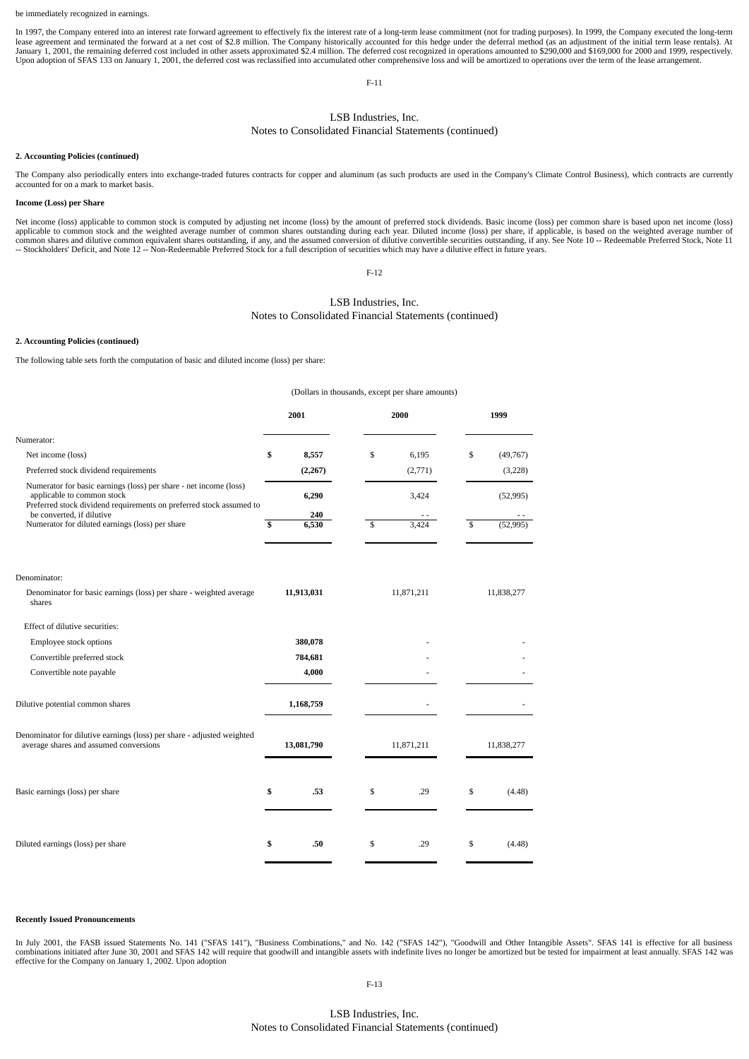be immediately recognized in earnings.

In 1997, the Company entered into an interest rate forward agreement to effectively fix the interest rate of a long-term lease commitment (not for trading purposes). In 1999, the Company executed the long-term lease agreement and terminated the forward at a net cost of $2.8 million. The Company historically accounted for this hedge under the deferral method (as an adjustment of the initial term lease rentals). At January 1, 2001, the remaining deferred cost included in other assets approximated $2.4 million. The deferred cost recognized in operations amounted to $290,000 and $169,000 for 2000 and 1999, respectively. Upon adoption of SFAS 133 on January 1, 2001, the deferred cost was reclassified into accumulated other comprehensive loss and will be amortized to operations over the term of the lease arrangement.

**2. Accounting Policies (continued)**

The Company also periodically enters into exchange-traded futures contracts for copper and aluminum (as such products are used in the Company's Climate Control Business), which contracts are currently accounted for on a mark to market basis.

**Income (Loss) per Share**

Net income (loss) applicable to common stock is computed by adjusting net income (loss) by the amount of preferred stock dividends. Basic income (loss) per common share is based upon net income (loss) applicable to common stock and the weighted average number of common shares outstanding during each year. Diluted income (loss) per share, if applicable, is based on the weighted average number of common shares and dilutive common equivalent shares outstanding, if any, and the assumed conversion of dilutive convertible securities outstanding, if any. See Note 10 -- Redeemable Preferred Stock, Note 11 -- Stockholders' Deficit, and Note 12 -- Non-Redeemable Preferred Stock for a full description of securities which may have a dilutive effect in future years.

**2. Accounting Policies (continued)**

The following table sets forth the computation of basic and diluted income (loss) per share:

(Dollars in thousands, except per share amounts)

| | 2001 | 2000 | 1999 |
|---|---|---|---|
| Numerator: | | | |
| Net income (loss) | $ 8,557 | $ 6,195 | $ (49,767) |
| Preferred stock dividend requirements | (2,267) | (2,771) | (3,228) |
| Numerator for basic earnings (loss) per share - net income (loss) applicable to common stock | 6,290 | 3,424 | (52,995) |
| Preferred stock dividend requirements on preferred stock assumed to be converted, if dilutive | 240 | - - | - - |
| Numerator for diluted earnings (loss) per share | $ 6,530 | $ 3,424 | $ (52,995) |
| Denominator: | | | |
| Denominator for basic earnings (loss) per share - weighted average shares | 11,913,031 | 11,871,211 | 11,838,277 |
| Effect of dilutive securities: | | | |
| Employee stock options | 380,078 | - | - |
| Convertible preferred stock | 784,681 | - | - |
| Convertible note payable | 4,000 | - | - |
| Dilutive potential common shares | 1,168,759 | - | - |
| Denominator for dilutive earnings (loss) per share - adjusted weighted average shares and assumed conversions | 13,081,790 | 11,871,211 | 11,838,277 |
| Basic earnings (loss) per share | $ .53 | $ .29 | $ (4.48) |
| Diluted earnings (loss) per share | $ .50 | $ .29 | $ (4.48) |

**Recently Issued Pronouncements**

In July 2001, the FASB issued Statements No. 141 ("SFAS 141"), "Business Combinations," and No. 142 ("SFAS 142"), "Goodwill and Other Intangible Assets". SFAS 141 is effective for all business combinations initiated after June 30, 2001 and SFAS 142 will require that goodwill and intangible assets with indefinite lives no longer be amortized but be tested for impairment at least annually. SFAS 142 was effective for the Company on January 1, 2002. Upon adoption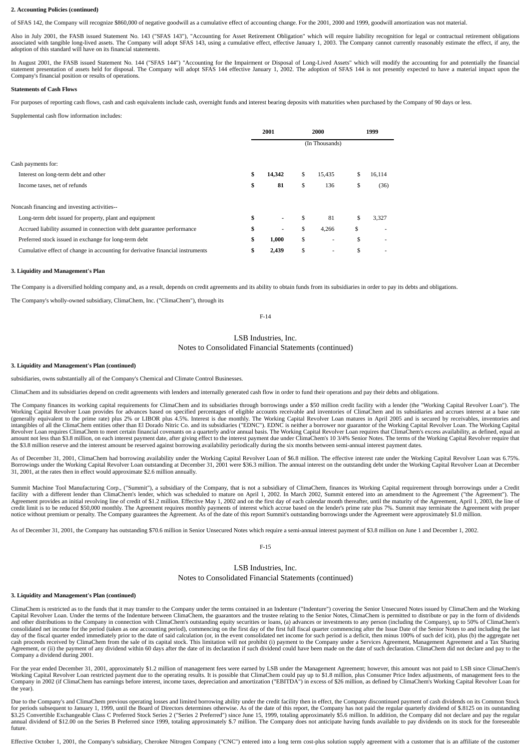**2. Accounting Policies (continued)**

of SFAS 142, the Company will recognize $860,000 of negative goodwill as a cumulative effect of accounting change. For the 2001, 2000 and 1999, goodwill amortization was not material.

Also in July 2001, the FASB issued Statement No. 143 ("SFAS 143"), "Accounting for Asset Retirement Obligation" which will require liability recognition for legal or contractual retirement obligations associated with tangible long-lived assets. The Company will adopt SFAS 143, using a cumulative effect, effective January 1, 2003. The Company cannot currently reasonably estimate the effect, if any, the adoption of this standard will have on its financial statements.

In August 2001, the FASB issued Statement No. 144 ("SFAS 144") "Accounting for the Impairment or Disposal of Long-Lived Assets" which will modify the accounting for and potentially the financial statement presentation of assets held for disposal. The Company will adopt SFAS 144 effective January 1, 2002. The adoption of SFAS 144 is not presently expected to have a material impact upon the Company's financial position or results of operations.

**Statements of Cash Flows**

For purposes of reporting cash flows, cash and cash equivalents include cash, overnight funds and interest bearing deposits with maturities when purchased by the Company of 90 days or less.

Supplemental cash flow information includes:

| | 2001 | 2000 | 1999 |
|---|---|---|---|
| | (In Thousands) | | |
| Cash payments for: | | | |
| Interest on long-term debt and other | $ 14,342 | $ 15,435 | $ 16,114 |
| Income taxes, net of refunds | $ 81 | $ 136 | $ (36) |
| Noncash financing and investing activities-- | | | |
| Long-term debt issued for property, plant and equipment | $ - | $ 81 | $ 3,327 |
| Accrued liability assumed in connection with debt guarantee performance | $ - | $ 4,266 | $ - |
| Preferred stock issued in exchange for long-term debt | $ 1,000 | $ - | $ - |
| Cumulative effect of change in accounting for derivative financial instruments | $ 2,439 | $ - | $ - |

**3. Liquidity and Management's Plan**

The Company is a diversified holding company and, as a result, depends on credit agreements and its ability to obtain funds from its subsidiaries in order to pay its debts and obligations.

The Company's wholly-owned subsidiary, ClimaChem, Inc. ("ClimaChem"), through its subsidiaries, owns substantially all of the Company's Chemical and Climate Control Businesses.

ClimaChem and its subsidiaries depend on credit agreements with lenders and internally generated cash flow in order to fund their operations and pay their debts and obligations.

The Company finances its working capital requirements for ClimaChem and its subsidiaries through borrowings under a $50 million credit facility with a lender (the "Working Capital Revolver Loan"). The Working Capital Revolver Loan provides for advances based on specified percentages of eligible accounts receivable and inventories of ClimaChem and its subsidiaries and accrues interest at a base rate (generally equivalent to the prime rate) plus 2% or LIBOR plus 4.5%. Interest is due monthly. The Working Capital Revolver Loan matures in April 2005 and is secured by receivables, inventories and intangibles of all the ClimaChem entities other than El Dorado Nitric Co. and its subsidiaries ("EDNC"). EDNC is neither a borrower nor guarantor of the Working Capital Revolver Loan. The Working Capital Revolver Loan requires ClimaChem to meet certain financial covenants on a quarterly and/or annual basis. The Working Capital Revolver Loan requires that ClimaChem's excess availability, as defined, equal an amount not less than $3.8 million, on each interest payment date, after giving effect to the interest payment due under ClimaChem's 10 3/4% Senior Notes. The terms of the Working Capital Revolver require that the $3.8 million reserve and the interest amount be reserved against borrowing availability periodically during the six months between semi-annual interest payment dates.

As of December 31, 2001, ClimaChem had borrowing availability under the Working Capital Revolver Loan of $6.8 million. The effective interest rate under the Working Capital Revolver Loan was 6.75%. Borrowings under the Working Capital Revolver Loan outstanding at December 31, 2001 were $36.3 million. The annual interest on the outstanding debt under the Working Capital Revolver Loan at December 31, 2001, at the rates then in effect would approximate $2.6 million annually.

Summit Machine Tool Manufacturing Corp., ("Summit"), a subsidiary of the Company, that is not a subsidiary of ClimaChem, finances its Working Capital requirement through borrowings under a Credit facility with a different lender than ClimaChem's lender, which was scheduled to mature on April 1, 2002. In March 2002, Summit entered into an amendment to the Agreement ("the Agreement"). The Agreement provides an initial revolving line of credit of $1.2 million. Effective May 1, 2002 and on the first day of each calendar month thereafter, until the maturity of the Agreement, April 1, 2003, the line of credit limit is to be reduced $50,000 monthly. The Agreement requires monthly payments of interest which accrue based on the lender's prime rate plus 7%. Summit may terminate the Agreement with proper notice without premium or penalty. The Company guarantees the Agreement. As of the date of this report Summit's outstanding borrowings under the Agreement were approximately $1.0 million.

As of December 31, 2001, the Company has outstanding $70.6 million in Senior Unsecured Notes which require a semi-annual interest payment of $3.8 million on June 1 and December 1, 2002.

ClimaChem is restricted as to the funds that it may transfer to the Company under the terms contained in an Indenture ("Indenture") covering the Senior Unsecured Notes issued by ClimaChem and the Working Capital Revolver Loan. Under the terms of the Indenture between ClimaChem, the guarantors and the trustee relating to the Senior Notes, ClimaChem is permitted to distribute or pay in the form of dividends and other distributions to the Company in connection with ClimaChem's outstanding equity securities or loans, (a) advances or investments to any person (including the Company), up to 50% of ClimaChem's consolidated net income for the period (taken as one accounting period), commencing on the first day of the first full fiscal quarter commencing after the Issue Date of the Senior Notes to and including the last day of the fiscal quarter ended immediately prior to the date of said calculation (or, in the event consolidated net income for such period is a deficit, then minus 100% of such def icit), plus (b) the aggregate net cash proceeds received by ClimaChem from the sale of its capital stock. This limitation will not prohibit (i) payment to the Company under a Services Agreement, Management Agreement and a Tax Sharing Agreement, or (ii) the payment of any dividend within 60 days after the date of its declaration if such dividend could have been made on the date of such declaration. ClimaChem did not declare and pay to the Company a dividend during 2001.

For the year ended December 31, 2001, approximately $1.2 million of management fees were earned by LSB under the Management Agreement; however, this amount was not paid to LSB since ClimaChem's Working Capital Revolver Loan restricted payment due to the operating results. It is possible that ClimaChem could pay up to $1.8 million, plus Consumer Price Index adjustments, of management fees to the Company in 2002 (if ClimaChem has earnings before interest, income taxes, depreciation and amortization ("EBITDA") in excess of $26 million, as defined by ClimaChem's Working Capital Revolver Loan for the year).

Due to the Company's and ClimaChem previous operating losses and limited borrowing ability under the credit facility then in effect, the Company discontinued payment of cash dividends on its Common Stock for periods subsequent to January 1, 1999, until the Board of Directors determines otherwise. As of the date of this report, the Company has not paid the regular quarterly dividend of $.8125 on its outstanding $3.25 Convertible Exchangeable Class C Preferred Stock Series 2 ("Series 2 Preferred") since June 15, 1999, totaling approximately $5.6 million. In addition, the Company did not declare and pay the regular annual dividend of $12.00 on the Series B Preferred since 1999, totaling approximately $.7 million. The Company does not anticipate having funds available to pay dividends on its stock for the foreseeable future.

Effective October 1, 2001, the Company's subsidiary, Cherokee Nitrogen Company ("CNC") entered into a long term cost-plus solution supply agreement with a customer that is an affiliate of the customer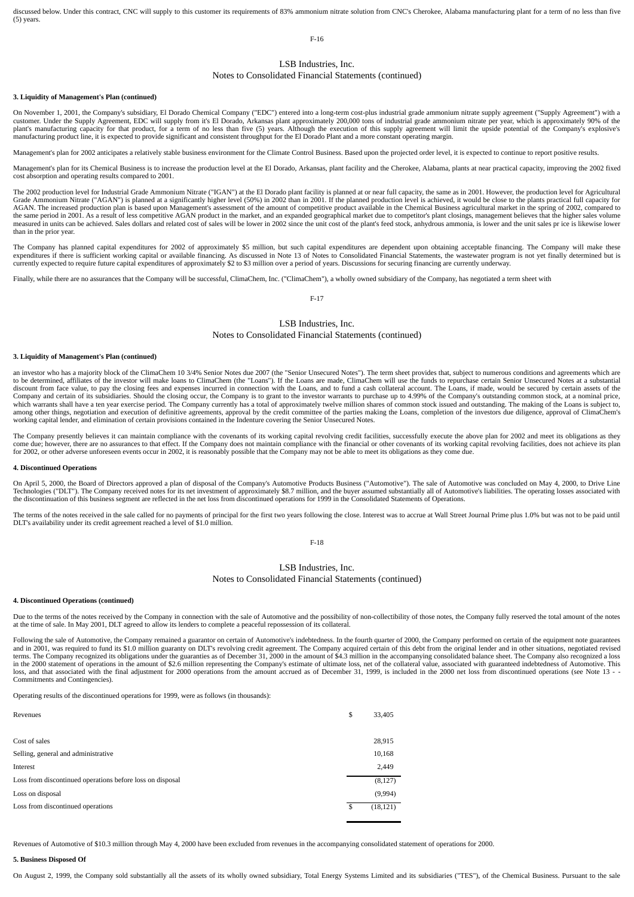discussed below. Under this contract, CNC will supply to this customer its requirements of 83% ammonium nitrate solution from CNC's Cherokee, Alabama manufacturing plant for a term of no less than five (5) years.

**3. Liquidity of Management's Plan (continued)**

On November 1, 2001, the Company's subsidiary, El Dorado Chemical Company ("EDC") entered into a long-term cost-plus industrial grade ammonium nitrate supply agreement ("Supply Agreement") with a customer. Under the Supply Agreement, EDC will supply from it's El Dorado, Arkansas plant approximately 200,000 tons of industrial grade ammonium nitrate per year, which is approximately 90% of the plant's manufacturing capacity for that product, for a term of no less than five (5) years. Although the execution of this supply agreement will limit the upside potential of the Company's explosive's manufacturing product line, it is expected to provide significant and consistent throughput for the El Dorado Plant and a more constant operating margin.

Management's plan for 2002 anticipates a relatively stable business environment for the Climate Control Business. Based upon the projected order level, it is expected to continue to report positive results.

Management's plan for its Chemical Business is to increase the production level at the El Dorado, Arkansas, plant facility and the Cherokee, Alabama, plants at near practical capacity, improving the 2002 fixed cost absorption and operating results compared to 2001.

The 2002 production level for Industrial Grade Ammonium Nitrate ("IGAN") at the El Dorado plant facility is planned at or near full capacity, the same as in 2001. However, the production level for Agricultural Grade Ammonium Nitrate ("AGAN") is planned at a significantly higher level (50%) in 2002 than in 2001. If the planned production level is achieved, it would be close to the plants practical full capacity for AGAN. The increased production plan is based upon Management's assessment of the amount of competitive product available in the Chemical Business agricultural market in the spring of 2002, compared to the same period in 2001. As a result of less competitive AGAN product in the market, and an expanded geographical market due to competitor's plant closings, management believes that the higher sales volume measured in units can be achieved. Sales dollars and related cost of sales will be lower in 2002 since the unit cost of the plant's feed stock, anhydrous ammonia, is lower and the unit sales pr ice is likewise lower than in the prior year.

The Company has planned capital expenditures for 2002 of approximately $5 million, but such capital expenditures are dependent upon obtaining acceptable financing. The Company will make these expenditures if there is sufficient working capital or available financing. As discussed in Note 13 of Notes to Consolidated Financial Statements, the wastewater program is not yet finally determined but is currently expected to require future capital expenditures of approximately $2 to $3 million over a period of years. Discussions for securing financing are currently underway.

Finally, while there are no assurances that the Company will be successful, ClimaChem, Inc. ("ClimaChem"), a wholly owned subsidiary of the Company, has negotiated a term sheet with

**3. Liquidity of Management's Plan (continued)**

an investor who has a majority block of the ClimaChem 10 3/4% Senior Notes due 2007 (the "Senior Unsecured Notes"). The term sheet provides that, subject to numerous conditions and agreements which are to be determined, affiliates of the investor will make loans to ClimaChem (the "Loans"). If the Loans are made, ClimaChem will use the funds to repurchase certain Senior Unsecured Notes at a substantial discount from face value, to pay the closing fees and expenses incurred in connection with the Loans, and to fund a cash collateral account. The Loans, if made, would be secured by certain assets of the Company and certain of its subsidiaries. Should the closing occur, the Company is to grant to the investor warrants to purchase up to 4.99% of the Company's outstanding common stock, at a nominal price, which warrants shall have a ten year exercise period. The Company currently has a total of approximately twelve million shares of common stock issued and outstanding. The making of the Loans is subject to, among other things, negotiation and execution of definitive agreements, approval by the credit committee of the parties making the Loans, completion of the investors due diligence, approval of ClimaChem's working capital lender, and elimination of certain provisions contained in the Indenture covering the Senior Unsecured Notes.

The Company presently believes it can maintain compliance with the covenants of its working capital revolving credit facilities, successfully execute the above plan for 2002 and meet its obligations as they come due; however, there are no assurances to that effect. If the Company does not maintain compliance with the financial or other covenants of its working capital revolving facilities, does not achieve its plan for 2002, or other adverse unforeseen events occur in 2002, it is reasonably possible that the Company may not be able to meet its obligations as they come due.

**4. Discontinued Operations**

On April 5, 2000, the Board of Directors approved a plan of disposal of the Company's Automotive Products Business ("Automotive"). The sale of Automotive was concluded on May 4, 2000, to Drive Line Technologies ("DLT"). The Company received notes for its net investment of approximately $8.7 million, and the buyer assumed substantially all of Automotive's liabilities. The operating losses associated with the discontinuation of this business segment are reflected in the net loss from discontinued operations for 1999 in the Consolidated Statements of Operations.

The terms of the notes received in the sale called for no payments of principal for the first two years following the close. Interest was to accrue at Wall Street Journal Prime plus 1.0% but was not to be paid until DLT's availability under its credit agreement reached a level of $1.0 million.

**4. Discontinued Operations (continued)**

Due to the terms of the notes received by the Company in connection with the sale of Automotive and the possibility of non-collectibility of those notes, the Company fully reserved the total amount of the notes at the time of sale. In May 2001, DLT agreed to allow its lenders to complete a peaceful repossession of its collateral.

Following the sale of Automotive, the Company remained a guarantor on certain of Automotive's indebtedness. In the fourth quarter of 2000, the Company performed on certain of the equipment note guarantees and in 2001, was required to fund its $1.0 million guaranty on DLT's revolving credit agreement. The Company acquired certain of this debt from the original lender and in other situations, negotiated revised terms. The Company recognized its obligations under the guaranties as of December 31, 2000 in the amount of $4.3 million in the accompanying consolidated balance sheet. The Company also recognized a loss in the 2000 statement of operations in the amount of $2.6 million representing the Company's estimate of ultimate loss, net of the collateral value, associated with guaranteed indebtedness of Automotive. This loss, and that associated with the final adjustment for 2000 operations from the amount accrued as of December 31, 1999, is included in the 2000 net loss from discontinued operations (see Note 13 - - Commitments and Contingencies).

Operating results of the discontinued operations for 1999, were as follows (in thousands):

| | |
|---|---|
| Revenues | $ 33,405 |
| Cost of sales | 28,915 |
| Selling, general and administrative | 10,168 |
| Interest | 2,449 |
| Loss from discontinued operations before loss on disposal | (8,127) |
| Loss on disposal | (9,994) |
| Loss from discontinued operations | $ (18,121) |

Revenues of Automotive of $10.3 million through May 4, 2000 have been excluded from revenues in the accompanying consolidated statement of operations for 2000.

**5. Business Disposed Of**

On August 2, 1999, the Company sold substantially all the assets of its wholly owned subsidiary, Total Energy Systems Limited and its subsidiaries ("TES"), of the Chemical Business. Pursuant to the sale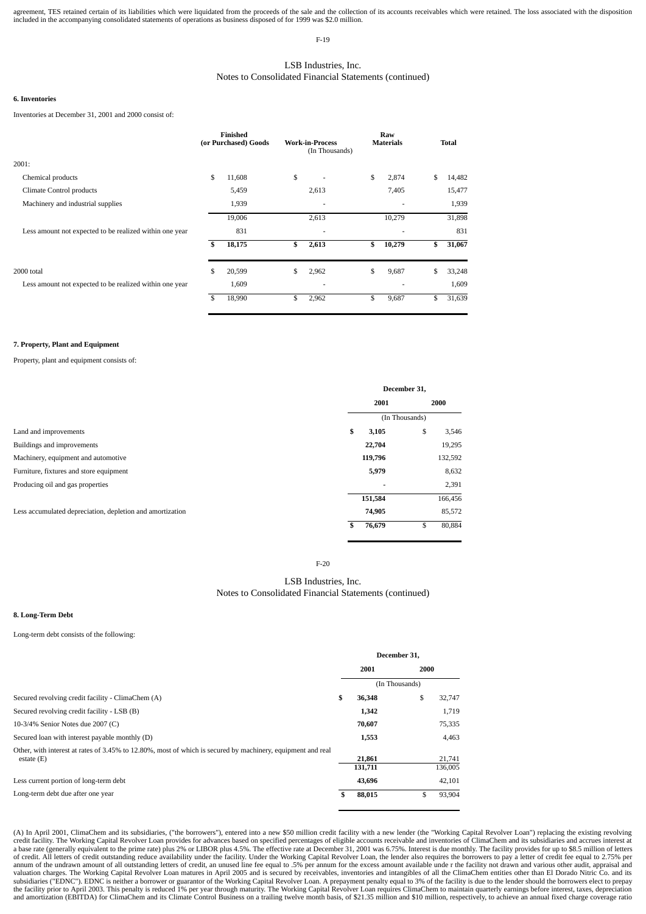agreement, TES retained certain of its liabilities which were liquidated from the proceeds of the sale and the collection of its accounts receivables which were retained. The loss associated with the disposition included in the accompanying consolidated statements of operations as business disposed of for 1999 was $2.0 million.

## LSB Industries, Inc.
## Notes to Consolidated Financial Statements (continued)

**6. Inventories**

Inventories at December 31, 2001 and 2000 consist of:

| | Finished (or Purchased) Goods | Work-in-Process (In Thousands) | Raw Materials | Total |
|---|---|---|---|---|
| 2001: | | | | |
| Chemical products | $ 11,608 | $ - | $ 2,874 | $ 14,482 |
| Climate Control products | 5,459 | 2,613 | 7,405 | 15,477 |
| Machinery and industrial supplies | 1,939 | - | - | 1,939 |
| | 19,006 | 2,613 | 10,279 | 31,898 |
| Less amount not expected to be realized within one year | 831 | - | - | 831 |
| | **$ 18,175** | **$ 2,613** | **$ 10,279** | **$ 31,067** |
| 2000 total | $ 20,599 | $ 2,962 | $ 9,687 | $ 33,248 |
| Less amount not expected to be realized within one year | 1,609 | - | - | 1,609 |
| | $ 18,990 | $ 2,962 | $ 9,687 | $ 31,639 |

**7. Property, Plant and Equipment**

Property, plant and equipment consists of:

| | December 31, 2001 | December 31, 2000 |
|---|---|---|
| | (In Thousands) | |
| Land and improvements | **$ 3,105** | $ 3,546 |
| Buildings and improvements | **22,704** | 19,295 |
| Machinery, equipment and automotive | **119,796** | 132,592 |
| Furniture, fixtures and store equipment | **5,979** | 8,632 |
| Producing oil and gas properties | **-** | 2,391 |
| | **151,584** | 166,456 |
| Less accumulated depreciation, depletion and amortization | **74,905** | 85,572 |
| | **$ 76,679** | $ 80,884 |

## LSB Industries, Inc.
## Notes to Consolidated Financial Statements (continued)

**8. Long-Term Debt**

Long-term debt consists of the following:

| | December 31, 2001 | December 31, 2000 |
|---|---|---|
| | (In Thousands) | |
| Secured revolving credit facility - ClimaChem (A) | **$ 36,348** | $ 32,747 |
| Secured revolving credit facility - LSB (B) | **1,342** | 1,719 |
| 10-3/4% Senior Notes due 2007 (C) | **70,607** | 75,335 |
| Secured loan with interest payable monthly (D) | **1,553** | 4,463 |
| Other, with interest at rates of 3.45% to 12.80%, most of which is secured by machinery, equipment and real estate (E) | **21,861** | 21,741 |
| | **131,711** | 136,005 |
| Less current portion of long-term debt | **43,696** | 42,101 |
| Long-term debt due after one year | **$ 88,015** | $ 93,904 |

(A) In April 2001, ClimaChem and its subsidiaries, ("the borrowers"), entered into a new $50 million credit facility with a new lender (the "Working Capital Revolver Loan") replacing the existing revolving credit facility. The Working Capital Revolver Loan provides for advances based on specified percentages of eligible accounts receivable and inventories of ClimaChem and its subsidiaries and accrues interest at a base rate (generally equivalent to the prime rate) plus 2% or LIBOR plus 4.5%. The effective rate at December 31, 2001 was 6.75%. Interest is due monthly. The facility provides for up to $8.5 million of letters of credit. All letters of credit outstanding reduce availability under the facility. Under the Working Capital Revolver Loan, the lender also requires the borrowers to pay a letter of credit fee equal to 2.75% per annum of the undrawn amount of all outstanding letters of credit, an unused line fee equal to .5% per annum for the excess amount available unde r the facility not drawn and various other audit, appraisal and valuation charges. The Working Capital Revolver Loan matures in April 2005 and is secured by receivables, inventories and intangibles of all the ClimaChem entities other than El Dorado Nitric Co. and its subsidiaries ("EDNC"). EDNC is neither a borrower or guarantor of the Working Capital Revolver Loan. A prepayment penalty equal to 3% of the facility is due to the lender should the borrowers elect to prepay the facility prior to April 2003. This penalty is reduced 1% per year through maturity. The Working Capital Revolver Loan requires ClimaChem to maintain quarterly earnings before interest, taxes, depreciation and amortization (EBITDA) for ClimaChem and its Climate Control Business on a trailing twelve month basis, of $21.35 million and $10 million, respectively, to achieve an annual fixed charge coverage ratio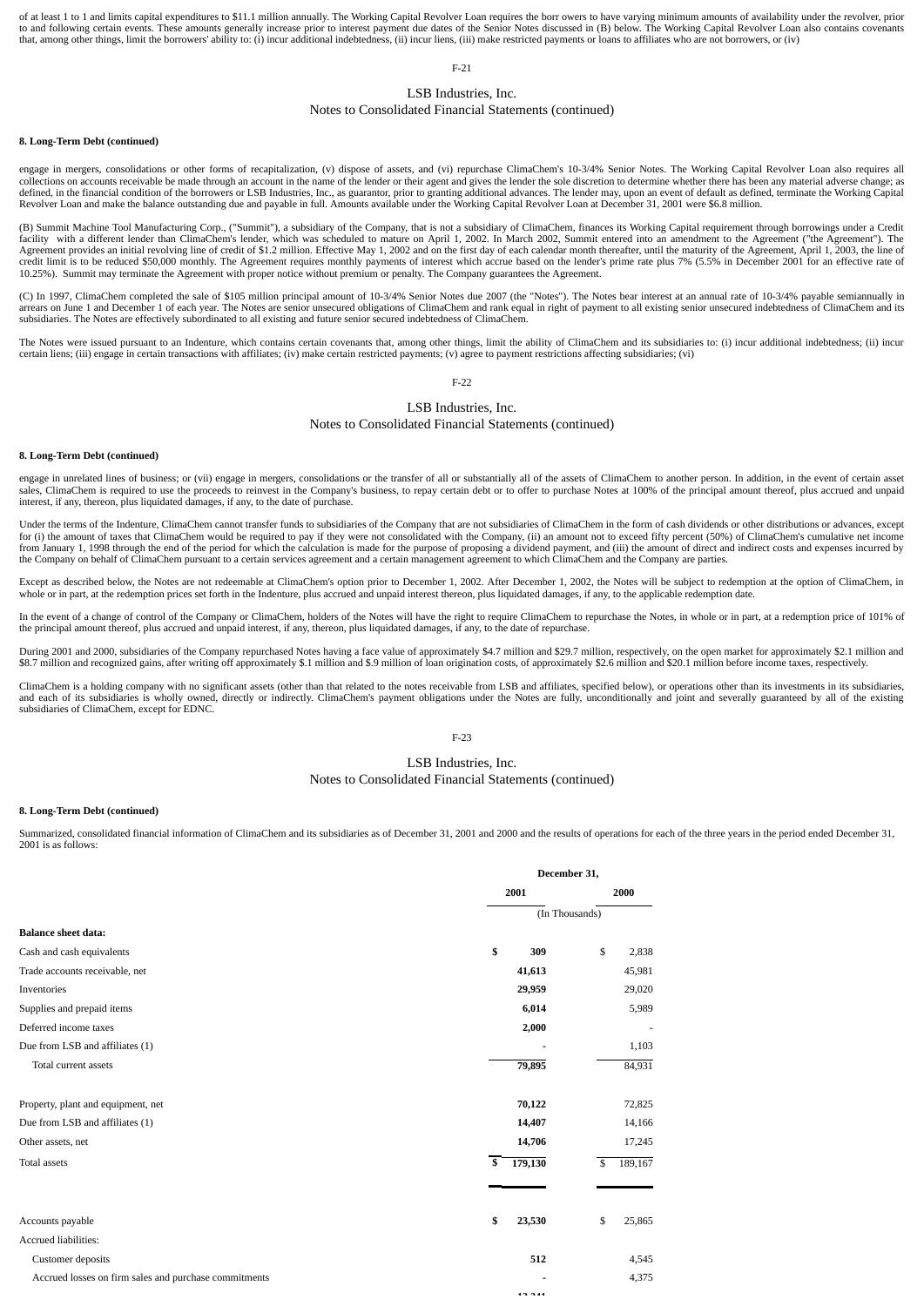of at least 1 to 1 and limits capital expenditures to $11.1 million annually. The Working Capital Revolver Loan requires the borr owers to have varying minimum amounts of availability under the revolver, prior to and following certain events. These amounts generally increase prior to interest payment due dates of the Senior Notes discussed in (B) below. The Working Capital Revolver Loan also contains covenants that, among other things, limit the borrowers' ability to: (i) incur additional indebtedness, (ii) incur liens, (iii) make restricted payments or loans to affiliates who are not borrowers, or (iv)

**8. Long-Term Debt (continued)**

engage in mergers, consolidations or other forms of recapitalization, (v) dispose of assets, and (vi) repurchase ClimaChem's 10-3/4% Senior Notes. The Working Capital Revolver Loan also requires all collections on accounts receivable be made through an account in the name of the lender or their agent and gives the lender the sole discretion to determine whether there has been any material adverse change; as defined, in the financial condition of the borrowers or LSB Industries, Inc., as guarantor, prior to granting additional advances. The lender may, upon an event of default as defined, terminate the Working Capital Revolver Loan and make the balance outstanding due and payable in full. Amounts available under the Working Capital Revolver Loan at December 31, 2001 were $6.8 million.

(B) Summit Machine Tool Manufacturing Corp., ("Summit"), a subsidiary of the Company, that is not a subsidiary of ClimaChem, finances its Working Capital requirement through borrowings under a Credit facility with a different lender than ClimaChem's lender, which was scheduled to mature on April 1, 2002. In March 2002, Summit entered into an amendment to the Agreement ("the Agreement"). The Agreement provides an initial revolving line of credit of $1.2 million. Effective May 1, 2002 and on the first day of each calendar month thereafter, until the maturity of the Agreement, April 1, 2003, the line of credit limit is to be reduced $50,000 monthly. The Agreement requires monthly payments of interest which accrue based on the lender's prime rate plus 7% (5.5% in December 2001 for an effective rate of 10.25%). Summit may terminate the Agreement with proper notice without premium or penalty. The Company guarantees the Agreement.

(C) In 1997, ClimaChem completed the sale of $105 million principal amount of 10-3/4% Senior Notes due 2007 (the "Notes"). The Notes bear interest at an annual rate of 10-3/4% payable semiannually in arrears on June 1 and December 1 of each year. The Notes are senior unsecured obligations of ClimaChem and rank equal in right of payment to all existing senior unsecured indebtedness of ClimaChem and its subsidiaries. The Notes are effectively subordinated to all existing and future senior secured indebtedness of ClimaChem.

The Notes were issued pursuant to an Indenture, which contains certain covenants that, among other things, limit the ability of ClimaChem and its subsidiaries to: (i) incur additional indebtedness; (ii) incur certain liens; (iii) engage in certain transactions with affiliates; (iv) make certain restricted payments; (v) agree to payment restrictions affecting subsidiaries; (vi)

**8. Long-Term Debt (continued)**

engage in unrelated lines of business; or (vii) engage in mergers, consolidations or the transfer of all or substantially all of the assets of ClimaChem to another person. In addition, in the event of certain asset sales, ClimaChem is required to use the proceeds to reinvest in the Company's business, to repay certain debt or to offer to purchase Notes at 100% of the principal amount thereof, plus accrued and unpaid interest, if any, thereon, plus liquidated damages, if any, to the date of purchase.

Under the terms of the Indenture, ClimaChem cannot transfer funds to subsidiaries of the Company that are not subsidiaries of ClimaChem in the form of cash dividends or other distributions or advances, except for (i) the amount of taxes that ClimaChem would be required to pay if they were not consolidated with the Company, (ii) an amount not to exceed fifty percent (50%) of ClimaChem's cumulative net income from January 1, 1998 through the end of the period for which the calculation is made for the purpose of proposing a dividend payment, and (iii) the amount of direct and indirect costs and expenses incurred by the Company on behalf of ClimaChem pursuant to a certain services agreement and a certain management agreement to which ClimaChem and the Company are parties.

Except as described below, the Notes are not redeemable at ClimaChem's option prior to December 1, 2002. After December 1, 2002, the Notes will be subject to redemption at the option of ClimaChem, in whole or in part, at the redemption prices set forth in the Indenture, plus accrued and unpaid interest thereon, plus liquidated damages, if any, to the applicable redemption date.

In the event of a change of control of the Company or ClimaChem, holders of the Notes will have the right to require ClimaChem to repurchase the Notes, in whole or in part, at a redemption price of 101% of the principal amount thereof, plus accrued and unpaid interest, if any, thereon, plus liquidated damages, if any, to the date of repurchase.

During 2001 and 2000, subsidiaries of the Company repurchased Notes having a face value of approximately $4.7 million and $29.7 million, respectively, on the open market for approximately $2.1 million and $8.7 million and recognized gains, after writing off approximately $.1 million and $.9 million of loan origination costs, of approximately $2.6 million and $20.1 million before income taxes, respectively.

ClimaChem is a holding company with no significant assets (other than that related to the notes receivable from LSB and affiliates, specified below), or operations other than its investments in its subsidiaries, and each of its subsidiaries is wholly owned, directly or indirectly. ClimaChem's payment obligations under the Notes are fully, unconditionally and joint and severally guaranteed by all of the existing subsidiaries of ClimaChem, except for EDNC.

**8. Long-Term Debt (continued)**

Summarized, consolidated financial information of ClimaChem and its subsidiaries as of December 31, 2001 and 2000 and the results of operations for each of the three years in the period ended December 31, 2001 is as follows:

| | December 31, | |
|---|---|---|
| | **2001** | **2000** |
| | (In Thousands) | |
| **Balance sheet data:** | | |
| Cash and cash equivalents | **$ 309** | $ 2,838 |
| Trade accounts receivable, net | **41,613** | 45,981 |
| Inventories | **29,959** | 29,020 |
| Supplies and prepaid items | **6,014** | 5,989 |
| Deferred income taxes | **2,000** | - |
| Due from LSB and affiliates (1) | **-** | 1,103 |
| Total current assets | **79,895** | 84,931 |
| | | |
| Property, plant and equipment, net | **70,122** | 72,825 |
| Due from LSB and affiliates (1) | **14,407** | 14,166 |
| Other assets, net | **14,706** | 17,245 |
| Total assets | **$ 179,130** | $ 189,167 |
| | | |
| Accounts payable | **$ 23,530** | $ 25,865 |
| Accrued liabilities: | | |
| Customer deposits | **512** | 4,545 |
| Accrued losses on firm sales and purchase commitments | **-** | 4,375 |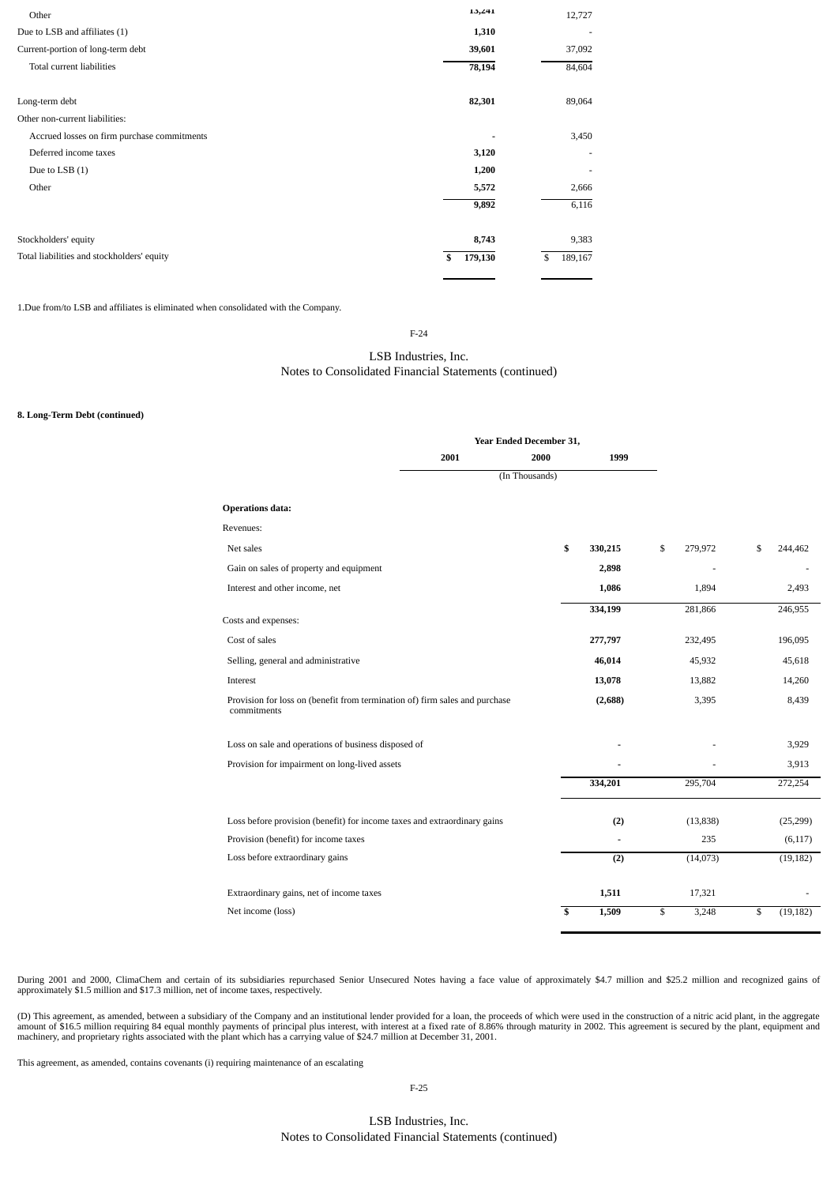| | | |
|---|---|---|
| Other | 13,241 | 12,727 |
| Due to LSB and affiliates (1) | **1,310** | - |
| Current-portion of long-term debt | **39,601** | 37,092 |
| Total current liabilities | **78,194** | 84,604 |
| | | |
| Long-term debt | **82,301** | 89,064 |
| Other non-current liabilities: | | |
| Accrued losses on firm purchase commitments | - | 3,450 |
| Deferred income taxes | **3,120** | - |
| Due to LSB (1) | **1,200** | - |
| Other | **5,572** | 2,666 |
| | **9,892** | 6,116 |
| | | |
| Stockholders' equity | **8,743** | 9,383 |
| Total liabilities and stockholders' equity | **$ 179,130** | $ 189,167 |

1.Due from/to LSB and affiliates is eliminated when consolidated with the Company.

**8. Long-Term Debt (continued)**

| | Year Ended December 31, | | |
|---|---|---|---|
| | **2001** | **2000** | **1999** |
| | (In Thousands) | | |
| **Operations data:** | | | |
| Revenues: | | | |
| Net sales | **$ 330,215** | $ 279,972 | $ 244,462 |
| Gain on sales of property and equipment | **2,898** | - | - |
| Interest and other income, net | **1,086** | 1,894 | 2,493 |
| | **334,199** | 281,866 | 246,955 |
| Costs and expenses: | | | |
| Cost of sales | **277,797** | 232,495 | 196,095 |
| Selling, general and administrative | **46,014** | 45,932 | 45,618 |
| Interest | **13,078** | 13,882 | 14,260 |
| Provision for loss on (benefit from termination of) firm sales and purchase commitments | **(2,688)** | 3,395 | 8,439 |
| Loss on sale and operations of business disposed of | - | - | 3,929 |
| Provision for impairment on long-lived assets | - | - | 3,913 |
| | **334,201** | 295,704 | 272,254 |
| | | | |
| Loss before provision (benefit) for income taxes and extraordinary gains | **(2)** | (13,838) | (25,299) |
| Provision (benefit) for income taxes | - | 235 | (6,117) |
| Loss before extraordinary gains | **(2)** | (14,073) | (19,182) |
| | | | |
| Extraordinary gains, net of income taxes | **1,511** | 17,321 | - |
| Net income (loss) | **$ 1,509** | $ 3,248 | $ (19,182) |

During 2001 and 2000, ClimaChem and certain of its subsidiaries repurchased Senior Unsecured Notes having a face value of approximately $4.7 million and $25.2 million and recognized gains of approximately $1.5 million and $17.3 million, net of income taxes, respectively.

(D) This agreement, as amended, between a subsidiary of the Company and an institutional lender provided for a loan, the proceeds of which were used in the construction of a nitric acid plant, in the aggregate amount of $16.5 million requiring 84 equal monthly payments of principal plus interest, with interest at a fixed rate of 8.86% through maturity in 2002. This agreement is secured by the plant, equipment and machinery, and proprietary rights associated with the plant which has a carrying value of $24.7 million at December 31, 2001.

This agreement, as amended, contains covenants (i) requiring maintenance of an escalating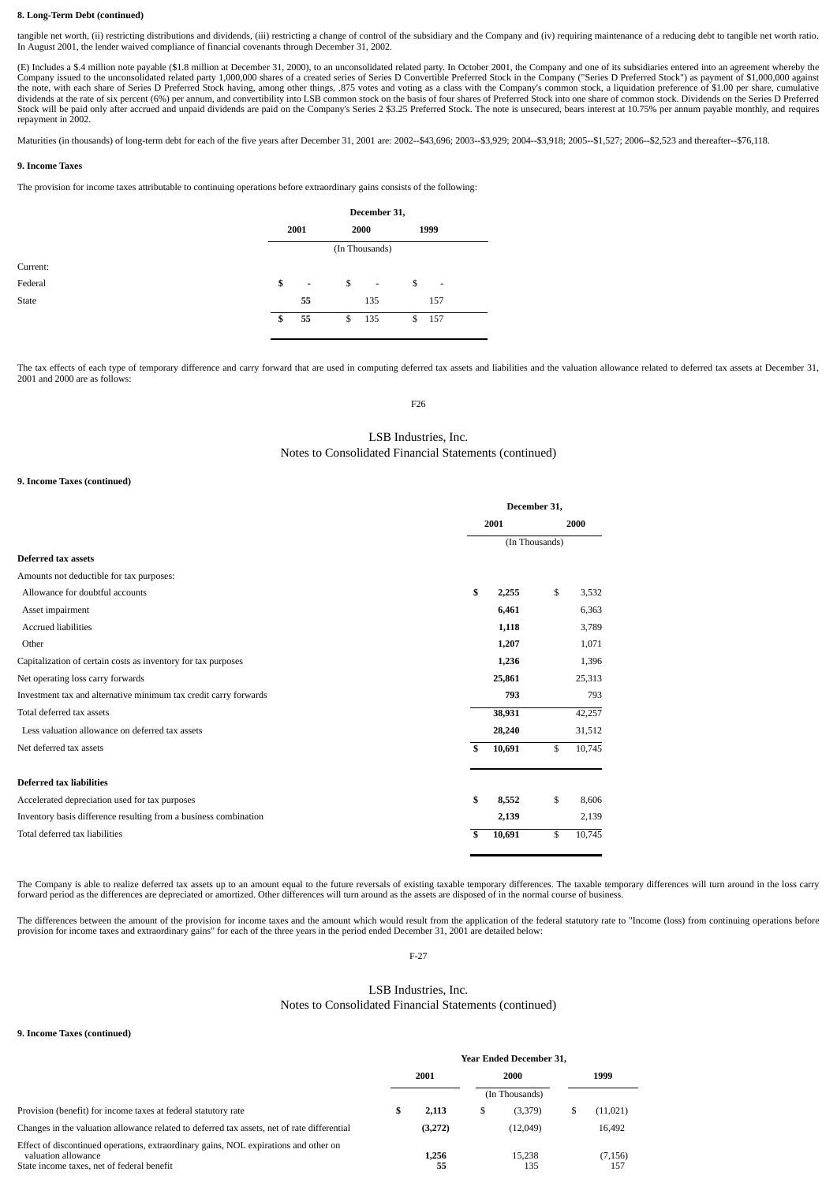**8. Long-Term Debt (continued)**

tangible net worth, (ii) restricting distributions and dividends, (iii) restricting a change of control of the subsidiary and the Company and (iv) requiring maintenance of a reducing debt to tangible net worth ratio. In August 2001, the lender waived compliance of financial covenants through December 31, 2002.

(E) Includes a $.4 million note payable ($1.8 million at December 31, 2000), to an unconsolidated related party. In October 2001, the Company and one of its subsidiaries entered into an agreement whereby the Company issued to the unconsolidated related party 1,000,000 shares of a created series of Series D Convertible Preferred Stock in the Company ("Series D Preferred Stock") as payment of $1,000,000 against the note, with each share of Series D Preferred Stock having, among other things, .875 votes and voting as a class with the Company's common stock, a liquidation preference of $1.00 per share, cumulative dividends at the rate of six percent (6%) per annum, and convertibility into LSB common stock on the basis of four shares of Preferred Stock into one share of common stock. Dividends on the Series D Preferred Stock will be paid only after accrued and unpaid dividends are paid on the Company's Series 2 $3.25 Preferred Stock. The note is unsecured, bears interest at 10.75% per annum payable monthly, and requires repayment in 2002.

Maturities (in thousands) of long-term debt for each of the five years after December 31, 2001 are: 2002--$43,696; 2003--$3,929; 2004--$3,918; 2005--$1,527; 2006--$2,523 and thereafter--$76,118.

**9. Income Taxes**

The provision for income taxes attributable to continuing operations before extraordinary gains consists of the following:

| | December 31, | | |
|---|---|---|---|
| | 2001 | 2000 | 1999 |
| | (In Thousands) | | |
| Current: | | | |
| Federal | $ - | $ - | $ - |
| State | 55 | 135 | 157 |
| | $ 55 | $ 135 | $ 157 |

The tax effects of each type of temporary difference and carry forward that are used in computing deferred tax assets and liabilities and the valuation allowance related to deferred tax assets at December 31, 2001 and 2000 are as follows:

LSB Industries, Inc.
Notes to Consolidated Financial Statements (continued)

**9. Income Taxes (continued)**

| | December 31, | |
|---|---|---|
| | 2001 | 2000 |
| | (In Thousands) | |
| **Deferred tax assets** | | |
| Amounts not deductible for tax purposes: | | |
| Allowance for doubtful accounts | $ 2,255 | $ 3,532 |
| Asset impairment | 6,461 | 6,363 |
| Accrued liabilities | 1,118 | 3,789 |
| Other | 1,207 | 1,071 |
| Capitalization of certain costs as inventory for tax purposes | 1,236 | 1,396 |
| Net operating loss carry forwards | 25,861 | 25,313 |
| Investment tax and alternative minimum tax credit carry forwards | 793 | 793 |
| Total deferred tax assets | 38,931 | 42,257 |
| Less valuation allowance on deferred tax assets | 28,240 | 31,512 |
| Net deferred tax assets | $ 10,691 | $ 10,745 |
| | | |
| **Deferred tax liabilities** | | |
| Accelerated depreciation used for tax purposes | $ 8,552 | $ 8,606 |
| Inventory basis difference resulting from a business combination | 2,139 | 2,139 |
| Total deferred tax liabilities | $ 10,691 | $ 10,745 |

The Company is able to realize deferred tax assets up to an amount equal to the future reversals of existing taxable temporary differences. The taxable temporary differences will turn around in the loss carry forward period as the differences are depreciated or amortized. Other differences will turn around as the assets are disposed of in the normal course of business.

The differences between the amount of the provision for income taxes and the amount which would result from the application of the federal statutory rate to "Income (loss) from continuing operations before provision for income taxes and extraordinary gains" for each of the three years in the period ended December 31, 2001 are detailed below:

LSB Industries, Inc.
Notes to Consolidated Financial Statements (continued)

**9. Income Taxes (continued)**

| | Year Ended December 31, | | |
|---|---|---|---|
| | 2001 | 2000 | 1999 |
| | (In Thousands) | | |
| Provision (benefit) for income taxes at federal statutory rate | $ 2,113 | $ (3,379) | $ (11,021) |
| Changes in the valuation allowance related to deferred tax assets, net of rate differential | (3,272) | (12,049) | 16,492 |
| Effect of discontinued operations, extraordinary gains, NOL expirations and other on valuation allowance | 1,256 | 15,238 | (7,156) |
| State income taxes, net of federal benefit | 55 | 135 | 157 |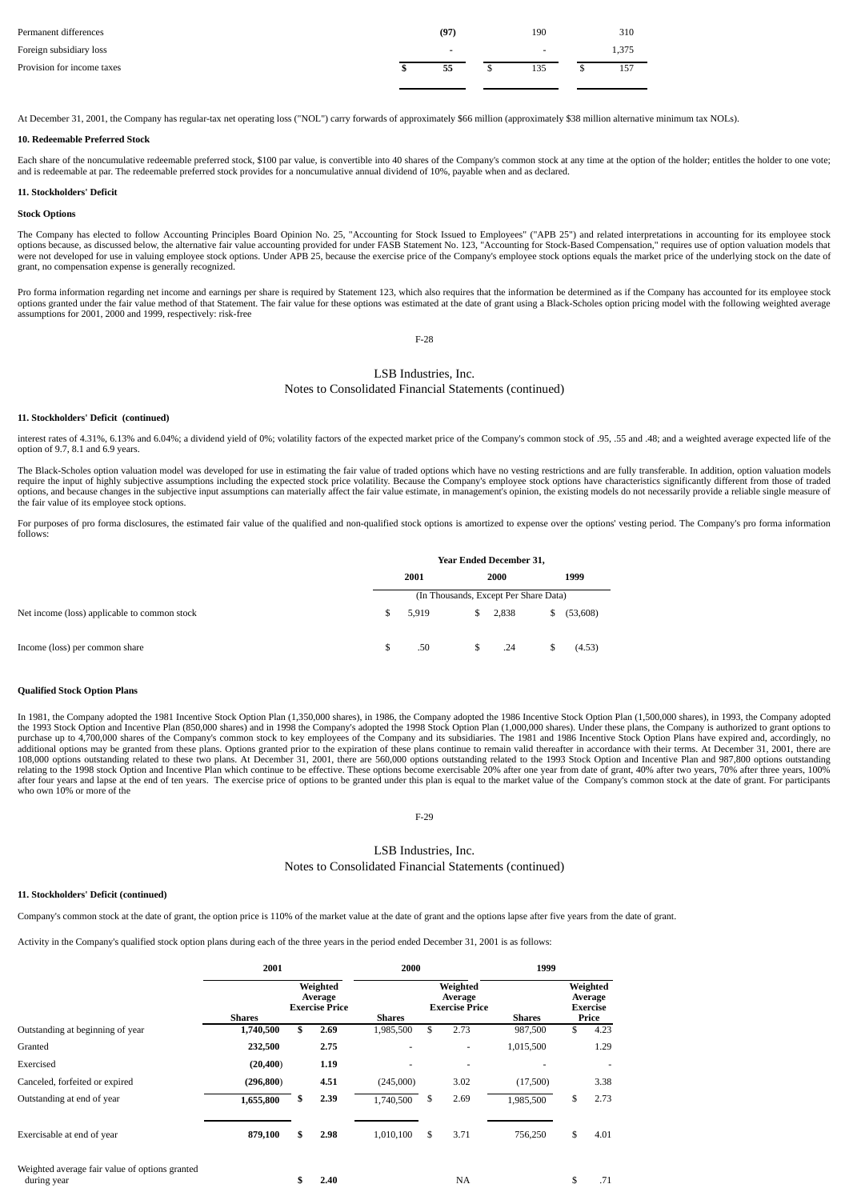| | | | |
|---|---|---|---|
| Permanent differences | **(97)** | 190 | 310 |
| Foreign subsidiary loss | **-** | - | 1,375 |
| Provision for income taxes | **$ 55** | $ 135 | $ 157 |

At December 31, 2001, the Company has regular-tax net operating loss ("NOL") carry forwards of approximately $66 million (approximately $38 million alternative minimum tax NOLs).

**10. Redeemable Preferred Stock**

Each share of the noncumulative redeemable preferred stock, $100 par value, is convertible into 40 shares of the Company's common stock at any time at the option of the holder; entitles the holder to one vote; and is redeemable at par. The redeemable preferred stock provides for a noncumulative annual dividend of 10%, payable when and as declared.

**11. Stockholders' Deficit**

**Stock Options**

The Company has elected to follow Accounting Principles Board Opinion No. 25, "Accounting for Stock Issued to Employees" ("APB 25") and related interpretations in accounting for its employee stock options because, as discussed below, the alternative fair value accounting provided for under FASB Statement No. 123, "Accounting for Stock-Based Compensation," requires use of option valuation models that were not developed for use in valuing employee stock options. Under APB 25, because the exercise price of the Company's employee stock options equals the market price of the underlying stock on the date of grant, no compensation expense is generally recognized.

Pro forma information regarding net income and earnings per share is required by Statement 123, which also requires that the information be determined as if the Company has accounted for its employee stock options granted under the fair value method of that Statement. The fair value for these options was estimated at the date of grant using a Black-Scholes option pricing model with the following weighted average assumptions for 2001, 2000 and 1999, respectively: risk-free interest rates of 4.31%, 6.13% and 6.04%; a dividend yield of 0%; volatility factors of the expected market price of the Company's common stock of .95, .55 and .48; and a weighted average expected life of the option of 9.7, 8.1 and 6.9 years.

The Black-Scholes option valuation model was developed for use in estimating the fair value of traded options which have no vesting restrictions and are fully transferable. In addition, option valuation models require the input of highly subjective assumptions including the expected stock price volatility. Because the Company's employee stock options have characteristics significantly different from those of traded options, and because changes in the subjective input assumptions can materially affect the fair value estimate, in management's opinion, the existing models do not necessarily provide a reliable single measure of the fair value of its employee stock options.

For purposes of pro forma disclosures, the estimated fair value of the qualified and non-qualified stock options is amortized to expense over the options' vesting period. The Company's pro forma information follows:

| | Year Ended December 31, | | |
|---|---|---|---|
| | **2001** | **2000** | **1999** |
| | (In Thousands, Except Per Share Data) | | |
| Net income (loss) applicable to common stock | $ 5,919 | $ 2,838 | $ (53,608) |
| Income (loss) per common share | $ .50 | $ .24 | $ (4.53) |

**Qualified Stock Option Plans**

In 1981, the Company adopted the 1981 Incentive Stock Option Plan (1,350,000 shares), in 1986, the Company adopted the 1986 Incentive Stock Option Plan (1,500,000 shares), in 1993, the Company adopted the 1993 Stock Option and Incentive Plan (850,000 shares) and in 1998 the Company's adopted the 1998 Stock Option Plan (1,000,000 shares). Under these plans, the Company is authorized to grant options to purchase up to 4,700,000 shares of the Company's common stock to key employees of the Company and its subsidiaries. The 1981 and 1986 Incentive Stock Option Plans have expired and, accordingly, no additional options may be granted from these plans. Options granted prior to the expiration of these plans continue to remain valid thereafter in accordance with their terms. At December 31, 2001, there are 108,000 options outstanding related to these two plans. At December 31, 2001, there are 560,000 options outstanding related to the 1993 Stock Option and Incentive Plan and 987,800 options outstanding relating to the 1998 stock Option and Incentive Plan which continue to be effective. These options become exercisable 20% after one year from date of grant, 40% after two years, 70% after three years, 100% after four years and lapse at the end of ten years. The exercise price of options to be granted under this plan is equal to the market value of the Company's common stock at the date of grant. For participants who own 10% or more of the Company's common stock at the date of grant, the option price is 110% of the market value at the date of grant and the options lapse after five years from the date of grant.

Activity in the Company's qualified stock option plans during each of the three years in the period ended December 31, 2001 is as follows:

| | **2001** | | **2000** | | **1999** | |
|---|---|---|---|---|---|---|
| | **Shares** | **Weighted Average Exercise Price** | **Shares** | **Weighted Average Exercise Price** | **Shares** | **Weighted Average Exercise Price** |
| Outstanding at beginning of year | **1,740,500** | **$ 2.69** | 1,985,500 | $ 2.73 | 987,500 | $ 4.23 |
| Granted | **232,500** | **2.75** | - | - | 1,015,500 | 1.29 |
| Exercised | **(20,400)** | **1.19** | - | - | - | - |
| Canceled, forfeited or expired | **(296,800)** | **4.51** | (245,000) | 3.02 | (17,500) | 3.38 |
| Outstanding at end of year | **1,655,800** | **$ 2.39** | 1,740,500 | $ 2.69 | 1,985,500 | $ 2.73 |
| Exercisable at end of year | **879,100** | **$ 2.98** | 1,010,100 | $ 3.71 | 756,250 | $ 4.01 |
| Weighted average fair value of options granted during year | | **$ 2.40** | | NA | | $ .71 |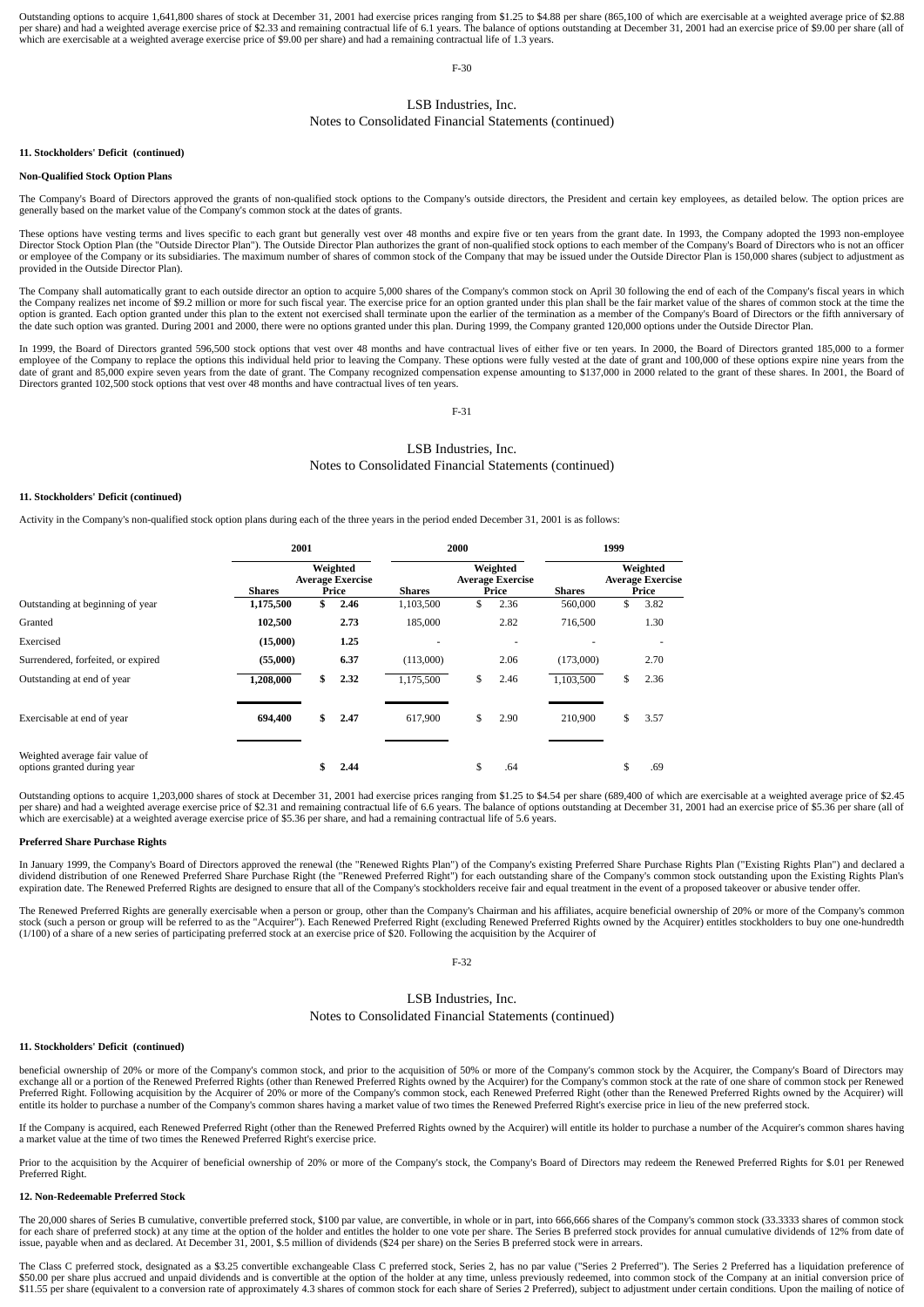Outstanding options to acquire 1,641,800 shares of stock at December 31, 2001 had exercise prices ranging from $1.25 to $4.88 per share (865,100 of which are exercisable at a weighted average price of $2.88 per share) and had a weighted average exercise price of $2.33 and remaining contractual life of 6.1 years. The balance of options outstanding at December 31, 2001 had an exercise price of $9.00 per share (all of which are exercisable at a weighted average exercise price of $9.00 per share) and had a remaining contractual life of 1.3 years.

# LSB Industries, Inc.
## Notes to Consolidated Financial Statements (continued)

**11. Stockholders' Deficit (continued)**

**Non-Qualified Stock Option Plans**

The Company's Board of Directors approved the grants of non-qualified stock options to the Company's outside directors, the President and certain key employees, as detailed below. The option prices are generally based on the market value of the Company's common stock at the dates of grants.

These options have vesting terms and lives specific to each grant but generally vest over 48 months and expire five or ten years from the grant date. In 1993, the Company adopted the 1993 non-employee Director Stock Option Plan (the "Outside Director Plan"). The Outside Director Plan authorizes the grant of non-qualified stock options to each member of the Company's Board of Directors who is not an officer or employee of the Company or its subsidiaries. The maximum number of shares of common stock of the Company that may be issued under the Outside Director Plan is 150,000 shares (subject to adjustment as provided in the Outside Director Plan).

The Company shall automatically grant to each outside director an option to acquire 5,000 shares of the Company's common stock on April 30 following the end of each of the Company's fiscal years in which the Company realizes net income of $9.2 million or more for such fiscal year. The exercise price for an option granted under this plan shall be the fair market value of the shares of common stock at the time the option is granted. Each option granted under this plan to the extent not exercised shall terminate upon the earlier of the termination as a member of the Company's Board of Directors or the fifth anniversary of the date such option was granted. During 2001 and 2000, there were no options granted under this plan. During 1999, the Company granted 120,000 options under the Outside Director Plan.

In 1999, the Board of Directors granted 596,500 stock options that vest over 48 months and have contractual lives of either five or ten years. In 2000, the Board of Directors granted 185,000 to a former employee of the Company to replace the options this individual held prior to leaving the Company. These options were fully vested at the date of grant and 100,000 of these options expire nine years from the date of grant and 85,000 expire seven years from the date of grant. The Company recognized compensation expense amounting to $137,000 in 2000 related to the grant of these shares. In 2001, the Board of Directors granted 102,500 stock options that vest over 48 months and have contractual lives of ten years.

# LSB Industries, Inc.
## Notes to Consolidated Financial Statements (continued)

**11. Stockholders' Deficit (continued)**

Activity in the Company's non-qualified stock option plans during each of the three years in the period ended December 31, 2001 is as follows:

| | 2001 | | 2000 | | 1999 | |
|---|---|---|---|---|---|---|
| | **Shares** | **Weighted Average Exercise Price** | **Shares** | **Weighted Average Exercise Price** | **Shares** | **Weighted Average Exercise Price** |
| Outstanding at beginning of year | **1,175,500** | **$ 2.46** | 1,103,500 | $ 2.36 | 560,000 | $ 3.82 |
| Granted | **102,500** | **2.73** | 185,000 | 2.82 | 716,500 | 1.30 |
| Exercised | **(15,000)** | **1.25** | - | - | - | - |
| Surrendered, forfeited, or expired | **(55,000)** | **6.37** | (113,000) | 2.06 | (173,000) | 2.70 |
| Outstanding at end of year | **1,208,000** | **$ 2.32** | 1,175,500 | $ 2.46 | 1,103,500 | $ 2.36 |
| Exercisable at end of year | **694,400** | **$ 2.47** | 617,900 | $ 2.90 | 210,900 | $ 3.57 |
| Weighted average fair value of options granted during year | | **$ 2.44** | | $ .64 | | $ .69 |

Outstanding options to acquire 1,203,000 shares of stock at December 31, 2001 had exercise prices ranging from $1.25 to $4.54 per share (689,400 of which are exercisable at a weighted average price of $2.45 per share) and had a weighted average exercise price of $2.31 and a remaining contractual life of 6.6 years. The balance of options outstanding at December 31, 2001 had an exercise price of $5.36 per share (all of which are exercisable) at a weighted average exercise price of $5.36 per share, and had a remaining contractual life of 5.6 years.

**Preferred Share Purchase Rights**

In January 1999, the Company's Board of Directors approved the renewal (the "Renewed Rights Plan") of the Company's existing Preferred Share Purchase Rights Plan ("Existing Rights Plan") and declared a dividend distribution of one Renewed Preferred Share Purchase Right (the "Renewed Preferred Right") for each outstanding share of the Company's common stock outstanding upon the Existing Rights Plan's expiration date. The Renewed Preferred Rights are designed to ensure that all of the Company's stockholders receive fair and equal treatment in the event of a proposed takeover or abusive tender offer.

The Renewed Preferred Rights are generally exercisable when a person or group, other than the Company's Chairman and his affiliates, acquire beneficial ownership of 20% or more of the Company's common stock (such a person or group will be referred to as the "Acquirer"). Each Renewed Preferred Right (excluding Renewed Preferred Rights owned by the Acquirer) entitles stockholders to buy one one-hundredth (1/100) of a share of a new series of participating preferred stock at an exercise price of $20. Following the acquisition by the Acquirer of

# LSB Industries, Inc.
## Notes to Consolidated Financial Statements (continued)

**11. Stockholders' Deficit (continued)**

beneficial ownership of 20% or more of the Company's common stock, and prior to the acquisition of 50% or more of the Company's common stock by the Acquirer, the Company's Board of Directors may exchange all or a portion of the Renewed Preferred Rights (other than Renewed Preferred Rights owned by the Acquirer) for the Company's common stock at the rate of one share of common stock per Renewed Preferred Right. Following acquisition by the Acquirer of 20% or more of the Company's common stock, each Renewed Preferred Right (other than the Renewed Preferred Rights owned by the Acquirer) will entitle its holder to purchase a number of the Company's common shares having a market value of two times the Renewed Preferred Right's exercise price in lieu of the new preferred stock.

If the Company is acquired, each Renewed Preferred Right (other than the Renewed Preferred Rights owned by the Acquirer) will entitle its holder to purchase a number of the Acquirer's common shares having a market value at the time of two times the Renewed Preferred Right's exercise price.

Prior to the acquisition by the Acquirer of beneficial ownership of 20% or more of the Company's stock, the Company's Board of Directors may redeem the Renewed Preferred Rights for $.01 per Renewed Preferred Right.

**12. Non-Redeemable Preferred Stock**

The 20,000 shares of Series B cumulative, convertible preferred stock, $100 par value, are convertible, in whole or in part, into 666,666 shares of the Company's common stock (33.3333 shares of common stock for each share of preferred stock) at any time at the option of the holder and entitles the holder to one vote per share. The Series B preferred stock provides for annual cumulative dividends of 12% from date of issue, payable when and as declared. At December 31, 2001, $.5 million of dividends ($24 per share) on the Series B preferred stock were in arrears.

The Class C preferred stock, designated as a $3.25 convertible exchangeable Class C preferred stock, Series 2, has no par value ("Series 2 Preferred"). The Series 2 Preferred has a liquidation preference of $50.00 per share plus accrued and unpaid dividends and is convertible at the option of the holder at any time, unless previously redeemed, into common stock of the Company at an initial conversion price of $11.55 per share (equivalent to a conversion rate of approximately 4.3 shares of common stock for each share of Series 2 Preferred), subject to adjustment under certain conditions. Upon the mailing of notice of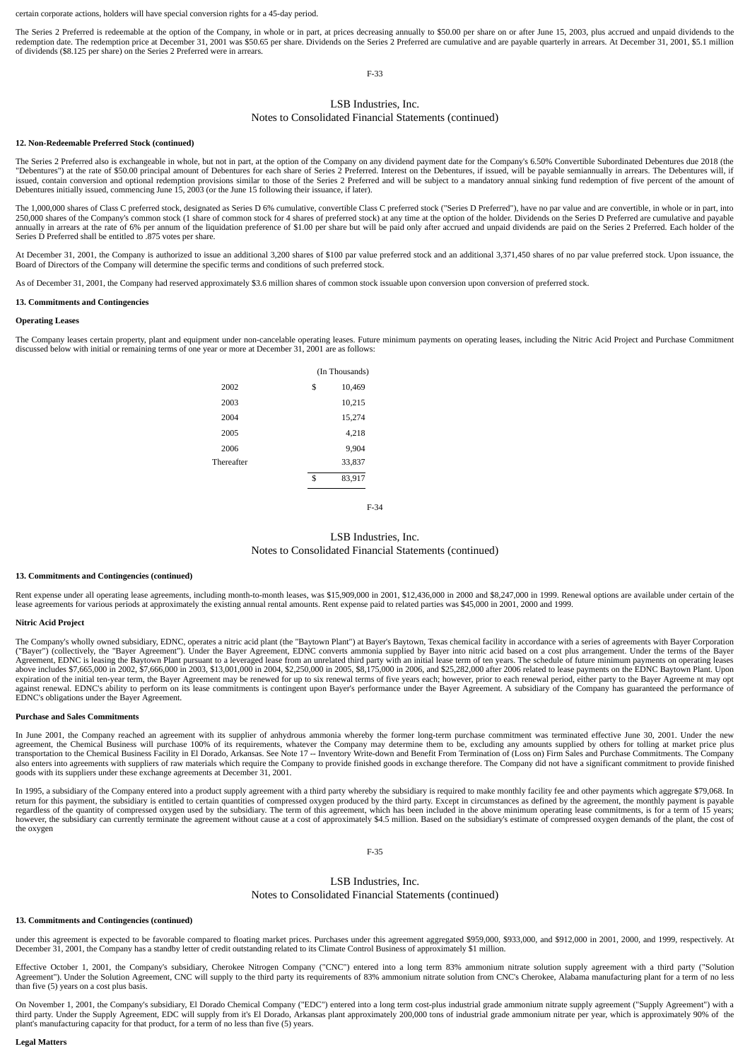certain corporate actions, holders will have special conversion rights for a 45-day period.

The Series 2 Preferred is redeemable at the option of the Company, in whole or in part, at prices decreasing annually to $50.00 per share on or after June 15, 2003, plus accrued and unpaid dividends to the redemption date. The redemption price at December 31, 2001 was $50.65 per share. Dividends on the Series 2 Preferred are cumulative and are payable quarterly in arrears. At December 31, 2001, $5.1 million of dividends ($8.125 per share) on the Series 2 Preferred were in arrears.

LSB Industries, Inc.
Notes to Consolidated Financial Statements (continued)

**12. Non-Redeemable Preferred Stock (continued)**

The Series 2 Preferred also is exchangeable in whole, but not in part, at the option of the Company on any dividend payment date for the Company's 6.50% Convertible Subordinated Debentures due 2018 (the "Debentures") at the rate of $50.00 principal amount of Debentures for each share of Series 2 Preferred. Interest on the Debentures, if issued, will be payable semiannually in arrears. The Debentures will, if issued, contain conversion and optional redemption provisions similar to those of the Series 2 Preferred and will be subject to a mandatory annual sinking fund redemption of five percent of the amount of Debentures initially issued, commencing June 15, 2003 (or the June 15 following their issuance, if later).

The 1,000,000 shares of Class C preferred stock, designated as Series D 6% cumulative, convertible Class C preferred stock ("Series D Preferred"), have no par value and are convertible, in whole or in part, into 250,000 shares of the Company's common stock (1 share of common stock for 4 shares of preferred stock) at any time at the option of the holder. Dividends on the Series D Preferred are cumulative and payable annually in arrears at the rate of 6% per annum of the liquidation preference of $1.00 per share but will be paid only after accrued and unpaid dividends are paid on the Series 2 Preferred. Each holder of the Series D Preferred shall be entitled to .875 votes per share.

At December 31, 2001, the Company is authorized to issue an additional 3,200 shares of $100 par value preferred stock and an additional 3,371,450 shares of no par value preferred stock. Upon issuance, the Board of Directors of the Company will determine the specific terms and conditions of such preferred stock.

As of December 31, 2001, the Company had reserved approximately $3.6 million shares of common stock issuable upon conversion upon conversion of preferred stock.

**13. Commitments and Contingencies**

**Operating Leases**

The Company leases certain property, plant and equipment under non-cancelable operating leases. Future minimum payments on operating leases, including the Nitric Acid Project and Purchase Commitment discussed below with initial or remaining terms of one year or more at December 31, 2001 are as follows:

| | (In Thousands) |
|---|---|
| 2002 | $ 10,469 |
| 2003 | 10,215 |
| 2004 | 15,274 |
| 2005 | 4,218 |
| 2006 | 9,904 |
| Thereafter | 33,837 |
| | $ 83,917 |

LSB Industries, Inc.
Notes to Consolidated Financial Statements (continued)

**13. Commitments and Contingencies (continued)**

Rent expense under all operating lease agreements, including month-to-month leases, was $15,909,000 in 2001, $12,436,000 in 2000 and $8,247,000 in 1999. Renewal options are available under certain of the lease agreements for various periods at approximately the existing annual rental amounts. Rent expense paid to related parties was $45,000 in 2001, 2000 and 1999.

**Nitric Acid Project**

The Company's wholly owned subsidiary, EDNC, operates a nitric acid plant (the "Baytown Plant") at Bayer's Baytown, Texas chemical facility in accordance with a series of agreements with Bayer Corporation ("Bayer") (collectively, the "Bayer Agreement"). Under the Bayer Agreement, EDNC converts ammonia supplied by Bayer into nitric acid based on a cost plus arrangement. Under the terms of the Bayer Agreement, EDNC is leasing the Baytown Plant pursuant to a leveraged lease from an unrelated third party with an initial lease term of ten years. The schedule of future minimum payments on operating leases above includes $7,665,000 in 2002, $7,666,000 in 2003, $13,001,000 in 2004, $2,250,000 in 2005, $8,175,000 in 2006, and $25,282,000 after 2006 related to lease payments on the EDNC Baytown Plant. Upon expiration of the initial ten-year term, the Bayer Agreement may be renewed for up to six renewal terms of five years each; however, prior to each renewal period, either party to the Bayer Agreeme nt may opt against renewal. EDNC's ability to perform on its lease commitments is contingent upon Bayer's performance under the Bayer Agreement. A subsidiary of the Company has guaranteed the performance of EDNC's obligations under the Bayer Agreement.

**Purchase and Sales Commitments**

In June 2001, the Company reached an agreement with its supplier of anhydrous ammonia whereby the former long-term purchase commitment was terminated effective June 30, 2001. Under the new agreement, the Chemical Business will purchase 100% of its requirements, whatever the Company may determine them to be, excluding any amounts supplied by others for tolling at market price plus transportation to the Chemical Business Facility in El Dorado, Arkansas. See Note 17 -- Inventory Write-down and Benefit From Termination of (Loss on) Firm Sales and Purchase Commitments. The Company also enters into agreements with suppliers of raw materials which require the Company to provide finished goods in exchange therefore. The Company did not have a significant commitment to provide finished goods with its suppliers under these exchange agreements at December 31, 2001.

In 1995, a subsidiary of the Company entered into a product supply agreement with a third party whereby the subsidiary is required to make monthly facility fee and other payments which aggregate $79,068. In return for this payment, the subsidiary is entitled to certain quantities of compressed oxygen produced by the third party. Except in circumstances as defined by the agreement, the monthly payment is payable regardless of the quantity of compressed oxygen used by the subsidiary. The term of this agreement, which has been included in the above minimum operating lease commitments, is for a term of 15 years; however, the subsidiary can currently terminate the agreement without cause at a cost of approximately $4.5 million. Based on the subsidiary's estimate of compressed oxygen demands of the plant, the cost of the oxygen

LSB Industries, Inc.
Notes to Consolidated Financial Statements (continued)

**13. Commitments and Contingencies (continued)**

under this agreement is expected to be favorable compared to floating market prices. Purchases under this agreement aggregated $959,000, $933,000, and $912,000 in 2001, 2000, and 1999, respectively. At December 31, 2001, the Company has a standby letter of credit outstanding related to its Climate Control Business of approximately $1 million.

Effective October 1, 2001, the Company's subsidiary, Cherokee Nitrogen Company ("CNC") entered into a long term 83% ammonium nitrate solution supply agreement with a third party ("Solution Agreement"). Under the Solution Agreement, CNC will supply to the third party its requirements of 83% ammonium nitrate solution from CNC's Cherokee, Alabama manufacturing plant for a term of no less than five (5) years on a cost plus basis.

On November 1, 2001, the Company's subsidiary, El Dorado Chemical Company ("EDC") entered into a long term cost-plus industrial grade ammonium nitrate supply agreement ("Supply Agreement") with a third party. Under the Supply Agreement, EDC will supply from it's El Dorado, Arkansas plant approximately 200,000 tons of industrial grade ammonium nitrate per year, which is approximately 90% of the plant's manufacturing capacity for that product, for a term of no less than five (5) years.

**Legal Matters**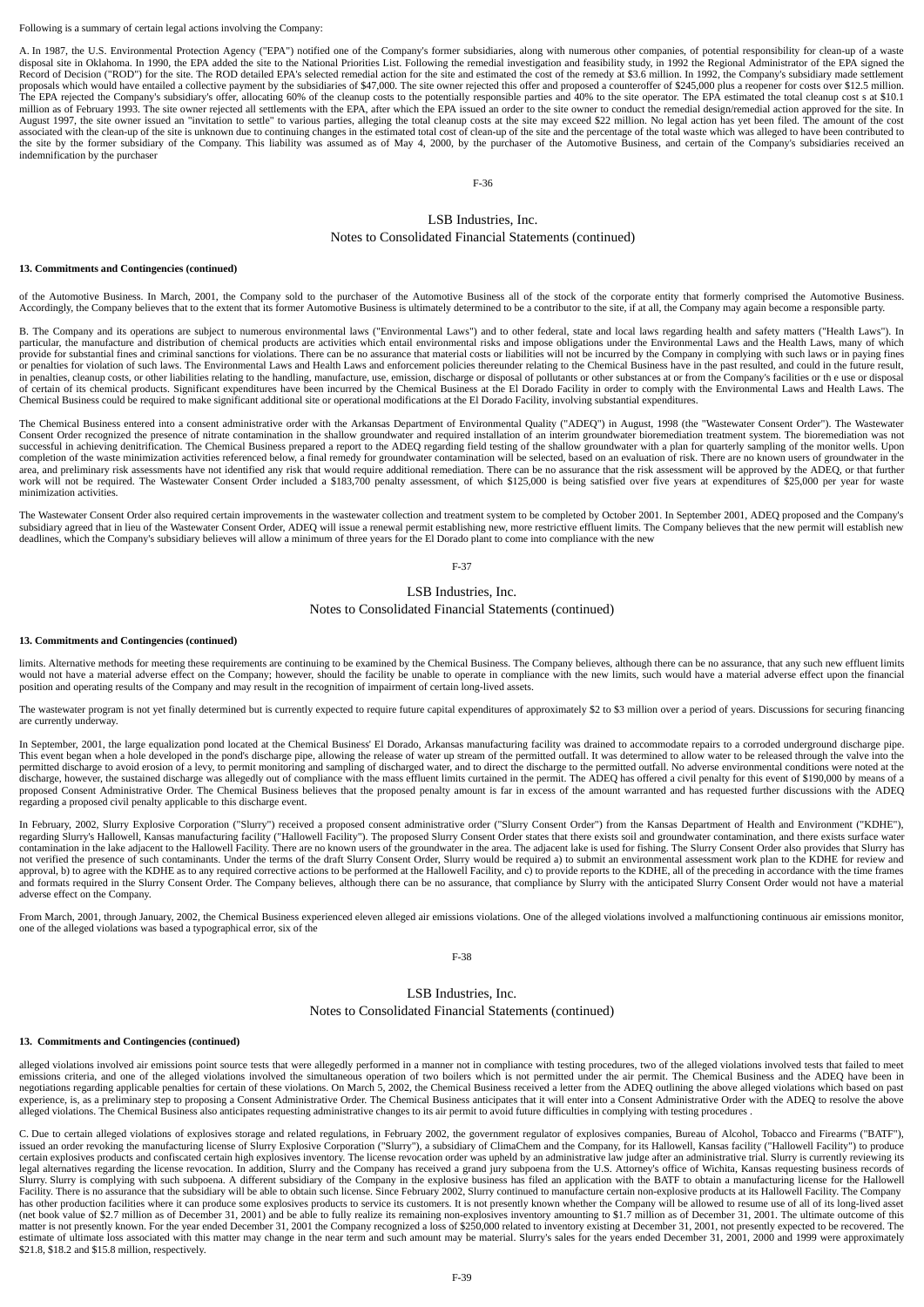Following is a summary of certain legal actions involving the Company:

A. In 1987, the U.S. Environmental Protection Agency ("EPA") notified one of the Company's former subsidiaries, along with numerous other companies, of potential responsibility for clean-up of a waste disposal site in Oklahoma. In 1990, the EPA added the site to the National Priorities List. Following the remedial investigation and feasibility study, in 1992 the Regional Administrator of the EPA signed the Record of Decision ("ROD") for the site. The ROD detailed EPA's selected remedial action for the site and estimated the cost of the remedy at $3.6 million. In 1992, the Company's subsidiary made settlement proposals which would have entailed a collective payment by the subsidiaries of $47,000. The site owner rejected this offer and proposed a counteroffer of $245,000 plus a reopener for costs over $12.5 million. The EPA rejected the Company's subsidiary's offer, allocating 60% of the cleanup costs to the potentially responsible parties and 40% to the site operator. The EPA estimated the total cleanup cost s at $10.1 million as of February 1993. The site owner rejected all settlements with the EPA, after which the EPA issued an order to the site owner to conduct the remedial design/remedial action approved for the site. In August 1997, the site owner issued an "invitation to settle" to various parties, alleging the total cleanup costs at the site may exceed $22 million. No legal action has yet been filed. The amount of the cost associated with the clean-up of the site is unknown due to continuing changes in the estimated total cost of clean-up of the site and the percentage of the total waste which was alleged to have been contributed to the site by the former subsidiary of the Company. This liability was assumed as of May 4, 2000, by the purchaser of the Automotive Business, and certain of the Company's subsidiaries received an indemnification by the purchaser

## LSB Industries, Inc.
## Notes to Consolidated Financial Statements (continued)

**13. Commitments and Contingencies (continued)**

of the Automotive Business. In March, 2001, the Company sold to the purchaser of the Automotive Business all of the stock of the corporate entity that formerly comprised the Automotive Business. Accordingly, the Company believes that to the extent that its former Automotive Business is ultimately determined to be a contributor to the site, if at all, the Company may again become a responsible party.

B. The Company and its operations are subject to numerous environmental laws ("Environmental Laws") and to other federal, state and local laws regarding health and safety matters ("Health Laws"). In particular, the manufacture and distribution of chemical products are activities which entail environmental risks and impose obligations under the Environmental Laws and the Health Laws, many of which provide for substantial fines and criminal sanctions for violations. There can be no assurance that material costs or liabilities will not be incurred by the Company in complying with such laws or in paying fines or penalties for violation of such laws. The Environmental Laws and Health Laws and enforcement policies thereunder relating to the Chemical Business have in the past resulted, and could in the future result, in penalties, cleanup costs, or other liabilities relating to the handling, manufacture, use, emission, discharge or disposal of pollutants or other substances at or from the Company's facilities or th e use or disposal of certain of its chemical products. Significant expenditures have been incurred by the Chemical Business at the El Dorado Facility in order to comply with the Environmental Laws and Health Laws. The Chemical Business could be required to make significant additional site or operational modifications at the El Dorado Facility, involving substantial expenditures.

The Chemical Business entered into a consent administrative order with the Arkansas Department of Environmental Quality ("ADEQ") in August, 1998 (the "Wastewater Consent Order"). The Wastewater Consent Order recognized the presence of nitrate contamination in the shallow groundwater and required installation of an interim groundwater bioremediation treatment system. The bioremediation was not successful in achieving denitrification. The Chemical Business prepared a report to the ADEQ regarding field testing of the shallow groundwater with a plan for quarterly sampling of the monitor wells. Upon completion of the waste minimization activities referenced below, a final remedy for groundwater contamination will be selected, based on an evaluation of risk. There are no known users of groundwater in the area, and preliminary risk assessments have not identified any risk that would require additional remediation. There can be no assurance that the risk assessment will be approved by the ADEQ, or that further work will not be required. The Wastewater Consent Order included a $183,700 penalty assessment, of which $125,000 is being satisfied over five years at expenditures of $25,000 per year for waste minimization activities.

The Wastewater Consent Order also required certain improvements in the wastewater collection and treatment system to be completed by October 2001. In September 2001, ADEQ proposed and the Company's subsidiary agreed that in lieu of the Wastewater Consent Order, ADEQ will issue a renewal permit establishing new, more restrictive effluent limits. The Company believes that the new permit will establish new deadlines, which the Company's subsidiary believes will allow a minimum of three years for the El Dorado plant to come into compliance with the new

## LSB Industries, Inc.
## Notes to Consolidated Financial Statements (continued)

**13. Commitments and Contingencies (continued)**

limits. Alternative methods for meeting these requirements are continuing to be examined by the Chemical Business. The Company believes, although there can be no assurance, that any such new effluent limits would not have a material adverse effect on the Company; however, should the facility be unable to operate in compliance with the new limits, such would have a material adverse effect upon the financial position and operating results of the Company and may result in the recognition of impairment of certain long-lived assets.

The wastewater program is not yet finally determined but is currently expected to require future capital expenditures of approximately $2 to $3 million over a period of years. Discussions for securing financing are currently underway.

In September, 2001, the large equalization pond located at the Chemical Business' El Dorado, Arkansas manufacturing facility was drained to accommodate repairs to a corroded underground discharge pipe. This event began when a hole developed in the pond's discharge pipe, allowing the release of water up stream of the permitted outfall. It was determined to allow water to be released through the valve into the permitted discharge to avoid erosion of a levy, to permit monitoring and sampling of discharged water, and to direct the discharge to the permitted outfall. No adverse environmental conditions were noted at the discharge, however, the sustained discharge was allegedly out of compliance with the mass effluent limits contained in the permit. The ADEQ has offered a civil penalty for this event of $190,000 by means of a proposed Consent Administrative Order. The Chemical Business believes that the proposed penalty amount is far in excess of the amount warranted and has requested further discussions with the ADEQ regarding a proposed civil penalty applicable to this discharge event.

In February, 2002, Slurry Explosive Corporation ("Slurry") received a proposed consent administrative order ("Slurry Consent Order") from the Kansas Department of Health and Environment ("KDHE"), regarding Slurry's Hallowell, Kansas manufacturing facility ("Hallowell Facility"). The proposed Slurry Consent Order states that there exists soil and groundwater contamination, and there exists surface water contamination in the lake adjacent to the Hallowell Facility. There are no known users of the groundwater in the area. The adjacent lake is used for fishing. The Slurry Consent Order also provides that Slurry has not verified the presence of such contaminants. Under the terms of the draft Slurry Consent Order, Slurry would be required a) to submit an environmental assessment work plan to the KDHE for review and approval, b) to agree with the KDHE as to any required corrective actions to be performed at the Hallowell Facility, and c) to provide reports to the KDHE, all of the preceding in accordance with the time frames and formats required in the Slurry Consent Order. The Company believes, although there can be no assurance, that compliance by Slurry with the anticipated Slurry Consent Order would not have a material adverse effect on the Company.

From March, 2001, through January, 2002, the Chemical Business experienced eleven alleged air emissions violations. One of the alleged violations involved a malfunctioning continuous air emissions monitor, one of the alleged violations was based a typographical error, six of the

## LSB Industries, Inc.
## Notes to Consolidated Financial Statements (continued)

**13. Commitments and Contingencies (continued)**

alleged violations involved air emissions point source tests that were allegedly performed in a manner not in compliance with testing procedures, two of the alleged violations involved tests that failed to meet emissions criteria, and one of the alleged violations involved the simultaneous operation of two boilers which is not permitted under the air permit. The Chemical Business and the ADEQ have been in negotiations regarding applicable penalties for certain of these violations. On March 5, 2002, the Chemical Business received a letter from the ADEQ outlining the above alleged violations which based on past experience, is, as a preliminary step to proposing a Consent Administrative Order. The Chemical Business anticipates that it will enter into a Consent Administrative Order with the ADEQ to resolve the above alleged violations. The Chemical Business also anticipates requesting administrative changes to its air permit to avoid future difficulties in complying with testing procedures .

C. Due to certain alleged violations of explosives storage and related regulations, in February 2002, the government regulator of explosives companies, Bureau of Alcohol, Tobacco and Firearms ("BATF"), issued an order revoking the manufacturing license of Slurry Explosive Corporation ("Slurry"), a subsidiary of ClimaChem and the Company, for its Hallowell, Kansas facility ("Hallowell Facility") to produce certain explosives products and confiscated certain high explosives inventory. The license revocation order was upheld by an administrative law judge after an administrative trial. Slurry is currently reviewing its legal alternatives regarding the license revocation. In addition, Slurry and the Company has received a grand jury subpoena from the U.S. Attorney's office of Wichita, Kansas requesting business records of Slurry. Slurry is complying with such subpoena. A different subsidiary of the Company in the explosive business has filed an application with the BATF to obtain a manufacturing license for the Hallowell Facility. There is no assurance that the subsidiary will be able to obtain such license. Since February 2002, Slurry continued to manufacture certain non-explosive products at its Hallowell Facility. The Company has other production facilities where it can produce some explosives products to service its customers. It is not presently known whether the Company will be allowed to resume use of all of its long-lived asset (net book value of $2.7 million as of December 31, 2001) and be able to fully realize its remaining non-explosives inventory amounting to $1.7 million as of December 31, 2001. The ultimate outcome of this matter is not presently known. For the year ended December 31, 2001 the Company recognized a loss of $250,000 related to inventory existing at December 31, 2001, not presently expected to be recovered. The estimate of ultimate loss associated with this matter may change in the near term and such amount may be material. Slurry's sales for the years ended December 31, 2001, 2000 and 1999 were approximately $21.8, $18.2 and $15.8 million, respectively.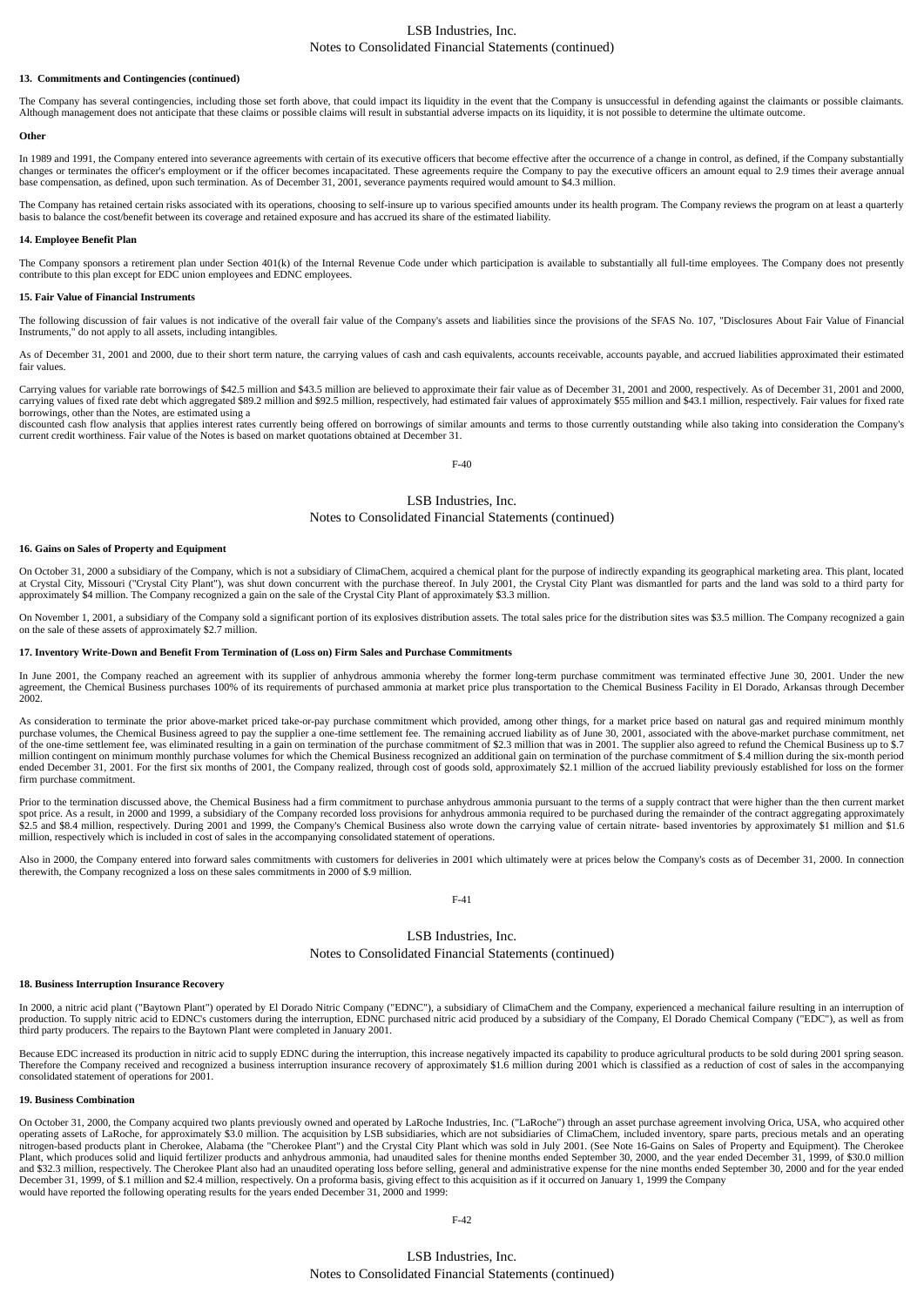#### 13. Commitments and Contingencies (continued)

The Company has several contingencies, including those set forth above, that could impact its liquidity in the event that the Company is unsuccessful in defending against the claimants or possible claimants. Although management does not anticipate that these claims or possible claims will result in substantial adverse impacts on its liquidity, it is not possible to determine the ultimate outcome.

#### Other

In 1989 and 1991, the Company entered into severance agreements with certain of its executive officers that become effective after the occurrence of a change in control, as defined, if the Company substantially changes or terminates the officer's employment or if the officer becomes incapacitated. These agreements require the Company to pay the executive officers an amount equal to 2.9 times their average annual base compensation, as defined, upon such termination. As of December 31, 2001, severance payments required would amount to $4.3 million.

The Company has retained certain risks associated with its operations, choosing to self-insure up to various specified amounts under its health program. The Company reviews the program on at least a quarterly basis to balance the cost/benefit between its coverage and retained exposure and has accrued its share of the estimated liability.

#### 14. Employee Benefit Plan

The Company sponsors a retirement plan under Section 401(k) of the Internal Revenue Code under which participation is available to substantially all full-time employees. The Company does not presently contribute to this plan except for EDC union employees and EDNC employees.

#### 15. Fair Value of Financial Instruments

The following discussion of fair values is not indicative of the overall fair value of the Company's assets and liabilities since the provisions of the SFAS No. 107, "Disclosures About Fair Value of Financial Instruments," do not apply to all assets, including intangibles.

As of December 31, 2001 and 2000, due to their short term nature, the carrying values of cash and cash equivalents, accounts receivable, accounts payable, and accrued liabilities approximated their estimated fair values.

Carrying values for variable rate borrowings of $42.5 million and $43.5 million are believed to approximate their fair value as of December 31, 2001 and 2000, respectively. As of December 31, 2001 and 2000, carrying values of fixed rate debt which aggregated $89.2 million and $92.5 million, respectively, had estimated fair values of approximately $55 million and $43.1 million, respectively. Fair values for fixed rate borrowings, other than the Notes, are estimated using a
discounted cash flow analysis that applies interest rates currently being offered on borrowings of similar amounts and terms to those currently outstanding while also taking into consideration the Company's current credit worthiness. Fair value of the Notes is based on market quotations obtained at December 31.

#### 16. Gains on Sales of Property and Equipment

On October 31, 2000 a subsidiary of the Company, which is not a subsidiary of ClimaChem, acquired a chemical plant for the purpose of indirectly expanding its geographical marketing area. This plant, located at Crystal City, Missouri ("Crystal City Plant"), was shut down concurrent with the purchase thereof. In July 2001, the Crystal City Plant was dismantled for parts and the land was sold to a third party for approximately $4 million. The Company recognized a gain on the sale of the Crystal City Plant of approximately $3.3 million.

On November 1, 2001, a subsidiary of the Company sold a significant portion of its explosives distribution assets. The total sales price for the distribution sites was $3.5 million. The Company recognized a gain on the sale of these assets of approximately $2.7 million.

#### 17. Inventory Write-Down and Benefit From Termination of (Loss on) Firm Sales and Purchase Commitments

In June 2001, the Company reached an agreement with its supplier of anhydrous ammonia whereby the former long-term purchase commitment was terminated effective June 30, 2001. Under the new agreement, the Chemical Business purchases 100% of its requirements of purchased ammonia at market price plus transportation to the Chemical Business Facility in El Dorado, Arkansas through December 2002.

As consideration to terminate the prior above-market priced take-or-pay purchase commitment which provided, among other things, for a market price based on natural gas and required minimum monthly purchase volumes, the Chemical Business agreed to pay the supplier a one-time settlement fee. The remaining accrued liability as of June 30, 2001, associated with the above-market purchase commitment, net of the one-time settlement fee, was eliminated resulting in a gain on termination of the purchase commitment of $2.3 million that was in 2001. The supplier also agreed to refund the Chemical Business up to $.7 million contingent on minimum monthly purchase volumes for which the Chemical Business recognized an additional gain on termination of the purchase commitment of $.4 million during the six-month period ended December 31, 2001. For the first six months of 2001, the Company realized, through cost of goods sold, approximately $2.1 million of the accrued liability previously established for loss on the former firm purchase commitment.

Prior to the termination discussed above, the Chemical Business had a firm commitment to purchase anhydrous ammonia pursuant to the terms of a supply contract that were higher than the then current market spot price. As a result, in 2000 and 1999, a subsidiary of the Company recorded loss provisions for anhydrous ammonia required to be purchased during the remainder of the contract aggregating approximately $2.5 and $8.4 million, respectively. During 2001 and 1999, the Company's Chemical Business also wrote down the carrying value of certain nitrate- based inventories by approximately $1 million and $1.6 million, respectively which is included in cost of sales in the accompanying consolidated statement of operations.

Also in 2000, the Company entered into forward sales commitments with customers for deliveries in 2001 which ultimately were at prices below the Company's costs as of December 31, 2000. In connection therewith, the Company recognized a loss on these sales commitments in 2000 of $.9 million.

#### 18. Business Interruption Insurance Recovery

In 2000, a nitric acid plant ("Baytown Plant") operated by El Dorado Nitric Company ("EDNC"), a subsidiary of ClimaChem and the Company, experienced a mechanical failure resulting in an interruption of production. To supply nitric acid to EDNC's customers during the interruption, EDNC purchased nitric acid produced by a subsidiary of the Company, El Dorado Chemical Company ("EDC"), as well as from third party producers. The repairs to the Baytown Plant were completed in January 2001.

Because EDC increased its production in nitric acid to supply EDNC during the interruption, this increase negatively impacted its capability to produce agricultural products to be sold during 2001 spring season. Therefore the Company received and recognized a business interruption insurance recovery of approximately $1.6 million during 2001 which is classified as a reduction of cost of sales in the accompanying consolidated statement of operations for 2001.

#### 19. Business Combination

On October 31, 2000, the Company acquired two plants previously owned and operated by LaRoche Industries, Inc. ("LaRoche") through an asset purchase agreement involving Orica, USA, who acquired other operating assets of LaRoche, for approximately $3.0 million. The acquisition by LSB subsidiaries, which are not subsidiaries of ClimaChem, included inventory, spare parts, precious metals and an operating nitrogen-based products plant in Cherokee, Alabama (the "Cherokee Plant") and the Crystal City Plant which was sold in July 2001. (See Note 16-Gains on Sales of Property and Equipment). The Cherokee Plant, which produces solid and liquid fertilizer products and anhydrous ammonia, had unaudited sales for thenine months ended September 30, 2000, and the year ended December 31, 1999, of $30.0 million and $32.3 million, respectively. The Cherokee Plant also had an unaudited operating loss before selling, general and administrative expense for the nine months ended September 30, 2000 and for the year ended December 31, 1999, of $.1 million and $2.4 million, respectively. On a proforma basis, giving effect to this acquisition as if it occurred on January 1, 1999 the Company
would have reported the following operating results for the years ended December 31, 2000 and 1999: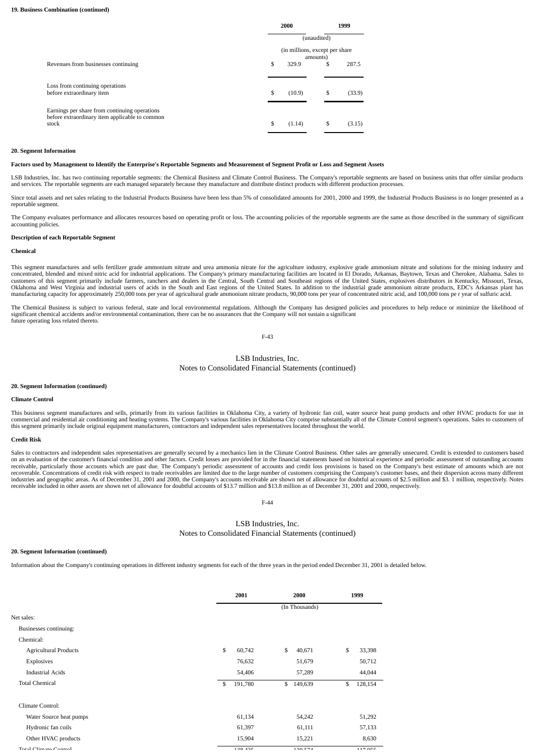**19. Business Combination (continued)**

| | 2000 | 1999 |
|---|---|---|
| | (unaudited) | |
| | (in millions, except per share amounts) | |
| Revenues from businesses continuing | $ 329.9 | $ 287.5 |
| Loss from continuing operations before extraordinary item | $ (10.9) | $ (33.9) |
| Earnings per share from continuing operations before extraordinary item applicable to common stock | $ (1.14) | $ (3.15) |

**20. Segment Information**

**Factors used by Management to Identify the Enterprise's Reportable Segments and Measurement of Segment Profit or Loss and Segment Assets**

LSB Industries, Inc. has two continuing reportable segments: the Chemical Business and Climate Control Business. The Company's reportable segments are based on business units that offer similar products and services. The reportable segments are each managed separately because they manufacture and distribute distinct products with different production processes.

Since total assets and net sales relating to the Industrial Products Business have been less than 5% of consolidated amounts for 2001, 2000 and 1999, the Industrial Products Business is no longer presented as a reportable segment.

The Company evaluates performance and allocates resources based on operating profit or loss. The accounting policies of the reportable segments are the same as those described in the summary of significant accounting policies.

**Description of each Reportable Segment**

**Chemical**

This segment manufactures and sells fertilizer grade ammonium nitrate and urea ammonia nitrate for the agriculture industry, explosive grade ammonium nitrate and solutions for the mining industry and concentrated, blended and mixed nitric acid for industrial applications. The Company's primary manufacturing facilities are located in El Dorado, Arkansas, Baytown, Texas and Cherokee, Alabama. Sales to customers of this segment primarily include farmers, ranchers and dealers in the Central, South Central and Southeast regions of the United States, explosives distributors in Kentucky, Missouri, Texas, Oklahoma and West Virginia and industrial users of acids in the South and East regions of the United States. In addition to the industrial grade ammonium nitrate products, EDC's Arkansas plant has manufacturing capacity for approximately 250,000 tons per year of agricultural grade ammonium nitrate products, 90,000 tons per year of concentrated nitric acid, and 100,000 tons pe r year of sulfuric acid.

The Chemical Business is subject to various federal, state and local environmental regulations. Although the Company has designed policies and procedures to help reduce or minimize the likelihood of significant chemical accidents and/or environmental contamination, there can be no assurances that the Company will not sustain a significant future operating loss related thereto.

**20. Segment Information (continued)**

**Climate Control**

This business segment manufactures and sells, primarily from its various facilities in Oklahoma City, a variety of hydronic fan coil, water source heat pump products and other HVAC products for use in commercial and residential air conditioning and heating systems. The Company's various facilities in Oklahoma City comprise substantially all of the Climate Control segment's operations. Sales to customers of this segment primarily include original equipment manufacturers, contractors and independent sales representatives located throughout the world.

**Credit Risk**

Sales to contractors and independent sales representatives are generally secured by a mechanics lien in the Climate Control Business. Other sales are generally unsecured. Credit is extended to customers based on an evaluation of the customer's financial condition and other factors. Credit losses are provided for in the financial statements based on historical experience and periodic assessment of outstanding accounts receivable, particularly those accounts which are past due. The Company's periodic assessment of accounts and credit loss provisions is based on the Company's best estimate of amounts which are not recoverable. Concentrations of credit risk with respect to trade receivables are limited due to the large number of customers comprising the Company's customer bases, and their dispersion across many different industries and geographic areas. As of December 31, 2001 and 2000, the Company's accounts receivable are shown net of allowance for doubtful accounts of $2.5 million and $3. 1 million, respectively. Notes receivable included in other assets are shown net of allowance for doubtful accounts of $13.7 million and $13.8 million as of December 31, 2001 and 2000, respectively.

**20. Segment Information (continued)**

Information about the Company's continuing operations in different industry segments for each of the three years in the period ended December 31, 2001 is detailed below.

| | 2001 | 2000 | 1999 |
|---|---|---|---|
| | (In Thousands) | | |
| Net sales: | | | |
| Businesses continuing: | | | |
| Chemical: | | | |
| Agricultural Products | $ 60,742 | $ 40,671 | $ 33,398 |
| Explosives | 76,632 | 51,679 | 50,712 |
| Industrial Acids | 54,406 | 57,289 | 44,044 |
| Total Chemical | $ 191,780 | $ 149,639 | $ 128,154 |
| Climate Control: | | | |
| Water Source heat pumps | 61,134 | 54,242 | 51,292 |
| Hydronic fan coils | 61,397 | 61,111 | 57,133 |
| Other HVAC products | 15,904 | 15,221 | 8,630 |
| Total Climate Control | 138,435 | 130,574 | 117,055 |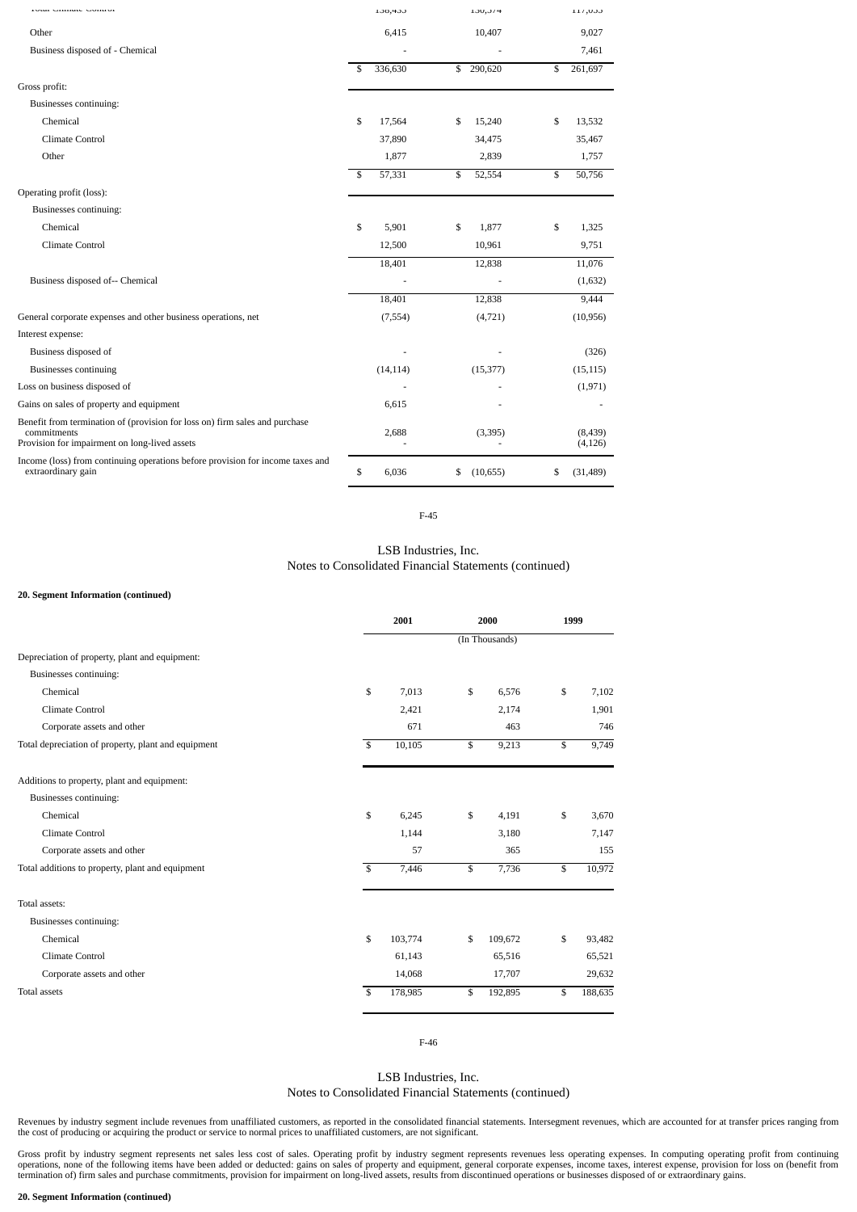| | | | |
|---|---|---|---|
| Total Climate Control | 138,433 | 136,374 | 117,035 |
| Other | 6,415 | 10,407 | 9,027 |
| Business disposed of - Chemical | - | - | 7,461 |
| | $ 336,630 | $ 290,620 | $ 261,697 |
| Gross profit: | | | |
| Businesses continuing: | | | |
| Chemical | $ 17,564 | $ 15,240 | $ 13,532 |
| Climate Control | 37,890 | 34,475 | 35,467 |
| Other | 1,877 | 2,839 | 1,757 |
| | $ 57,331 | $ 52,554 | $ 50,756 |
| Operating profit (loss): | | | |
| Businesses continuing: | | | |
| Chemical | $ 5,901 | $ 1,877 | $ 1,325 |
| Climate Control | 12,500 | 10,961 | 9,751 |
| | 18,401 | 12,838 | 11,076 |
| Business disposed of-- Chemical | - | - | (1,632) |
| | 18,401 | 12,838 | 9,444 |
| General corporate expenses and other business operations, net | (7,554) | (4,721) | (10,956) |
| Interest expense: | | | |
| Business disposed of | - | - | (326) |
| Businesses continuing | (14,114) | (15,377) | (15,115) |
| Loss on business disposed of | - | - | (1,971) |
| Gains on sales of property and equipment | 6,615 | - | - |
| Benefit from termination of (provision for loss on) firm sales and purchase commitments | 2,688 | (3,395) | (8,439) |
| Provision for impairment on long-lived assets | - | - | (4,126) |
| Income (loss) from continuing operations before provision for income taxes and extraordinary gain | $ 6,036 | $ (10,655) | $ (31,489) |

LSB Industries, Inc.
Notes to Consolidated Financial Statements (continued)

**20. Segment Information (continued)**

| | 2001 | 2000 | 1999 |
|---|---|---|---|
| | | (In Thousands) | |
| Depreciation of property, plant and equipment: | | | |
| Businesses continuing: | | | |
| Chemical | $ 7,013 | $ 6,576 | $ 7,102 |
| Climate Control | 2,421 | 2,174 | 1,901 |
| Corporate assets and other | 671 | 463 | 746 |
| Total depreciation of property, plant and equipment | $ 10,105 | $ 9,213 | $ 9,749 |
| Additions to property, plant and equipment: | | | |
| Businesses continuing: | | | |
| Chemical | $ 6,245 | $ 4,191 | $ 3,670 |
| Climate Control | 1,144 | 3,180 | 7,147 |
| Corporate assets and other | 57 | 365 | 155 |
| Total additions to property, plant and equipment | $ 7,446 | $ 7,736 | $ 10,972 |
| Total assets: | | | |
| Businesses continuing: | | | |
| Chemical | $ 103,774 | $ 109,672 | $ 93,482 |
| Climate Control | 61,143 | 65,516 | 65,521 |
| Corporate assets and other | 14,068 | 17,707 | 29,632 |
| Total assets | $ 178,985 | $ 192,895 | $ 188,635 |

LSB Industries, Inc.
Notes to Consolidated Financial Statements (continued)

Revenues by industry segment include revenues from unaffiliated customers, as reported in the consolidated financial statements. Intersegment revenues, which are accounted for at transfer prices ranging from the cost of producing or acquiring the product or service to normal prices to unaffiliated customers, are not significant.

Gross profit by industry segment represents net sales less cost of sales. Operating profit by industry segment represents revenues less operating expenses. In computing operating profit from continuing operations, none of the following items have been added or deducted: gains on sales of property and equipment, general corporate expenses, income taxes, interest expense, provision for loss on (benefit from termination of) firm sales and purchase commitments, provision for impairment on long-lived assets, results from discontinued operations or businesses disposed of or extraordinary gains.

**20. Segment Information (continued)**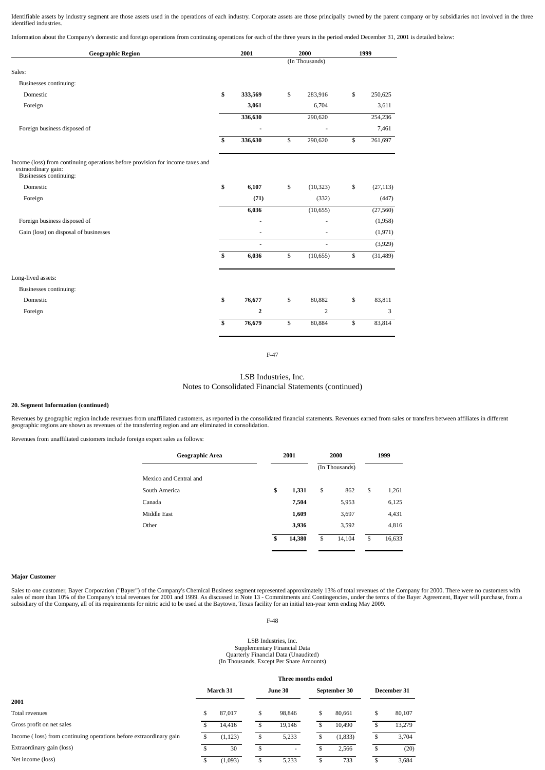Identifiable assets by industry segment are those assets used in the operations of each industry. Corporate assets are those principally owned by the parent company or by subsidiaries not involved in the three identified industries.

Information about the Company's domestic and foreign operations from continuing operations for each of the three years in the period ended December 31, 2001 is detailed below:

| Geographic Region | 2001 | 2000 | 1999 |
|---|---|---|---|
| | | (In Thousands) | |
| Sales: | | | |
| Businesses continuing: | | | |
| Domestic | **$ 333,569** | $ 283,916 | $ 250,625 |
| Foreign | **3,061** | 6,704 | 3,611 |
| | **336,630** | 290,620 | 254,236 |
| Foreign business disposed of | **-** | - | 7,461 |
| | **$ 336,630** | $ 290,620 | $ 261,697 |
| Income (loss) from continuing operations before provision for income taxes and extraordinary gain: | | | |
| Businesses continuing: | | | |
| Domestic | **$ 6,107** | $ (10,323) | $ (27,113) |
| Foreign | **(71)** | (332) | (447) |
| | **6,036** | (10,655) | (27,560) |
| Foreign business disposed of | **-** | - | (1,958) |
| Gain (loss) on disposal of businesses | **-** | - | (1,971) |
| | - | - | (3,929) |
| | **$ 6,036** | $ (10,655) | $ (31,489) |
| Long-lived assets: | | | |
| Businesses continuing: | | | |
| Domestic | **$ 76,677** | $ 80,882 | $ 83,811 |
| Foreign | **2** | 2 | 3 |
| | **$ 76,679** | $ 80,884 | $ 83,814 |

LSB Industries, Inc.
Notes to Consolidated Financial Statements (continued)

**20. Segment Information (continued)**

Revenues by geographic region include revenues from unaffiliated customers, as reported in the consolidated financial statements. Revenues earned from sales or transfers between affiliates in different geographic regions are shown as revenues of the transferring region and are eliminated in consolidation.

Revenues from unaffiliated customers include foreign export sales as follows:

| Geographic Area | 2001 | 2000 | 1999 |
|---|---|---|---|
| | | (In Thousands) | |
| Mexico and Central and South America | **$ 1,331** | $ 862 | $ 1,261 |
| Canada | **7,504** | 5,953 | 6,125 |
| Middle East | **1,609** | 3,697 | 4,431 |
| Other | **3,936** | 3,592 | 4,816 |
| | **$ 14,380** | $ 14,104 | $ 16,633 |

**Major Customer**

Sales to one customer, Bayer Corporation ("Bayer") of the Company's Chemical Business segment represented approximately 13% of total revenues of the Company for 2000. There were no customers with sales of more than 10% of the Company's total revenues for 2001 and 1999. As discussed in Note 13 - Commitments and Contingencies, under the terms of the Bayer Agreement, Bayer will purchase, from a subsidiary of the Company, all of its requirements for nitric acid to be used at the Baytown, Texas facility for an initial ten-year term ending May 2009.

LSB Industries, Inc.
Supplementary Financial Data
Quarterly Financial Data (Unaudited)
(In Thousands, Except Per Share Amounts)

| | Three months ended | | | |
|---|---|---|---|---|
| | March 31 | June 30 | September 30 | December 31 |
| **2001** | | | | |
| Total revenues | $ 87,017 | $ 98,846 | $ 80,661 | $ 80,107 |
| Gross profit on net sales | $ 14,416 | $ 19,146 | $ 10,490 | $ 13,279 |
| Income ( loss) from continuing operations before extraordinary gain | $ (1,123) | $ 5,233 | $ (1,833) | $ 3,704 |
| Extraordinary gain (loss) | $ 30 | $ - | $ 2,566 | $ (20) |
| Net income (loss) | $ (1,093) | $ 5,233 | $ 733 | $ 3,684 |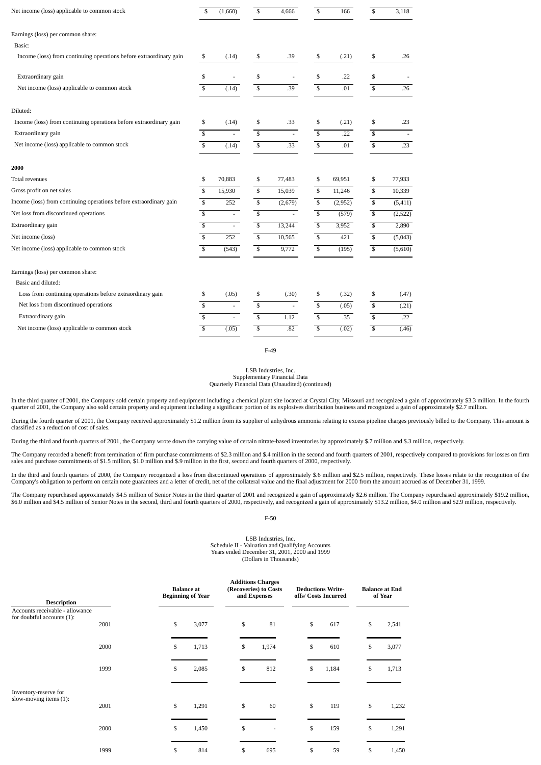| | | | | |
|---|---|---|---|---|
| Net income (loss) applicable to common stock | $ (1,660) | $ 4,666 | $ 166 | $ 3,118 |
| | | | | |
| Earnings (loss) per common share: | | | | |
| Basic: | | | | |
| Income (loss) from continuing operations before extraordinary gain | $ (.14) | $ .39 | $ (.21) | $ .26 |
| Extraordinary gain | $ - | $ - | $ .22 | $ - |
| Net income (loss) applicable to common stock | $ (.14) | $ .39 | $ .01 | $ .26 |
| | | | | |
| Diluted: | | | | |
| Income (loss) from continuing operations before extraordinary gain | $ (.14) | $ .33 | $ (.21) | $ .23 |
| Extraordinary gain | $ - | $ - | $ .22 | $ - |
| Net income (loss) applicable to common stock | $ (.14) | $ .33 | $ .01 | $ .23 |
| | | | | |
| **2000** | | | | |
| Total revenues | $ 70,883 | $ 77,483 | $ 69,951 | $ 77,933 |
| Gross profit on net sales | $ 15,930 | $ 15,039 | $ 11,246 | $ 10,339 |
| Income (loss) from continuing operations before extraordinary gain | $ 252 | $ (2,679) | $ (2,952) | $ (5,411) |
| Net loss from discontinued operations | $ - | $ - | $ (579) | $ (2,522) |
| Extraordinary gain | $ - | $ 13,244 | $ 3,952 | $ 2,890 |
| Net income (loss) | $ 252 | $ 10,565 | $ 421 | $ (5,043) |
| Net income (loss) applicable to common stock | $ (543) | $ 9,772 | $ (195) | $ (5,610) |
| | | | | |
| Earnings (loss) per common share: | | | | |
| Basic and diluted: | | | | |
| Loss from continuing operations before extraordinary gain | $ (.05) | $ (.30) | $ (.32) | $ (.47) |
| Net loss from discontinued operations | $ - | $ - | $ (.05) | $ (.21) |
| Extraordinary gain | $ - | $ 1.12 | $ .35 | $ .22 |
| Net income (loss) applicable to common stock | $ (.05) | $ .82 | $ (.02) | $ (.46) |

LSB Industries, Inc.
Supplementary Financial Data
Quarterly Financial Data (Unaudited) (continued)

In the third quarter of 2001, the Company sold certain property and equipment including a chemical plant site located at Crystal City, Missouri and recognized a gain of approximately $3.3 million. In the fourth quarter of 2001, the Company also sold certain property and equipment including a significant portion of its explosives distribution business and recognized a gain of approximately $2.7 million.

During the fourth quarter of 2001, the Company received approximately $1.2 million from its supplier of anhydrous ammonia relating to excess pipeline charges previously billed to the Company. This amount is classified as a reduction of cost of sales.

During the third and fourth quarters of 2001, the Company wrote down the carrying value of certain nitrate-based inventories by approximately $.7 million and $.3 million, respectively.

The Company recorded a benefit from termination of firm purchase commitments of $2.3 million and $.4 million in the second and fourth quarters of 2001, respectively compared to provisions for losses on firm sales and purchase commitments of $1.5 million, $1.0 million and $.9 million in the first, second and fourth quarters of 2000, respectively.

In the third and fourth quarters of 2000, the Company recognized a loss from discontinued operations of approximately $.6 million and $2.5 million, respectively. These losses relate to the recognition of the Company's obligation to perform on certain note guarantees and a letter of credit, net of the collateral value and the final adjustment for 2000 from the amount accrued as of December 31, 1999.

The Company repurchased approximately $4.5 million of Senior Notes in the third quarter of 2001 and recognized a gain of approximately $2.6 million. The Company repurchased approximately $19.2 million, $6.0 million and $4.5 million of Senior Notes in the second, third and fourth quarters of 2000, respectively, and recognized a gain of approximately $13.2 million, $4.0 million and $2.9 million, respectively.

LSB Industries, Inc.
Schedule II - Valuation and Qualifying Accounts
Years ended December 31, 2001, 2000 and 1999
(Dollars in Thousands)

| Description | | Balance at Beginning of Year | Additions Charges (Recoveries) to Costs and Expenses | Deductions Write-offs/ Costs Incurred | Balance at End of Year |
|---|---|---|---|---|---|
| Accounts receivable - allowance for doubtful accounts (1): | 2001 | $ 3,077 | $ 81 | $ 617 | $ 2,541 |
| | 2000 | $ 1,713 | $ 1,974 | $ 610 | $ 3,077 |
| | 1999 | $ 2,085 | $ 812 | $ 1,184 | $ 1,713 |
| Inventory-reserve for slow-moving items (1): | 2001 | $ 1,291 | $ 60 | $ 119 | $ 1,232 |
| | 2000 | $ 1,450 | $ - | $ 159 | $ 1,291 |
| | 1999 | $ 814 | $ 695 | $ 59 | $ 1,450 |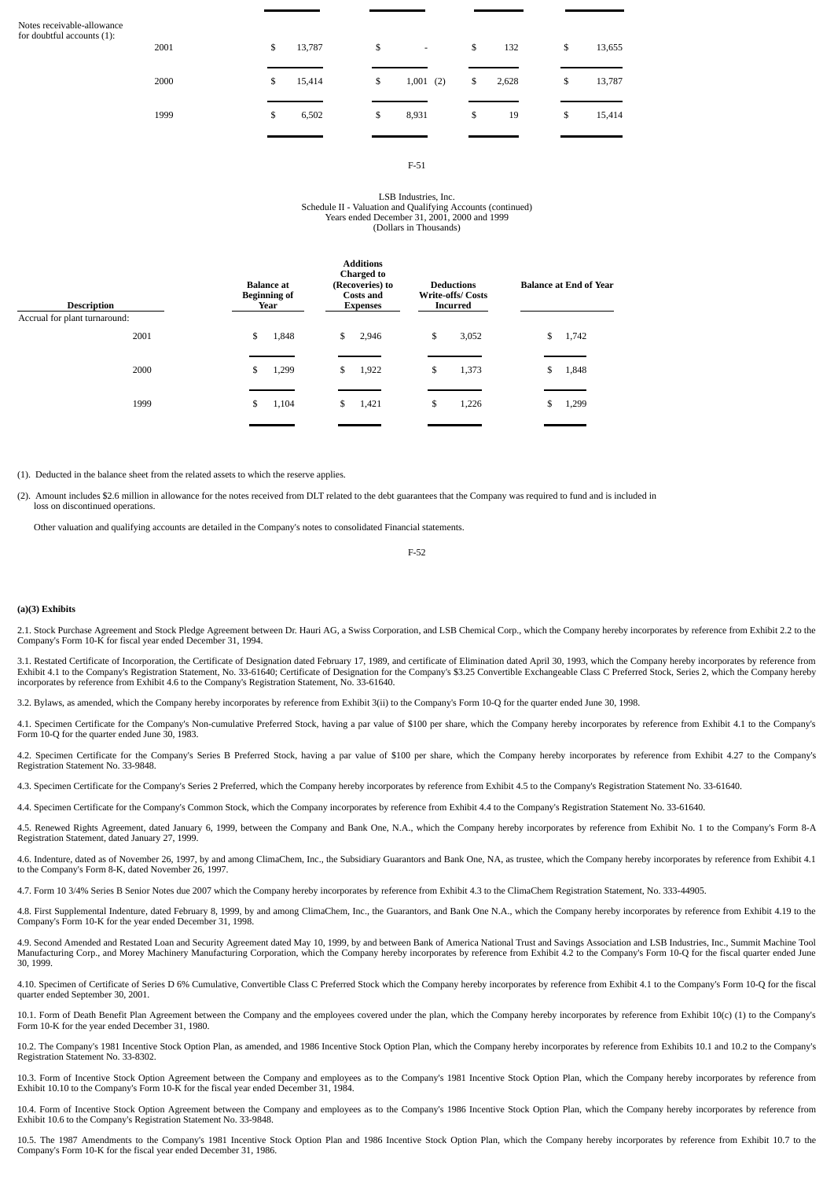| Description | Year | Balance at Beginning of Year | Additions Charged to (Recoveries) to Costs and Expenses | Deductions Write-offs/ Costs Incurred | Balance at End of Year |
|---|---|---|---|---|---|
| Notes receivable-allowance for doubtful accounts (1): | 2001 | $ 13,787 | $ - | $ 132 | $ 13,655 |
| | 2000 | $ 15,414 | $ 1,001 (2) | $ 2,628 | $ 13,787 |
| | 1999 | $ 6,502 | $ 8,931 | $ 19 | $ 15,414 |

LSB Industries, Inc.
Schedule II - Valuation and Qualifying Accounts (continued)
Years ended December 31, 2001, 2000 and 1999
(Dollars in Thousands)

| Description | Year | Balance at Beginning of Year | Additions Charged to (Recoveries) to Costs and Expenses | Deductions Write-offs/ Costs Incurred | Balance at End of Year |
|---|---|---|---|---|---|
| Accrual for plant turnaround: | 2001 | $ 1,848 | $ 2,946 | $ 3,052 | $ 1,742 |
| | 2000 | $ 1,299 | $ 1,922 | $ 1,373 | $ 1,848 |
| | 1999 | $ 1,104 | $ 1,421 | $ 1,226 | $ 1,299 |

(1). Deducted in the balance sheet from the related assets to which the reserve applies.

(2). Amount includes $2.6 million in allowance for the notes received from DLT related to the debt guarantees that the Company was required to fund and is included in loss on discontinued operations.

Other valuation and qualifying accounts are detailed in the Company's notes to consolidated Financial statements.

**(a)(3) Exhibits**

2.1. Stock Purchase Agreement and Stock Pledge Agreement between Dr. Hauri AG, a Swiss Corporation, and LSB Chemical Corp., which the Company hereby incorporates by reference from Exhibit 2.2 to the Company's Form 10-K for fiscal year ended December 31, 1994.

3.1. Restated Certificate of Incorporation, the Certificate of Designation dated February 17, 1989, and certificate of Elimination dated April 30, 1993, which the Company hereby incorporates by reference from Exhibit 4.1 to the Company's Registration Statement, No. 33-61640; Certificate of Designation for the Company's $3.25 Convertible Exchangeable Class C Preferred Stock, Series 2, which the Company hereby incorporates by reference from Exhibit 4.6 to the Company's Registration Statement, No. 33-61640.

3.2. Bylaws, as amended, which the Company hereby incorporates by reference from Exhibit 3(ii) to the Company's Form 10-Q for the quarter ended June 30, 1998.

4.1. Specimen Certificate for the Company's Non-cumulative Preferred Stock, having a par value of $100 per share, which the Company hereby incorporates by reference from Exhibit 4.1 to the Company's Form 10-Q for the quarter ended June 30, 1983.

4.2. Specimen Certificate for the Company's Series B Preferred Stock, having a par value of $100 per share, which the Company hereby incorporates by reference from Exhibit 4.27 to the Company's Registration Statement No. 33-9848.

4.3. Specimen Certificate for the Company's Series 2 Preferred, which the Company hereby incorporates by reference from Exhibit 4.5 to the Company's Registration Statement No. 33-61640.

4.4. Specimen Certificate for the Company's Common Stock, which the Company incorporates by reference from Exhibit 4.4 to the Company's Registration Statement No. 33-61640.

4.5. Renewed Rights Agreement, dated January 6, 1999, between the Company and Bank One, N.A., which the Company hereby incorporates by reference from Exhibit No. 1 to the Company's Form 8-A Registration Statement, dated January 27, 1999.

4.6. Indenture, dated as of November 26, 1997, by and among ClimaChem, Inc., the Subsidiary Guarantors and Bank One, NA, as trustee, which the Company hereby incorporates by reference from Exhibit 4.1 to the Company's Form 8-K, dated November 26, 1997.

4.7. Form 10 3/4% Series B Senior Notes due 2007 which the Company hereby incorporates by reference from Exhibit 4.3 to the ClimaChem Registration Statement, No. 333-44905.

4.8. First Supplemental Indenture, dated February 8, 1999, by and among ClimaChem, Inc., the Guarantors, and Bank One N.A., which the Company hereby incorporates by reference from Exhibit 4.19 to the Company's Form 10-K for the year ended December 31, 1998.

4.9. Second Amended and Restated Loan and Security Agreement dated May 10, 1999, by and between Bank of America National Trust and Savings Association and LSB Industries, Inc., Summit Machine Tool Manufacturing Corp., and Morey Machinery Manufacturing Corporation, which the Company hereby incorporates by reference from Exhibit 4.2 to the Company's Form 10-Q for the fiscal quarter ended June 30, 1999.

4.10. Specimen of Certificate of Series D 6% Cumulative, Convertible Class C Preferred Stock which the Company hereby incorporates by reference from Exhibit 4.1 to the Company's Form 10-Q for the fiscal quarter ended September 30, 2001.

10.1. Form of Death Benefit Plan Agreement between the Company and the employees covered under the plan, which the Company hereby incorporates by reference from Exhibit 10(c) (1) to the Company's Form 10-K for the year ended December 31, 1980.

10.2. The Company's 1981 Incentive Stock Option Plan, as amended, and 1986 Incentive Stock Option Plan, which the Company hereby incorporates by reference from Exhibits 10.1 and 10.2 to the Company's Registration Statement No. 33-8302.

10.3. Form of Incentive Stock Option Agreement between the Company and employees as to the Company's 1981 Incentive Stock Option Plan, which the Company hereby incorporates by reference from Exhibit 10.10 to the Company's Form 10-K for the fiscal year ended December 31, 1984.

10.4. Form of Incentive Stock Option Agreement between the Company and employees as to the Company's 1986 Incentive Stock Option Plan, which the Company hereby incorporates by reference from Exhibit 10.6 to the Company's Registration Statement No. 33-9848.

10.5. The 1987 Amendments to the Company's 1981 Incentive Stock Option Plan and 1986 Incentive Stock Option Plan, which the Company hereby incorporates by reference from Exhibit 10.7 to the Company's Form 10-K for the fiscal year ended December 31, 1986.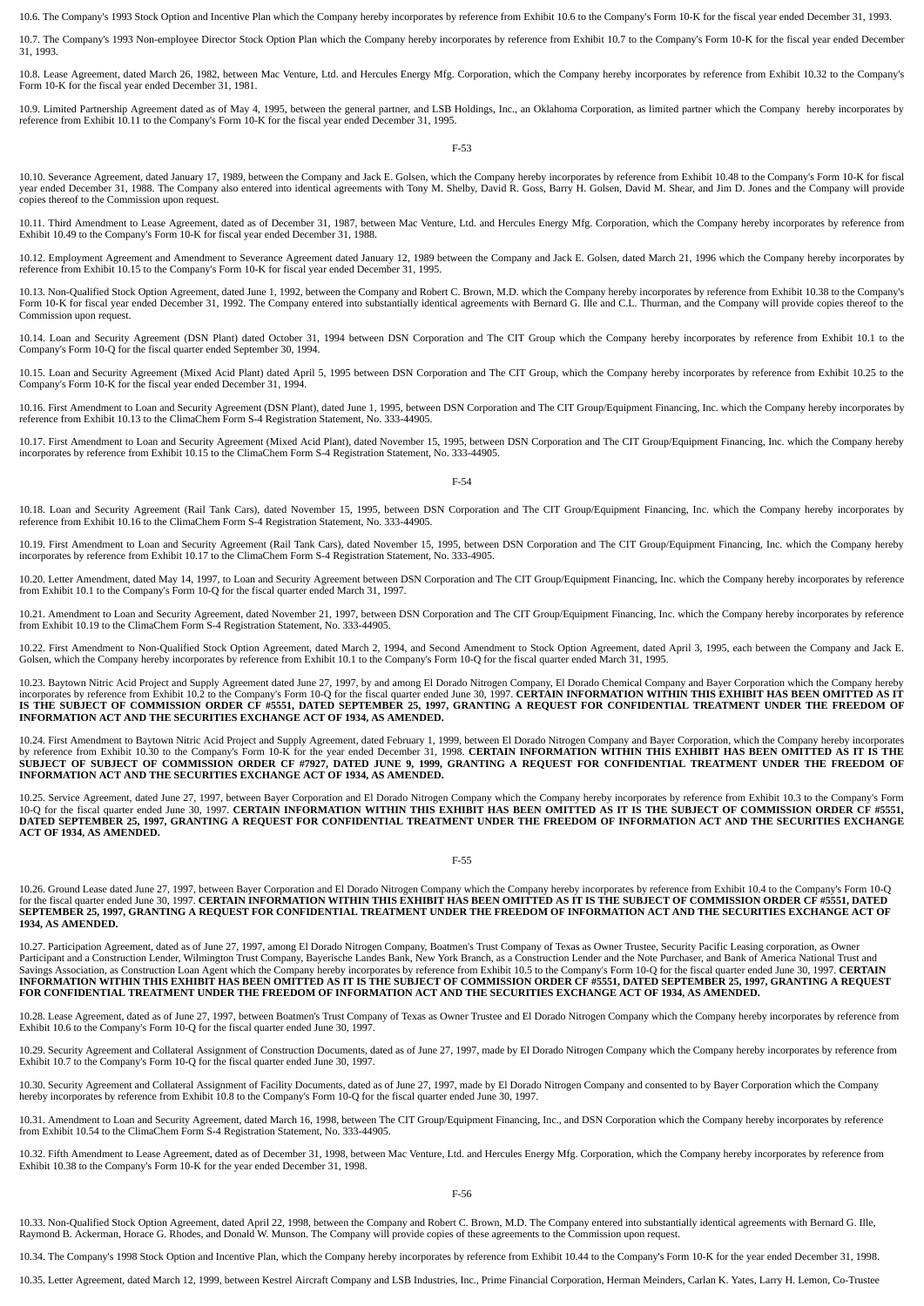10.6. The Company's 1993 Stock Option and Incentive Plan which the Company hereby incorporates by reference from Exhibit 10.6 to the Company's Form 10-K for the fiscal year ended December 31, 1993.

10.7. The Company's 1993 Non-employee Director Stock Option Plan which the Company hereby incorporates by reference from Exhibit 10.7 to the Company's Form 10-K for the fiscal year ended December 31, 1993.

10.8. Lease Agreement, dated March 26, 1982, between Mac Venture, Ltd. and Hercules Energy Mfg. Corporation, which the Company hereby incorporates by reference from Exhibit 10.32 to the Company's Form 10-K for the fiscal year ended December 31, 1981.

10.9. Limited Partnership Agreement dated as of May 4, 1995, between the general partner, and LSB Holdings, Inc., an Oklahoma Corporation, as limited partner which the Company hereby incorporates by reference from Exhibit 10.11 to the Company's Form 10-K for the fiscal year ended December 31, 1995.

10.10. Severance Agreement, dated January 17, 1989, between the Company and Jack E. Golsen, which the Company hereby incorporates by reference from Exhibit 10.48 to the Company's Form 10-K for fiscal year ended December 31, 1988. The Company also entered into identical agreements with Tony M. Shelby, David R. Goss, Barry H. Golsen, David M. Shear, and Jim D. Jones and the Company will provide copies thereof to the Commission upon request.

10.11. Third Amendment to Lease Agreement, dated as of December 31, 1987, between Mac Venture, Ltd. and Hercules Energy Mfg. Corporation, which the Company hereby incorporates by reference from Exhibit 10.49 to the Company's Form 10-K for fiscal year ended December 31, 1988.

10.12. Employment Agreement and Amendment to Severance Agreement dated January 12, 1989 between the Company and Jack E. Golsen, dated March 21, 1996 which the Company hereby incorporates by reference from Exhibit 10.15 to the Company's Form 10-K for fiscal year ended December 31, 1995.

10.13. Non-Qualified Stock Option Agreement, dated June 1, 1992, between the Company and Robert C. Brown, M.D. which the Company hereby incorporates by reference from Exhibit 10.38 to the Company's Form 10-K for fiscal year ended December 31, 1992. The Company entered into substantially identical agreements with Bernard G. Ille and C.L. Thurman, and the Company will provide copies thereof to the Commission upon request.

10.14. Loan and Security Agreement (DSN Plant) dated October 31, 1994 between DSN Corporation and The CIT Group which the Company hereby incorporates by reference from Exhibit 10.1 to the Company's Form 10-Q for the fiscal quarter ended September 30, 1994.

10.15. Loan and Security Agreement (Mixed Acid Plant) dated April 5, 1995 between DSN Corporation and The CIT Group, which the Company hereby incorporates by reference from Exhibit 10.25 to the Company's Form 10-K for the fiscal year ended December 31, 1994.

10.16. First Amendment to Loan and Security Agreement (DSN Plant), dated June 1, 1995, between DSN Corporation and The CIT Group/Equipment Financing, Inc. which the Company hereby incorporates by reference from Exhibit 10.13 to the ClimaChem Form S-4 Registration Statement, No. 333-44905.

10.17. First Amendment to Loan and Security Agreement (Mixed Acid Plant), dated November 15, 1995, between DSN Corporation and The CIT Group/Equipment Financing, Inc. which the Company hereby incorporates by reference from Exhibit 10.15 to the ClimaChem Form S-4 Registration Statement, No. 333-44905.

10.18. Loan and Security Agreement (Rail Tank Cars), dated November 15, 1995, between DSN Corporation and The CIT Group/Equipment Financing, Inc. which the Company hereby incorporates by reference from Exhibit 10.16 to the ClimaChem Form S-4 Registration Statement, No. 333-44905.

10.19. First Amendment to Loan and Security Agreement (Rail Tank Cars), dated November 15, 1995, between DSN Corporation and The CIT Group/Equipment Financing, Inc. which the Company hereby incorporates by reference from Exhibit 10.17 to the ClimaChem Form S-4 Registration Statement, No. 333-4905.

10.20. Letter Amendment, dated May 14, 1997, to Loan and Security Agreement between DSN Corporation and The CIT Group/Equipment Financing, Inc. which the Company hereby incorporates by reference from Exhibit 10.1 to the Company's Form 10-Q for the fiscal quarter ended March 31, 1997.

10.21. Amendment to Loan and Security Agreement, dated November 21, 1997, between DSN Corporation and The CIT Group/Equipment Financing, Inc. which the Company hereby incorporates by reference from Exhibit 10.19 to the ClimaChem Form S-4 Registration Statement, No. 333-44905.

10.22. First Amendment to Non-Qualified Stock Option Agreement, dated March 2, 1994, and Second Amendment to Stock Option Agreement, dated April 3, 1995, each between the Company and Jack E. Golsen, which the Company hereby incorporates by reference from Exhibit 10.1 to the Company's Form 10-Q for the fiscal quarter ended March 31, 1995.

10.23. Baytown Nitric Acid Project and Supply Agreement dated June 27, 1997, by and among El Dorado Nitrogen Company, El Dorado Chemical Company and Bayer Corporation which the Company hereby incorporates by reference from Exhibit 10.2 to the Company's Form 10-Q for the fiscal quarter ended June 30, 1997. **CERTAIN INFORMATION WITHIN THIS EXHIBIT HAS BEEN OMITTED AS IT IS THE SUBJECT OF COMMISSION ORDER CF #5551, DATED SEPTEMBER 25, 1997, GRANTING A REQUEST FOR CONFIDENTIAL TREATMENT UNDER THE FREEDOM OF INFORMATION ACT AND THE SECURITIES EXCHANGE ACT OF 1934, AS AMENDED.**

10.24. First Amendment to Baytown Nitric Acid Project and Supply Agreement, dated February 1, 1999, between El Dorado Nitrogen Company and Bayer Corporation, which the Company hereby incorporates by reference from Exhibit 10.30 to the Company's Form 10-K for the year ended December 31, 1998. **CERTAIN INFORMATION WITHIN THIS EXHIBIT HAS BEEN OMITTED AS IT IS THE SUBJECT OF SUBJECT OF COMMISSION ORDER CF #7927, DATED JUNE 9, 1999, GRANTING A REQUEST FOR CONFIDENTIAL TREATMENT UNDER THE FREEDOM OF INFORMATION ACT AND THE SECURITIES EXCHANGE ACT OF 1934, AS AMENDED.**

10.25. Service Agreement, dated June 27, 1997, between Bayer Corporation and El Dorado Nitrogen Company which the Company hereby incorporates by reference from Exhibit 10.3 to the Company's Form 10-Q for the fiscal quarter ended June 30, 1997. **CERTAIN INFORMATION WITHIN THIS EXHIBIT HAS BEEN OMITTED AS IT IS THE SUBJECT OF COMMISSION ORDER CF #5551, DATED SEPTEMBER 25, 1997, GRANTING A REQUEST FOR CONFIDENTIAL TREATMENT UNDER THE FREEDOM OF INFORMATION ACT AND THE SECURITIES EXCHANGE ACT OF 1934, AS AMENDED.**

10.26. Ground Lease dated June 27, 1997, between Bayer Corporation and El Dorado Nitrogen Company which the Company hereby incorporates by reference from Exhibit 10.4 to the Company's Form 10-Q for the fiscal quarter ended June 30, 1997. **CERTAIN INFORMATION WITHIN THIS EXHIBIT HAS BEEN OMITTED AS IT IS THE SUBJECT OF COMMISSION ORDER CF #5551, DATED SEPTEMBER 25, 1997, GRANTING A REQUEST FOR CONFIDENTIAL TREATMENT UNDER THE FREEDOM OF INFORMATION ACT AND THE SECURITIES EXCHANGE ACT OF 1934, AS AMENDED.**

10.27. Participation Agreement, dated as of June 27, 1997, among El Dorado Nitrogen Company, Boatmen's Trust Company of Texas as Owner Trustee, Security Pacific Leasing corporation, as Owner Participant and a Construction Lender, Wilmington Trust Company, Bayerische Landes Bank, New York Branch, as a Construction Lender and the Note Purchaser, and Bank of America National Trust and Savings Association, as Construction Loan Agent which the Company hereby incorporates by reference from Exhibit 10.5 to the Company's Form 10-Q for the fiscal quarter ended June 30, 1997. **CERTAIN INFORMATION WITHIN THIS EXHIBIT HAS BEEN OMITTED AS IT IS THE SUBJECT OF COMMISSION ORDER CF #5551, DATED SEPTEMBER 25, 1997, GRANTING A REQUEST FOR CONFIDENTIAL TREATMENT UNDER THE FREEDOM OF INFORMATION ACT AND THE SECURITIES EXCHANGE ACT OF 1934, AS AMENDED.**

10.28. Lease Agreement, dated as of June 27, 1997, between Boatmen's Trust Company of Texas as Owner Trustee and El Dorado Nitrogen Company which the Company hereby incorporates by reference from Exhibit 10.6 to the Company's Form 10-Q for the fiscal quarter ended June 30, 1997.

10.29. Security Agreement and Collateral Assignment of Construction Documents, dated as of June 27, 1997, made by El Dorado Nitrogen Company which the Company hereby incorporates by reference from Exhibit 10.7 to the Company's Form 10-Q for the fiscal quarter ended June 30, 1997.

10.30. Security Agreement and Collateral Assignment of Facility Documents, dated as of June 27, 1997, made by El Dorado Nitrogen Company and consented to by Bayer Corporation which the Company hereby incorporates by reference from Exhibit 10.8 to the Company's Form 10-Q for the fiscal quarter ended June 30, 1997.

10.31. Amendment to Loan and Security Agreement, dated March 16, 1998, between The CIT Group/Equipment Financing, Inc., and DSN Corporation which the Company hereby incorporates by reference from Exhibit 10.54 to the ClimaChem Form S-4 Registration Statement, No. 333-44905.

10.32. Fifth Amendment to Lease Agreement, dated as of December 31, 1998, between Mac Venture, Ltd. and Hercules Energy Mfg. Corporation, which the Company hereby incorporates by reference from Exhibit 10.38 to the Company's Form 10-K for the year ended December 31, 1998.

10.33. Non-Qualified Stock Option Agreement, dated April 22, 1998, between the Company and Robert C. Brown, M.D. The Company entered into substantially identical agreements with Bernard G. Ille, Raymond B. Ackerman, Horace G. Rhodes, and Donald W. Munson. The Company will provide copies of these agreements to the Commission upon request.

10.34. The Company's 1998 Stock Option and Incentive Plan, which the Company hereby incorporates by reference from Exhibit 10.44 to the Company's Form 10-K for the year ended December 31, 1998.

10.35. Letter Agreement, dated March 12, 1999, between Kestrel Aircraft Company and LSB Industries, Inc., Prime Financial Corporation, Herman Meinders, Carlan K. Yates, Larry H. Lemon, Co-Trustee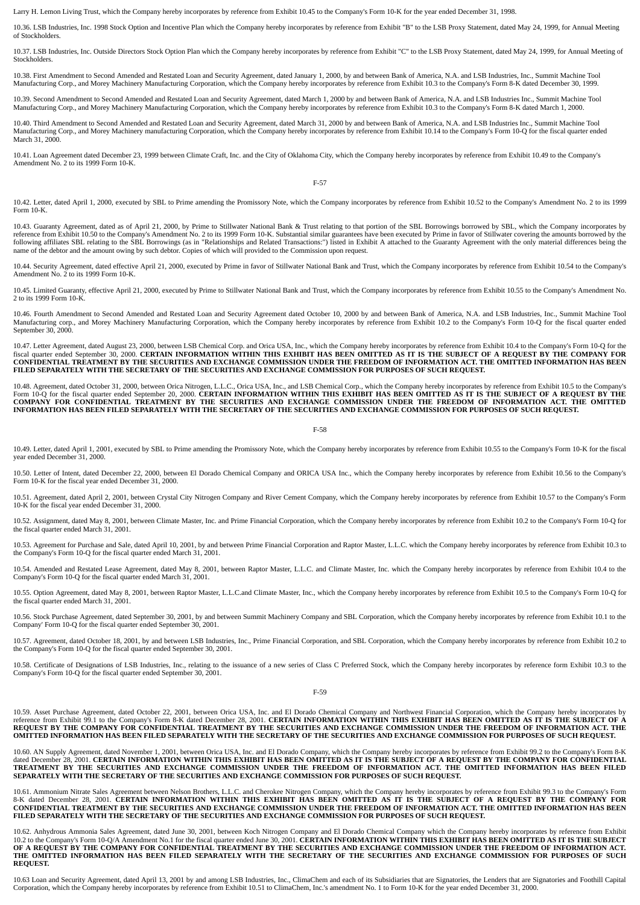Larry H. Lemon Living Trust, which the Company hereby incorporates by reference from Exhibit 10.45 to the Company's Form 10-K for the year ended December 31, 1998.

10.36. LSB Industries, Inc. 1998 Stock Option and Incentive Plan which the Company hereby incorporates by reference from Exhibit "B" to the LSB Proxy Statement, dated May 24, 1999, for Annual Meeting of Stockholders.

10.37. LSB Industries, Inc. Outside Directors Stock Option Plan which the Company hereby incorporates by reference from Exhibit "C" to the LSB Proxy Statement, dated May 24, 1999, for Annual Meeting of Stockholders.

10.38. First Amendment to Second Amended and Restated Loan and Security Agreement, dated January 1, 2000, by and between Bank of America, N.A. and LSB Industries, Inc., Summit Machine Tool Manufacturing Corp., and Morey Machinery Manufacturing Corporation, which the Company hereby incorporates by reference from Exhibit 10.3 to the Company's Form 8-K dated December 30, 1999.

10.39. Second Amendment to Second Amended and Restated Loan and Security Agreement, dated March 1, 2000 by and between Bank of America, N.A. and LSB Industries Inc., Summit Machine Tool Manufacturing Corp., and Morey Machinery Manufacturing Corporation, which the Company hereby incorporates by reference from Exhibit 10.3 to the Company's Form 8-K dated March 1, 2000.

10.40. Third Amendment to Second Amended and Restated Loan and Security Agreement, dated March 31, 2000 by and between Bank of America, N.A. and LSB Industries Inc., Summit Machine Tool Manufacturing Corp., and Morey Machinery manufacturing Corporation, which the Company hereby incorporates by reference from Exhibit 10.14 to the Company's Form 10-Q for the fiscal quarter ended March 31, 2000.

10.41. Loan Agreement dated December 23, 1999 between Climate Craft, Inc. and the City of Oklahoma City, which the Company hereby incorporates by reference from Exhibit 10.49 to the Company's Amendment No. 2 to its 1999 Form 10-K.

10.42. Letter, dated April 1, 2000, executed by SBL to Prime amending the Promissory Note, which the Company incorporates by reference from Exhibit 10.52 to the Company's Amendment No. 2 to its 1999 Form 10-K.

10.43. Guaranty Agreement, dated as of April 21, 2000, by Prime to Stillwater National Bank & Trust relating to that portion of the SBL Borrowings borrowed by SBL, which the Company incorporates by reference from Exhibit 10.50 to the Company's Amendment No. 2 to its 1999 Form 10-K. Substantial similar guarantees have been executed by Prime in favor of Stillwater covering the amounts borrowed by the following affiliates SBL relating to the SBL Borrowings (as in "Relationships and Related Transactions:") listed in Exhibit A attached to the Guaranty Agreement with the only material differences being the name of the debtor and the amount owing by such debtor. Copies of which will provided to the Commission upon request.

10.44. Security Agreement, dated effective April 21, 2000, executed by Prime in favor of Stillwater National Bank and Trust, which the Company incorporates by reference from Exhibit 10.54 to the Company's Amendment No. 2 to its 1999 Form 10-K.

10.45. Limited Guaranty, effective April 21, 2000, executed by Prime to Stillwater National Bank and Trust, which the Company incorporates by reference from Exhibit 10.55 to the Company's Amendment No. 2 to its 1999 Form 10-K.

10.46. Fourth Amendment to Second Amended and Restated Loan and Security Agreement dated October 10, 2000 by and between Bank of America, N.A. and LSB Industries, Inc., Summit Machine Tool Manufacturing corp., and Morey Machinery Manufacturing Corporation, which the Company hereby incorporates by reference from Exhibit 10.2 to the Company's Form 10-Q for the fiscal quarter ended September 30, 2000.

10.47. Letter Agreement, dated August 23, 2000, between LSB Chemical Corp. and Orica USA, Inc., which the Company hereby incorporates by reference from Exhibit 10.4 to the Company's Form 10-Q for the fiscal quarter ended September 30, 2000. **CERTAIN INFORMATION WITHIN THIS EXHIBIT HAS BEEN OMITTED AS IT IS THE SUBJECT OF A REQUEST BY THE COMPANY FOR CONFIDENTIAL TREATMENT BY THE SECURITIES AND EXCHANGE COMMISSION UNDER THE FREEDOM OF INFORMATION ACT. THE OMITTED INFORMATION HAS BEEN FILED SEPARATELY WITH THE SECRETARY OF THE SECURITIES AND EXCHANGE COMMISSION FOR PURPOSES OF SUCH REQUEST.**

10.48. Agreement, dated October 31, 2000, between Orica Nitrogen, L.L.C., Orica USA, Inc., and LSB Chemical Corp., which the Company hereby incorporates by reference from Exhibit 10.5 to the Company's Form 10-Q for the fiscal quarter ended September 20, 2000. **CERTAIN INFORMATION WITHIN THIS EXHIBIT HAS BEEN OMITTED AS IT IS THE SUBJECT OF A REQUEST BY THE COMPANY FOR CONFIDENTIAL TREATMENT BY THE SECURITIES AND EXCHANGE COMMISSION UNDER THE FREEDOM OF INFORMATION ACT. THE OMITTED INFORMATION HAS BEEN FILED SEPARATELY WITH THE SECRETARY OF THE SECURITIES AND EXCHANGE COMMISSION FOR PURPOSES OF SUCH REQUEST.**

10.49. Letter, dated April 1, 2001, executed by SBL to Prime amending the Promissory Note, which the Company hereby incorporates by reference from Exhibit 10.55 to the Company's Form 10-K for the fiscal year ended December 31, 2000.

10.50. Letter of Intent, dated December 22, 2000, between El Dorado Chemical Company and ORICA USA Inc., which the Company hereby incorporates by reference from Exhibit 10.56 to the Company's Form 10-K for the fiscal year ended December 31, 2000.

10.51. Agreement, dated April 2, 2001, between Crystal City Nitrogen Company and River Cement Company, which the Company hereby incorporates by reference from Exhibit 10.57 to the Company's Form 10-K for the fiscal year ended December 31, 2000.

10.52. Assignment, dated May 8, 2001, between Climate Master, Inc. and Prime Financial Corporation, which the Company hereby incorporates by reference from Exhibit 10.2 to the Company's Form 10-Q for the fiscal quarter ended March 31, 2001.

10.53. Agreement for Purchase and Sale, dated April 10, 2001, by and between Prime Financial Corporation and Raptor Master, L.L.C. which the Company hereby incorporates by reference from Exhibit 10.3 to the Company's Form 10-Q for the fiscal quarter ended March 31, 2001.

10.54. Amended and Restated Lease Agreement, dated May 8, 2001, between Raptor Master, L.L.C. and Climate Master, Inc. which the Company hereby incorporates by reference from Exhibit 10.4 to the Company's Form 10-Q for the fiscal quarter ended March 31, 2001.

10.55. Option Agreement, dated May 8, 2001, between Raptor Master, L.L.C.and Climate Master, Inc., which the Company hereby incorporates by reference from Exhibit 10.5 to the Company's Form 10-Q for the fiscal quarter ended March 31, 2001.

10.56. Stock Purchase Agreement, dated September 30, 2001, by and between Summit Machinery Company and SBL Corporation, which the Company hereby incorporates by reference from Exhibit 10.1 to the Company' Form 10-Q for the fiscal quarter ended September 30, 2001.

10.57. Agreement, dated October 18, 2001, by and between LSB Industries, Inc., Prime Financial Corporation, and SBL Corporation, which the Company hereby incorporates by reference from Exhibit 10.2 to the Company's Form 10-Q for the fiscal quarter ended September 30, 2001.

10.58. Certificate of Designations of LSB Industries, Inc., relating to the issuance of a new series of Class C Preferred Stock, which the Company hereby incorporates by reference form Exhibit 10.3 to the Company's Form 10-Q for the fiscal quarter ended September 30, 2001.

10.59. Asset Purchase Agreement, dated October 22, 2001, between Orica USA, Inc. and El Dorado Chemical Company and Northwest Financial Corporation, which the Company hereby incorporates by reference from Exhibit 99.1 to the Company's Form 8-K dated December 28, 2001. **CERTAIN INFORMATION WITHIN THIS EXHIBIT HAS BEEN OMITTED AS IT IS THE SUBJECT OF A REQUEST BY THE COMPANY FOR CONFIDENTIAL TREATMENT BY THE SECURITIES AND EXCHANGE COMMISSION UNDER THE FREEDOM OF INFORMATION ACT. THE OMITTED INFORMATION HAS BEEN FILED SEPARATELY WITH THE SECRETARY OF THE SECURITIES AND EXCHANGE COMMISSION FOR PURPOSES OF SUCH REQUEST.**

10.60. AN Supply Agreement, dated November 1, 2001, between Orica USA, Inc. and El Dorado Company, which the Company hereby incorporates by reference from Exhibit 99.2 to the Company's Form 8-K dated December 28, 2001. **CERTAIN INFORMATION WITHIN THIS EXHIBIT HAS BEEN OMITTED AS IT IS THE SUBJECT OF A REQUEST BY THE COMPANY FOR CONFIDENTIAL TREATMENT BY THE SECURITIES AND EXCHANGE COMMISSION UNDER THE FREEDOM OF INFORMATION ACT. THE OMITTED INFORMATION HAS BEEN FILED SEPARATELY WITH THE SECRETARY OF THE SECURITIES AND EXCHANGE COMMISSION FOR PURPOSES OF SUCH REQUEST.**

10.61. Ammonium Nitrate Sales Agreement between Nelson Brothers, L.L.C. and Cherokee Nitrogen Company, which the Company hereby incorporates by reference from Exhibit 99.3 to the Company's Form 8-K dated December 28, 2001. **CERTAIN INFORMATION WITHIN THIS EXHIBIT HAS BEEN OMITTED AS IT IS THE SUBJECT OF A REQUEST BY THE COMPANY FOR CONFIDENTIAL TREATMENT BY THE SECURITIES AND EXCHANGE COMMISSION UNDER THE FREEDOM OF INFORMATION ACT. THE OMITTED INFORMATION HAS BEEN FILED SEPARATELY WITH THE SECRETARY OF THE SECURITIES AND EXCHANGE COMMISSION FOR PURPOSES OF SUCH REQUEST.**

10.62. Anhydrous Ammonia Sales Agreement, dated June 30, 2001, between Koch Nitrogen Company and El Dorado Chemical Company which the Company hereby incorporates by reference from Exhibit 10.2 to the Company's Form 10-Q/A Amendment No.1 for the fiscal quarter ended June 30, 2001. **CERTAIN INFORMATION WITHIN THIS EXHIBIT HAS BEEN OMITTED AS IT IS THE SUBJECT OF A REQUEST BY THE COMPANY FOR CONFIDENTIAL TREATMENT BY THE SECURITIES AND EXCHANGE COMMISSION UNDER THE FREEDOM OF INFORMATION ACT. THE OMITTED INFORMATION HAS BEEN FILED SEPARATELY WITH THE SECRETARY OF THE SECURITIES AND EXCHANGE COMMISSION FOR PURPOSES OF SUCH REQUEST.**

10.63 Loan and Security Agreement, dated April 13, 2001 by and among LSB Industries, Inc., ClimaChem and each of its Subsidiaries that are Signatories, the Lenders that are Signatories and Foothill Capital Corporation, which the Company hereby incorporates by reference from Exhibit 10.51 to ClimaChem, Inc.'s amendment No. 1 to Form 10-K for the year ended December 31, 2000.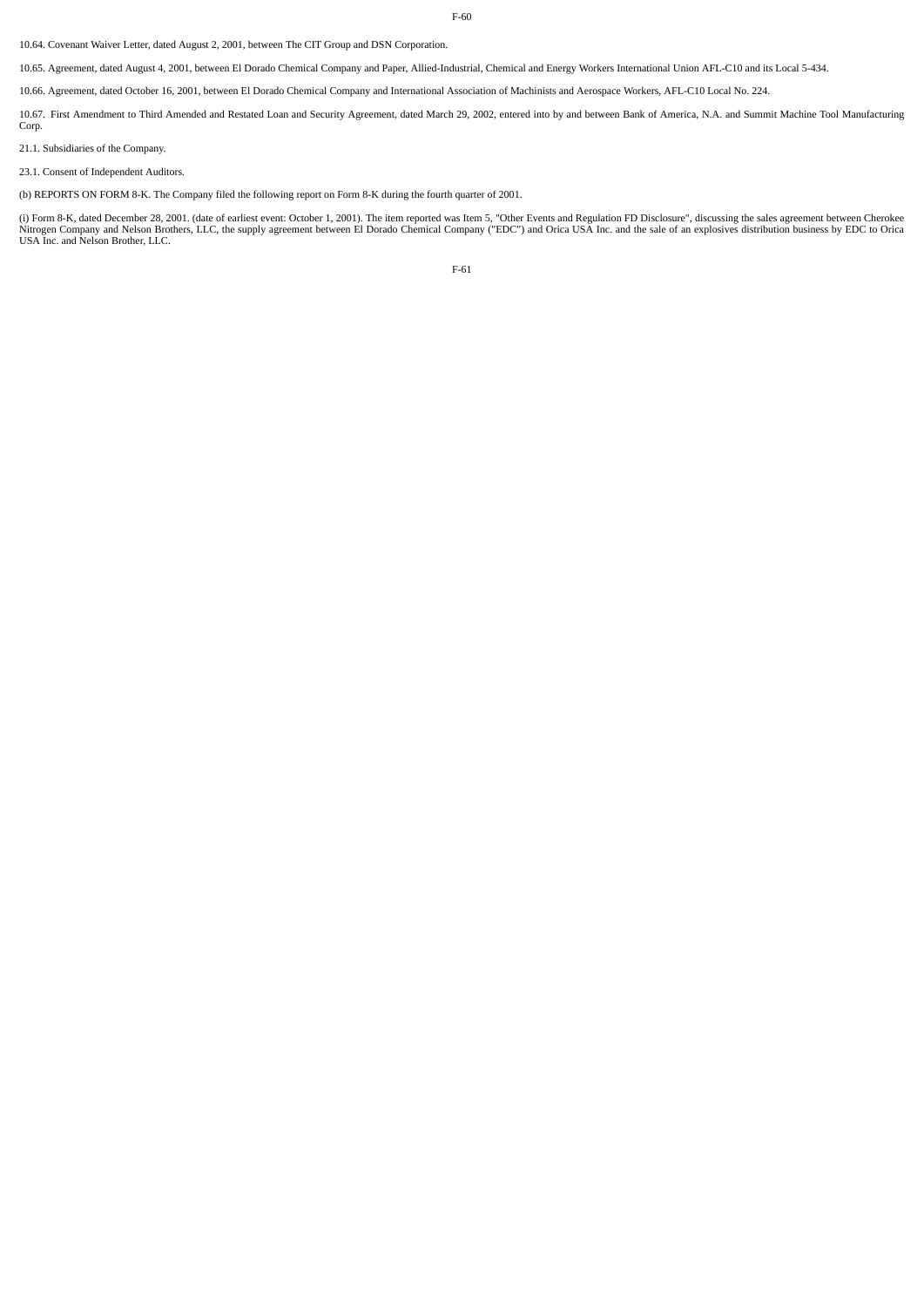10.64. Covenant Waiver Letter, dated August 2, 2001, between The CIT Group and DSN Corporation.

10.65. Agreement, dated August 4, 2001, between El Dorado Chemical Company and Paper, Allied-Industrial, Chemical and Energy Workers International Union AFL-C10 and its Local 5-434.

10.66. Agreement, dated October 16, 2001, between El Dorado Chemical Company and International Association of Machinists and Aerospace Workers, AFL-C10 Local No. 224.

10.67. First Amendment to Third Amended and Restated Loan and Security Agreement, dated March 29, 2002, entered into by and between Bank of America, N.A. and Summit Machine Tool Manufacturing Corp.

21.1. Subsidiaries of the Company.

23.1. Consent of Independent Auditors.

(b) REPORTS ON FORM 8-K. The Company filed the following report on Form 8-K during the fourth quarter of 2001.

(i) Form 8-K, dated December 28, 2001. (date of earliest event: October 1, 2001). The item reported was Item 5, "Other Events and Regulation FD Disclosure", discussing the sales agreement between Cherokee Nitrogen Company and Nelson Brothers, LLC, the supply agreement between El Dorado Chemical Company ("EDC") and Orica USA Inc. and the sale of an explosives distribution business by EDC to Orica USA Inc. and Nelson Brother, LLC.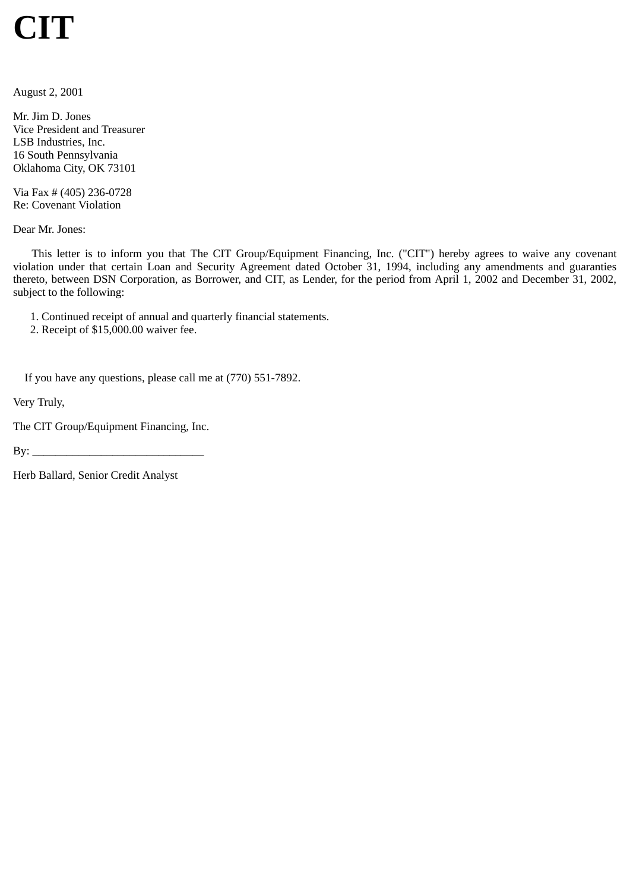# CIT

August 2, 2001

Mr. Jim D. Jones
Vice President and Treasurer
LSB Industries, Inc.
16 South Pennsylvania
Oklahoma City, OK 73101

Via Fax # (405) 236-0728
Re: Covenant Violation

Dear Mr. Jones:

This letter is to inform you that The CIT Group/Equipment Financing, Inc. ("CIT") hereby agrees to waive any covenant violation under that certain Loan and Security Agreement dated October 31, 1994, including any amendments and guaranties thereto, between DSN Corporation, as Borrower, and CIT, as Lender, for the period from April 1, 2002 and December 31, 2002, subject to the following:

1. Continued receipt of annual and quarterly financial statements.
2. Receipt of $15,000.00 waiver fee.

If you have any questions, please call me at (770) 551-7892.

Very Truly,

The CIT Group/Equipment Financing, Inc.

By: ______________________________

Herb Ballard, Senior Credit Analyst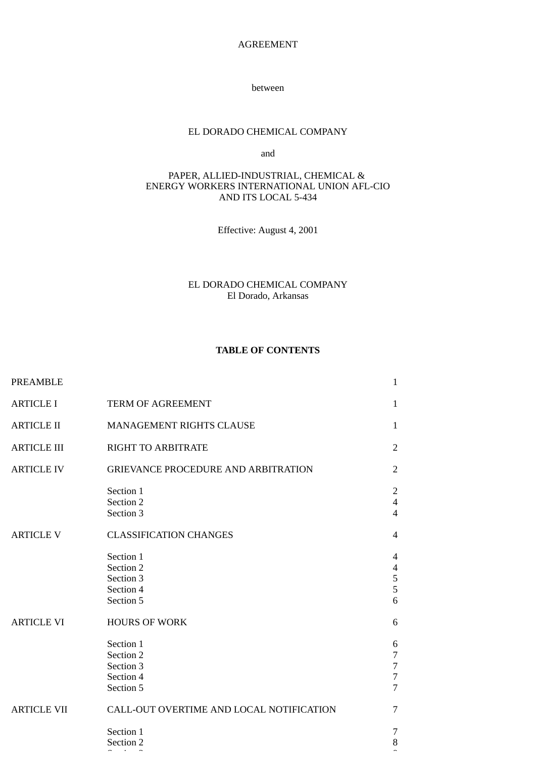AGREEMENT

between

EL DORADO CHEMICAL COMPANY

and

PAPER, ALLIED-INDUSTRIAL, CHEMICAL &
ENERGY WORKERS INTERNATIONAL UNION AFL-CIO
AND ITS LOCAL 5-434

Effective: August 4, 2001

EL DORADO CHEMICAL COMPANY
El Dorado, Arkansas

**TABLE OF CONTENTS**

| | | |
|---|---|---|
| PREAMBLE | | 1 |
| ARTICLE I | TERM OF AGREEMENT | 1 |
| ARTICLE II | MANAGEMENT RIGHTS CLAUSE | 1 |
| ARTICLE III | RIGHT TO ARBITRATE | 2 |
| ARTICLE IV | GRIEVANCE PROCEDURE AND ARBITRATION | 2 |
| | Section 1 | 2 |
| | Section 2 | 4 |
| | Section 3 | 4 |
| ARTICLE V | CLASSIFICATION CHANGES | 4 |
| | Section 1 | 4 |
| | Section 2 | 4 |
| | Section 3 | 5 |
| | Section 4 | 5 |
| | Section 5 | 6 |
| ARTICLE VI | HOURS OF WORK | 6 |
| | Section 1 | 6 |
| | Section 2 | 7 |
| | Section 3 | 7 |
| | Section 4 | 7 |
| | Section 5 | 7 |
| ARTICLE VII | CALL-OUT OVERTIME AND LOCAL NOTIFICATION | 7 |
| | Section 1 | 7 |
| | Section 2 | 8 |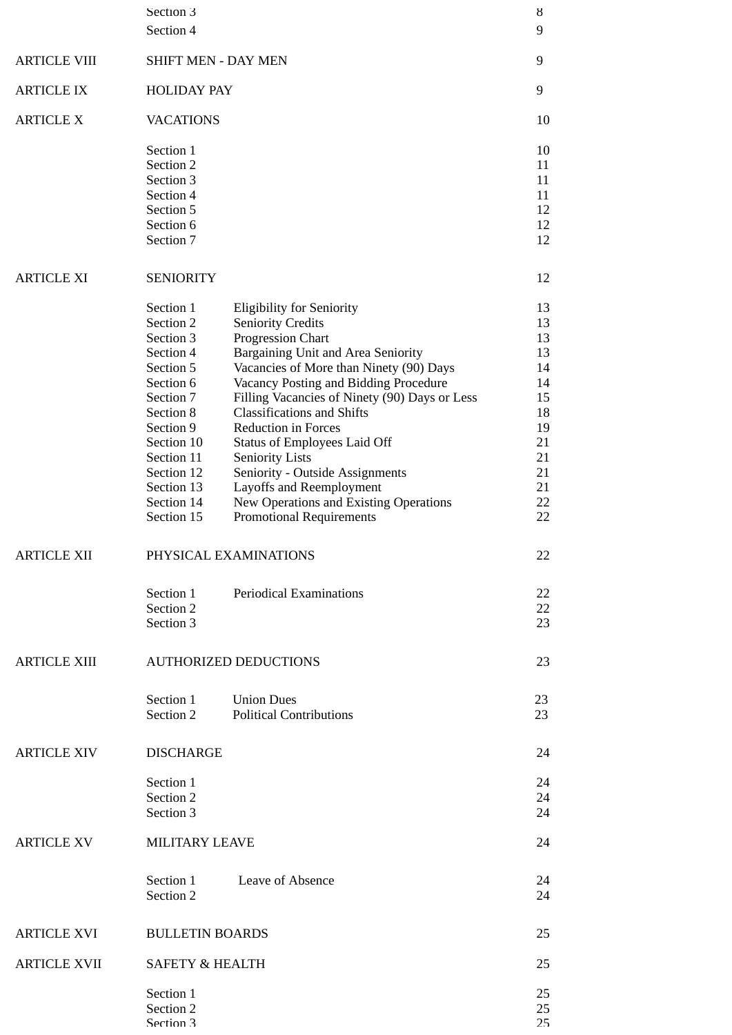| | | | |
|---|---|---|---|
| | Section 3 | | 8 |
| | Section 4 | | 9 |
| ARTICLE VIII | SHIFT MEN - DAY MEN | | 9 |
| ARTICLE IX | HOLIDAY PAY | | 9 |
| ARTICLE X | VACATIONS | | 10 |
| | Section 1 | | 10 |
| | Section 2 | | 11 |
| | Section 3 | | 11 |
| | Section 4 | | 11 |
| | Section 5 | | 12 |
| | Section 6 | | 12 |
| | Section 7 | | 12 |
| ARTICLE XI | SENIORITY | | 12 |
| | Section 1 | Eligibility for Seniority | 13 |
| | Section 2 | Seniority Credits | 13 |
| | Section 3 | Progression Chart | 13 |
| | Section 4 | Bargaining Unit and Area Seniority | 13 |
| | Section 5 | Vacancies of More than Ninety (90) Days | 14 |
| | Section 6 | Vacancy Posting and Bidding Procedure | 14 |
| | Section 7 | Filling Vacancies of Ninety (90) Days or Less | 15 |
| | Section 8 | Classifications and Shifts | 18 |
| | Section 9 | Reduction in Forces | 19 |
| | Section 10 | Status of Employees Laid Off | 21 |
| | Section 11 | Seniority Lists | 21 |
| | Section 12 | Seniority - Outside Assignments | 21 |
| | Section 13 | Layoffs and Reemployment | 21 |
| | Section 14 | New Operations and Existing Operations | 22 |
| | Section 15 | Promotional Requirements | 22 |
| ARTICLE XII | PHYSICAL EXAMINATIONS | | 22 |
| | Section 1 | Periodical Examinations | 22 |
| | Section 2 | | 22 |
| | Section 3 | | 23 |
| ARTICLE XIII | AUTHORIZED DEDUCTIONS | | 23 |
| | Section 1 | Union Dues | 23 |
| | Section 2 | Political Contributions | 23 |
| ARTICLE XIV | DISCHARGE | | 24 |
| | Section 1 | | 24 |
| | Section 2 | | 24 |
| | Section 3 | | 24 |
| ARTICLE XV | MILITARY LEAVE | | 24 |
| | Section 1 | Leave of Absence | 24 |
| | Section 2 | | 24 |
| ARTICLE XVI | BULLETIN BOARDS | | 25 |
| ARTICLE XVII | SAFETY & HEALTH | | 25 |
| | Section 1 | | 25 |
| | Section 2 | | 25 |
| | Section 3 | | 25 |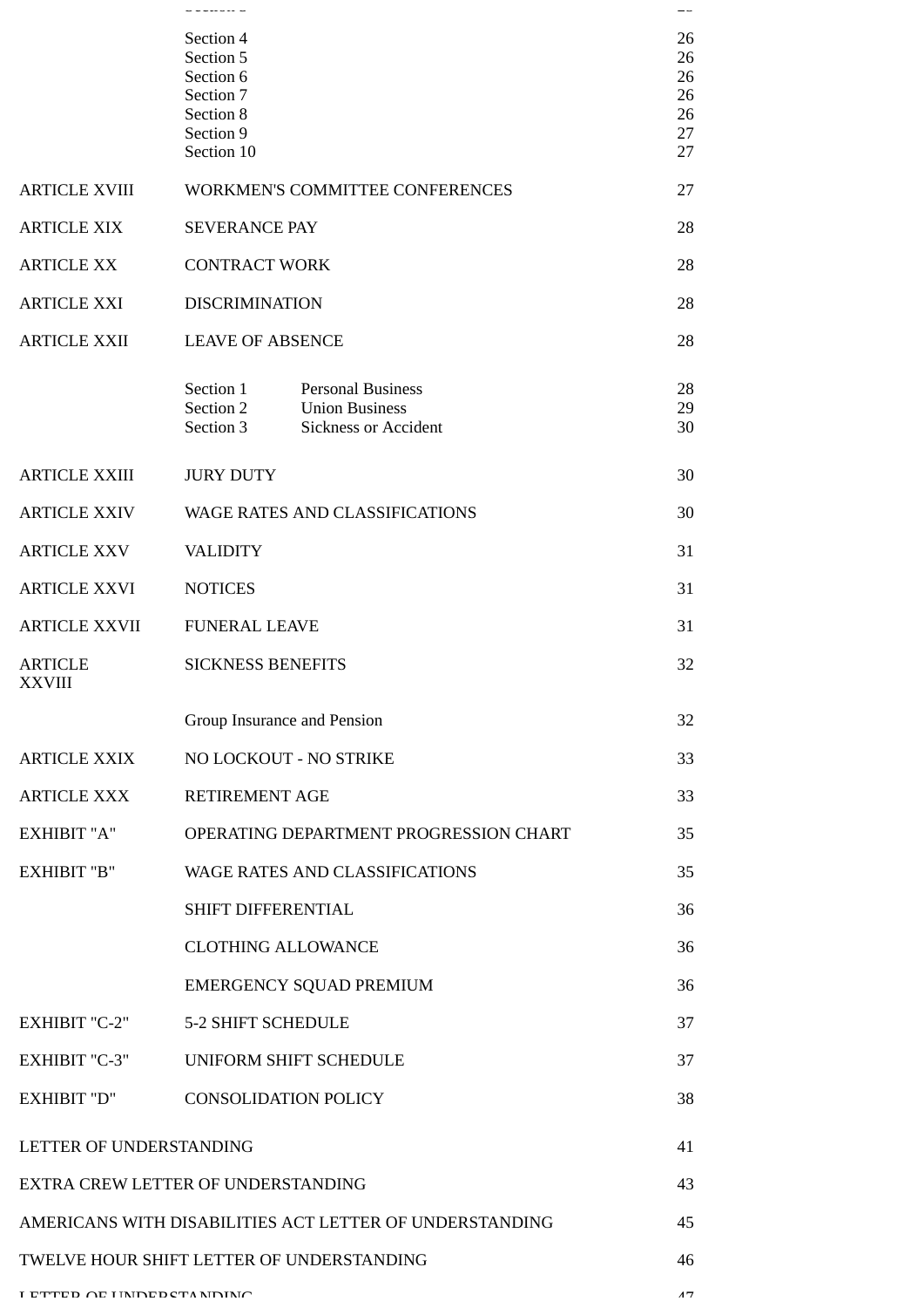| | | | |
|---|---|---|---|
| | Section 4 | | 26 |
| | Section 5 | | 26 |
| | Section 6 | | 26 |
| | Section 7 | | 26 |
| | Section 8 | | 26 |
| | Section 9 | | 27 |
| | Section 10 | | 27 |
| ARTICLE XVIII | WORKMEN'S COMMITTEE CONFERENCES | | 27 |
| ARTICLE XIX | SEVERANCE PAY | | 28 |
| ARTICLE XX | CONTRACT WORK | | 28 |
| ARTICLE XXI | DISCRIMINATION | | 28 |
| ARTICLE XXII | LEAVE OF ABSENCE | | 28 |
| | Section 1 | Personal Business | 28 |
| | Section 2 | Union Business | 29 |
| | Section 3 | Sickness or Accident | 30 |
| ARTICLE XXIII | JURY DUTY | | 30 |
| ARTICLE XXIV | WAGE RATES AND CLASSIFICATIONS | | 30 |
| ARTICLE XXV | VALIDITY | | 31 |
| ARTICLE XXVI | NOTICES | | 31 |
| ARTICLE XXVII | FUNERAL LEAVE | | 31 |
| ARTICLE XXVIII | SICKNESS BENEFITS | | 32 |
| | Group Insurance and Pension | | 32 |
| ARTICLE XXIX | NO LOCKOUT - NO STRIKE | | 33 |
| ARTICLE XXX | RETIREMENT AGE | | 33 |
| EXHIBIT "A" | OPERATING DEPARTMENT PROGRESSION CHART | | 35 |
| EXHIBIT "B" | WAGE RATES AND CLASSIFICATIONS | | 35 |
| | SHIFT DIFFERENTIAL | | 36 |
| | CLOTHING ALLOWANCE | | 36 |
| | EMERGENCY SQUAD PREMIUM | | 36 |
| EXHIBIT "C-2" | 5-2 SHIFT SCHEDULE | | 37 |
| EXHIBIT "C-3" | UNIFORM SHIFT SCHEDULE | | 37 |
| EXHIBIT "D" | CONSOLIDATION POLICY | | 38 |

| | |
|---|---|
| LETTER OF UNDERSTANDING | 41 |
| EXTRA CREW LETTER OF UNDERSTANDING | 43 |
| AMERICANS WITH DISABILITIES ACT LETTER OF UNDERSTANDING | 45 |
| TWELVE HOUR SHIFT LETTER OF UNDERSTANDING | 46 |
| LETTER OF UNDERSTANDING | 47 |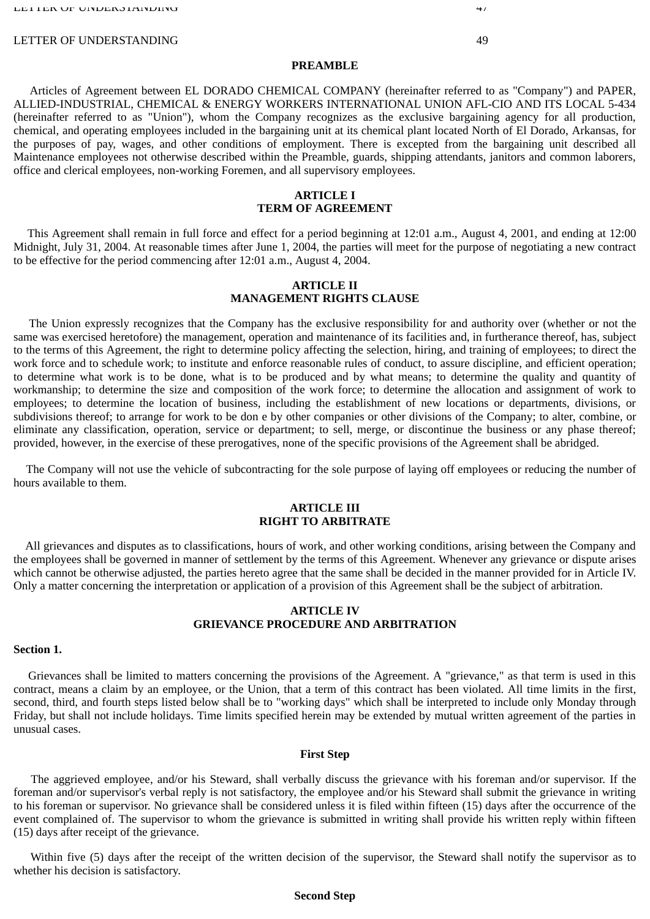LETTER OF UNDERSTANDING 49

**PREAMBLE**

Articles of Agreement between EL DORADO CHEMICAL COMPANY (hereinafter referred to as "Company") and PAPER, ALLIED-INDUSTRIAL, CHEMICAL & ENERGY WORKERS INTERNATIONAL UNION AFL-CIO AND ITS LOCAL 5-434 (hereinafter referred to as "Union"), whom the Company recognizes as the exclusive bargaining agency for all production, chemical, and operating employees included in the bargaining unit at its chemical plant located North of El Dorado, Arkansas, for the purposes of pay, wages, and other conditions of employment. There is excepted from the bargaining unit described all Maintenance employees not otherwise described within the Preamble, guards, shipping attendants, janitors and common laborers, office and clerical employees, non-working Foremen, and all supervisory employees.

**ARTICLE I**
**TERM OF AGREEMENT**

This Agreement shall remain in full force and effect for a period beginning at 12:01 a.m., August 4, 2001, and ending at 12:00 Midnight, July 31, 2004. At reasonable times after June 1, 2004, the parties will meet for the purpose of negotiating a new contract to be effective for the period commencing after 12:01 a.m., August 4, 2004.

**ARTICLE II**
**MANAGEMENT RIGHTS CLAUSE**

The Union expressly recognizes that the Company has the exclusive responsibility for and authority over (whether or not the same was exercised heretofore) the management, operation and maintenance of its facilities and, in furtherance thereof, has, subject to the terms of this Agreement, the right to determine policy affecting the selection, hiring, and training of employees; to direct the work force and to schedule work; to institute and enforce reasonable rules of conduct, to assure discipline, and efficient operation; to determine what work is to be done, what is to be produced and by what means; to determine the quality and quantity of workmanship; to determine the size and composition of the work force; to determine the allocation and assignment of work to employees; to determine the location of business, including the establishment of new locations or departments, divisions, or subdivisions thereof; to arrange for work to be don e by other companies or other divisions of the Company; to alter, combine, or eliminate any classification, operation, service or department; to sell, merge, or discontinue the business or any phase thereof; provided, however, in the exercise of these prerogatives, none of the specific provisions of the Agreement shall be abridged.

The Company will not use the vehicle of subcontracting for the sole purpose of laying off employees or reducing the number of hours available to them.

**ARTICLE III**
**RIGHT TO ARBITRATE**

All grievances and disputes as to classifications, hours of work, and other working conditions, arising between the Company and the employees shall be governed in manner of settlement by the terms of this Agreement. Whenever any grievance or dispute arises which cannot be otherwise adjusted, the parties hereto agree that the same shall be decided in the manner provided for in Article IV. Only a matter concerning the interpretation or application of a provision of this Agreement shall be the subject of arbitration.

**ARTICLE IV**
**GRIEVANCE PROCEDURE AND ARBITRATION**

**Section 1.**

Grievances shall be limited to matters concerning the provisions of the Agreement. A "grievance," as that term is used in this contract, means a claim by an employee, or the Union, that a term of this contract has been violated. All time limits in the first, second, third, and fourth steps listed below shall be to "working days" which shall be interpreted to include only Monday through Friday, but shall not include holidays. Time limits specified herein may be extended by mutual written agreement of the parties in unusual cases.

**First Step**

The aggrieved employee, and/or his Steward, shall verbally discuss the grievance with his foreman and/or supervisor. If the foreman and/or supervisor's verbal reply is not satisfactory, the employee and/or his Steward shall submit the grievance in writing to his foreman or supervisor. No grievance shall be considered unless it is filed within fifteen (15) days after the occurrence of the event complained of. The supervisor to whom the grievance is submitted in writing shall provide his written reply within fifteen (15) days after receipt of the grievance.

Within five (5) days after the receipt of the written decision of the supervisor, the Steward shall notify the supervisor as to whether his decision is satisfactory.

**Second Step**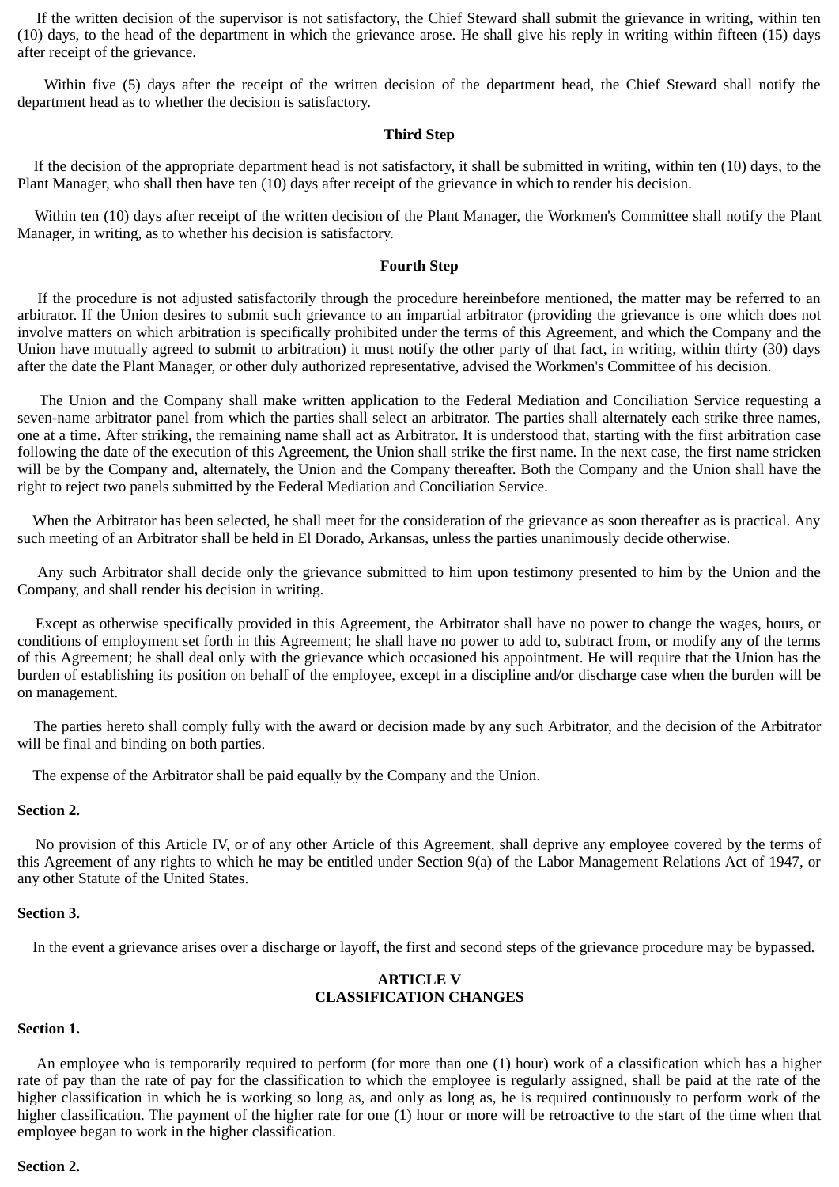If the written decision of the supervisor is not satisfactory, the Chief Steward shall submit the grievance in writing, within ten (10) days, to the head of the department in which the grievance arose. He shall give his reply in writing within fifteen (15) days after receipt of the grievance.

Within five (5) days after the receipt of the written decision of the department head, the Chief Steward shall notify the department head as to whether the decision is satisfactory.

**Third Step**

If the decision of the appropriate department head is not satisfactory, it shall be submitted in writing, within ten (10) days, to the Plant Manager, who shall then have ten (10) days after receipt of the grievance in which to render his decision.

Within ten (10) days after receipt of the written decision of the Plant Manager, the Workmen's Committee shall notify the Plant Manager, in writing, as to whether his decision is satisfactory.

**Fourth Step**

If the procedure is not adjusted satisfactorily through the procedure hereinbefore mentioned, the matter may be referred to an arbitrator. If the Union desires to submit such grievance to an impartial arbitrator (providing the grievance is one which does not involve matters on which arbitration is specifically prohibited under the terms of this Agreement, and which the Company and the Union have mutually agreed to submit to arbitration) it must notify the other party of that fact, in writing, within thirty (30) days after the date the Plant Manager, or other duly authorized representative, advised the Workmen's Committee of his decision.

The Union and the Company shall make written application to the Federal Mediation and Conciliation Service requesting a seven-name arbitrator panel from which the parties shall select an arbitrator. The parties shall alternately each strike three names, one at a time. After striking, the remaining name shall act as Arbitrator. It is understood that, starting with the first arbitration case following the date of the execution of this Agreement, the Union shall strike the first name. In the next case, the first name stricken will be by the Company and, alternately, the Union and the Company thereafter. Both the Company and the Union shall have the right to reject two panels submitted by the Federal Mediation and Conciliation Service.

When the Arbitrator has been selected, he shall meet for the consideration of the grievance as soon thereafter as is practical. Any such meeting of an Arbitrator shall be held in El Dorado, Arkansas, unless the parties unanimously decide otherwise.

Any such Arbitrator shall decide only the grievance submitted to him upon testimony presented to him by the Union and the Company, and shall render his decision in writing.

Except as otherwise specifically provided in this Agreement, the Arbitrator shall have no power to change the wages, hours, or conditions of employment set forth in this Agreement; he shall have no power to add to, subtract from, or modify any of the terms of this Agreement; he shall deal only with the grievance which occasioned his appointment. He will require that the Union has the burden of establishing its position on behalf of the employee, except in a discipline and/or discharge case when the burden will be on management.

The parties hereto shall comply fully with the award or decision made by any such Arbitrator, and the decision of the Arbitrator will be final and binding on both parties.

The expense of the Arbitrator shall be paid equally by the Company and the Union.

**Section 2.**

No provision of this Article IV, or of any other Article of this Agreement, shall deprive any employee covered by the terms of this Agreement of any rights to which he may be entitled under Section 9(a) of the Labor Management Relations Act of 1947, or any other Statute of the United States.

**Section 3.**

In the event a grievance arises over a discharge or layoff, the first and second steps of the grievance procedure may be bypassed.

## ARTICLE V
## CLASSIFICATION CHANGES

**Section 1.**

An employee who is temporarily required to perform (for more than one (1) hour) work of a classification which has a higher rate of pay than the rate of pay for the classification to which the employee is regularly assigned, shall be paid at the rate of the higher classification in which he is working so long as, and only as long as, he is required continuously to perform work of the higher classification. The payment of the higher rate for one (1) hour or more will be retroactive to the start of the time when that employee began to work in the higher classification.

**Section 2.**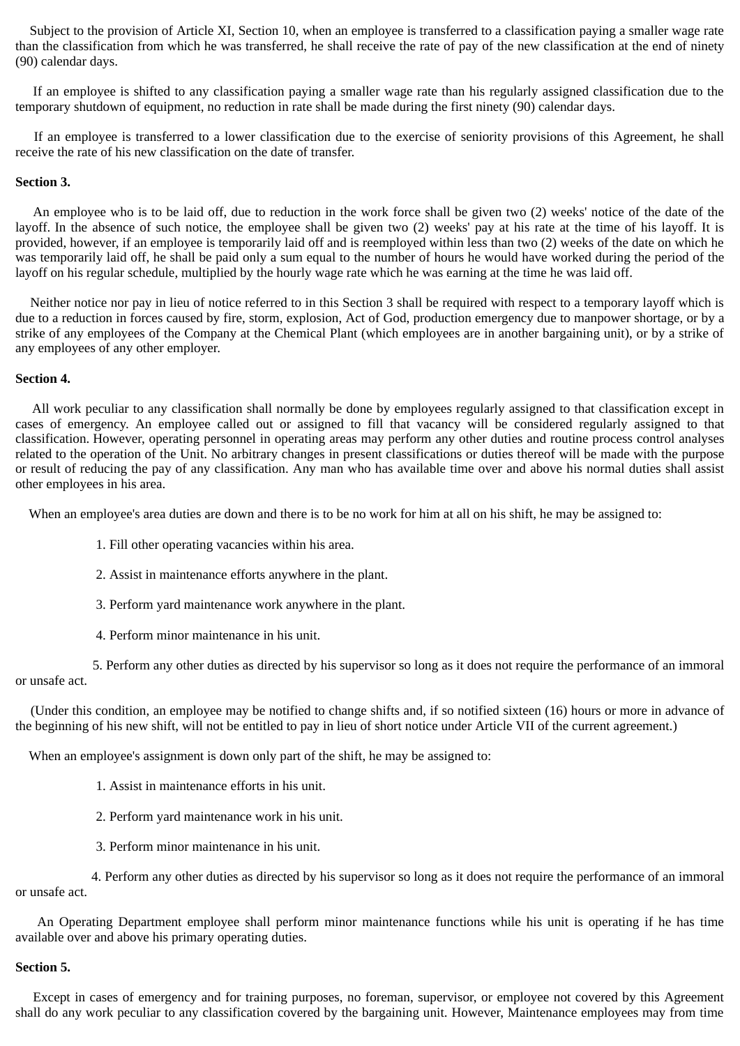Subject to the provision of Article XI, Section 10, when an employee is transferred to a classification paying a smaller wage rate than the classification from which he was transferred, he shall receive the rate of pay of the new classification at the end of ninety (90) calendar days.

If an employee is shifted to any classification paying a smaller wage rate than his regularly assigned classification due to the temporary shutdown of equipment, no reduction in rate shall be made during the first ninety (90) calendar days.

If an employee is transferred to a lower classification due to the exercise of seniority provisions of this Agreement, he shall receive the rate of his new classification on the date of transfer.

**Section 3.**

An employee who is to be laid off, due to reduction in the work force shall be given two (2) weeks' notice of the date of the layoff. In the absence of such notice, the employee shall be given two (2) weeks' pay at his rate at the time of his layoff. It is provided, however, if an employee is temporarily laid off and is reemployed within less than two (2) weeks of the date on which he was temporarily laid off, he shall be paid only a sum equal to the number of hours he would have worked during the period of the layoff on his regular schedule, multiplied by the hourly wage rate which he was earning at the time he was laid off.

Neither notice nor pay in lieu of notice referred to in this Section 3 shall be required with respect to a temporary layoff which is due to a reduction in forces caused by fire, storm, explosion, Act of God, production emergency due to manpower shortage, or by a strike of any employees of the Company at the Chemical Plant (which employees are in another bargaining unit), or by a strike of any employees of any other employer.

**Section 4.**

All work peculiar to any classification shall normally be done by employees regularly assigned to that classification except in cases of emergency. An employee called out or assigned to fill that vacancy will be considered regularly assigned to that classification. However, operating personnel in operating areas may perform any other duties and routine process control analyses related to the operation of the Unit. No arbitrary changes in present classifications or duties thereof will be made with the purpose or result of reducing the pay of any classification. Any man who has available time over and above his normal duties shall assist other employees in his area.

When an employee's area duties are down and there is to be no work for him at all on his shift, he may be assigned to:

1. Fill other operating vacancies within his area.
2. Assist in maintenance efforts anywhere in the plant.
3. Perform yard maintenance work anywhere in the plant.
4. Perform minor maintenance in his unit.
5. Perform any other duties as directed by his supervisor so long as it does not require the performance of an immoral or unsafe act.

(Under this condition, an employee may be notified to change shifts and, if so notified sixteen (16) hours or more in advance of the beginning of his new shift, will not be entitled to pay in lieu of short notice under Article VII of the current agreement.)

When an employee's assignment is down only part of the shift, he may be assigned to:

1. Assist in maintenance efforts in his unit.
2. Perform yard maintenance work in his unit.
3. Perform minor maintenance in his unit.
4. Perform any other duties as directed by his supervisor so long as it does not require the performance of an immoral or unsafe act.

An Operating Department employee shall perform minor maintenance functions while his unit is operating if he has time available over and above his primary operating duties.

**Section 5.**

Except in cases of emergency and for training purposes, no foreman, supervisor, or employee not covered by this Agreement shall do any work peculiar to any classification covered by the bargaining unit. However, Maintenance employees may from time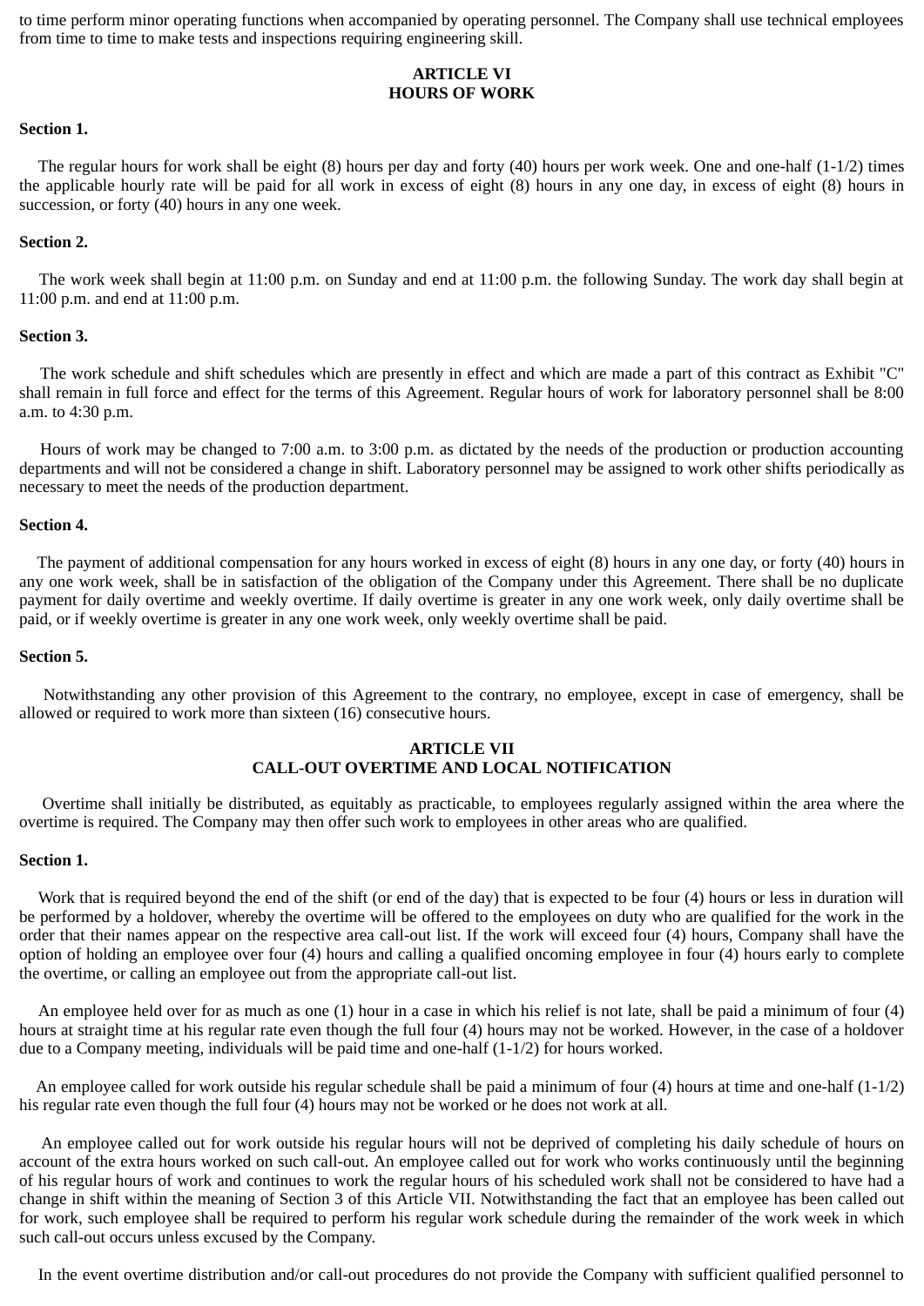to time perform minor operating functions when accompanied by operating personnel. The Company shall use technical employees from time to time to make tests and inspections requiring engineering skill.

## ARTICLE VI
## HOURS OF WORK

**Section 1.**

The regular hours for work shall be eight (8) hours per day and forty (40) hours per work week. One and one-half (1-1/2) times the applicable hourly rate will be paid for all work in excess of eight (8) hours in any one day, in excess of eight (8) hours in succession, or forty (40) hours in any one week.

**Section 2.**

The work week shall begin at 11:00 p.m. on Sunday and end at 11:00 p.m. the following Sunday. The work day shall begin at 11:00 p.m. and end at 11:00 p.m.

**Section 3.**

The work schedule and shift schedules which are presently in effect and which are made a part of this contract as Exhibit "C" shall remain in full force and effect for the terms of this Agreement. Regular hours of work for laboratory personnel shall be 8:00 a.m. to 4:30 p.m.

Hours of work may be changed to 7:00 a.m. to 3:00 p.m. as dictated by the needs of the production or production accounting departments and will not be considered a change in shift. Laboratory personnel may be assigned to work other shifts periodically as necessary to meet the needs of the production department.

**Section 4.**

The payment of additional compensation for any hours worked in excess of eight (8) hours in any one day, or forty (40) hours in any one work week, shall be in satisfaction of the obligation of the Company under this Agreement. There shall be no duplicate payment for daily overtime and weekly overtime. If daily overtime is greater in any one work week, only daily overtime shall be paid, or if weekly overtime is greater in any one work week, only weekly overtime shall be paid.

**Section 5.**

Notwithstanding any other provision of this Agreement to the contrary, no employee, except in case of emergency, shall be allowed or required to work more than sixteen (16) consecutive hours.

## ARTICLE VII
## CALL-OUT OVERTIME AND LOCAL NOTIFICATION

Overtime shall initially be distributed, as equitably as practicable, to employees regularly assigned within the area where the overtime is required. The Company may then offer such work to employees in other areas who are qualified.

**Section 1.**

Work that is required beyond the end of the shift (or end of the day) that is expected to be four (4) hours or less in duration will be performed by a holdover, whereby the overtime will be offered to the employees on duty who are qualified for the work in the order that their names appear on the respective area call-out list. If the work will exceed four (4) hours, Company shall have the option of holding an employee over four (4) hours and calling a qualified oncoming employee in four (4) hours early to complete the overtime, or calling an employee out from the appropriate call-out list.

An employee held over for as much as one (1) hour in a case in which his relief is not late, shall be paid a minimum of four (4) hours at straight time at his regular rate even though the full four (4) hours may not be worked. However, in the case of a holdover due to a Company meeting, individuals will be paid time and one-half (1-1/2) for hours worked.

An employee called for work outside his regular schedule shall be paid a minimum of four (4) hours at time and one-half (1-1/2) his regular rate even though the full four (4) hours may not be worked or he does not work at all.

An employee called out for work outside his regular hours will not be deprived of completing his daily schedule of hours on account of the extra hours worked on such call-out. An employee called out for work who works continuously until the beginning of his regular hours of work and continues to work the regular hours of his scheduled work shall not be considered to have had a change in shift within the meaning of Section 3 of this Article VII. Notwithstanding the fact that an employee has been called out for work, such employee shall be required to perform his regular work schedule during the remainder of the work week in which such call-out occurs unless excused by the Company.

In the event overtime distribution and/or call-out procedures do not provide the Company with sufficient qualified personnel to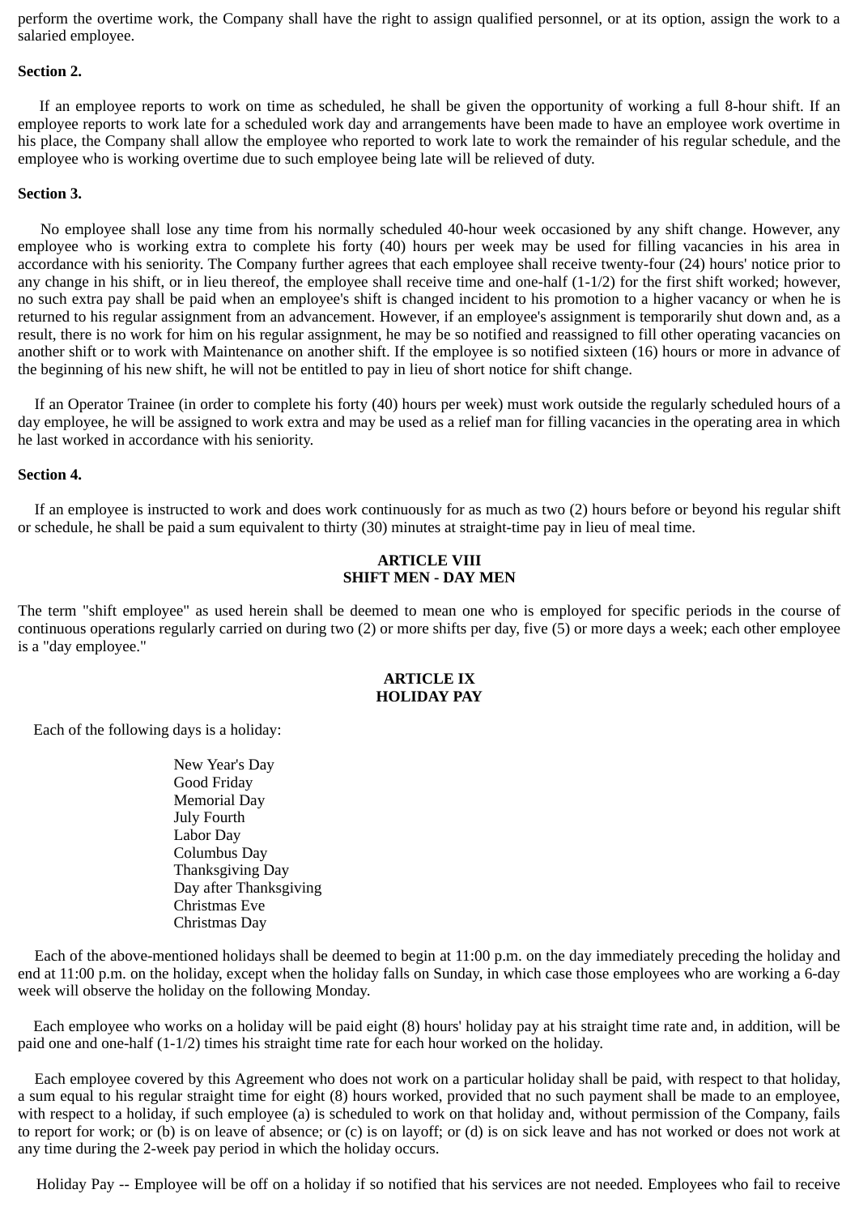perform the overtime work, the Company shall have the right to assign qualified personnel, or at its option, assign the work to a salaried employee.

**Section 2.**

If an employee reports to work on time as scheduled, he shall be given the opportunity of working a full 8-hour shift. If an employee reports to work late for a scheduled work day and arrangements have been made to have an employee work overtime in his place, the Company shall allow the employee who reported to work late to work the remainder of his regular schedule, and the employee who is working overtime due to such employee being late will be relieved of duty.

**Section 3.**

No employee shall lose any time from his normally scheduled 40-hour week occasioned by any shift change. However, any employee who is working extra to complete his forty (40) hours per week may be used for filling vacancies in his area in accordance with his seniority. The Company further agrees that each employee shall receive twenty-four (24) hours' notice prior to any change in his shift, or in lieu thereof, the employee shall receive time and one-half (1-1/2) for the first shift worked; however, no such extra pay shall be paid when an employee's shift is changed incident to his promotion to a higher vacancy or when he is returned to his regular assignment from an advancement. However, if an employee's assignment is temporarily shut down and, as a result, there is no work for him on his regular assignment, he may be so notified and reassigned to fill other operating vacancies on another shift or to work with Maintenance on another shift. If the employee is so notified sixteen (16) hours or more in advance of the beginning of his new shift, he will not be entitled to pay in lieu of short notice for shift change.

If an Operator Trainee (in order to complete his forty (40) hours per week) must work outside the regularly scheduled hours of a day employee, he will be assigned to work extra and may be used as a relief man for filling vacancies in the operating area in which he last worked in accordance with his seniority.

**Section 4.**

If an employee is instructed to work and does work continuously for as much as two (2) hours before or beyond his regular shift or schedule, he shall be paid a sum equivalent to thirty (30) minutes at straight-time pay in lieu of meal time.

## ARTICLE VIII
## SHIFT MEN - DAY MEN

The term "shift employee" as used herein shall be deemed to mean one who is employed for specific periods in the course of continuous operations regularly carried on during two (2) or more shifts per day, five (5) or more days a week; each other employee is a "day employee."

## ARTICLE IX
## HOLIDAY PAY

Each of the following days is a holiday:

New Year's Day
Good Friday
Memorial Day
July Fourth
Labor Day
Columbus Day
Thanksgiving Day
Day after Thanksgiving
Christmas Eve
Christmas Day

Each of the above-mentioned holidays shall be deemed to begin at 11:00 p.m. on the day immediately preceding the holiday and end at 11:00 p.m. on the holiday, except when the holiday falls on Sunday, in which case those employees who are working a 6-day week will observe the holiday on the following Monday.

Each employee who works on a holiday will be paid eight (8) hours' holiday pay at his straight time rate and, in addition, will be paid one and one-half (1-1/2) times his straight time rate for each hour worked on the holiday.

Each employee covered by this Agreement who does not work on a particular holiday shall be paid, with respect to that holiday, a sum equal to his regular straight time for eight (8) hours worked, provided that no such payment shall be made to an employee, with respect to a holiday, if such employee (a) is scheduled to work on that holiday and, without permission of the Company, fails to report for work; or (b) is on leave of absence; or (c) is on layoff; or (d) is on sick leave and has not worked or does not work at any time during the 2-week pay period in which the holiday occurs.

Holiday Pay -- Employee will be off on a holiday if so notified that his services are not needed. Employees who fail to receive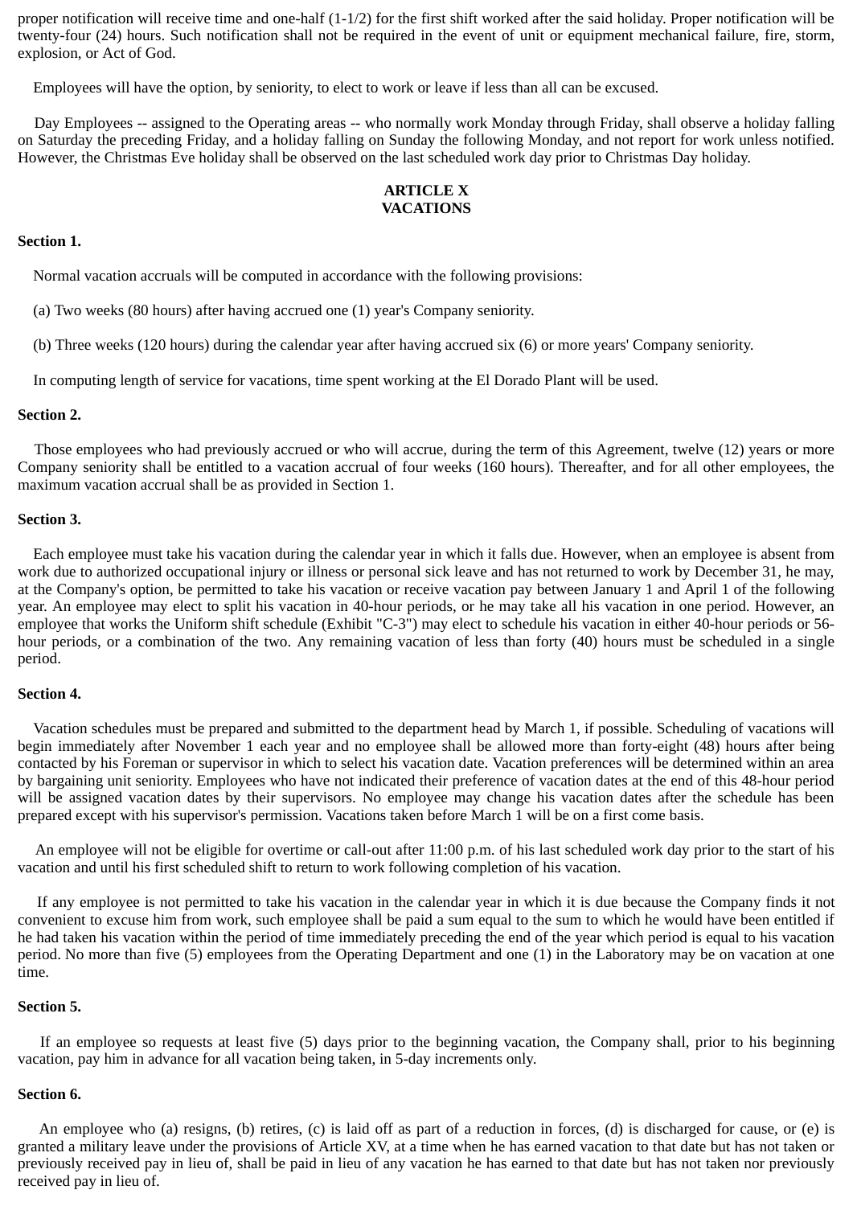proper notification will receive time and one-half (1-1/2) for the first shift worked after the said holiday. Proper notification will be twenty-four (24) hours. Such notification shall not be required in the event of unit or equipment mechanical failure, fire, storm, explosion, or Act of God.

Employees will have the option, by seniority, to elect to work or leave if less than all can be excused.

Day Employees -- assigned to the Operating areas -- who normally work Monday through Friday, shall observe a holiday falling on Saturday the preceding Friday, and a holiday falling on Sunday the following Monday, and not report for work unless notified. However, the Christmas Eve holiday shall be observed on the last scheduled work day prior to Christmas Day holiday.

## ARTICLE X
## VACATIONS

**Section 1.**

Normal vacation accruals will be computed in accordance with the following provisions:

(a) Two weeks (80 hours) after having accrued one (1) year's Company seniority.

(b) Three weeks (120 hours) during the calendar year after having accrued six (6) or more years' Company seniority.

In computing length of service for vacations, time spent working at the El Dorado Plant will be used.

**Section 2.**

Those employees who had previously accrued or who will accrue, during the term of this Agreement, twelve (12) years or more Company seniority shall be entitled to a vacation accrual of four weeks (160 hours). Thereafter, and for all other employees, the maximum vacation accrual shall be as provided in Section 1.

**Section 3.**

Each employee must take his vacation during the calendar year in which it falls due. However, when an employee is absent from work due to authorized occupational injury or illness or personal sick leave and has not returned to work by December 31, he may, at the Company's option, be permitted to take his vacation or receive vacation pay between January 1 and April 1 of the following year. An employee may elect to split his vacation in 40-hour periods, or he may take all his vacation in one period. However, an employee that works the Uniform shift schedule (Exhibit "C-3") may elect to schedule his vacation in either 40-hour periods or 56-hour periods, or a combination of the two. Any remaining vacation of less than forty (40) hours must be scheduled in a single period.

**Section 4.**

Vacation schedules must be prepared and submitted to the department head by March 1, if possible. Scheduling of vacations will begin immediately after November 1 each year and no employee shall be allowed more than forty-eight (48) hours after being contacted by his Foreman or supervisor in which to select his vacation date. Vacation preferences will be determined within an area by bargaining unit seniority. Employees who have not indicated their preference of vacation dates at the end of this 48-hour period will be assigned vacation dates by their supervisors. No employee may change his vacation dates after the schedule has been prepared except with his supervisor's permission. Vacations taken before March 1 will be on a first come basis.

An employee will not be eligible for overtime or call-out after 11:00 p.m. of his last scheduled work day prior to the start of his vacation and until his first scheduled shift to return to work following completion of his vacation.

If any employee is not permitted to take his vacation in the calendar year in which it is due because the Company finds it not convenient to excuse him from work, such employee shall be paid a sum equal to the sum to which he would have been entitled if he had taken his vacation within the period of time immediately preceding the end of the year which period is equal to his vacation period. No more than five (5) employees from the Operating Department and one (1) in the Laboratory may be on vacation at one time.

**Section 5.**

If an employee so requests at least five (5) days prior to the beginning vacation, the Company shall, prior to his beginning vacation, pay him in advance for all vacation being taken, in 5-day increments only.

**Section 6.**

An employee who (a) resigns, (b) retires, (c) is laid off as part of a reduction in forces, (d) is discharged for cause, or (e) is granted a military leave under the provisions of Article XV, at a time when he has earned vacation to that date but has not taken or previously received pay in lieu of, shall be paid in lieu of any vacation he has earned to that date but has not taken nor previously received pay in lieu of.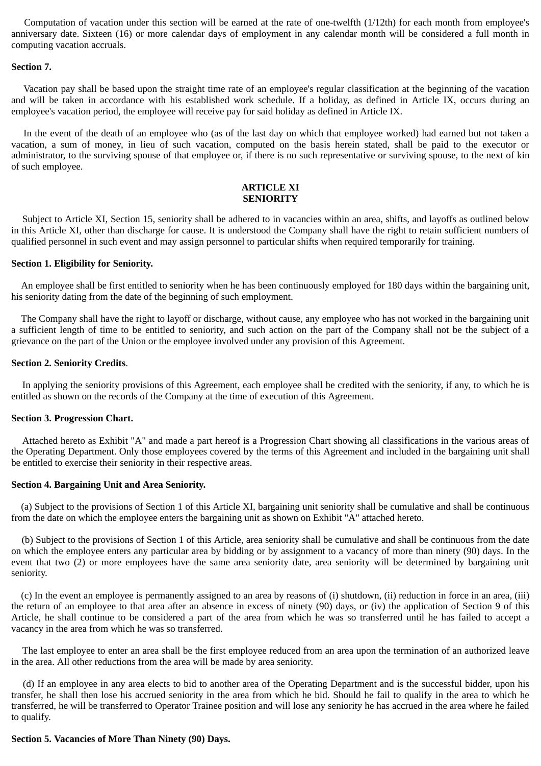Computation of vacation under this section will be earned at the rate of one-twelfth (1/12th) for each month from employee's anniversary date. Sixteen (16) or more calendar days of employment in any calendar month will be considered a full month in computing vacation accruals.

**Section 7.**

Vacation pay shall be based upon the straight time rate of an employee's regular classification at the beginning of the vacation and will be taken in accordance with his established work schedule. If a holiday, as defined in Article IX, occurs during an employee's vacation period, the employee will receive pay for said holiday as defined in Article IX.

In the event of the death of an employee who (as of the last day on which that employee worked) had earned but not taken a vacation, a sum of money, in lieu of such vacation, computed on the basis herein stated, shall be paid to the executor or administrator, to the surviving spouse of that employee or, if there is no such representative or surviving spouse, to the next of kin of such employee.

## ARTICLE XI
## SENIORITY

Subject to Article XI, Section 15, seniority shall be adhered to in vacancies within an area, shifts, and layoffs as outlined below in this Article XI, other than discharge for cause. It is understood the Company shall have the right to retain sufficient numbers of qualified personnel in such event and may assign personnel to particular shifts when required temporarily for training.

**Section 1. Eligibility for Seniority.**

An employee shall be first entitled to seniority when he has been continuously employed for 180 days within the bargaining unit, his seniority dating from the date of the beginning of such employment.

The Company shall have the right to layoff or discharge, without cause, any employee who has not worked in the bargaining unit a sufficient length of time to be entitled to seniority, and such action on the part of the Company shall not be the subject of a grievance on the part of the Union or the employee involved under any provision of this Agreement.

**Section 2. Seniority Credits**.

In applying the seniority provisions of this Agreement, each employee shall be credited with the seniority, if any, to which he is entitled as shown on the records of the Company at the time of execution of this Agreement.

**Section 3. Progression Chart.**

Attached hereto as Exhibit "A" and made a part hereof is a Progression Chart showing all classifications in the various areas of the Operating Department. Only those employees covered by the terms of this Agreement and included in the bargaining unit shall be entitled to exercise their seniority in their respective areas.

**Section 4. Bargaining Unit and Area Seniority.**

(a) Subject to the provisions of Section 1 of this Article XI, bargaining unit seniority shall be cumulative and shall be continuous from the date on which the employee enters the bargaining unit as shown on Exhibit "A" attached hereto.

(b) Subject to the provisions of Section 1 of this Article, area seniority shall be cumulative and shall be continuous from the date on which the employee enters any particular area by bidding or by assignment to a vacancy of more than ninety (90) days. In the event that two (2) or more employees have the same area seniority date, area seniority will be determined by bargaining unit seniority.

(c) In the event an employee is permanently assigned to an area by reasons of (i) shutdown, (ii) reduction in force in an area, (iii) the return of an employee to that area after an absence in excess of ninety (90) days, or (iv) the application of Section 9 of this Article, he shall continue to be considered a part of the area from which he was so transferred until he has failed to accept a vacancy in the area from which he was so transferred.

The last employee to enter an area shall be the first employee reduced from an area upon the termination of an authorized leave in the area. All other reductions from the area will be made by area seniority.

(d) If an employee in any area elects to bid to another area of the Operating Department and is the successful bidder, upon his transfer, he shall then lose his accrued seniority in the area from which he bid. Should he fail to qualify in the area to which he transferred, he will be transferred to Operator Trainee position and will lose any seniority he has accrued in the area where he failed to qualify.

**Section 5. Vacancies of More Than Ninety (90) Days.**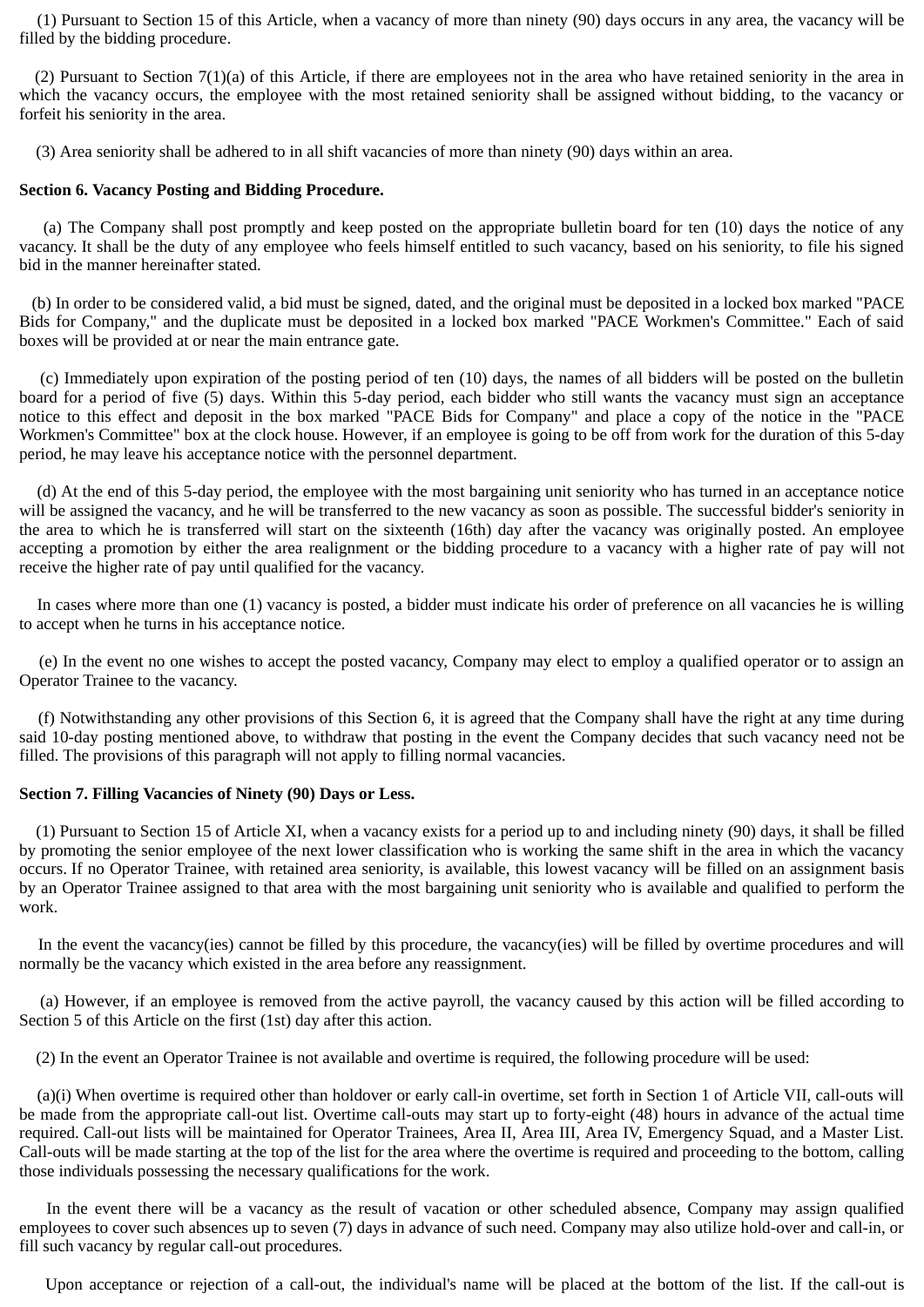(1) Pursuant to Section 15 of this Article, when a vacancy of more than ninety (90) days occurs in any area, the vacancy will be filled by the bidding procedure.

(2) Pursuant to Section 7(1)(a) of this Article, if there are employees not in the area who have retained seniority in the area in which the vacancy occurs, the employee with the most retained seniority shall be assigned without bidding, to the vacancy or forfeit his seniority in the area.

(3) Area seniority shall be adhered to in all shift vacancies of more than ninety (90) days within an area.

**Section 6. Vacancy Posting and Bidding Procedure.**

(a) The Company shall post promptly and keep posted on the appropriate bulletin board for ten (10) days the notice of any vacancy. It shall be the duty of any employee who feels himself entitled to such vacancy, based on his seniority, to file his signed bid in the manner hereinafter stated.

(b) In order to be considered valid, a bid must be signed, dated, and the original must be deposited in a locked box marked "PACE Bids for Company," and the duplicate must be deposited in a locked box marked "PACE Workmen's Committee." Each of said boxes will be provided at or near the main entrance gate.

(c) Immediately upon expiration of the posting period of ten (10) days, the names of all bidders will be posted on the bulletin board for a period of five (5) days. Within this 5-day period, each bidder who still wants the vacancy must sign an acceptance notice to this effect and deposit in the box marked "PACE Bids for Company" and place a copy of the notice in the "PACE Workmen's Committee" box at the clock house. However, if an employee is going to be off from work for the duration of this 5-day period, he may leave his acceptance notice with the personnel department.

(d) At the end of this 5-day period, the employee with the most bargaining unit seniority who has turned in an acceptance notice will be assigned the vacancy, and he will be transferred to the new vacancy as soon as possible. The successful bidder's seniority in the area to which he is transferred will start on the sixteenth (16th) day after the vacancy was originally posted. An employee accepting a promotion by either the area realignment or the bidding procedure to a vacancy with a higher rate of pay will not receive the higher rate of pay until qualified for the vacancy.

In cases where more than one (1) vacancy is posted, a bidder must indicate his order of preference on all vacancies he is willing to accept when he turns in his acceptance notice.

(e) In the event no one wishes to accept the posted vacancy, Company may elect to employ a qualified operator or to assign an Operator Trainee to the vacancy.

(f) Notwithstanding any other provisions of this Section 6, it is agreed that the Company shall have the right at any time during said 10-day posting mentioned above, to withdraw that posting in the event the Company decides that such vacancy need not be filled. The provisions of this paragraph will not apply to filling normal vacancies.

**Section 7. Filling Vacancies of Ninety (90) Days or Less.**

(1) Pursuant to Section 15 of Article XI, when a vacancy exists for a period up to and including ninety (90) days, it shall be filled by promoting the senior employee of the next lower classification who is working the same shift in the area in which the vacancy occurs. If no Operator Trainee, with retained area seniority, is available, this lowest vacancy will be filled on an assignment basis by an Operator Trainee assigned to that area with the most bargaining unit seniority who is available and qualified to perform the work.

In the event the vacancy(ies) cannot be filled by this procedure, the vacancy(ies) will be filled by overtime procedures and will normally be the vacancy which existed in the area before any reassignment.

(a) However, if an employee is removed from the active payroll, the vacancy caused by this action will be filled according to Section 5 of this Article on the first (1st) day after this action.

(2) In the event an Operator Trainee is not available and overtime is required, the following procedure will be used:

(a)(i) When overtime is required other than holdover or early call-in overtime, set forth in Section 1 of Article VII, call-outs will be made from the appropriate call-out list. Overtime call-outs may start up to forty-eight (48) hours in advance of the actual time required. Call-out lists will be maintained for Operator Trainees, Area II, Area III, Area IV, Emergency Squad, and a Master List. Call-outs will be made starting at the top of the list for the area where the overtime is required and proceeding to the bottom, calling those individuals possessing the necessary qualifications for the work.

In the event there will be a vacancy as the result of vacation or other scheduled absence, Company may assign qualified employees to cover such absences up to seven (7) days in advance of such need. Company may also utilize hold-over and call-in, or fill such vacancy by regular call-out procedures.

Upon acceptance or rejection of a call-out, the individual's name will be placed at the bottom of the list. If the call-out is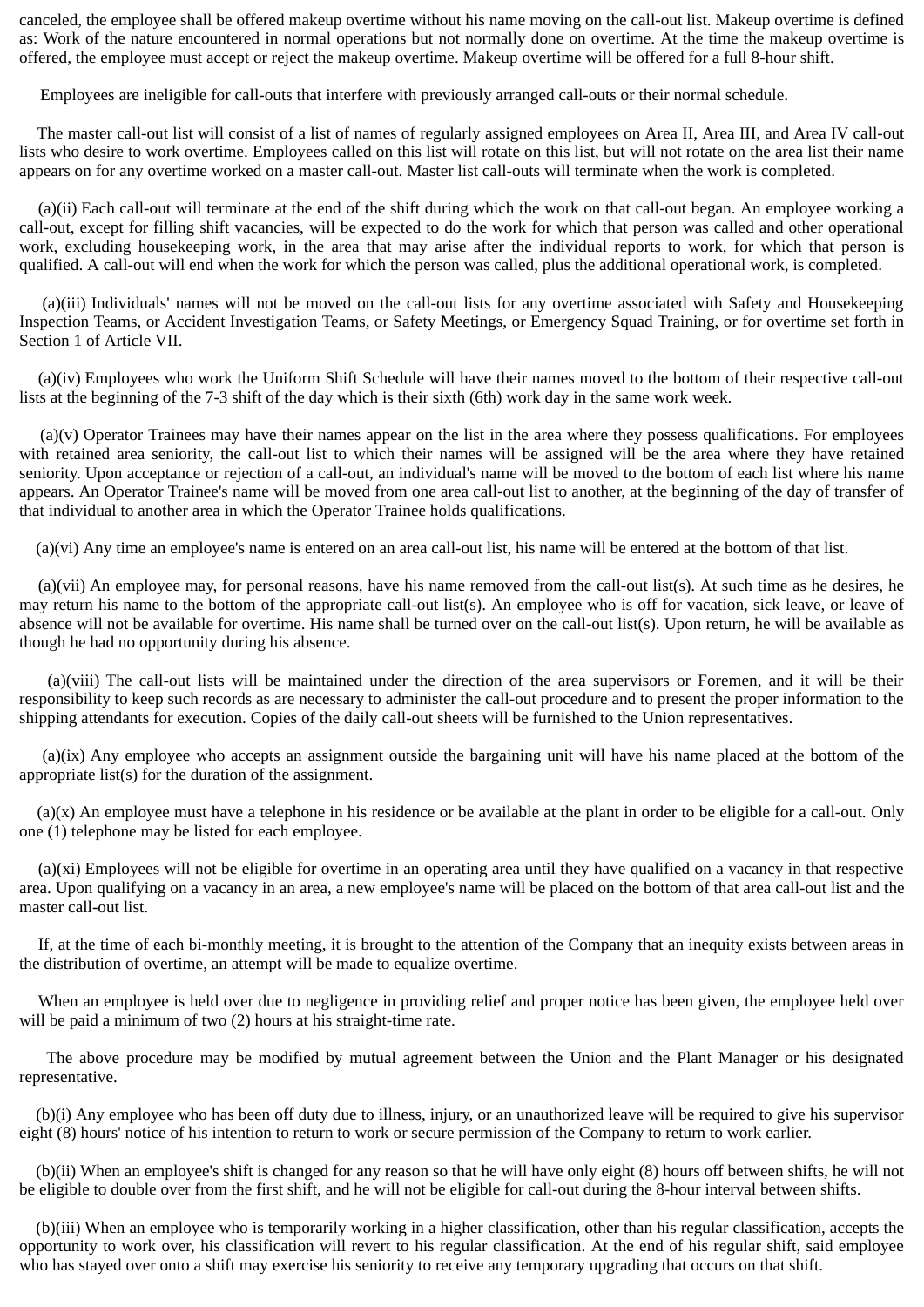canceled, the employee shall be offered makeup overtime without his name moving on the call-out list. Makeup overtime is defined as: Work of the nature encountered in normal operations but not normally done on overtime. At the time the makeup overtime is offered, the employee must accept or reject the makeup overtime. Makeup overtime will be offered for a full 8-hour shift.

Employees are ineligible for call-outs that interfere with previously arranged call-outs or their normal schedule.

The master call-out list will consist of a list of names of regularly assigned employees on Area II, Area III, and Area IV call-out lists who desire to work overtime. Employees called on this list will rotate on this list, but will not rotate on the area list their name appears on for any overtime worked on a master call-out. Master list call-outs will terminate when the work is completed.

(a)(ii) Each call-out will terminate at the end of the shift during which the work on that call-out began. An employee working a call-out, except for filling shift vacancies, will be expected to do the work for which that person was called and other operational work, excluding housekeeping work, in the area that may arise after the individual reports to work, for which that person is qualified. A call-out will end when the work for which the person was called, plus the additional operational work, is completed.

(a)(iii) Individuals' names will not be moved on the call-out lists for any overtime associated with Safety and Housekeeping Inspection Teams, or Accident Investigation Teams, or Safety Meetings, or Emergency Squad Training, or for overtime set forth in Section 1 of Article VII.

(a)(iv) Employees who work the Uniform Shift Schedule will have their names moved to the bottom of their respective call-out lists at the beginning of the 7-3 shift of the day which is their sixth (6th) work day in the same work week.

(a)(v) Operator Trainees may have their names appear on the list in the area where they possess qualifications. For employees with retained area seniority, the call-out list to which their names will be assigned will be the area where they have retained seniority. Upon acceptance or rejection of a call-out, an individual's name will be moved to the bottom of each list where his name appears. An Operator Trainee's name will be moved from one area call-out list to another, at the beginning of the day of transfer of that individual to another area in which the Operator Trainee holds qualifications.

(a)(vi) Any time an employee's name is entered on an area call-out list, his name will be entered at the bottom of that list.

(a)(vii) An employee may, for personal reasons, have his name removed from the call-out list(s). At such time as he desires, he may return his name to the bottom of the appropriate call-out list(s). An employee who is off for vacation, sick leave, or leave of absence will not be available for overtime. His name shall be turned over on the call-out list(s). Upon return, he will be available as though he had no opportunity during his absence.

(a)(viii) The call-out lists will be maintained under the direction of the area supervisors or Foremen, and it will be their responsibility to keep such records as are necessary to administer the call-out procedure and to present the proper information to the shipping attendants for execution. Copies of the daily call-out sheets will be furnished to the Union representatives.

(a)(ix) Any employee who accepts an assignment outside the bargaining unit will have his name placed at the bottom of the appropriate list(s) for the duration of the assignment.

(a)(x) An employee must have a telephone in his residence or be available at the plant in order to be eligible for a call-out. Only one (1) telephone may be listed for each employee.

(a)(xi) Employees will not be eligible for overtime in an operating area until they have qualified on a vacancy in that respective area. Upon qualifying on a vacancy in an area, a new employee's name will be placed on the bottom of that area call-out list and the master call-out list.

If, at the time of each bi-monthly meeting, it is brought to the attention of the Company that an inequity exists between areas in the distribution of overtime, an attempt will be made to equalize overtime.

When an employee is held over due to negligence in providing relief and proper notice has been given, the employee held over will be paid a minimum of two (2) hours at his straight-time rate.

The above procedure may be modified by mutual agreement between the Union and the Plant Manager or his designated representative.

(b)(i) Any employee who has been off duty due to illness, injury, or an unauthorized leave will be required to give his supervisor eight (8) hours' notice of his intention to return to work or secure permission of the Company to return to work earlier.

(b)(ii) When an employee's shift is changed for any reason so that he will have only eight (8) hours off between shifts, he will not be eligible to double over from the first shift, and he will not be eligible for call-out during the 8-hour interval between shifts.

(b)(iii) When an employee who is temporarily working in a higher classification, other than his regular classification, accepts the opportunity to work over, his classification will revert to his regular classification. At the end of his regular shift, said employee who has stayed over onto a shift may exercise his seniority to receive any temporary upgrading that occurs on that shift.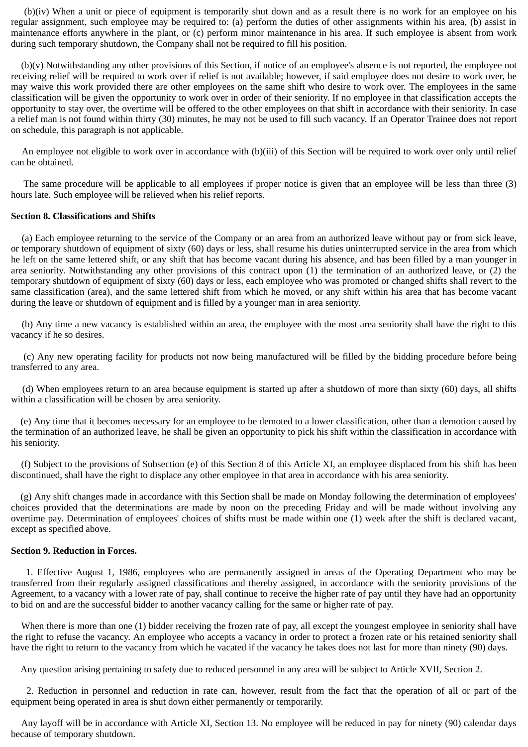(b)(iv) When a unit or piece of equipment is temporarily shut down and as a result there is no work for an employee on his regular assignment, such employee may be required to: (a) perform the duties of other assignments within his area, (b) assist in maintenance efforts anywhere in the plant, or (c) perform minor maintenance in his area. If such employee is absent from work during such temporary shutdown, the Company shall not be required to fill his position.

(b)(v) Notwithstanding any other provisions of this Section, if notice of an employee's absence is not reported, the employee not receiving relief will be required to work over if relief is not available; however, if said employee does not desire to work over, he may waive this work provided there are other employees on the same shift who desire to work over. The employees in the same classification will be given the opportunity to work over in order of their seniority. If no employee in that classification accepts the opportunity to stay over, the overtime will be offered to the other employees on that shift in accordance with their seniority. In case a relief man is not found within thirty (30) minutes, he may not be used to fill such vacancy. If an Operator Trainee does not report on schedule, this paragraph is not applicable.

An employee not eligible to work over in accordance with (b)(iii) of this Section will be required to work over only until relief can be obtained.

The same procedure will be applicable to all employees if proper notice is given that an employee will be less than three (3) hours late. Such employee will be relieved when his relief reports.

**Section 8. Classifications and Shifts**

(a) Each employee returning to the service of the Company or an area from an authorized leave without pay or from sick leave, or temporary shutdown of equipment of sixty (60) days or less, shall resume his duties uninterrupted service in the area from which he left on the same lettered shift, or any shift that has become vacant during his absence, and has been filled by a man younger in area seniority. Notwithstanding any other provisions of this contract upon (1) the termination of an authorized leave, or (2) the temporary shutdown of equipment of sixty (60) days or less, each employee who was promoted or changed shifts shall revert to the same classification (area), and the same lettered shift from which he moved, or any shift within his area that has become vacant during the leave or shutdown of equipment and is filled by a younger man in area seniority.

(b) Any time a new vacancy is established within an area, the employee with the most area seniority shall have the right to this vacancy if he so desires.

(c) Any new operating facility for products not now being manufactured will be filled by the bidding procedure before being transferred to any area.

(d) When employees return to an area because equipment is started up after a shutdown of more than sixty (60) days, all shifts within a classification will be chosen by area seniority.

(e) Any time that it becomes necessary for an employee to be demoted to a lower classification, other than a demotion caused by the termination of an authorized leave, he shall be given an opportunity to pick his shift within the classification in accordance with his seniority.

(f) Subject to the provisions of Subsection (e) of this Section 8 of this Article XI, an employee displaced from his shift has been discontinued, shall have the right to displace any other employee in that area in accordance with his area seniority.

(g) Any shift changes made in accordance with this Section shall be made on Monday following the determination of employees' choices provided that the determinations are made by noon on the preceding Friday and will be made without involving any overtime pay. Determination of employees' choices of shifts must be made within one (1) week after the shift is declared vacant, except as specified above.

**Section 9. Reduction in Forces.**

1. Effective August 1, 1986, employees who are permanently assigned in areas of the Operating Department who may be transferred from their regularly assigned classifications and thereby assigned, in accordance with the seniority provisions of the Agreement, to a vacancy with a lower rate of pay, shall continue to receive the higher rate of pay until they have had an opportunity to bid on and are the successful bidder to another vacancy calling for the same or higher rate of pay.

When there is more than one (1) bidder receiving the frozen rate of pay, all except the youngest employee in seniority shall have the right to refuse the vacancy. An employee who accepts a vacancy in order to protect a frozen rate or his retained seniority shall have the right to return to the vacancy from which he vacated if the vacancy he takes does not last for more than ninety (90) days.

Any question arising pertaining to safety due to reduced personnel in any area will be subject to Article XVII, Section 2.

2. Reduction in personnel and reduction in rate can, however, result from the fact that the operation of all or part of the equipment being operated in area is shut down either permanently or temporarily.

Any layoff will be in accordance with Article XI, Section 13. No employee will be reduced in pay for ninety (90) calendar days because of temporary shutdown.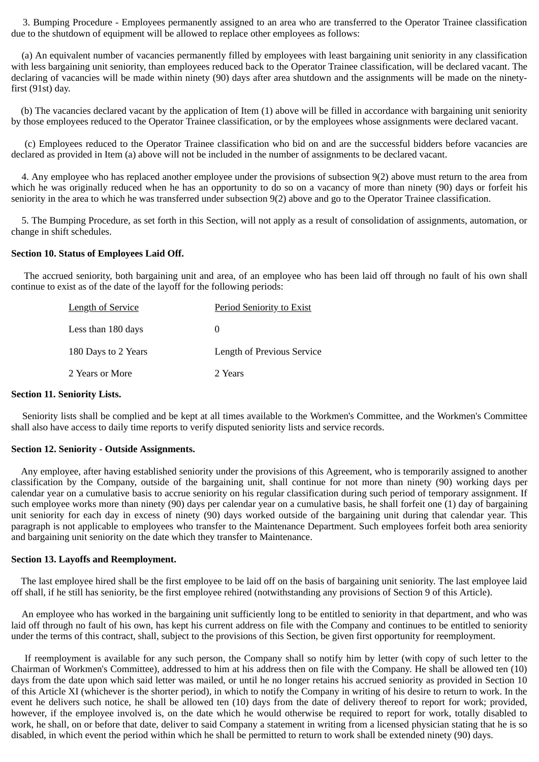3. Bumping Procedure - Employees permanently assigned to an area who are transferred to the Operator Trainee classification due to the shutdown of equipment will be allowed to replace other employees as follows:

(a) An equivalent number of vacancies permanently filled by employees with least bargaining unit seniority in any classification with less bargaining unit seniority, than employees reduced back to the Operator Trainee classification, will be declared vacant. The declaring of vacancies will be made within ninety (90) days after area shutdown and the assignments will be made on the ninety-first (91st) day.

(b) The vacancies declared vacant by the application of Item (1) above will be filled in accordance with bargaining unit seniority by those employees reduced to the Operator Trainee classification, or by the employees whose assignments were declared vacant.

(c) Employees reduced to the Operator Trainee classification who bid on and are the successful bidders before vacancies are declared as provided in Item (a) above will not be included in the number of assignments to be declared vacant.

4. Any employee who has replaced another employee under the provisions of subsection 9(2) above must return to the area from which he was originally reduced when he has an opportunity to do so on a vacancy of more than ninety (90) days or forfeit his seniority in the area to which he was transferred under subsection 9(2) above and go to the Operator Trainee classification.

5. The Bumping Procedure, as set forth in this Section, will not apply as a result of consolidation of assignments, automation, or change in shift schedules.

**Section 10. Status of Employees Laid Off.**

The accrued seniority, both bargaining unit and area, of an employee who has been laid off through no fault of his own shall continue to exist as of the date of the layoff for the following periods:

| Length of Service | Period Seniority to Exist |
|---|---|
| Less than 180 days | 0 |
| 180 Days to 2 Years | Length of Previous Service |
| 2 Years or More | 2 Years |

**Section 11. Seniority Lists.**

Seniority lists shall be complied and be kept at all times available to the Workmen's Committee, and the Workmen's Committee shall also have access to daily time reports to verify disputed seniority lists and service records.

**Section 12. Seniority - Outside Assignments.**

Any employee, after having established seniority under the provisions of this Agreement, who is temporarily assigned to another classification by the Company, outside of the bargaining unit, shall continue for not more than ninety (90) working days per calendar year on a cumulative basis to accrue seniority on his regular classification during such period of temporary assignment. If such employee works more than ninety (90) days per calendar year on a cumulative basis, he shall forfeit one (1) day of bargaining unit seniority for each day in excess of ninety (90) days worked outside of the bargaining unit during that calendar year. This paragraph is not applicable to employees who transfer to the Maintenance Department. Such employees forfeit both area seniority and bargaining unit seniority on the date which they transfer to Maintenance.

**Section 13. Layoffs and Reemployment.**

The last employee hired shall be the first employee to be laid off on the basis of bargaining unit seniority. The last employee laid off shall, if he still has seniority, be the first employee rehired (notwithstanding any provisions of Section 9 of this Article).

An employee who has worked in the bargaining unit sufficiently long to be entitled to seniority in that department, and who was laid off through no fault of his own, has kept his current address on file with the Company and continues to be entitled to seniority under the terms of this contract, shall, subject to the provisions of this Section, be given first opportunity for reemployment.

If reemployment is available for any such person, the Company shall so notify him by letter (with copy of such letter to the Chairman of Workmen's Committee), addressed to him at his address then on file with the Company. He shall be allowed ten (10) days from the date upon which said letter was mailed, or until he no longer retains his accrued seniority as provided in Section 10 of this Article XI (whichever is the shorter period), in which to notify the Company in writing of his desire to return to work. In the event he delivers such notice, he shall be allowed ten (10) days from the date of delivery thereof to report for work; provided, however, if the employee involved is, on the date which he would otherwise be required to report for work, totally disabled to work, he shall, on or before that date, deliver to said Company a statement in writing from a licensed physician stating that he is so disabled, in which event the period within which he shall be permitted to return to work shall be extended ninety (90) days.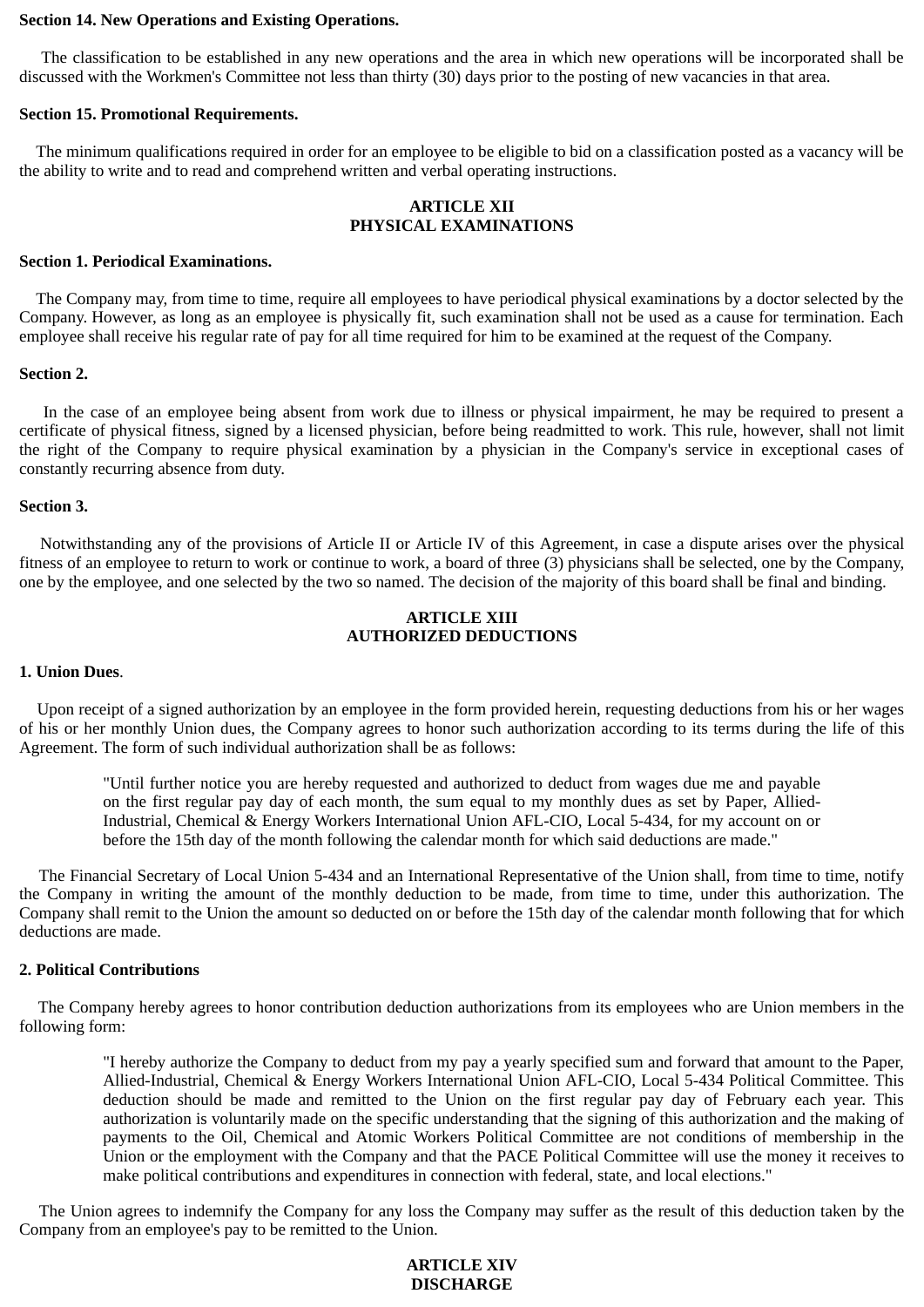**Section 14. New Operations and Existing Operations.**

The classification to be established in any new operations and the area in which new operations will be incorporated shall be discussed with the Workmen's Committee not less than thirty (30) days prior to the posting of new vacancies in that area.

**Section 15. Promotional Requirements.**

The minimum qualifications required in order for an employee to be eligible to bid on a classification posted as a vacancy will be the ability to write and to read and comprehend written and verbal operating instructions.

## ARTICLE XII
## PHYSICAL EXAMINATIONS

**Section 1. Periodical Examinations.**

The Company may, from time to time, require all employees to have periodical physical examinations by a doctor selected by the Company. However, as long as an employee is physically fit, such examination shall not be used as a cause for termination. Each employee shall receive his regular rate of pay for all time required for him to be examined at the request of the Company.

**Section 2.**

In the case of an employee being absent from work due to illness or physical impairment, he may be required to present a certificate of physical fitness, signed by a licensed physician, before being readmitted to work. This rule, however, shall not limit the right of the Company to require physical examination by a physician in the Company's service in exceptional cases of constantly recurring absence from duty.

**Section 3.**

Notwithstanding any of the provisions of Article II or Article IV of this Agreement, in case a dispute arises over the physical fitness of an employee to return to work or continue to work, a board of three (3) physicians shall be selected, one by the Company, one by the employee, and one selected by the two so named. The decision of the majority of this board shall be final and binding.

## ARTICLE XIII
## AUTHORIZED DEDUCTIONS

**1. Union Dues**.

Upon receipt of a signed authorization by an employee in the form provided herein, requesting deductions from his or her wages of his or her monthly Union dues, the Company agrees to honor such authorization according to its terms during the life of this Agreement. The form of such individual authorization shall be as follows:

> "Until further notice you are hereby requested and authorized to deduct from wages due me and payable on the first regular pay day of each month, the sum equal to my monthly dues as set by Paper, Allied-Industrial, Chemical & Energy Workers International Union AFL-CIO, Local 5-434, for my account on or before the 15th day of the month following the calendar month for which said deductions are made."

The Financial Secretary of Local Union 5-434 and an International Representative of the Union shall, from time to time, notify the Company in writing the amount of the monthly deduction to be made, from time to time, under this authorization. The Company shall remit to the Union the amount so deducted on or before the 15th day of the calendar month following that for which deductions are made.

**2. Political Contributions**

The Company hereby agrees to honor contribution deduction authorizations from its employees who are Union members in the following form:

> "I hereby authorize the Company to deduct from my pay a yearly specified sum and forward that amount to the Paper, Allied-Industrial, Chemical & Energy Workers International Union AFL-CIO, Local 5-434 Political Committee. This deduction should be made and remitted to the Union on the first regular pay day of February each year. This authorization is voluntarily made on the specific understanding that the signing of this authorization and the making of payments to the Oil, Chemical and Atomic Workers Political Committee are not conditions of membership in the Union or the employment with the Company and that the PACE Political Committee will use the money it receives to make political contributions and expenditures in connection with federal, state, and local elections."

The Union agrees to indemnify the Company for any loss the Company may suffer as the result of this deduction taken by the Company from an employee's pay to be remitted to the Union.

## ARTICLE XIV
## DISCHARGE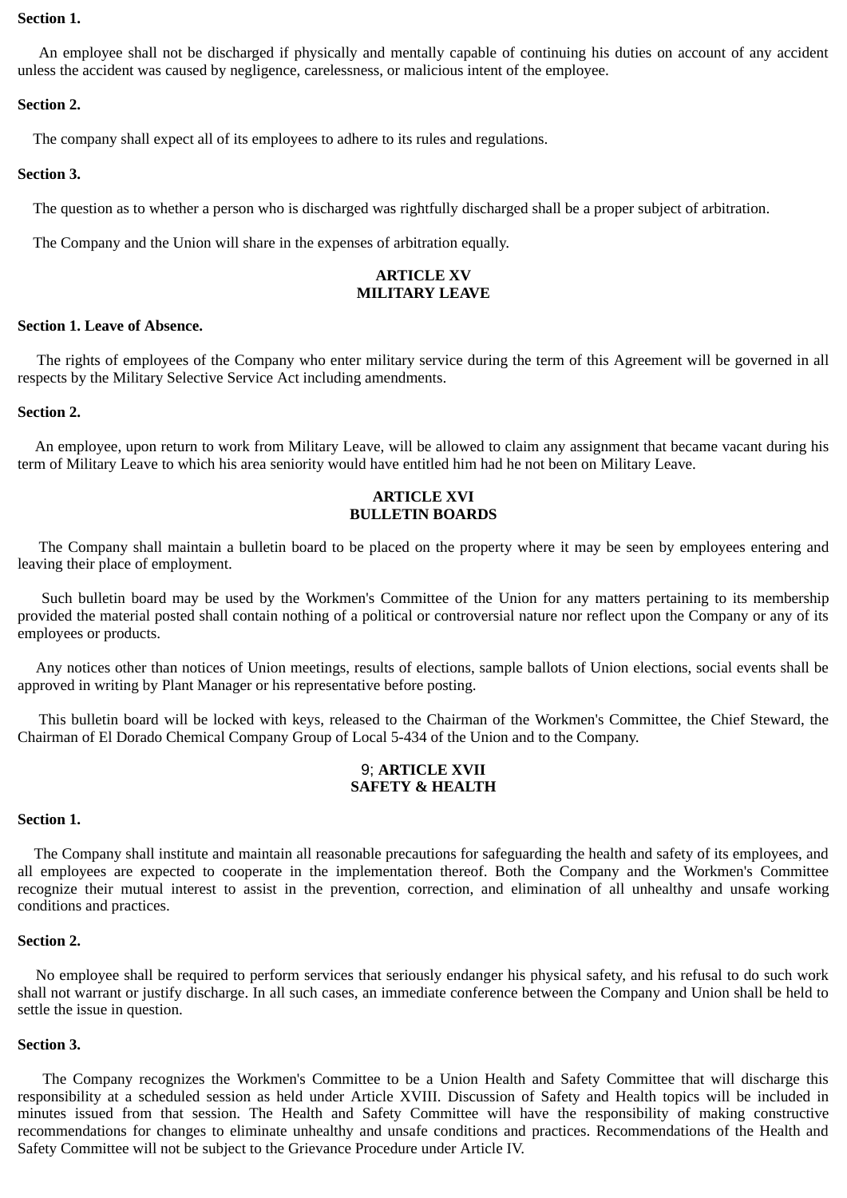**Section 1.**

An employee shall not be discharged if physically and mentally capable of continuing his duties on account of any accident unless the accident was caused by negligence, carelessness, or malicious intent of the employee.

**Section 2.**

The company shall expect all of its employees to adhere to its rules and regulations.

**Section 3.**

The question as to whether a person who is discharged was rightfully discharged shall be a proper subject of arbitration.

The Company and the Union will share in the expenses of arbitration equally.

## ARTICLE XV
## MILITARY LEAVE

**Section 1. Leave of Absence.**

The rights of employees of the Company who enter military service during the term of this Agreement will be governed in all respects by the Military Selective Service Act including amendments.

**Section 2.**

An employee, upon return to work from Military Leave, will be allowed to claim any assignment that became vacant during his term of Military Leave to which his area seniority would have entitled him had he not been on Military Leave.

## ARTICLE XVI
## BULLETIN BOARDS

The Company shall maintain a bulletin board to be placed on the property where it may be seen by employees entering and leaving their place of employment.

Such bulletin board may be used by the Workmen's Committee of the Union for any matters pertaining to its membership provided the material posted shall contain nothing of a political or controversial nature nor reflect upon the Company or any of its employees or products.

Any notices other than notices of Union meetings, results of elections, sample ballots of Union elections, social events shall be approved in writing by Plant Manager or his representative before posting.

This bulletin board will be locked with keys, released to the Chairman of the Workmen's Committee, the Chief Steward, the Chairman of El Dorado Chemical Company Group of Local 5-434 of the Union and to the Company.

## 9; ARTICLE XVII
## SAFETY & HEALTH

**Section 1.**

The Company shall institute and maintain all reasonable precautions for safeguarding the health and safety of its employees, and all employees are expected to cooperate in the implementation thereof. Both the Company and the Workmen's Committee recognize their mutual interest to assist in the prevention, correction, and elimination of all unhealthy and unsafe working conditions and practices.

**Section 2.**

No employee shall be required to perform services that seriously endanger his physical safety, and his refusal to do such work shall not warrant or justify discharge. In all such cases, an immediate conference between the Company and Union shall be held to settle the issue in question.

**Section 3.**

The Company recognizes the Workmen's Committee to be a Union Health and Safety Committee that will discharge this responsibility at a scheduled session as held under Article XVIII. Discussion of Safety and Health topics will be included in minutes issued from that session. The Health and Safety Committee will have the responsibility of making constructive recommendations for changes to eliminate unhealthy and unsafe conditions and practices. Recommendations of the Health and Safety Committee will not be subject to the Grievance Procedure under Article IV.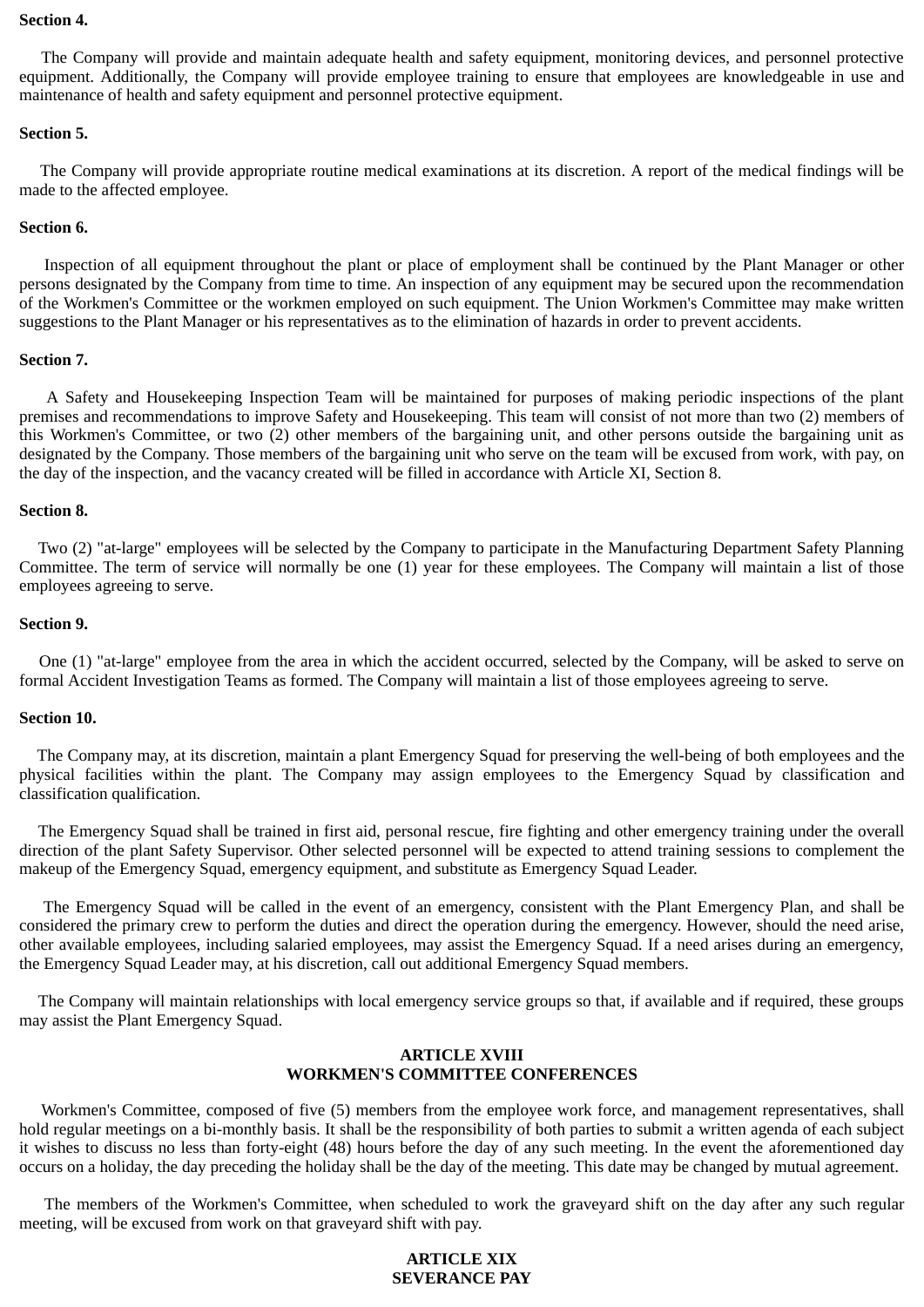**Section 4.**

The Company will provide and maintain adequate health and safety equipment, monitoring devices, and personnel protective equipment. Additionally, the Company will provide employee training to ensure that employees are knowledgeable in use and maintenance of health and safety equipment and personnel protective equipment.

**Section 5.**

The Company will provide appropriate routine medical examinations at its discretion. A report of the medical findings will be made to the affected employee.

**Section 6.**

Inspection of all equipment throughout the plant or place of employment shall be continued by the Plant Manager or other persons designated by the Company from time to time. An inspection of any equipment may be secured upon the recommendation of the Workmen's Committee or the workmen employed on such equipment. The Union Workmen's Committee may make written suggestions to the Plant Manager or his representatives as to the elimination of hazards in order to prevent accidents.

**Section 7.**

A Safety and Housekeeping Inspection Team will be maintained for purposes of making periodic inspections of the plant premises and recommendations to improve Safety and Housekeeping. This team will consist of not more than two (2) members of this Workmen's Committee, or two (2) other members of the bargaining unit, and other persons outside the bargaining unit as designated by the Company. Those members of the bargaining unit who serve on the team will be excused from work, with pay, on the day of the inspection, and the vacancy created will be filled in accordance with Article XI, Section 8.

**Section 8.**

Two (2) "at-large" employees will be selected by the Company to participate in the Manufacturing Department Safety Planning Committee. The term of service will normally be one (1) year for these employees. The Company will maintain a list of those employees agreeing to serve.

**Section 9.**

One (1) "at-large" employee from the area in which the accident occurred, selected by the Company, will be asked to serve on formal Accident Investigation Teams as formed. The Company will maintain a list of those employees agreeing to serve.

**Section 10.**

The Company may, at its discretion, maintain a plant Emergency Squad for preserving the well-being of both employees and the physical facilities within the plant. The Company may assign employees to the Emergency Squad by classification and classification qualification.

The Emergency Squad shall be trained in first aid, personal rescue, fire fighting and other emergency training under the overall direction of the plant Safety Supervisor. Other selected personnel will be expected to attend training sessions to complement the makeup of the Emergency Squad, emergency equipment, and substitute as Emergency Squad Leader.

The Emergency Squad will be called in the event of an emergency, consistent with the Plant Emergency Plan, and shall be considered the primary crew to perform the duties and direct the operation during the emergency. However, should the need arise, other available employees, including salaried employees, may assist the Emergency Squad. If a need arises during an emergency, the Emergency Squad Leader may, at his discretion, call out additional Emergency Squad members.

The Company will maintain relationships with local emergency service groups so that, if available and if required, these groups may assist the Plant Emergency Squad.

## ARTICLE XVIII
## WORKMEN'S COMMITTEE CONFERENCES

Workmen's Committee, composed of five (5) members from the employee work force, and management representatives, shall hold regular meetings on a bi-monthly basis. It shall be the responsibility of both parties to submit a written agenda of each subject it wishes to discuss no less than forty-eight (48) hours before the day of any such meeting. In the event the aforementioned day occurs on a holiday, the day preceding the holiday shall be the day of the meeting. This date may be changed by mutual agreement.

The members of the Workmen's Committee, when scheduled to work the graveyard shift on the day after any such regular meeting, will be excused from work on that graveyard shift with pay.

## ARTICLE XIX
## SEVERANCE PAY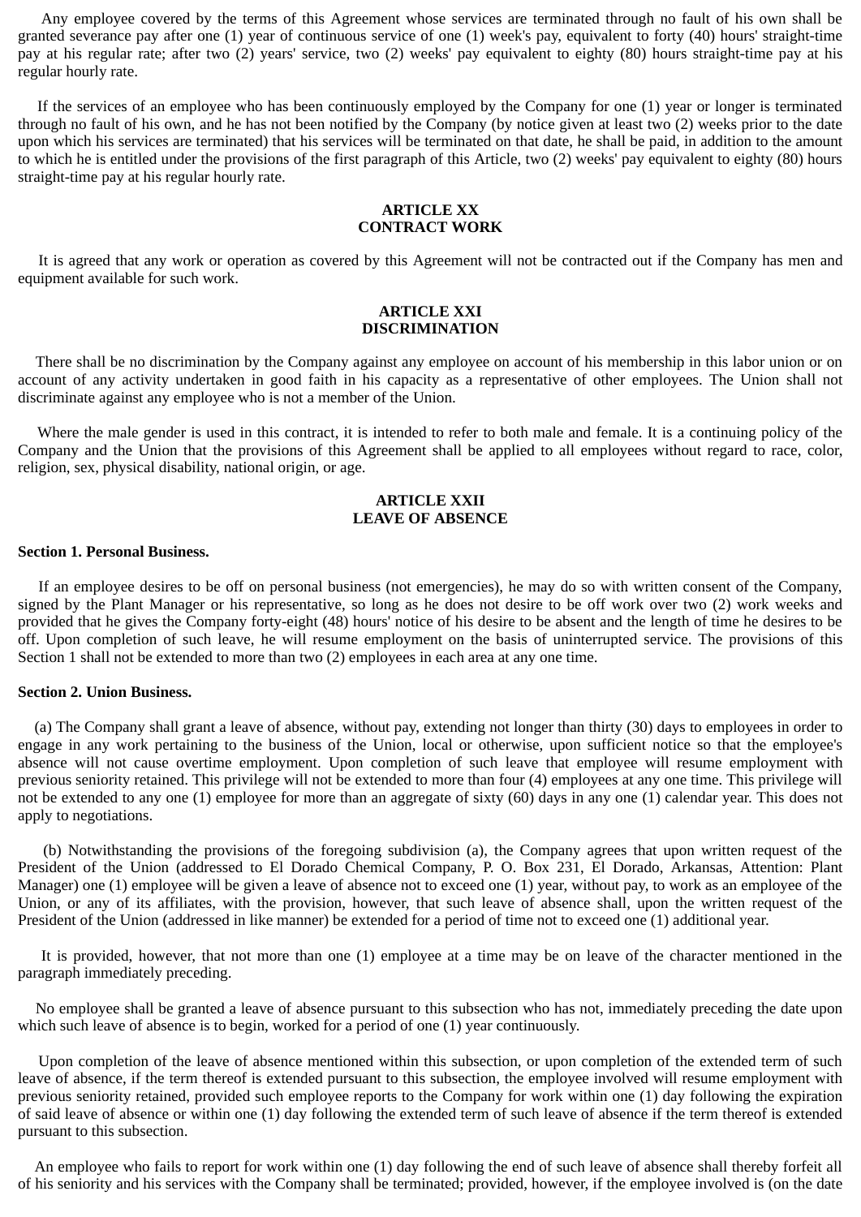Any employee covered by the terms of this Agreement whose services are terminated through no fault of his own shall be granted severance pay after one (1) year of continuous service of one (1) week's pay, equivalent to forty (40) hours' straight-time pay at his regular rate; after two (2) years' service, two (2) weeks' pay equivalent to eighty (80) hours straight-time pay at his regular hourly rate.

If the services of an employee who has been continuously employed by the Company for one (1) year or longer is terminated through no fault of his own, and he has not been notified by the Company (by notice given at least two (2) weeks prior to the date upon which his services are terminated) that his services will be terminated on that date, he shall be paid, in addition to the amount to which he is entitled under the provisions of the first paragraph of this Article, two (2) weeks' pay equivalent to eighty (80) hours straight-time pay at his regular hourly rate.

## ARTICLE XX
## CONTRACT WORK

It is agreed that any work or operation as covered by this Agreement will not be contracted out if the Company has men and equipment available for such work.

## ARTICLE XXI
## DISCRIMINATION

There shall be no discrimination by the Company against any employee on account of his membership in this labor union or on account of any activity undertaken in good faith in his capacity as a representative of other employees. The Union shall not discriminate against any employee who is not a member of the Union.

Where the male gender is used in this contract, it is intended to refer to both male and female. It is a continuing policy of the Company and the Union that the provisions of this Agreement shall be applied to all employees without regard to race, color, religion, sex, physical disability, national origin, or age.

## ARTICLE XXII
## LEAVE OF ABSENCE

**Section 1. Personal Business.**

If an employee desires to be off on personal business (not emergencies), he may do so with written consent of the Company, signed by the Plant Manager or his representative, so long as he does not desire to be off work over two (2) work weeks and provided that he gives the Company forty-eight (48) hours' notice of his desire to be absent and the length of time he desires to be off. Upon completion of such leave, he will resume employment on the basis of uninterrupted service. The provisions of this Section 1 shall not be extended to more than two (2) employees in each area at any one time.

**Section 2. Union Business.**

(a) The Company shall grant a leave of absence, without pay, extending not longer than thirty (30) days to employees in order to engage in any work pertaining to the business of the Union, local or otherwise, upon sufficient notice so that the employee's absence will not cause overtime employment. Upon completion of such leave that employee will resume employment with previous seniority retained. This privilege will not be extended to more than four (4) employees at any one time. This privilege will not be extended to any one (1) employee for more than an aggregate of sixty (60) days in any one (1) calendar year. This does not apply to negotiations.

(b) Notwithstanding the provisions of the foregoing subdivision (a), the Company agrees that upon written request of the President of the Union (addressed to El Dorado Chemical Company, P. O. Box 231, El Dorado, Arkansas, Attention: Plant Manager) one (1) employee will be given a leave of absence not to exceed one (1) year, without pay, to work as an employee of the Union, or any of its affiliates, with the provision, however, that such leave of absence shall, upon the written request of the President of the Union (addressed in like manner) be extended for a period of time not to exceed one (1) additional year.

It is provided, however, that not more than one (1) employee at a time may be on leave of the character mentioned in the paragraph immediately preceding.

No employee shall be granted a leave of absence pursuant to this subsection who has not, immediately preceding the date upon which such leave of absence is to begin, worked for a period of one (1) year continuously.

Upon completion of the leave of absence mentioned within this subsection, or upon completion of the extended term of such leave of absence, if the term thereof is extended pursuant to this subsection, the employee involved will resume employment with previous seniority retained, provided such employee reports to the Company for work within one (1) day following the expiration of said leave of absence or within one (1) day following the extended term of such leave of absence if the term thereof is extended pursuant to this subsection.

An employee who fails to report for work within one (1) day following the end of such leave of absence shall thereby forfeit all of his seniority and his services with the Company shall be terminated; provided, however, if the employee involved is (on the date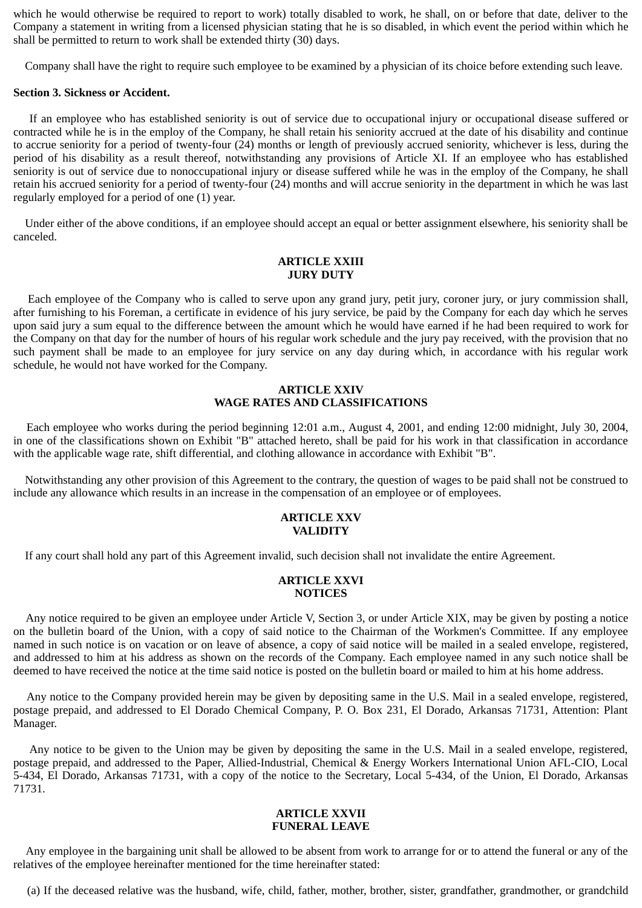which he would otherwise be required to report to work) totally disabled to work, he shall, on or before that date, deliver to the Company a statement in writing from a licensed physician stating that he is so disabled, in which event the period within which he shall be permitted to return to work shall be extended thirty (30) days.

Company shall have the right to require such employee to be examined by a physician of its choice before extending such leave.

**Section 3. Sickness or Accident.**

If an employee who has established seniority is out of service due to occupational injury or occupational disease suffered or contracted while he is in the employ of the Company, he shall retain his seniority accrued at the date of his disability and continue to accrue seniority for a period of twenty-four (24) months or length of previously accrued seniority, whichever is less, during the period of his disability as a result thereof, notwithstanding any provisions of Article XI. If an employee who has established seniority is out of service due to nonoccupational injury or disease suffered while he was in the employ of the Company, he shall retain his accrued seniority for a period of twenty-four (24) months and will accrue seniority in the department in which he was last regularly employed for a period of one (1) year.

Under either of the above conditions, if an employee should accept an equal or better assignment elsewhere, his seniority shall be canceled.

## ARTICLE XXIII
## JURY DUTY

Each employee of the Company who is called to serve upon any grand jury, petit jury, coroner jury, or jury commission shall, after furnishing to his Foreman, a certificate in evidence of his jury service, be paid by the Company for each day which he serves upon said jury a sum equal to the difference between the amount which he would have earned if he had been required to work for the Company on that day for the number of hours of his regular work schedule and the jury pay received, with the provision that no such payment shall be made to an employee for jury service on any day during which, in accordance with his regular work schedule, he would not have worked for the Company.

## ARTICLE XXIV
## WAGE RATES AND CLASSIFICATIONS

Each employee who works during the period beginning 12:01 a.m., August 4, 2001, and ending 12:00 midnight, July 30, 2004, in one of the classifications shown on Exhibit "B" attached hereto, shall be paid for his work in that classification in accordance with the applicable wage rate, shift differential, and clothing allowance in accordance with Exhibit "B".

Notwithstanding any other provision of this Agreement to the contrary, the question of wages to be paid shall not be construed to include any allowance which results in an increase in the compensation of an employee or of employees.

## ARTICLE XXV
## VALIDITY

If any court shall hold any part of this Agreement invalid, such decision shall not invalidate the entire Agreement.

## ARTICLE XXVI
## NOTICES

Any notice required to be given an employee under Article V, Section 3, or under Article XIX, may be given by posting a notice on the bulletin board of the Union, with a copy of said notice to the Chairman of the Workmen's Committee. If any employee named in such notice is on vacation or on leave of absence, a copy of said notice will be mailed in a sealed envelope, registered, and addressed to him at his address as shown on the records of the Company. Each employee named in any such notice shall be deemed to have received the notice at the time said notice is posted on the bulletin board or mailed to him at his home address.

Any notice to the Company provided herein may be given by depositing same in the U.S. Mail in a sealed envelope, registered, postage prepaid, and addressed to El Dorado Chemical Company, P. O. Box 231, El Dorado, Arkansas 71731, Attention: Plant Manager.

Any notice to be given to the Union may be given by depositing the same in the U.S. Mail in a sealed envelope, registered, postage prepaid, and addressed to the Paper, Allied-Industrial, Chemical & Energy Workers International Union AFL-CIO, Local 5-434, El Dorado, Arkansas 71731, with a copy of the notice to the Secretary, Local 5-434, of the Union, El Dorado, Arkansas 71731.

## ARTICLE XXVII
## FUNERAL LEAVE

Any employee in the bargaining unit shall be allowed to be absent from work to arrange for or to attend the funeral or any of the relatives of the employee hereinafter mentioned for the time hereinafter stated:

(a) If the deceased relative was the husband, wife, child, father, mother, brother, sister, grandfather, grandmother, or grandchild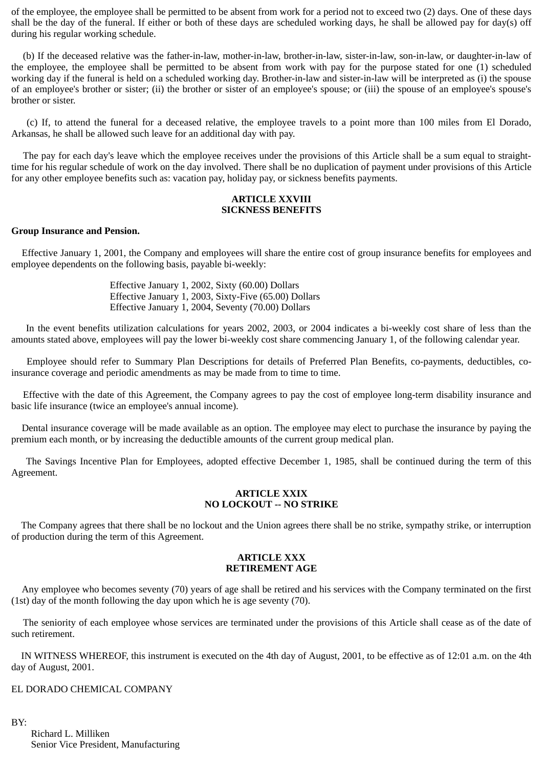of the employee, the employee shall be permitted to be absent from work for a period not to exceed two (2) days. One of these days shall be the day of the funeral. If either or both of these days are scheduled working days, he shall be allowed pay for day(s) off during his regular working schedule.

(b) If the deceased relative was the father-in-law, mother-in-law, brother-in-law, sister-in-law, son-in-law, or daughter-in-law of the employee, the employee shall be permitted to be absent from work with pay for the purpose stated for one (1) scheduled working day if the funeral is held on a scheduled working day. Brother-in-law and sister-in-law will be interpreted as (i) the spouse of an employee's brother or sister; (ii) the brother or sister of an employee's spouse; or (iii) the spouse of an employee's spouse's brother or sister.

(c) If, to attend the funeral for a deceased relative, the employee travels to a point more than 100 miles from El Dorado, Arkansas, he shall be allowed such leave for an additional day with pay.

The pay for each day's leave which the employee receives under the provisions of this Article shall be a sum equal to straight-time for his regular schedule of work on the day involved. There shall be no duplication of payment under provisions of this Article for any other employee benefits such as: vacation pay, holiday pay, or sickness benefits payments.

## ARTICLE XXVIII
## SICKNESS BENEFITS

**Group Insurance and Pension.**

Effective January 1, 2001, the Company and employees will share the entire cost of group insurance benefits for employees and employee dependents on the following basis, payable bi-weekly:

Effective January 1, 2002, Sixty (60.00) Dollars
Effective January 1, 2003, Sixty-Five (65.00) Dollars
Effective January 1, 2004, Seventy (70.00) Dollars

In the event benefits utilization calculations for years 2002, 2003, or 2004 indicates a bi-weekly cost share of less than the amounts stated above, employees will pay the lower bi-weekly cost share commencing January 1, of the following calendar year.

Employee should refer to Summary Plan Descriptions for details of Preferred Plan Benefits, co-payments, deductibles, co-insurance coverage and periodic amendments as may be made from to time to time.

Effective with the date of this Agreement, the Company agrees to pay the cost of employee long-term disability insurance and basic life insurance (twice an employee's annual income).

Dental insurance coverage will be made available as an option. The employee may elect to purchase the insurance by paying the premium each month, or by increasing the deductible amounts of the current group medical plan.

The Savings Incentive Plan for Employees, adopted effective December 1, 1985, shall be continued during the term of this Agreement.

## ARTICLE XXIX
## NO LOCKOUT -- NO STRIKE

The Company agrees that there shall be no lockout and the Union agrees there shall be no strike, sympathy strike, or interruption of production during the term of this Agreement.

## ARTICLE XXX
## RETIREMENT AGE

Any employee who becomes seventy (70) years of age shall be retired and his services with the Company terminated on the first (1st) day of the month following the day upon which he is age seventy (70).

The seniority of each employee whose services are terminated under the provisions of this Article shall cease as of the date of such retirement.

IN WITNESS WHEREOF, this instrument is executed on the 4th day of August, 2001, to be effective as of 12:01 a.m. on the 4th day of August, 2001.

EL DORADO CHEMICAL COMPANY

BY:
Richard L. Milliken
Senior Vice President, Manufacturing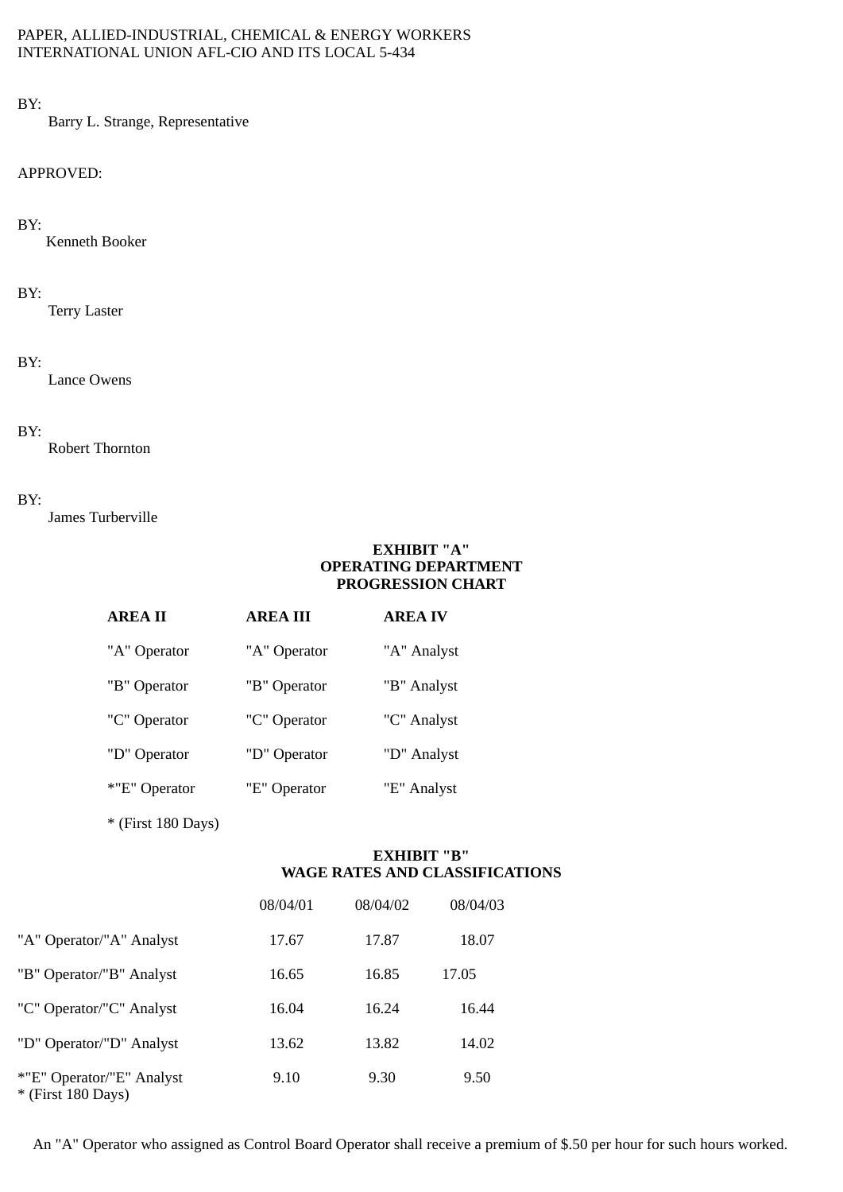PAPER, ALLIED-INDUSTRIAL, CHEMICAL & ENERGY WORKERS
INTERNATIONAL UNION AFL-CIO AND ITS LOCAL 5-434

BY:
Barry L. Strange, Representative

APPROVED:

BY:
Kenneth Booker

BY:
Terry Laster

BY:
Lance Owens

BY:
Robert Thornton

BY:
James Turberville

**EXHIBIT "A"**
**OPERATING DEPARTMENT**
**PROGRESSION CHART**

| AREA II | AREA III | AREA IV |
|---|---|---|
| "A" Operator | "A" Operator | "A" Analyst |
| "B" Operator | "B" Operator | "B" Analyst |
| "C" Operator | "C" Operator | "C" Analyst |
| "D" Operator | "D" Operator | "D" Analyst |
| *"E" Operator | "E" Operator | "E" Analyst |

* (First 180 Days)

**EXHIBIT "B"**
**WAGE RATES AND CLASSIFICATIONS**

| | 08/04/01 | 08/04/02 | 08/04/03 |
|---|---|---|---|
| "A" Operator/"A" Analyst | 17.67 | 17.87 | 18.07 |
| "B" Operator/"B" Analyst | 16.65 | 16.85 | 17.05 |
| "C" Operator/"C" Analyst | 16.04 | 16.24 | 16.44 |
| "D" Operator/"D" Analyst | 13.62 | 13.82 | 14.02 |
| *"E" Operator/"E" Analyst<br>* (First 180 Days) | 9.10 | 9.30 | 9.50 |

An "A" Operator who assigned as Control Board Operator shall receive a premium of $.50 per hour for such hours worked.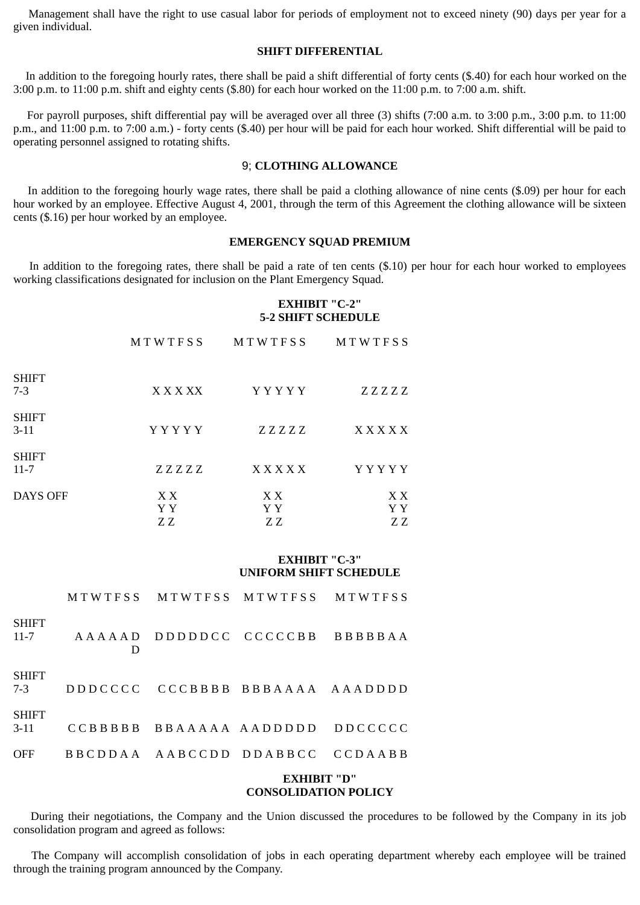Management shall have the right to use casual labor for periods of employment not to exceed ninety (90) days per year for a given individual.

## SHIFT DIFFERENTIAL

In addition to the foregoing hourly rates, there shall be paid a shift differential of forty cents ($.40) for each hour worked on the 3:00 p.m. to 11:00 p.m. shift and eighty cents ($.80) for each hour worked on the 11:00 p.m. to 7:00 a.m. shift.

For payroll purposes, shift differential pay will be averaged over all three (3) shifts (7:00 a.m. to 3:00 p.m., 3:00 p.m. to 11:00 p.m., and 11:00 p.m. to 7:00 a.m.) - forty cents ($.40) per hour will be paid for each hour worked. Shift differential will be paid to operating personnel assigned to rotating shifts.

## 9; CLOTHING ALLOWANCE

In addition to the foregoing hourly wage rates, there shall be paid a clothing allowance of nine cents ($.09) per hour for each hour worked by an employee. Effective August 4, 2001, through the term of this Agreement the clothing allowance will be sixteen cents ($.16) per hour worked by an employee.

## EMERGENCY SQUAD PREMIUM

In addition to the foregoing rates, there shall be paid a rate of ten cents ($.10) per hour for each hour worked to employees working classifications designated for inclusion on the Plant Emergency Squad.

## EXHIBIT "C-2"
## 5-2 SHIFT SCHEDULE

| | M T W T F S S | M T W T F S S | M T W T F S S |
|---|---|---|---|
| SHIFT 7-3 | X X X XX | Y Y Y Y Y | Z Z Z Z Z |
| SHIFT 3-11 | Y Y Y Y Y | Z Z Z Z Z | X X X X X |
| SHIFT 11-7 | Z Z Z Z Z | X X X X X | Y Y Y Y Y |
| DAYS OFF | X X<br>Y Y<br>Z Z | X X<br>Y Y<br>Z Z | X X<br>Y Y<br>Z Z |

## EXHIBIT "C-3"
## UNIFORM SHIFT SCHEDULE

| | M T W T F S S | M T W T F S S | M T W T F S S | M T W T F S S |
|---|---|---|---|---|
| SHIFT 11-7 | A A A A A D D | D D D D D C C | C C C C C B B | B B B B B A A |
| SHIFT 7-3 | D D D C C C C | C C C B B B B | B B B A A A A | A A A D D D D |
| SHIFT 3-11 | C C B B B B B | B B A A A A A | A A D D D D D | D D C C C C C |
| OFF | B B C D D A A | A A B C C D D | D D A B B C C | C C D A A B B |

## EXHIBIT "D"
## CONSOLIDATION POLICY

During their negotiations, the Company and the Union discussed the procedures to be followed by the Company in its job consolidation program and agreed as follows:

The Company will accomplish consolidation of jobs in each operating department whereby each employee will be trained through the training program announced by the Company.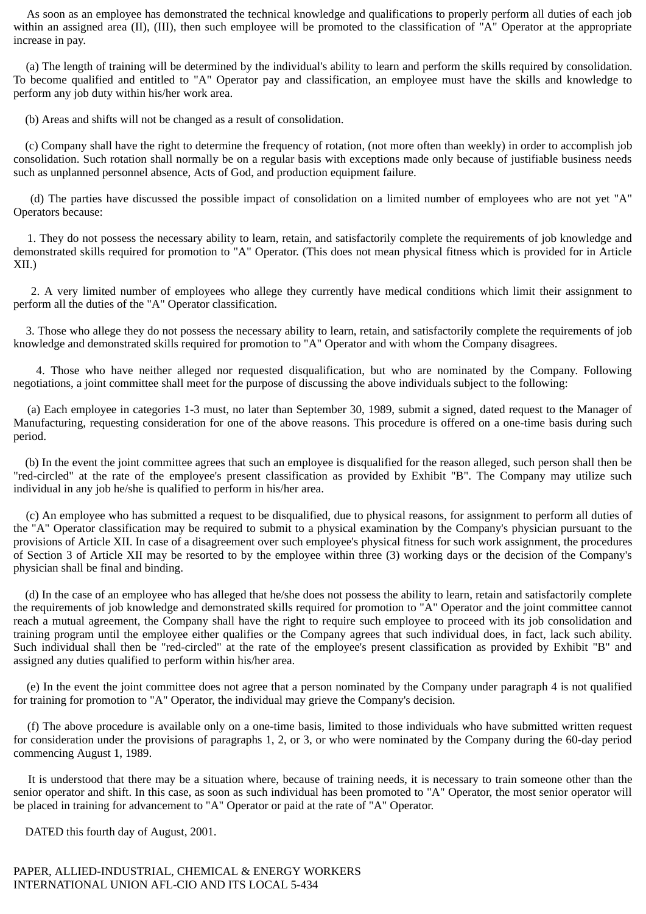As soon as an employee has demonstrated the technical knowledge and qualifications to properly perform all duties of each job within an assigned area (II), (III), then such employee will be promoted to the classification of "A" Operator at the appropriate increase in pay.

(a) The length of training will be determined by the individual's ability to learn and perform the skills required by consolidation. To become qualified and entitled to "A" Operator pay and classification, an employee must have the skills and knowledge to perform any job duty within his/her work area.

(b) Areas and shifts will not be changed as a result of consolidation.

(c) Company shall have the right to determine the frequency of rotation, (not more often than weekly) in order to accomplish job consolidation. Such rotation shall normally be on a regular basis with exceptions made only because of justifiable business needs such as unplanned personnel absence, Acts of God, and production equipment failure.

(d) The parties have discussed the possible impact of consolidation on a limited number of employees who are not yet "A" Operators because:

1. They do not possess the necessary ability to learn, retain, and satisfactorily complete the requirements of job knowledge and demonstrated skills required for promotion to "A" Operator. (This does not mean physical fitness which is provided for in Article XII.)

2. A very limited number of employees who allege they currently have medical conditions which limit their assignment to perform all the duties of the "A" Operator classification.

3. Those who allege they do not possess the necessary ability to learn, retain, and satisfactorily complete the requirements of job knowledge and demonstrated skills required for promotion to "A" Operator and with whom the Company disagrees.

4. Those who have neither alleged nor requested disqualification, but who are nominated by the Company. Following negotiations, a joint committee shall meet for the purpose of discussing the above individuals subject to the following:

(a) Each employee in categories 1-3 must, no later than September 30, 1989, submit a signed, dated request to the Manager of Manufacturing, requesting consideration for one of the above reasons. This procedure is offered on a one-time basis during such period.

(b) In the event the joint committee agrees that such an employee is disqualified for the reason alleged, such person shall then be "red-circled" at the rate of the employee's present classification as provided by Exhibit "B". The Company may utilize such individual in any job he/she is qualified to perform in his/her area.

(c) An employee who has submitted a request to be disqualified, due to physical reasons, for assignment to perform all duties of the "A" Operator classification may be required to submit to a physical examination by the Company's physician pursuant to the provisions of Article XII. In case of a disagreement over such employee's physical fitness for such work assignment, the procedures of Section 3 of Article XII may be resorted to by the employee within three (3) working days or the decision of the Company's physician shall be final and binding.

(d) In the case of an employee who has alleged that he/she does not possess the ability to learn, retain and satisfactorily complete the requirements of job knowledge and demonstrated skills required for promotion to "A" Operator and the joint committee cannot reach a mutual agreement, the Company shall have the right to require such employee to proceed with its job consolidation and training program until the employee either qualifies or the Company agrees that such individual does, in fact, lack such ability. Such individual shall then be "red-circled" at the rate of the employee's present classification as provided by Exhibit "B" and assigned any duties qualified to perform within his/her area.

(e) In the event the joint committee does not agree that a person nominated by the Company under paragraph 4 is not qualified for training for promotion to "A" Operator, the individual may grieve the Company's decision.

(f) The above procedure is available only on a one-time basis, limited to those individuals who have submitted written request for consideration under the provisions of paragraphs 1, 2, or 3, or who were nominated by the Company during the 60-day period commencing August 1, 1989.

It is understood that there may be a situation where, because of training needs, it is necessary to train someone other than the senior operator and shift. In this case, as soon as such individual has been promoted to "A" Operator, the most senior operator will be placed in training for advancement to "A" Operator or paid at the rate of "A" Operator.

DATED this fourth day of August, 2001.

PAPER, ALLIED-INDUSTRIAL, CHEMICAL & ENERGY WORKERS
INTERNATIONAL UNION AFL-CIO AND ITS LOCAL 5-434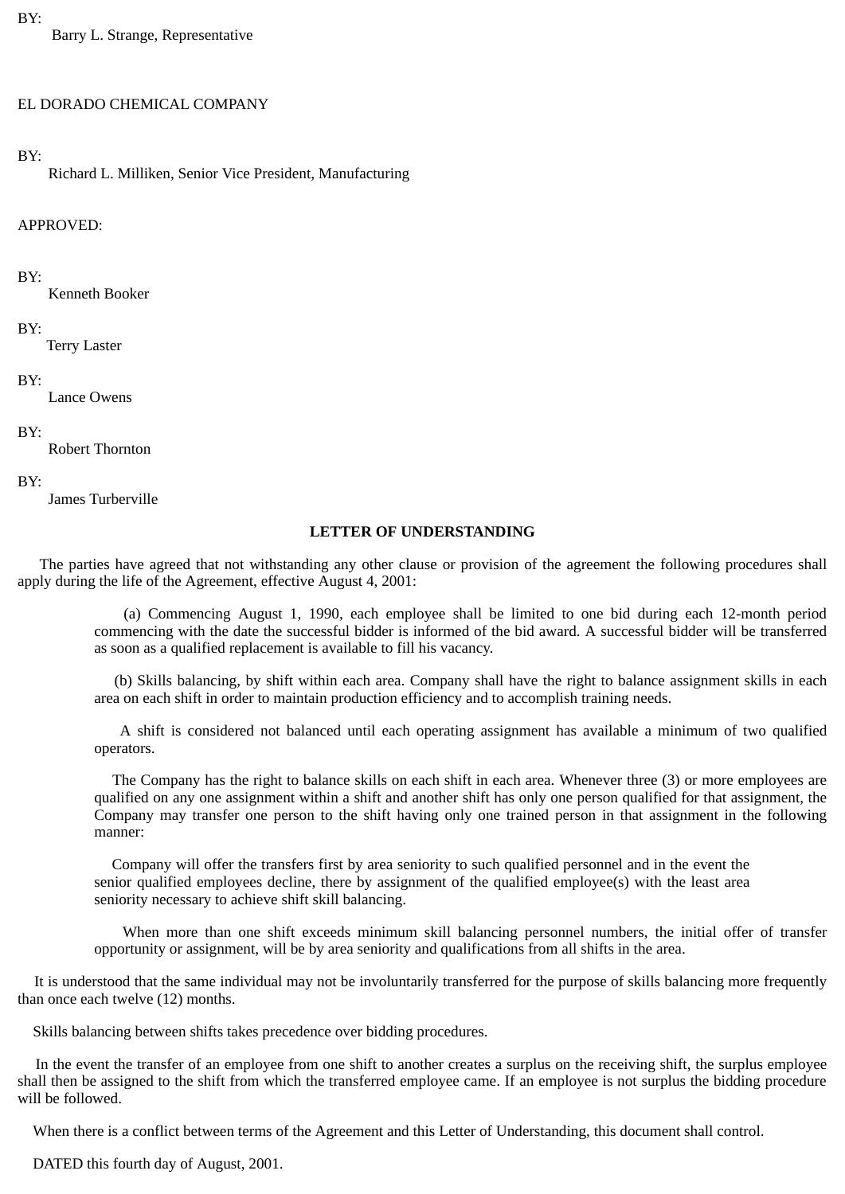BY:

Barry L. Strange, Representative

EL DORADO CHEMICAL COMPANY

BY:

Richard L. Milliken, Senior Vice President, Manufacturing

APPROVED:

BY:

Kenneth Booker

BY:

Terry Laster

BY:

Lance Owens

BY:

Robert Thornton

BY:

James Turberville

**LETTER OF UNDERSTANDING**

The parties have agreed that not withstanding any other clause or provision of the agreement the following procedures shall apply during the life of the Agreement, effective August 4, 2001:

> (a) Commencing August 1, 1990, each employee shall be limited to one bid during each 12-month period commencing with the date the successful bidder is informed of the bid award. A successful bidder will be transferred as soon as a qualified replacement is available to fill his vacancy.
>
> (b) Skills balancing, by shift within each area. Company shall have the right to balance assignment skills in each area on each shift in order to maintain production efficiency and to accomplish training needs.
>
> A shift is considered not balanced until each operating assignment has available a minimum of two qualified operators.
>
> The Company has the right to balance skills on each shift in each area. Whenever three (3) or more employees are qualified on any one assignment within a shift and another shift has only one person qualified for that assignment, the Company may transfer one person to the shift having only one trained person in that assignment in the following manner:
>
> Company will offer the transfers first by area seniority to such qualified personnel and in the event the senior qualified employees decline, there by assignment of the qualified employee(s) with the least area seniority necessary to achieve shift skill balancing.
>
> When more than one shift exceeds minimum skill balancing personnel numbers, the initial offer of transfer opportunity or assignment, will be by area seniority and qualifications from all shifts in the area.

It is understood that the same individual may not be involuntarily transferred for the purpose of skills balancing more frequently than once each twelve (12) months.

Skills balancing between shifts takes precedence over bidding procedures.

In the event the transfer of an employee from one shift to another creates a surplus on the receiving shift, the surplus employee shall then be assigned to the shift from which the transferred employee came. If an employee is not surplus the bidding procedure will be followed.

When there is a conflict between terms of the Agreement and this Letter of Understanding, this document shall control.

DATED this fourth day of August, 2001.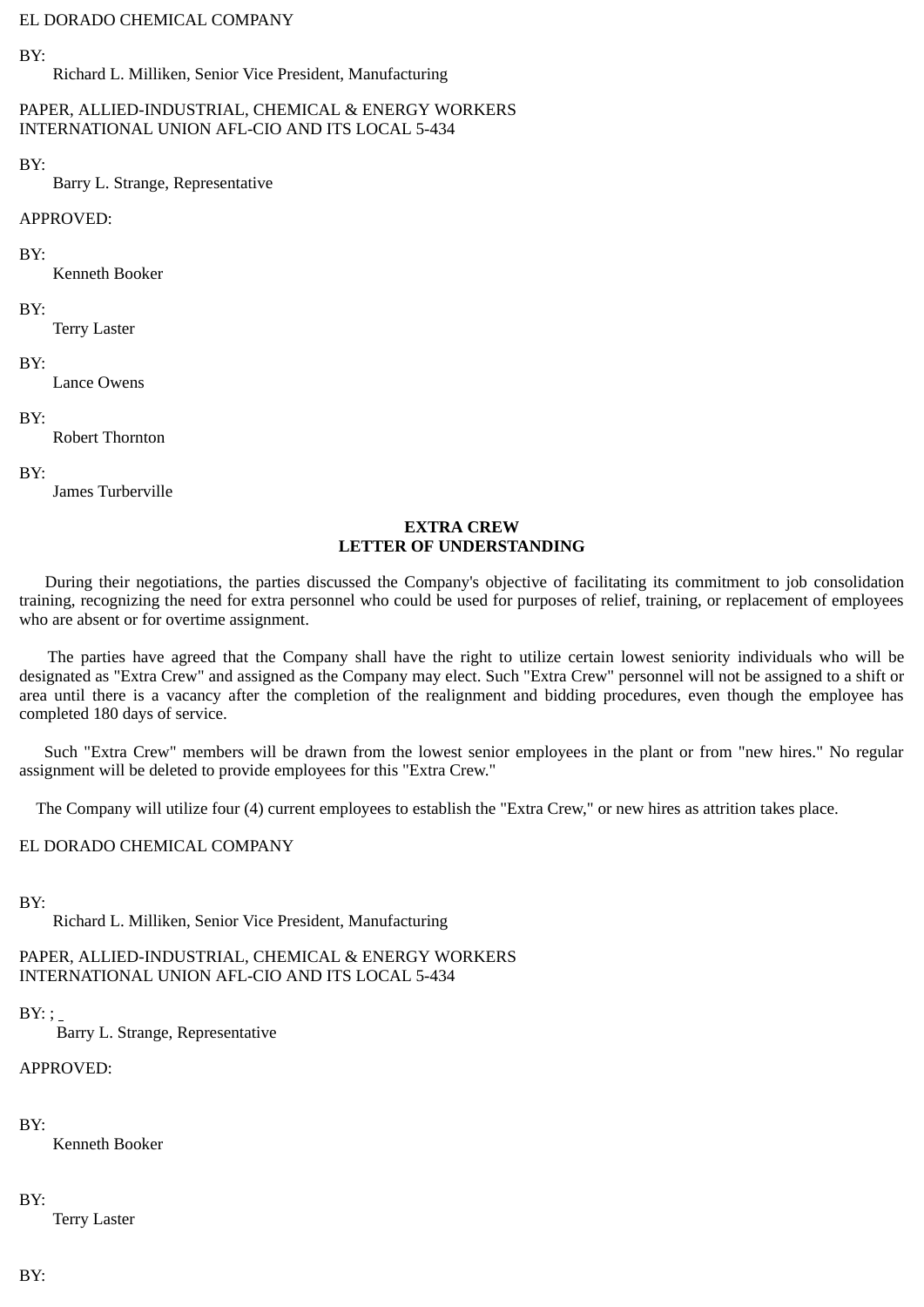EL DORADO CHEMICAL COMPANY

BY:
Richard L. Milliken, Senior Vice President, Manufacturing

PAPER, ALLIED-INDUSTRIAL, CHEMICAL & ENERGY WORKERS
INTERNATIONAL UNION AFL-CIO AND ITS LOCAL 5-434

BY:
Barry L. Strange, Representative

APPROVED:

BY:
Kenneth Booker

BY:
Terry Laster

BY:
Lance Owens

BY:
Robert Thornton

BY:
James Turberville

**EXTRA CREW**
**LETTER OF UNDERSTANDING**

During their negotiations, the parties discussed the Company's objective of facilitating its commitment to job consolidation training, recognizing the need for extra personnel who could be used for purposes of relief, training, or replacement of employees who are absent or for overtime assignment.

The parties have agreed that the Company shall have the right to utilize certain lowest seniority individuals who will be designated as "Extra Crew" and assigned as the Company may elect. Such "Extra Crew" personnel will not be assigned to a shift or area until there is a vacancy after the completion of the realignment and bidding procedures, even though the employee has completed 180 days of service.

Such "Extra Crew" members will be drawn from the lowest senior employees in the plant or from "new hires." No regular assignment will be deleted to provide employees for this "Extra Crew."

The Company will utilize four (4) current employees to establish the "Extra Crew," or new hires as attrition takes place.

EL DORADO CHEMICAL COMPANY

BY:
Richard L. Milliken, Senior Vice President, Manufacturing

PAPER, ALLIED-INDUSTRIAL, CHEMICAL & ENERGY WORKERS
INTERNATIONAL UNION AFL-CIO AND ITS LOCAL 5-434

BY: ; _
Barry L. Strange, Representative

APPROVED:

BY:
Kenneth Booker

BY:
Terry Laster

BY: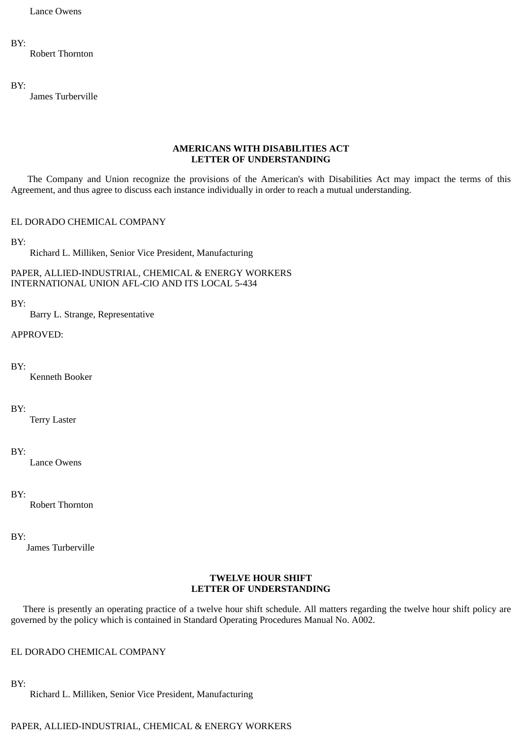Lance Owens

BY:
Robert Thornton

BY:
James Turberville

**AMERICANS WITH DISABILITIES ACT**
**LETTER OF UNDERSTANDING**

The Company and Union recognize the provisions of the American's with Disabilities Act may impact the terms of this Agreement, and thus agree to discuss each instance individually in order to reach a mutual understanding.

EL DORADO CHEMICAL COMPANY

BY:
Richard L. Milliken, Senior Vice President, Manufacturing

PAPER, ALLIED-INDUSTRIAL, CHEMICAL & ENERGY WORKERS
INTERNATIONAL UNION AFL-CIO AND ITS LOCAL 5-434

BY:
Barry L. Strange, Representative

APPROVED:

BY:
Kenneth Booker

BY:
Terry Laster

BY:
Lance Owens

BY:
Robert Thornton

BY:
James Turberville

**TWELVE HOUR SHIFT**
**LETTER OF UNDERSTANDING**

There is presently an operating practice of a twelve hour shift schedule. All matters regarding the twelve hour shift policy are governed by the policy which is contained in Standard Operating Procedures Manual No. A002.

EL DORADO CHEMICAL COMPANY

BY:
Richard L. Milliken, Senior Vice President, Manufacturing

PAPER, ALLIED-INDUSTRIAL, CHEMICAL & ENERGY WORKERS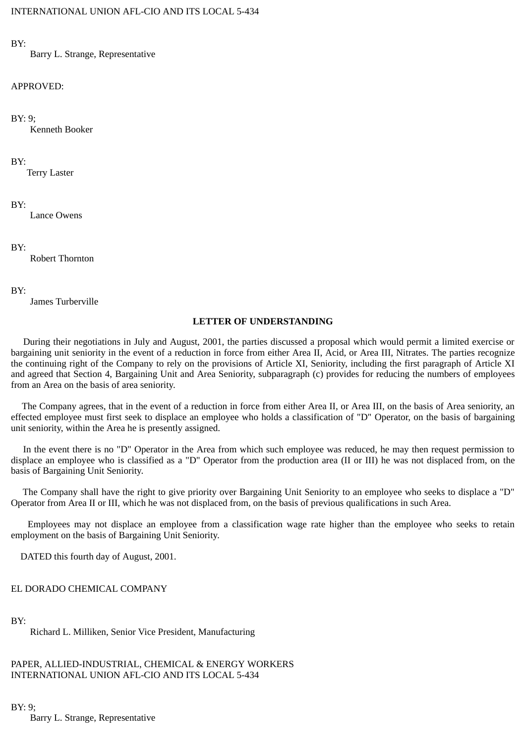INTERNATIONAL UNION AFL-CIO AND ITS LOCAL 5-434

BY:
Barry L. Strange, Representative

APPROVED:

BY: 9;
Kenneth Booker

BY:
Terry Laster

BY:
Lance Owens

BY:
Robert Thornton

BY:
James Turberville

**LETTER OF UNDERSTANDING**

During their negotiations in July and August, 2001, the parties discussed a proposal which would permit a limited exercise or bargaining unit seniority in the event of a reduction in force from either Area II, Acid, or Area III, Nitrates. The parties recognize the continuing right of the Company to rely on the provisions of Article XI, Seniority, including the first paragraph of Article XI and agreed that Section 4, Bargaining Unit and Area Seniority, subparagraph (c) provides for reducing the numbers of employees from an Area on the basis of area seniority.

The Company agrees, that in the event of a reduction in force from either Area II, or Area III, on the basis of Area seniority, an effected employee must first seek to displace an employee who holds a classification of "D" Operator, on the basis of bargaining unit seniority, within the Area he is presently assigned.

In the event there is no "D" Operator in the Area from which such employee was reduced, he may then request permission to displace an employee who is classified as a "D" Operator from the production area (II or III) he was not displaced from, on the basis of Bargaining Unit Seniority.

The Company shall have the right to give priority over Bargaining Unit Seniority to an employee who seeks to displace a "D" Operator from Area II or III, which he was not displaced from, on the basis of previous qualifications in such Area.

Employees may not displace an employee from a classification wage rate higher than the employee who seeks to retain employment on the basis of Bargaining Unit Seniority.

DATED this fourth day of August, 2001.

EL DORADO CHEMICAL COMPANY

BY:
Richard L. Milliken, Senior Vice President, Manufacturing

PAPER, ALLIED-INDUSTRIAL, CHEMICAL & ENERGY WORKERS
INTERNATIONAL UNION AFL-CIO AND ITS LOCAL 5-434

BY: 9;
Barry L. Strange, Representative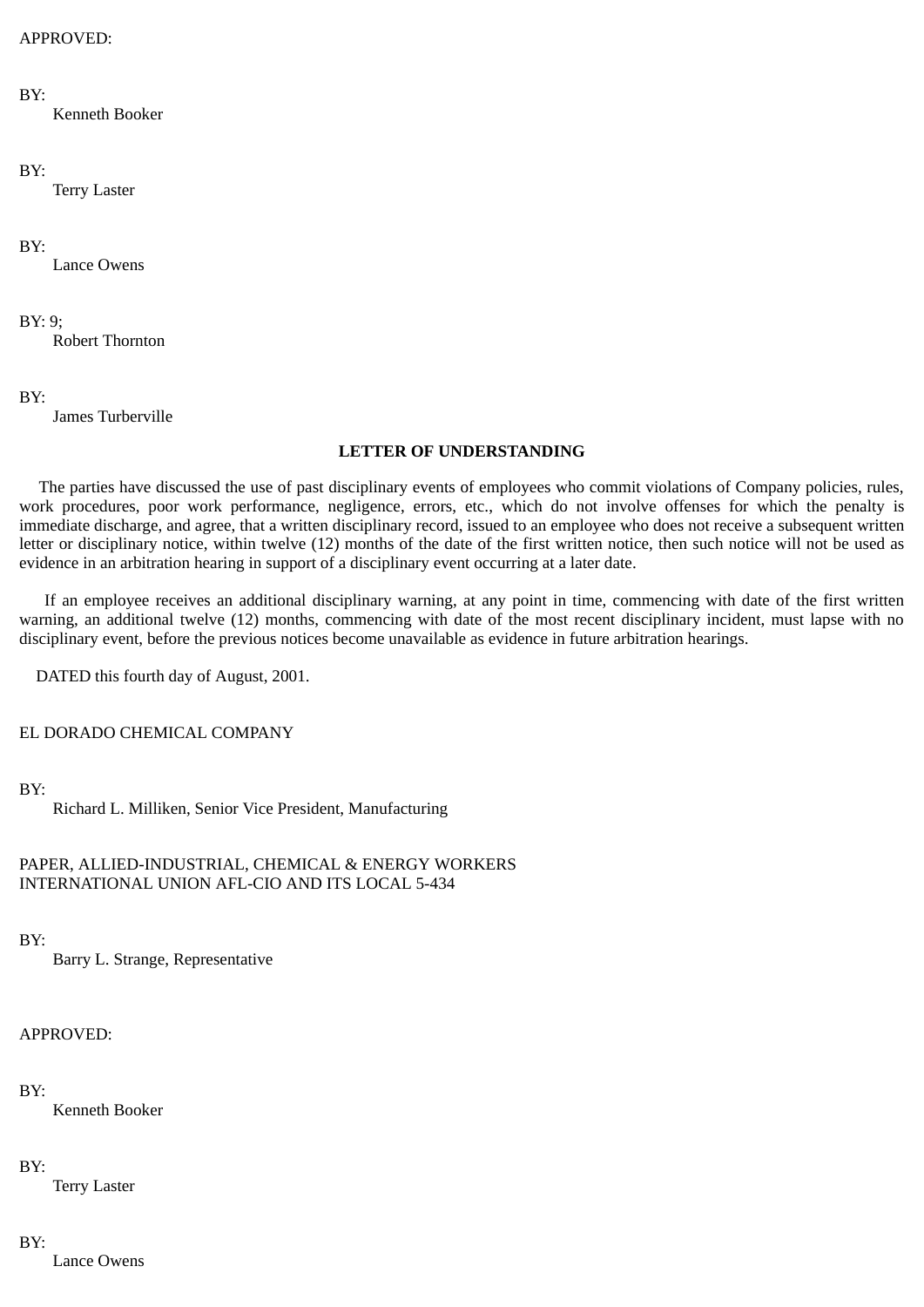APPROVED:

BY:
Kenneth Booker

BY:
Terry Laster

BY:
Lance Owens

BY: 9;
Robert Thornton

BY:
James Turberville

**LETTER OF UNDERSTANDING**

The parties have discussed the use of past disciplinary events of employees who commit violations of Company policies, rules, work procedures, poor work performance, negligence, errors, etc., which do not involve offenses for which the penalty is immediate discharge, and agree, that a written disciplinary record, issued to an employee who does not receive a subsequent written letter or disciplinary notice, within twelve (12) months of the date of the first written notice, then such notice will not be used as evidence in an arbitration hearing in support of a disciplinary event occurring at a later date.

If an employee receives an additional disciplinary warning, at any point in time, commencing with date of the first written warning, an additional twelve (12) months, commencing with date of the most recent disciplinary incident, must lapse with no disciplinary event, before the previous notices become unavailable as evidence in future arbitration hearings.

DATED this fourth day of August, 2001.

EL DORADO CHEMICAL COMPANY

BY:
Richard L. Milliken, Senior Vice President, Manufacturing

PAPER, ALLIED-INDUSTRIAL, CHEMICAL & ENERGY WORKERS
INTERNATIONAL UNION AFL-CIO AND ITS LOCAL 5-434

BY:
Barry L. Strange, Representative

APPROVED:

BY:
Kenneth Booker

BY:
Terry Laster

BY:
Lance Owens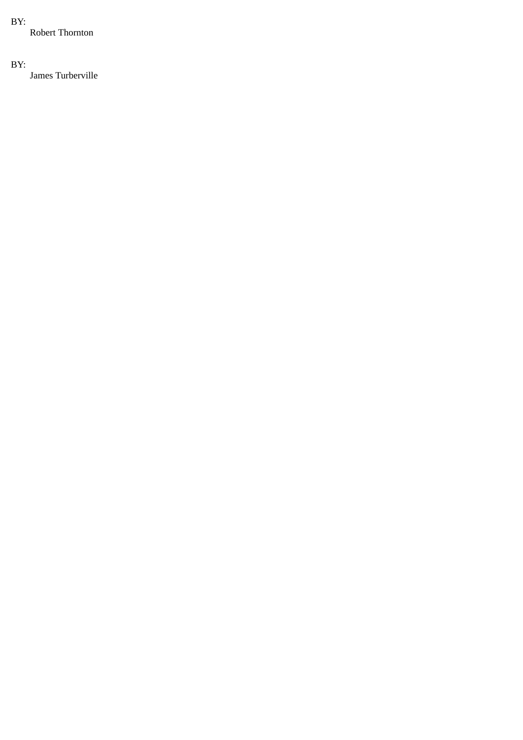BY:

Robert Thornton

BY:

James Turberville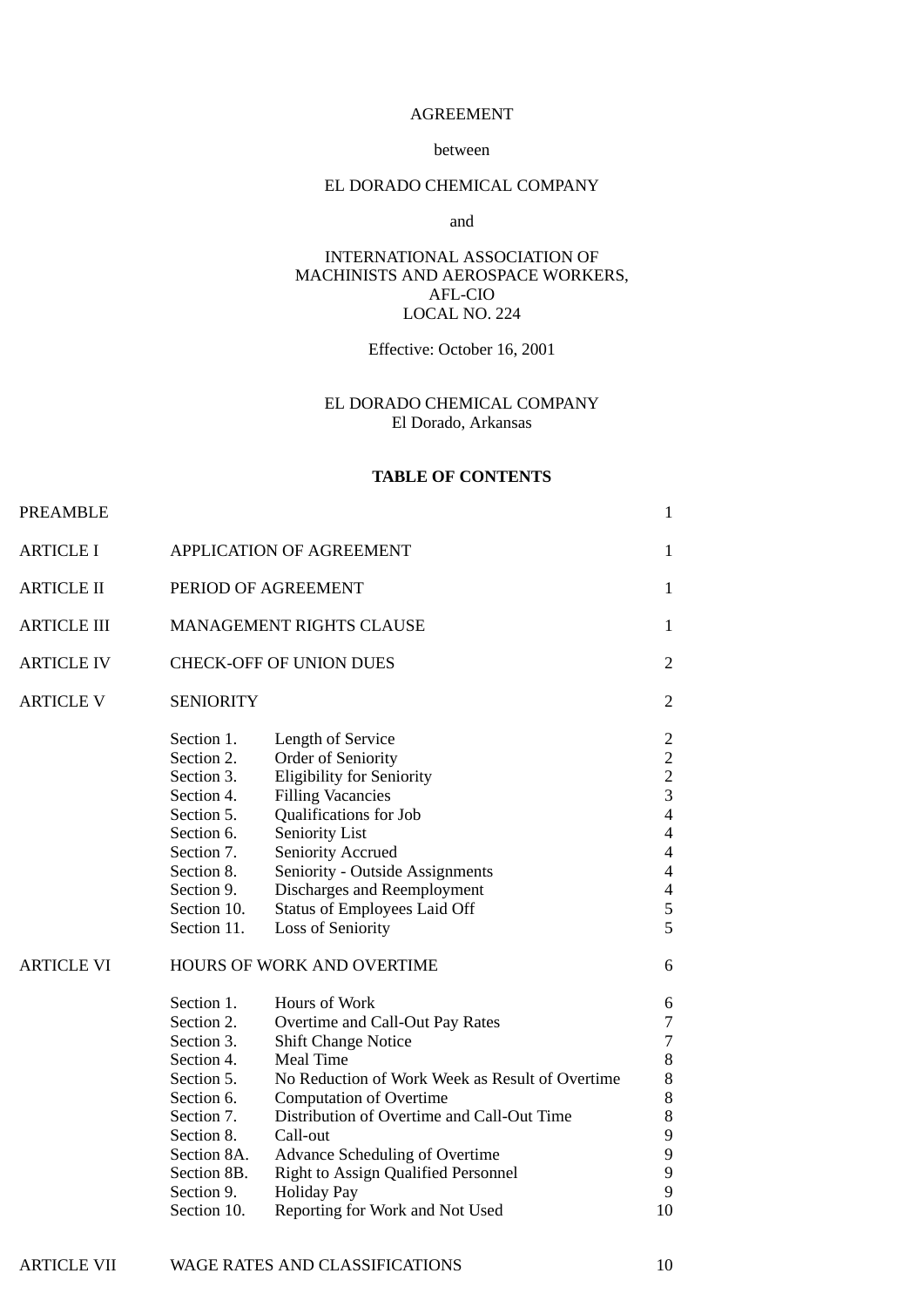AGREEMENT

between

EL DORADO CHEMICAL COMPANY

and

INTERNATIONAL ASSOCIATION OF MACHINISTS AND AEROSPACE WORKERS, AFL-CIO LOCAL NO. 224

Effective: October 16, 2001

EL DORADO CHEMICAL COMPANY
El Dorado, Arkansas

**TABLE OF CONTENTS**

| | | | |
|---|---|---|---|
| PREAMBLE | | | 1 |
| ARTICLE I | APPLICATION OF AGREEMENT | | 1 |
| ARTICLE II | PERIOD OF AGREEMENT | | 1 |
| ARTICLE III | MANAGEMENT RIGHTS CLAUSE | | 1 |
| ARTICLE IV | CHECK-OFF OF UNION DUES | | 2 |
| ARTICLE V | SENIORITY | | 2 |
| | Section 1. | Length of Service | 2 |
| | Section 2. | Order of Seniority | 2 |
| | Section 3. | Eligibility for Seniority | 2 |
| | Section 4. | Filling Vacancies | 3 |
| | Section 5. | Qualifications for Job | 4 |
| | Section 6. | Seniority List | 4 |
| | Section 7. | Seniority Accrued | 4 |
| | Section 8. | Seniority - Outside Assignments | 4 |
| | Section 9. | Discharges and Reemployment | 4 |
| | Section 10. | Status of Employees Laid Off | 5 |
| | Section 11. | Loss of Seniority | 5 |
| ARTICLE VI | HOURS OF WORK AND OVERTIME | | 6 |
| | Section 1. | Hours of Work | 6 |
| | Section 2. | Overtime and Call-Out Pay Rates | 7 |
| | Section 3. | Shift Change Notice | 7 |
| | Section 4. | Meal Time | 8 |
| | Section 5. | No Reduction of Work Week as Result of Overtime | 8 |
| | Section 6. | Computation of Overtime | 8 |
| | Section 7. | Distribution of Overtime and Call-Out Time | 8 |
| | Section 8. | Call-out | 9 |
| | Section 8A. | Advance Scheduling of Overtime | 9 |
| | Section 8B. | Right to Assign Qualified Personnel | 9 |
| | Section 9. | Holiday Pay | 9 |
| | Section 10. | Reporting for Work and Not Used | 10 |
| ARTICLE VII | WAGE RATES AND CLASSIFICATIONS | | 10 |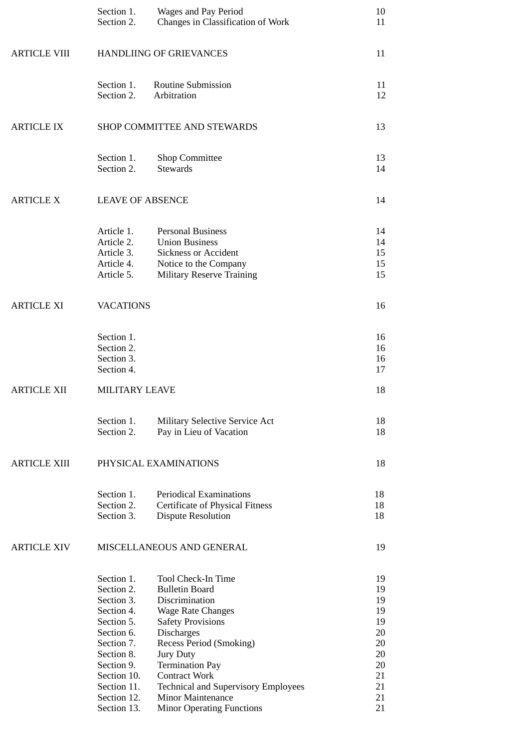| | | | |
|---|---|---|---|
| | Section 1. | Wages and Pay Period | 10 |
| | Section 2. | Changes in Classification of Work | 11 |
| ARTICLE VIII | HANDLIING OF GRIEVANCES | | 11 |
| | Section 1. | Routine Submission | 11 |
| | Section 2. | Arbitration | 12 |
| ARTICLE IX | SHOP COMMITTEE AND STEWARDS | | 13 |
| | Section 1. | Shop Committee | 13 |
| | Section 2. | Stewards | 14 |
| ARTICLE X | LEAVE OF ABSENCE | | 14 |
| | Article 1. | Personal Business | 14 |
| | Article 2. | Union Business | 14 |
| | Article 3. | Sickness or Accident | 15 |
| | Article 4. | Notice to the Company | 15 |
| | Article 5. | Military Reserve Training | 15 |
| ARTICLE XI | VACATIONS | | 16 |
| | Section 1. | | 16 |
| | Section 2. | | 16 |
| | Section 3. | | 16 |
| | Section 4. | | 17 |
| ARTICLE XII | MILITARY LEAVE | | 18 |
| | Section 1. | Military Selective Service Act | 18 |
| | Section 2. | Pay in Lieu of Vacation | 18 |
| ARTICLE XIII | PHYSICAL EXAMINATIONS | | 18 |
| | Section 1. | Periodical Examinations | 18 |
| | Section 2. | Certificate of Physical Fitness | 18 |
| | Section 3. | Dispute Resolution | 18 |
| ARTICLE XIV | MISCELLANEOUS AND GENERAL | | 19 |
| | Section 1. | Tool Check-In Time | 19 |
| | Section 2. | Bulletin Board | 19 |
| | Section 3. | Discrimination | 19 |
| | Section 4. | Wage Rate Changes | 19 |
| | Section 5. | Safety Provisions | 19 |
| | Section 6. | Discharges | 20 |
| | Section 7. | Recess Period (Smoking) | 20 |
| | Section 8. | Jury Duty | 20 |
| | Section 9. | Termination Pay | 20 |
| | Section 10. | Contract Work | 21 |
| | Section 11. | Technical and Supervisory Employees | 21 |
| | Section 12. | Minor Maintenance | 21 |
| | Section 13. | Minor Operating Functions | 21 |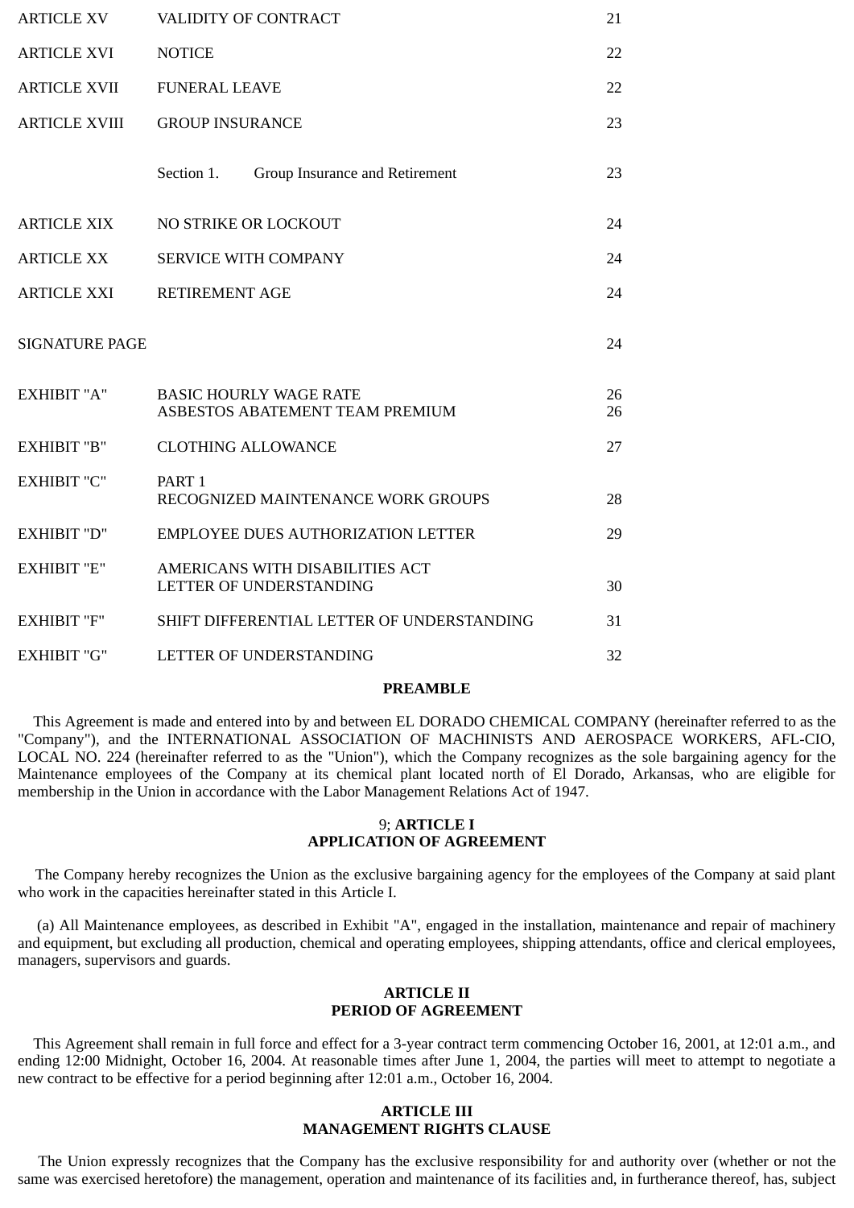| | | |
|---|---|---|
| ARTICLE XV | VALIDITY OF CONTRACT | 21 |
| ARTICLE XVI | NOTICE | 22 |
| ARTICLE XVII | FUNERAL LEAVE | 22 |
| ARTICLE XVIII | GROUP INSURANCE | 23 |
| | Section 1. Group Insurance and Retirement | 23 |
| ARTICLE XIX | NO STRIKE OR LOCKOUT | 24 |
| ARTICLE XX | SERVICE WITH COMPANY | 24 |
| ARTICLE XXI | RETIREMENT AGE | 24 |
| SIGNATURE PAGE | | 24 |
| EXHIBIT "A" | BASIC HOURLY WAGE RATE<br>ASBESTOS ABATEMENT TEAM PREMIUM | 26<br>26 |
| EXHIBIT "B" | CLOTHING ALLOWANCE | 27 |
| EXHIBIT "C" | PART 1<br>RECOGNIZED MAINTENANCE WORK GROUPS | 28 |
| EXHIBIT "D" | EMPLOYEE DUES AUTHORIZATION LETTER | 29 |
| EXHIBIT "E" | AMERICANS WITH DISABILITIES ACT<br>LETTER OF UNDERSTANDING | 30 |
| EXHIBIT "F" | SHIFT DIFFERENTIAL LETTER OF UNDERSTANDING | 31 |
| EXHIBIT "G" | LETTER OF UNDERSTANDING | 32 |

## PREAMBLE

This Agreement is made and entered into by and between EL DORADO CHEMICAL COMPANY (hereinafter referred to as the "Company"), and the INTERNATIONAL ASSOCIATION OF MACHINISTS AND AEROSPACE WORKERS, AFL-CIO, LOCAL NO. 224 (hereinafter referred to as the "Union"), which the Company recognizes as the sole bargaining agency for the Maintenance employees of the Company at its chemical plant located north of El Dorado, Arkansas, who are eligible for membership in the Union in accordance with the Labor Management Relations Act of 1947.

## 9; ARTICLE I
## APPLICATION OF AGREEMENT

The Company hereby recognizes the Union as the exclusive bargaining agency for the employees of the Company at said plant who work in the capacities hereinafter stated in this Article I.

(a) All Maintenance employees, as described in Exhibit "A", engaged in the installation, maintenance and repair of machinery and equipment, but excluding all production, chemical and operating employees, shipping attendants, office and clerical employees, managers, supervisors and guards.

## ARTICLE II
## PERIOD OF AGREEMENT

This Agreement shall remain in full force and effect for a 3-year contract term commencing October 16, 2001, at 12:01 a.m., and ending 12:00 Midnight, October 16, 2004. At reasonable times after June 1, 2004, the parties will meet to attempt to negotiate a new contract to be effective for a period beginning after 12:01 a.m., October 16, 2004.

## ARTICLE III
## MANAGEMENT RIGHTS CLAUSE

The Union expressly recognizes that the Company has the exclusive responsibility for and authority over (whether or not the same was exercised heretofore) the management, operation and maintenance of its facilities and, in furtherance thereof, has, subject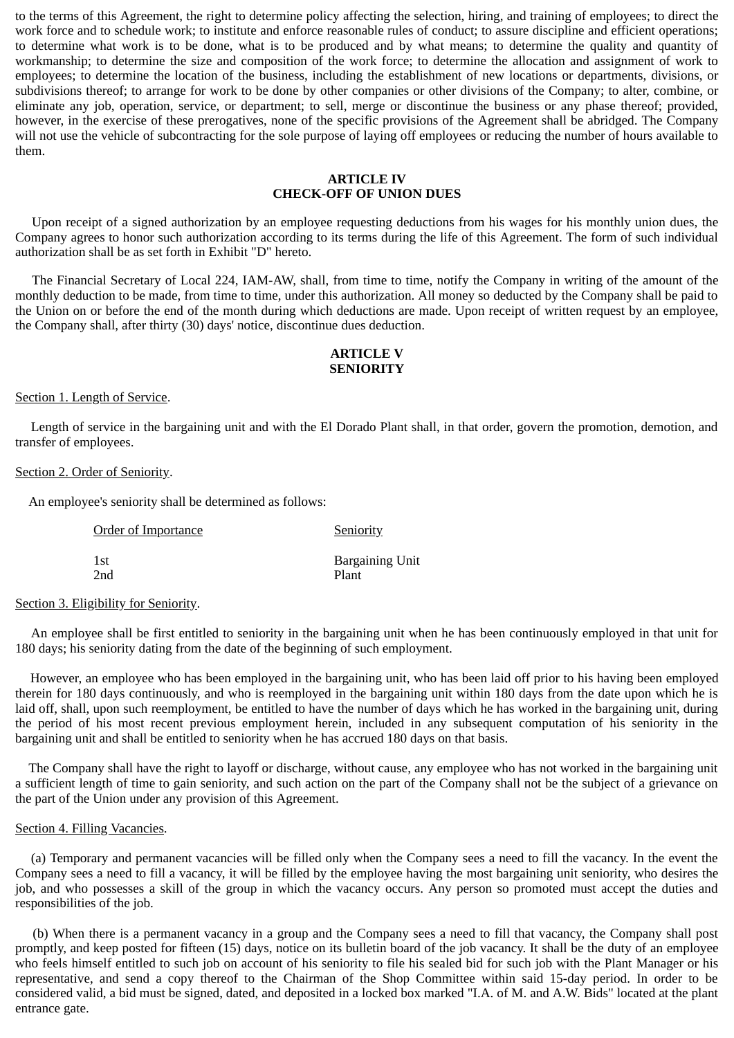to the terms of this Agreement, the right to determine policy affecting the selection, hiring, and training of employees; to direct the work force and to schedule work; to institute and enforce reasonable rules of conduct; to assure discipline and efficient operations; to determine what work is to be done, what is to be produced and by what means; to determine the quality and quantity of workmanship; to determine the size and composition of the work force; to determine the allocation and assignment of work to employees; to determine the location of the business, including the establishment of new locations or departments, divisions, or subdivisions thereof; to arrange for work to be done by other companies or other divisions of the Company; to alter, combine, or eliminate any job, operation, service, or department; to sell, merge or discontinue the business or any phase thereof; provided, however, in the exercise of these prerogatives, none of the specific provisions of the Agreement shall be abridged. The Company will not use the vehicle of subcontracting for the sole purpose of laying off employees or reducing the number of hours available to them.

## ARTICLE IV
## CHECK-OFF OF UNION DUES

Upon receipt of a signed authorization by an employee requesting deductions from his wages for his monthly union dues, the Company agrees to honor such authorization according to its terms during the life of this Agreement. The form of such individual authorization shall be as set forth in Exhibit "D" hereto.

The Financial Secretary of Local 224, IAM-AW, shall, from time to time, notify the Company in writing of the amount of the monthly deduction to be made, from time to time, under this authorization. All money so deducted by the Company shall be paid to the Union on or before the end of the month during which deductions are made. Upon receipt of written request by an employee, the Company shall, after thirty (30) days' notice, discontinue dues deduction.

## ARTICLE V
## SENIORITY

Section 1. Length of Service.

Length of service in the bargaining unit and with the El Dorado Plant shall, in that order, govern the promotion, demotion, and transfer of employees.

Section 2. Order of Seniority.

An employee's seniority shall be determined as follows:

| Order of Importance | Seniority |
|---|---|
| 1st | Bargaining Unit |
| 2nd | Plant |

Section 3. Eligibility for Seniority.

An employee shall be first entitled to seniority in the bargaining unit when he has been continuously employed in that unit for 180 days; his seniority dating from the date of the beginning of such employment.

However, an employee who has been employed in the bargaining unit, who has been laid off prior to his having been employed therein for 180 days continuously, and who is reemployed in the bargaining unit within 180 days from the date upon which he is laid off, shall, upon such reemployment, be entitled to have the number of days which he has worked in the bargaining unit, during the period of his most recent previous employment herein, included in any subsequent computation of his seniority in the bargaining unit and shall be entitled to seniority when he has accrued 180 days on that basis.

The Company shall have the right to layoff or discharge, without cause, any employee who has not worked in the bargaining unit a sufficient length of time to gain seniority, and such action on the part of the Company shall not be the subject of a grievance on the part of the Union under any provision of this Agreement.

Section 4. Filling Vacancies.

(a) Temporary and permanent vacancies will be filled only when the Company sees a need to fill the vacancy. In the event the Company sees a need to fill a vacancy, it will be filled by the employee having the most bargaining unit seniority, who desires the job, and who possesses a skill of the group in which the vacancy occurs. Any person so promoted must accept the duties and responsibilities of the job.

(b) When there is a permanent vacancy in a group and the Company sees a need to fill that vacancy, the Company shall post promptly, and keep posted for fifteen (15) days, notice on its bulletin board of the job vacancy. It shall be the duty of an employee who feels himself entitled to such job on account of his seniority to file his sealed bid for such job with the Plant Manager or his representative, and send a copy thereof to the Chairman of the Shop Committee within said 15-day period. In order to be considered valid, a bid must be signed, dated, and deposited in a locked box marked "I.A. of M. and A.W. Bids" located at the plant entrance gate.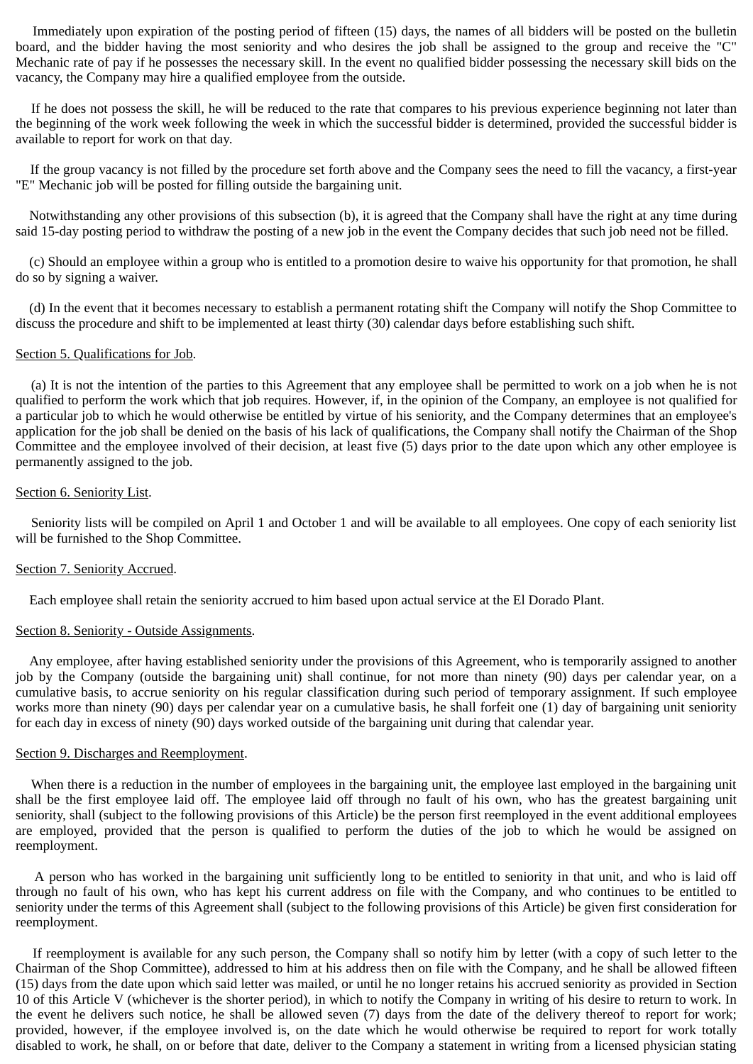Immediately upon expiration of the posting period of fifteen (15) days, the names of all bidders will be posted on the bulletin board, and the bidder having the most seniority and who desires the job shall be assigned to the group and receive the "C" Mechanic rate of pay if he possesses the necessary skill. In the event no qualified bidder possessing the necessary skill bids on the vacancy, the Company may hire a qualified employee from the outside.

If he does not possess the skill, he will be reduced to the rate that compares to his previous experience beginning not later than the beginning of the work week following the week in which the successful bidder is determined, provided the successful bidder is available to report for work on that day.

If the group vacancy is not filled by the procedure set forth above and the Company sees the need to fill the vacancy, a first-year "E" Mechanic job will be posted for filling outside the bargaining unit.

Notwithstanding any other provisions of this subsection (b), it is agreed that the Company shall have the right at any time during said 15-day posting period to withdraw the posting of a new job in the event the Company decides that such job need not be filled.

(c) Should an employee within a group who is entitled to a promotion desire to waive his opportunity for that promotion, he shall do so by signing a waiver.

(d) In the event that it becomes necessary to establish a permanent rotating shift the Company will notify the Shop Committee to discuss the procedure and shift to be implemented at least thirty (30) calendar days before establishing such shift.

Section 5. Qualifications for Job.

(a) It is not the intention of the parties to this Agreement that any employee shall be permitted to work on a job when he is not qualified to perform the work which that job requires. However, if, in the opinion of the Company, an employee is not qualified for a particular job to which he would otherwise be entitled by virtue of his seniority, and the Company determines that an employee's application for the job shall be denied on the basis of his lack of qualifications, the Company shall notify the Chairman of the Shop Committee and the employee involved of their decision, at least five (5) days prior to the date upon which any other employee is permanently assigned to the job.

Section 6. Seniority List.

Seniority lists will be compiled on April 1 and October 1 and will be available to all employees. One copy of each seniority list will be furnished to the Shop Committee.

Section 7. Seniority Accrued.

Each employee shall retain the seniority accrued to him based upon actual service at the El Dorado Plant.

Section 8. Seniority - Outside Assignments.

Any employee, after having established seniority under the provisions of this Agreement, who is temporarily assigned to another job by the Company (outside the bargaining unit) shall continue, for not more than ninety (90) days per calendar year, on a cumulative basis, to accrue seniority on his regular classification during such period of temporary assignment. If such employee works more than ninety (90) days per calendar year on a cumulative basis, he shall forfeit one (1) day of bargaining unit seniority for each day in excess of ninety (90) days worked outside of the bargaining unit during that calendar year.

Section 9. Discharges and Reemployment.

When there is a reduction in the number of employees in the bargaining unit, the employee last employed in the bargaining unit shall be the first employee laid off. The employee laid off through no fault of his own, who has the greatest bargaining unit seniority, shall (subject to the following provisions of this Article) be the person first reemployed in the event additional employees are employed, provided that the person is qualified to perform the duties of the job to which he would be assigned on reemployment.

A person who has worked in the bargaining unit sufficiently long to be entitled to seniority in that unit, and who is laid off through no fault of his own, who has kept his current address on file with the Company, and who continues to be entitled to seniority under the terms of this Agreement shall (subject to the following provisions of this Article) be given first consideration for reemployment.

If reemployment is available for any such person, the Company shall so notify him by letter (with a copy of such letter to the Chairman of the Shop Committee), addressed to him at his address then on file with the Company, and he shall be allowed fifteen (15) days from the date upon which said letter was mailed, or until he no longer retains his accrued seniority as provided in Section 10 of this Article V (whichever is the shorter period), in which to notify the Company in writing of his desire to return to work. In the event he delivers such notice, he shall be allowed seven (7) days from the date of the delivery thereof to report for work; provided, however, if the employee involved is, on the date which he would otherwise be required to report for work totally disabled to work, he shall, on or before that date, deliver to the Company a statement in writing from a licensed physician stating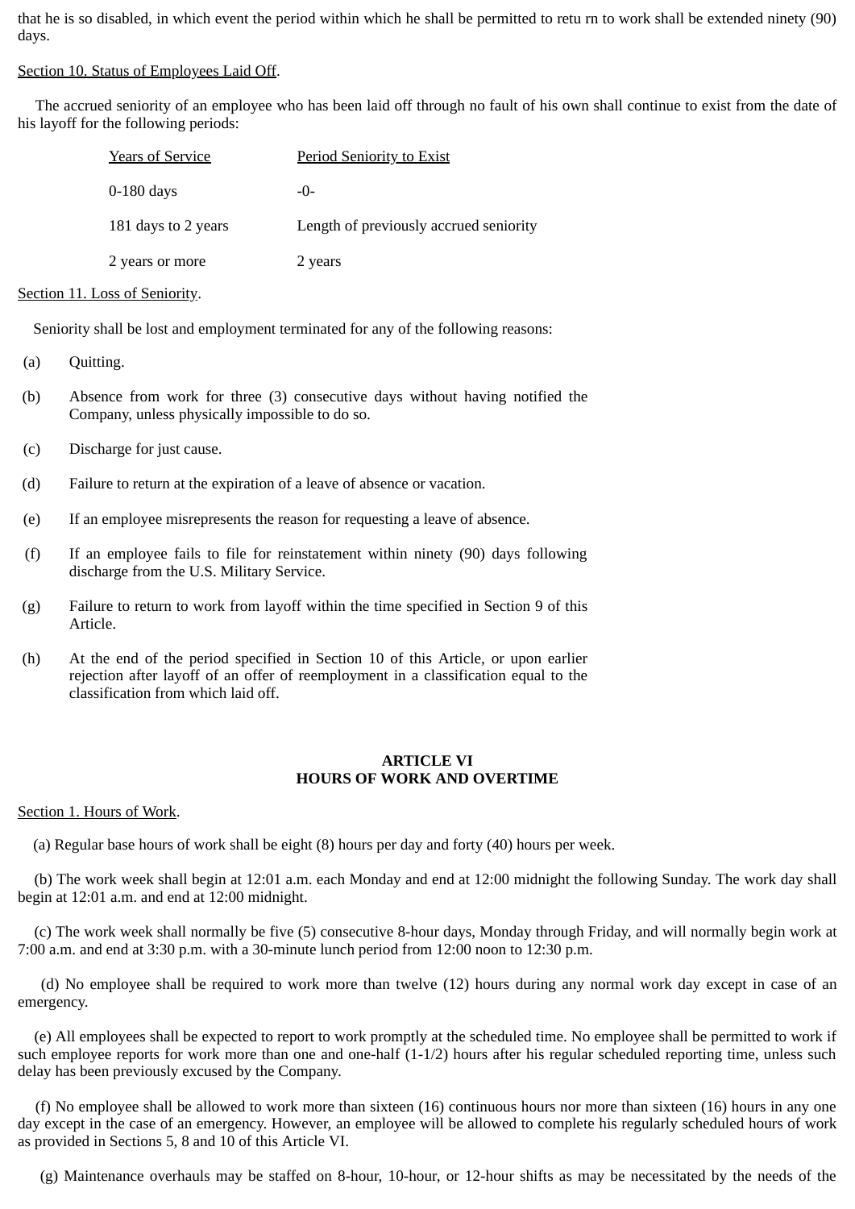that he is so disabled, in which event the period within which he shall be permitted to retu rn to work shall be extended ninety (90) days.

Section 10. Status of Employees Laid Off.

The accrued seniority of an employee who has been laid off through no fault of his own shall continue to exist from the date of his layoff for the following periods:

| Years of Service | Period Seniority to Exist |
|---|---|
| 0-180 days | -0- |
| 181 days to 2 years | Length of previously accrued seniority |
| 2 years or more | 2 years |

Section 11. Loss of Seniority.

Seniority shall be lost and employment terminated for any of the following reasons:

(a) Quitting.

(b) Absence from work for three (3) consecutive days without having notified the Company, unless physically impossible to do so.

(c) Discharge for just cause.

(d) Failure to return at the expiration of a leave of absence or vacation.

(e) If an employee misrepresents the reason for requesting a leave of absence.

(f) If an employee fails to file for reinstatement within ninety (90) days following discharge from the U.S. Military Service.

(g) Failure to return to work from layoff within the time specified in Section 9 of this Article.

(h) At the end of the period specified in Section 10 of this Article, or upon earlier rejection after layoff of an offer of reemployment in a classification equal to the classification from which laid off.

## ARTICLE VI
## HOURS OF WORK AND OVERTIME

Section 1. Hours of Work.

(a) Regular base hours of work shall be eight (8) hours per day and forty (40) hours per week.

(b) The work week shall begin at 12:01 a.m. each Monday and end at 12:00 midnight the following Sunday. The work day shall begin at 12:01 a.m. and end at 12:00 midnight.

(c) The work week shall normally be five (5) consecutive 8-hour days, Monday through Friday, and will normally begin work at 7:00 a.m. and end at 3:30 p.m. with a 30-minute lunch period from 12:00 noon to 12:30 p.m.

(d) No employee shall be required to work more than twelve (12) hours during any normal work day except in case of an emergency.

(e) All employees shall be expected to report to work promptly at the scheduled time. No employee shall be permitted to work if such employee reports for work more than one and one-half (1-1/2) hours after his regular scheduled reporting time, unless such delay has been previously excused by the Company.

(f) No employee shall be allowed to work more than sixteen (16) continuous hours nor more than sixteen (16) hours in any one day except in the case of an emergency. However, an employee will be allowed to complete his regularly scheduled hours of work as provided in Sections 5, 8 and 10 of this Article VI.

(g) Maintenance overhauls may be staffed on 8-hour, 10-hour, or 12-hour shifts as may be necessitated by the needs of the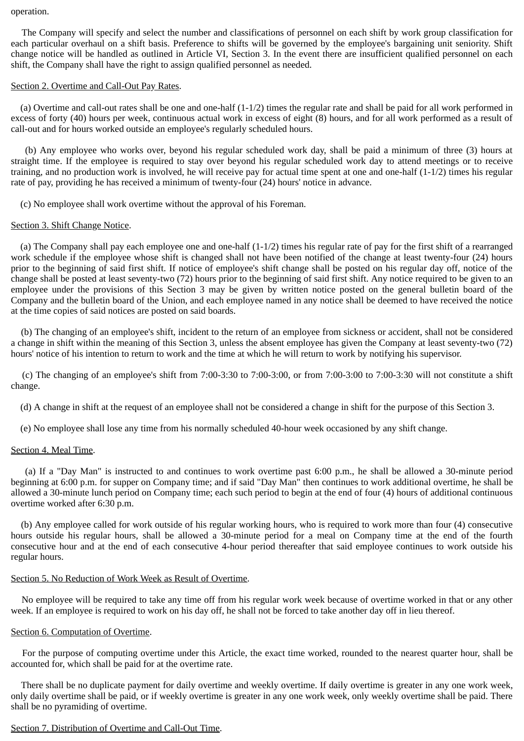operation.

The Company will specify and select the number and classifications of personnel on each shift by work group classification for each particular overhaul on a shift basis. Preference to shifts will be governed by the employee's bargaining unit seniority. Shift change notice will be handled as outlined in Article VI, Section 3. In the event there are insufficient qualified personnel on each shift, the Company shall have the right to assign qualified personnel as needed.

Section 2. Overtime and Call-Out Pay Rates.

(a) Overtime and call-out rates shall be one and one-half (1-1/2) times the regular rate and shall be paid for all work performed in excess of forty (40) hours per week, continuous actual work in excess of eight (8) hours, and for all work performed as a result of call-out and for hours worked outside an employee's regularly scheduled hours.

(b) Any employee who works over, beyond his regular scheduled work day, shall be paid a minimum of three (3) hours at straight time. If the employee is required to stay over beyond his regular scheduled work day to attend meetings or to receive training, and no production work is involved, he will receive pay for actual time spent at one and one-half (1-1/2) times his regular rate of pay, providing he has received a minimum of twenty-four (24) hours' notice in advance.

(c) No employee shall work overtime without the approval of his Foreman.

Section 3. Shift Change Notice.

(a) The Company shall pay each employee one and one-half (1-1/2) times his regular rate of pay for the first shift of a rearranged work schedule if the employee whose shift is changed shall not have been notified of the change at least twenty-four (24) hours prior to the beginning of said first shift. If notice of employee's shift change shall be posted on his regular day off, notice of the change shall be posted at least seventy-two (72) hours prior to the beginning of said first shift. Any notice required to be given to an employee under the provisions of this Section 3 may be given by written notice posted on the general bulletin board of the Company and the bulletin board of the Union, and each employee named in any notice shall be deemed to have received the notice at the time copies of said notices are posted on said boards.

(b) The changing of an employee's shift, incident to the return of an employee from sickness or accident, shall not be considered a change in shift within the meaning of this Section 3, unless the absent employee has given the Company at least seventy-two (72) hours' notice of his intention to return to work and the time at which he will return to work by notifying his supervisor.

(c) The changing of an employee's shift from 7:00-3:30 to 7:00-3:00, or from 7:00-3:00 to 7:00-3:30 will not constitute a shift change.

(d) A change in shift at the request of an employee shall not be considered a change in shift for the purpose of this Section 3.

(e) No employee shall lose any time from his normally scheduled 40-hour week occasioned by any shift change.

Section 4. Meal Time.

(a) If a "Day Man" is instructed to and continues to work overtime past 6:00 p.m., he shall be allowed a 30-minute period beginning at 6:00 p.m. for supper on Company time; and if said "Day Man" then continues to work additional overtime, he shall be allowed a 30-minute lunch period on Company time; each such period to begin at the end of four (4) hours of additional continuous overtime worked after 6:30 p.m.

(b) Any employee called for work outside of his regular working hours, who is required to work more than four (4) consecutive hours outside his regular hours, shall be allowed a 30-minute period for a meal on Company time at the end of the fourth consecutive hour and at the end of each consecutive 4-hour period thereafter that said employee continues to work outside his regular hours.

Section 5. No Reduction of Work Week as Result of Overtime.

No employee will be required to take any time off from his regular work week because of overtime worked in that or any other week. If an employee is required to work on his day off, he shall not be forced to take another day off in lieu thereof.

Section 6. Computation of Overtime.

For the purpose of computing overtime under this Article, the exact time worked, rounded to the nearest quarter hour, shall be accounted for, which shall be paid for at the overtime rate.

There shall be no duplicate payment for daily overtime and weekly overtime. If daily overtime is greater in any one work week, only daily overtime shall be paid, or if weekly overtime is greater in any one work week, only weekly overtime shall be paid. There shall be no pyramiding of overtime.

Section 7. Distribution of Overtime and Call-Out Time.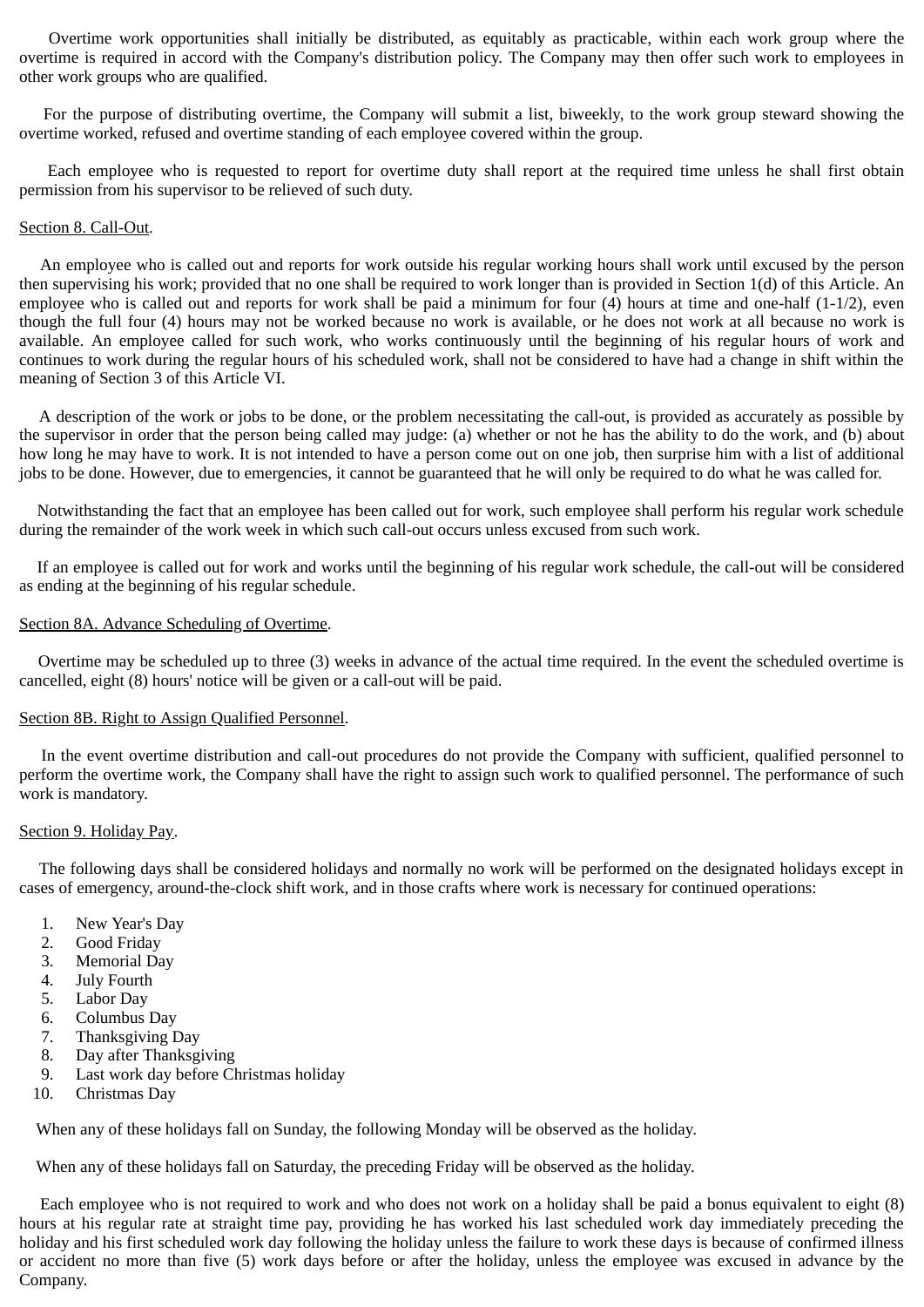Overtime work opportunities shall initially be distributed, as equitably as practicable, within each work group where the overtime is required in accord with the Company's distribution policy. The Company may then offer such work to employees in other work groups who are qualified.

For the purpose of distributing overtime, the Company will submit a list, biweekly, to the work group steward showing the overtime worked, refused and overtime standing of each employee covered within the group.

Each employee who is requested to report for overtime duty shall report at the required time unless he shall first obtain permission from his supervisor to be relieved of such duty.

Section 8. Call-Out.

An employee who is called out and reports for work outside his regular working hours shall work until excused by the person then supervising his work; provided that no one shall be required to work longer than is provided in Section 1(d) of this Article. An employee who is called out and reports for work shall be paid a minimum for four (4) hours at time and one-half (1-1/2), even though the full four (4) hours may not be worked because no work is available, or he does not work at all because no work is available. An employee called for such work, who works continuously until the beginning of his regular hours of work and continues to work during the regular hours of his scheduled work, shall not be considered to have had a change in shift within the meaning of Section 3 of this Article VI.

A description of the work or jobs to be done, or the problem necessitating the call-out, is provided as accurately as possible by the supervisor in order that the person being called may judge: (a) whether or not he has the ability to do the work, and (b) about how long he may have to work. It is not intended to have a person come out on one job, then surprise him with a list of additional jobs to be done. However, due to emergencies, it cannot be guaranteed that he will only be required to do what he was called for.

Notwithstanding the fact that an employee has been called out for work, such employee shall perform his regular work schedule during the remainder of the work week in which such call-out occurs unless excused from such work.

If an employee is called out for work and works until the beginning of his regular work schedule, the call-out will be considered as ending at the beginning of his regular schedule.

Section 8A. Advance Scheduling of Overtime.

Overtime may be scheduled up to three (3) weeks in advance of the actual time required. In the event the scheduled overtime is cancelled, eight (8) hours' notice will be given or a call-out will be paid.

Section 8B. Right to Assign Qualified Personnel.

In the event overtime distribution and call-out procedures do not provide the Company with sufficient, qualified personnel to perform the overtime work, the Company shall have the right to assign such work to qualified personnel. The performance of such work is mandatory.

Section 9. Holiday Pay.

The following days shall be considered holidays and normally no work will be performed on the designated holidays except in cases of emergency, around-the-clock shift work, and in those crafts where work is necessary for continued operations:

1. New Year's Day
2. Good Friday
3. Memorial Day
4. July Fourth
5. Labor Day
6. Columbus Day
7. Thanksgiving Day
8. Day after Thanksgiving
9. Last work day before Christmas holiday
10. Christmas Day

When any of these holidays fall on Sunday, the following Monday will be observed as the holiday.

When any of these holidays fall on Saturday, the preceding Friday will be observed as the holiday.

Each employee who is not required to work and who does not work on a holiday shall be paid a bonus equivalent to eight (8) hours at his regular rate at straight time pay, providing he has worked his last scheduled work day immediately preceding the holiday and his first scheduled work day following the holiday unless the failure to work these days is because of confirmed illness or accident no more than five (5) work days before or after the holiday, unless the employee was excused in advance by the Company.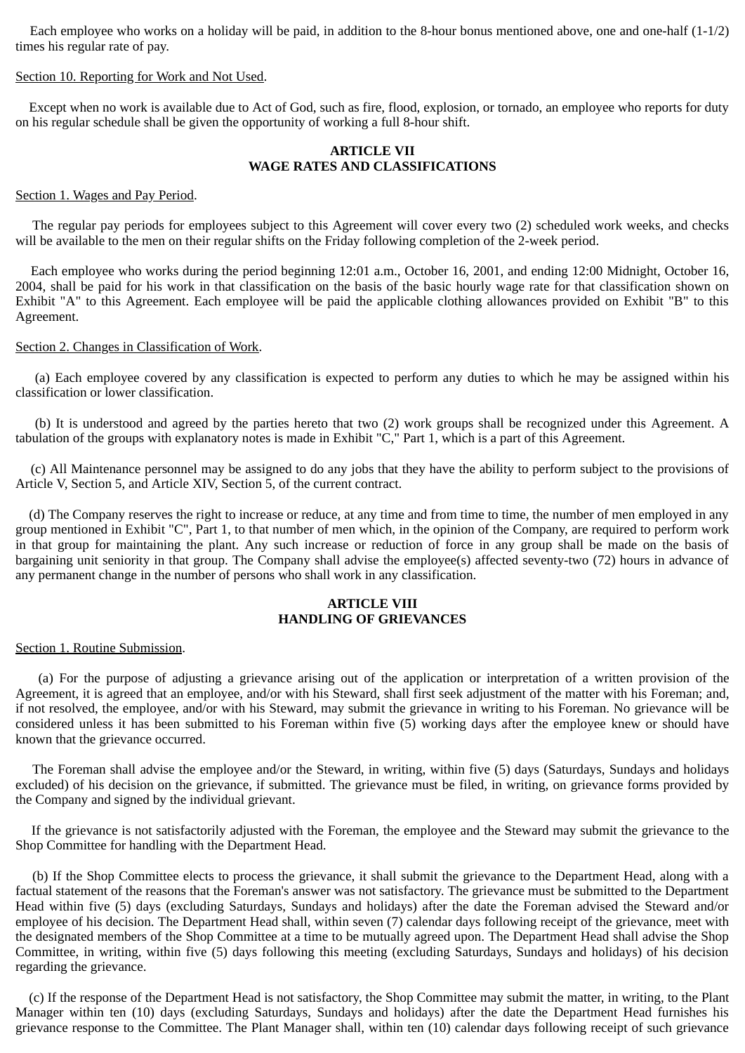Each employee who works on a holiday will be paid, in addition to the 8-hour bonus mentioned above, one and one-half (1-1/2) times his regular rate of pay.

Section 10. Reporting for Work and Not Used.

Except when no work is available due to Act of God, such as fire, flood, explosion, or tornado, an employee who reports for duty on his regular schedule shall be given the opportunity of working a full 8-hour shift.

## ARTICLE VII
## WAGE RATES AND CLASSIFICATIONS

Section 1. Wages and Pay Period.

The regular pay periods for employees subject to this Agreement will cover every two (2) scheduled work weeks, and checks will be available to the men on their regular shifts on the Friday following completion of the 2-week period.

Each employee who works during the period beginning 12:01 a.m., October 16, 2001, and ending 12:00 Midnight, October 16, 2004, shall be paid for his work in that classification on the basis of the basic hourly wage rate for that classification shown on Exhibit "A" to this Agreement. Each employee will be paid the applicable clothing allowances provided on Exhibit "B" to this Agreement.

Section 2. Changes in Classification of Work.

(a) Each employee covered by any classification is expected to perform any duties to which he may be assigned within his classification or lower classification.

(b) It is understood and agreed by the parties hereto that two (2) work groups shall be recognized under this Agreement. A tabulation of the groups with explanatory notes is made in Exhibit "C," Part 1, which is a part of this Agreement.

(c) All Maintenance personnel may be assigned to do any jobs that they have the ability to perform subject to the provisions of Article V, Section 5, and Article XIV, Section 5, of the current contract.

(d) The Company reserves the right to increase or reduce, at any time and from time to time, the number of men employed in any group mentioned in Exhibit "C", Part 1, to that number of men which, in the opinion of the Company, are required to perform work in that group for maintaining the plant. Any such increase or reduction of force in any group shall be made on the basis of bargaining unit seniority in that group. The Company shall advise the employee(s) affected seventy-two (72) hours in advance of any permanent change in the number of persons who shall work in any classification.

## ARTICLE VIII
## HANDLING OF GRIEVANCES

Section 1. Routine Submission.

(a) For the purpose of adjusting a grievance arising out of the application or interpretation of a written provision of the Agreement, it is agreed that an employee, and/or with his Steward, shall first seek adjustment of the matter with his Foreman; and, if not resolved, the employee, and/or with his Steward, may submit the grievance in writing to his Foreman. No grievance will be considered unless it has been submitted to his Foreman within five (5) working days after the employee knew or should have known that the grievance occurred.

The Foreman shall advise the employee and/or the Steward, in writing, within five (5) days (Saturdays, Sundays and holidays excluded) of his decision on the grievance, if submitted. The grievance must be filed, in writing, on grievance forms provided by the Company and signed by the individual grievant.

If the grievance is not satisfactorily adjusted with the Foreman, the employee and the Steward may submit the grievance to the Shop Committee for handling with the Department Head.

(b) If the Shop Committee elects to process the grievance, it shall submit the grievance to the Department Head, along with a factual statement of the reasons that the Foreman's answer was not satisfactory. The grievance must be submitted to the Department Head within five (5) days (excluding Saturdays, Sundays and holidays) after the date the Foreman advised the Steward and/or employee of his decision. The Department Head shall, within seven (7) calendar days following receipt of the grievance, meet with the designated members of the Shop Committee at a time to be mutually agreed upon. The Department Head shall advise the Shop Committee, in writing, within five (5) days following this meeting (excluding Saturdays, Sundays and holidays) of his decision regarding the grievance.

(c) If the response of the Department Head is not satisfactory, the Shop Committee may submit the matter, in writing, to the Plant Manager within ten (10) days (excluding Saturdays, Sundays and holidays) after the date the Department Head furnishes his grievance response to the Committee. The Plant Manager shall, within ten (10) calendar days following receipt of such grievance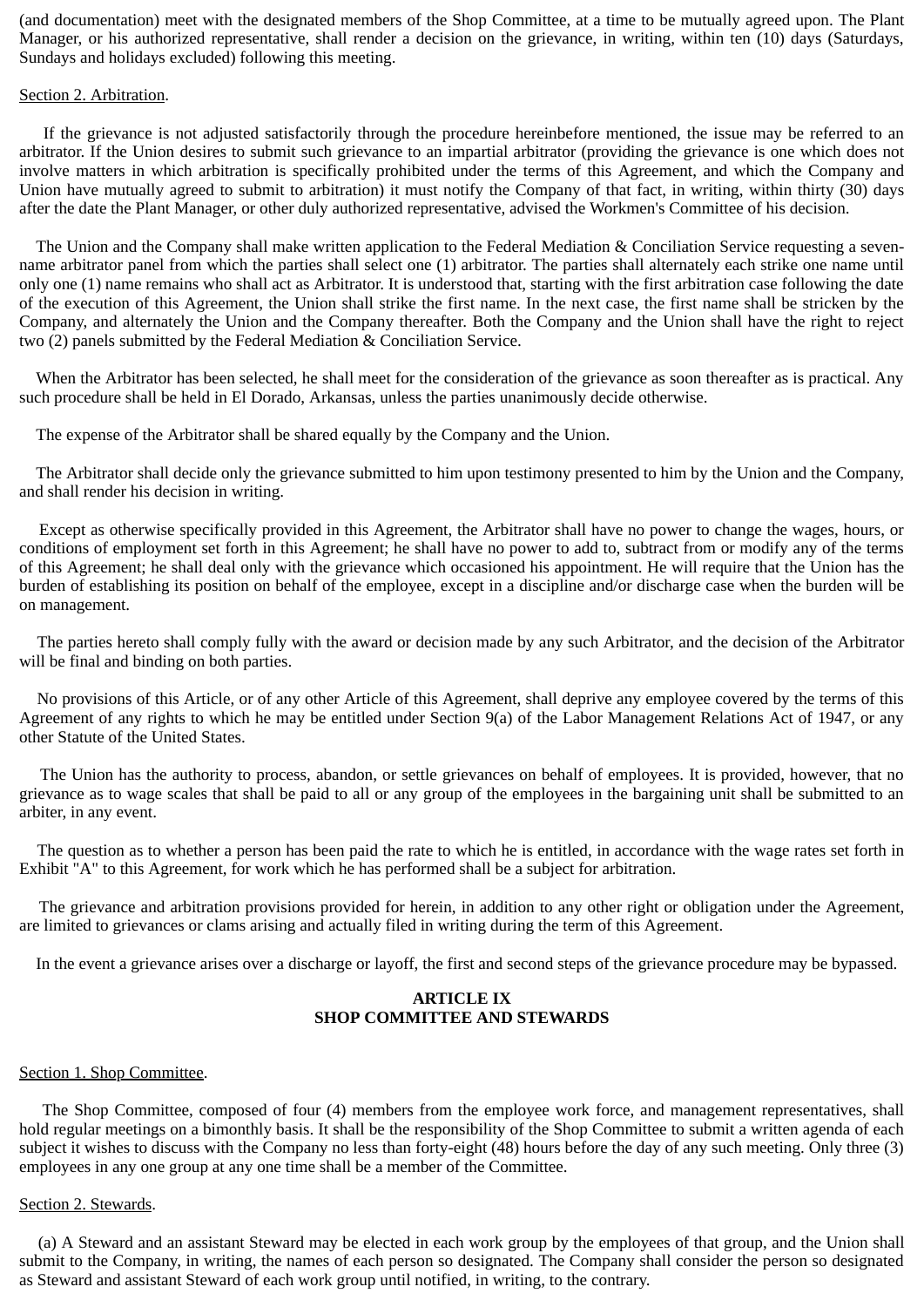(and documentation) meet with the designated members of the Shop Committee, at a time to be mutually agreed upon. The Plant Manager, or his authorized representative, shall render a decision on the grievance, in writing, within ten (10) days (Saturdays, Sundays and holidays excluded) following this meeting.

Section 2. Arbitration.

If the grievance is not adjusted satisfactorily through the procedure hereinbefore mentioned, the issue may be referred to an arbitrator. If the Union desires to submit such grievance to an impartial arbitrator (providing the grievance is one which does not involve matters in which arbitration is specifically prohibited under the terms of this Agreement, and which the Company and Union have mutually agreed to submit to arbitration) it must notify the Company of that fact, in writing, within thirty (30) days after the date the Plant Manager, or other duly authorized representative, advised the Workmen's Committee of his decision.

The Union and the Company shall make written application to the Federal Mediation & Conciliation Service requesting a seven-name arbitrator panel from which the parties shall select one (1) arbitrator. The parties shall alternately each strike one name until only one (1) name remains who shall act as Arbitrator. It is understood that, starting with the first arbitration case following the date of the execution of this Agreement, the Union shall strike the first name. In the next case, the first name shall be stricken by the Company, and alternately the Union and the Company thereafter. Both the Company and the Union shall have the right to reject two (2) panels submitted by the Federal Mediation & Conciliation Service.

When the Arbitrator has been selected, he shall meet for the consideration of the grievance as soon thereafter as is practical. Any such procedure shall be held in El Dorado, Arkansas, unless the parties unanimously decide otherwise.

The expense of the Arbitrator shall be shared equally by the Company and the Union.

The Arbitrator shall decide only the grievance submitted to him upon testimony presented to him by the Union and the Company, and shall render his decision in writing.

Except as otherwise specifically provided in this Agreement, the Arbitrator shall have no power to change the wages, hours, or conditions of employment set forth in this Agreement; he shall have no power to add to, subtract from or modify any of the terms of this Agreement; he shall deal only with the grievance which occasioned his appointment. He will require that the Union has the burden of establishing its position on behalf of the employee, except in a discipline and/or discharge case when the burden will be on management.

The parties hereto shall comply fully with the award or decision made by any such Arbitrator, and the decision of the Arbitrator will be final and binding on both parties.

No provisions of this Article, or of any other Article of this Agreement, shall deprive any employee covered by the terms of this Agreement of any rights to which he may be entitled under Section 9(a) of the Labor Management Relations Act of 1947, or any other Statute of the United States.

The Union has the authority to process, abandon, or settle grievances on behalf of employees. It is provided, however, that no grievance as to wage scales that shall be paid to all or any group of the employees in the bargaining unit shall be submitted to an arbiter, in any event.

The question as to whether a person has been paid the rate to which he is entitled, in accordance with the wage rates set forth in Exhibit "A" to this Agreement, for work which he has performed shall be a subject for arbitration.

The grievance and arbitration provisions provided for herein, in addition to any other right or obligation under the Agreement, are limited to grievances or clams arising and actually filed in writing during the term of this Agreement.

In the event a grievance arises over a discharge or layoff, the first and second steps of the grievance procedure may be bypassed.

## ARTICLE IX
## SHOP COMMITTEE AND STEWARDS

Section 1. Shop Committee.

The Shop Committee, composed of four (4) members from the employee work force, and management representatives, shall hold regular meetings on a bimonthly basis. It shall be the responsibility of the Shop Committee to submit a written agenda of each subject it wishes to discuss with the Company no less than forty-eight (48) hours before the day of any such meeting. Only three (3) employees in any one group at any one time shall be a member of the Committee.

Section 2. Stewards.

(a) A Steward and an assistant Steward may be elected in each work group by the employees of that group, and the Union shall submit to the Company, in writing, the names of each person so designated. The Company shall consider the person so designated as Steward and assistant Steward of each work group until notified, in writing, to the contrary.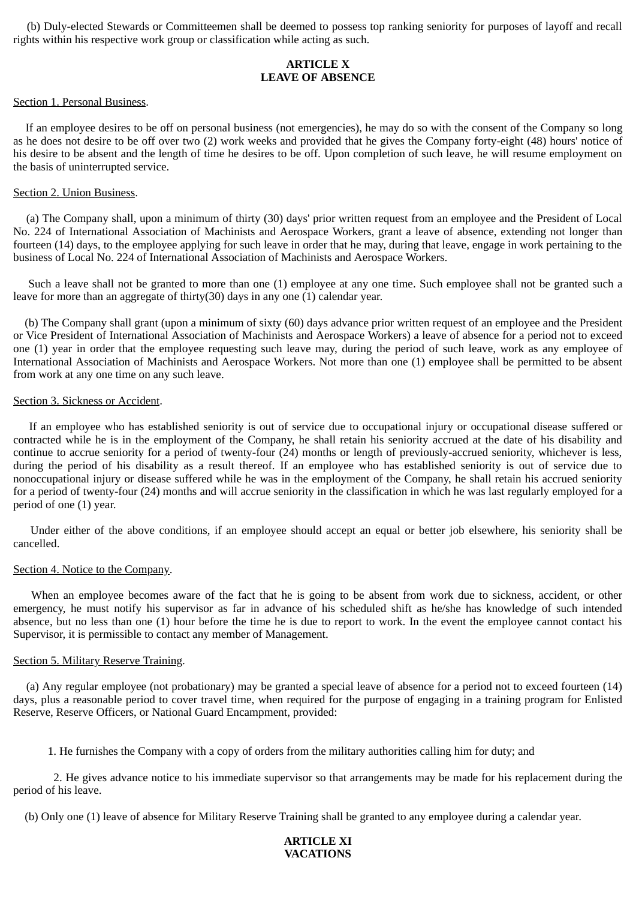(b) Duly-elected Stewards or Committeemen shall be deemed to possess top ranking seniority for purposes of layoff and recall rights within his respective work group or classification while acting as such.

## ARTICLE X
## LEAVE OF ABSENCE

Section 1. Personal Business.

If an employee desires to be off on personal business (not emergencies), he may do so with the consent of the Company so long as he does not desire to be off over two (2) work weeks and provided that he gives the Company forty-eight (48) hours' notice of his desire to be absent and the length of time he desires to be off. Upon completion of such leave, he will resume employment on the basis of uninterrupted service.

Section 2. Union Business.

(a) The Company shall, upon a minimum of thirty (30) days' prior written request from an employee and the President of Local No. 224 of International Association of Machinists and Aerospace Workers, grant a leave of absence, extending not longer than fourteen (14) days, to the employee applying for such leave in order that he may, during that leave, engage in work pertaining to the business of Local No. 224 of International Association of Machinists and Aerospace Workers.

Such a leave shall not be granted to more than one (1) employee at any one time. Such employee shall not be granted such a leave for more than an aggregate of thirty(30) days in any one (1) calendar year.

(b) The Company shall grant (upon a minimum of sixty (60) days advance prior written request of an employee and the President or Vice President of International Association of Machinists and Aerospace Workers) a leave of absence for a period not to exceed one (1) year in order that the employee requesting such leave may, during the period of such leave, work as any employee of International Association of Machinists and Aerospace Workers. Not more than one (1) employee shall be permitted to be absent from work at any one time on any such leave.

Section 3. Sickness or Accident.

If an employee who has established seniority is out of service due to occupational injury or occupational disease suffered or contracted while he is in the employment of the Company, he shall retain his seniority accrued at the date of his disability and continue to accrue seniority for a period of twenty-four (24) months or length of previously-accrued seniority, whichever is less, during the period of his disability as a result thereof. If an employee who has established seniority is out of service due to nonoccupational injury or disease suffered while he was in the employment of the Company, he shall retain his accrued seniority for a period of twenty-four (24) months and will accrue seniority in the classification in which he was last regularly employed for a period of one (1) year.

Under either of the above conditions, if an employee should accept an equal or better job elsewhere, his seniority shall be cancelled.

Section 4. Notice to the Company.

When an employee becomes aware of the fact that he is going to be absent from work due to sickness, accident, or other emergency, he must notify his supervisor as far in advance of his scheduled shift as he/she has knowledge of such intended absence, but no less than one (1) hour before the time he is due to report to work. In the event the employee cannot contact his Supervisor, it is permissible to contact any member of Management.

Section 5. Military Reserve Training.

(a) Any regular employee (not probationary) may be granted a special leave of absence for a period not to exceed fourteen (14) days, plus a reasonable period to cover travel time, when required for the purpose of engaging in a training program for Enlisted Reserve, Reserve Officers, or National Guard Encampment, provided:

1. He furnishes the Company with a copy of orders from the military authorities calling him for duty; and

2. He gives advance notice to his immediate supervisor so that arrangements may be made for his replacement during the period of his leave.

(b) Only one (1) leave of absence for Military Reserve Training shall be granted to any employee during a calendar year.

## ARTICLE XI
## VACATIONS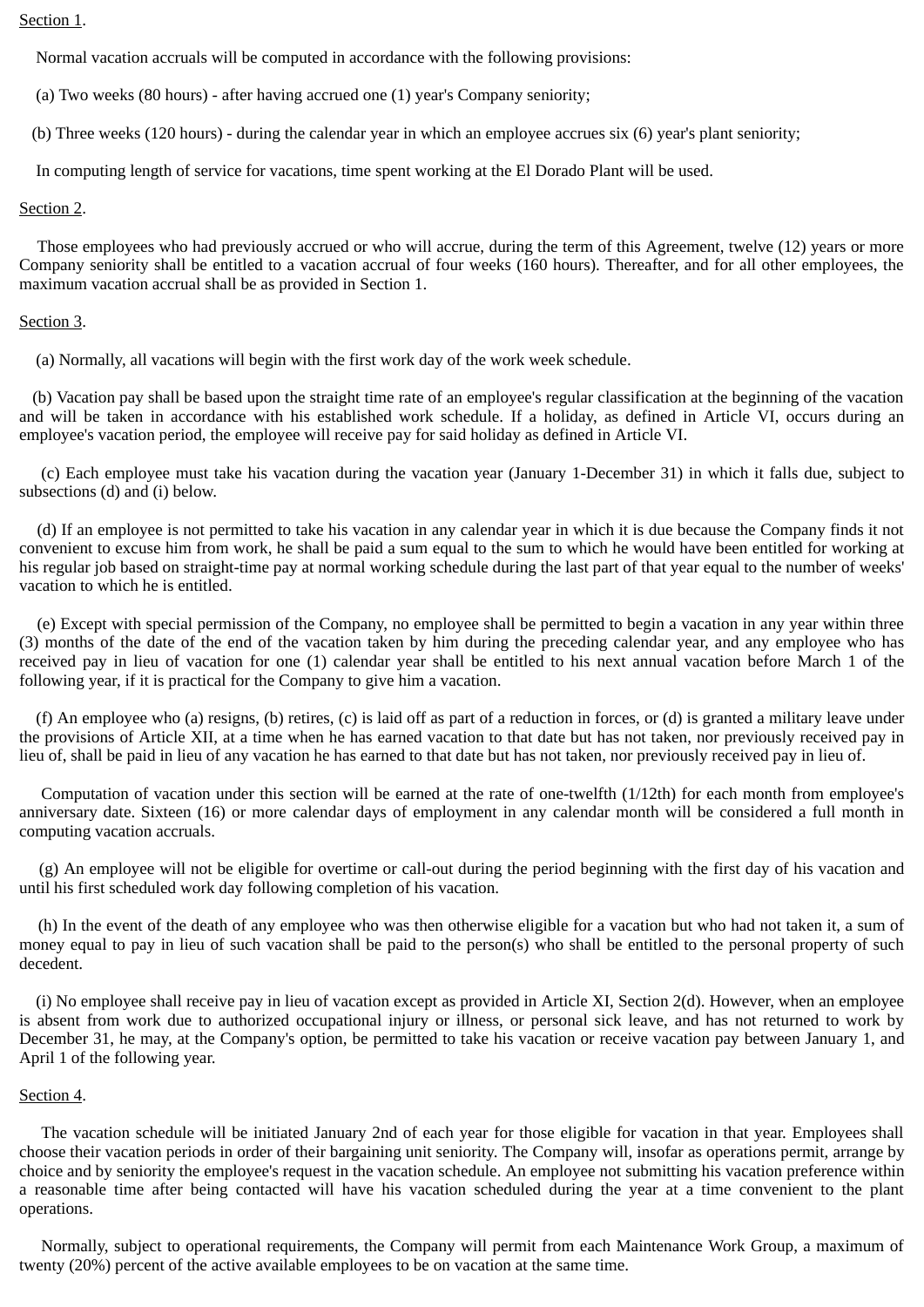Section 1.

Normal vacation accruals will be computed in accordance with the following provisions:

(a) Two weeks (80 hours) - after having accrued one (1) year's Company seniority;

(b) Three weeks (120 hours) - during the calendar year in which an employee accrues six (6) year's plant seniority;

In computing length of service for vacations, time spent working at the El Dorado Plant will be used.

Section 2.

Those employees who had previously accrued or who will accrue, during the term of this Agreement, twelve (12) years or more Company seniority shall be entitled to a vacation accrual of four weeks (160 hours). Thereafter, and for all other employees, the maximum vacation accrual shall be as provided in Section 1.

Section 3.

(a) Normally, all vacations will begin with the first work day of the work week schedule.

(b) Vacation pay shall be based upon the straight time rate of an employee's regular classification at the beginning of the vacation and will be taken in accordance with his established work schedule. If a holiday, as defined in Article VI, occurs during an employee's vacation period, the employee will receive pay for said holiday as defined in Article VI.

(c) Each employee must take his vacation during the vacation year (January 1-December 31) in which it falls due, subject to subsections (d) and (i) below.

(d) If an employee is not permitted to take his vacation in any calendar year in which it is due because the Company finds it not convenient to excuse him from work, he shall be paid a sum equal to the sum to which he would have been entitled for working at his regular job based on straight-time pay at normal working schedule during the last part of that year equal to the number of weeks' vacation to which he is entitled.

(e) Except with special permission of the Company, no employee shall be permitted to begin a vacation in any year within three (3) months of the date of the end of the vacation taken by him during the preceding calendar year, and any employee who has received pay in lieu of vacation for one (1) calendar year shall be entitled to his next annual vacation before March 1 of the following year, if it is practical for the Company to give him a vacation.

(f) An employee who (a) resigns, (b) retires, (c) is laid off as part of a reduction in forces, or (d) is granted a military leave under the provisions of Article XII, at a time when he has earned vacation to that date but has not taken, nor previously received pay in lieu of, shall be paid in lieu of any vacation he has earned to that date but has not taken, nor previously received pay in lieu of.

Computation of vacation under this section will be earned at the rate of one-twelfth (1/12th) for each month from employee's anniversary date. Sixteen (16) or more calendar days of employment in any calendar month will be considered a full month in computing vacation accruals.

(g) An employee will not be eligible for overtime or call-out during the period beginning with the first day of his vacation and until his first scheduled work day following completion of his vacation.

(h) In the event of the death of any employee who was then otherwise eligible for a vacation but who had not taken it, a sum of money equal to pay in lieu of such vacation shall be paid to the person(s) who shall be entitled to the personal property of such decedent.

(i) No employee shall receive pay in lieu of vacation except as provided in Article XI, Section 2(d). However, when an employee is absent from work due to authorized occupational injury or illness, or personal sick leave, and has not returned to work by December 31, he may, at the Company's option, be permitted to take his vacation or receive vacation pay between January 1, and April 1 of the following year.

Section 4.

The vacation schedule will be initiated January 2nd of each year for those eligible for vacation in that year. Employees shall choose their vacation periods in order of their bargaining unit seniority. The Company will, insofar as operations permit, arrange by choice and by seniority the employee's request in the vacation schedule. An employee not submitting his vacation preference within a reasonable time after being contacted will have his vacation scheduled during the year at a time convenient to the plant operations.

Normally, subject to operational requirements, the Company will permit from each Maintenance Work Group, a maximum of twenty (20%) percent of the active available employees to be on vacation at the same time.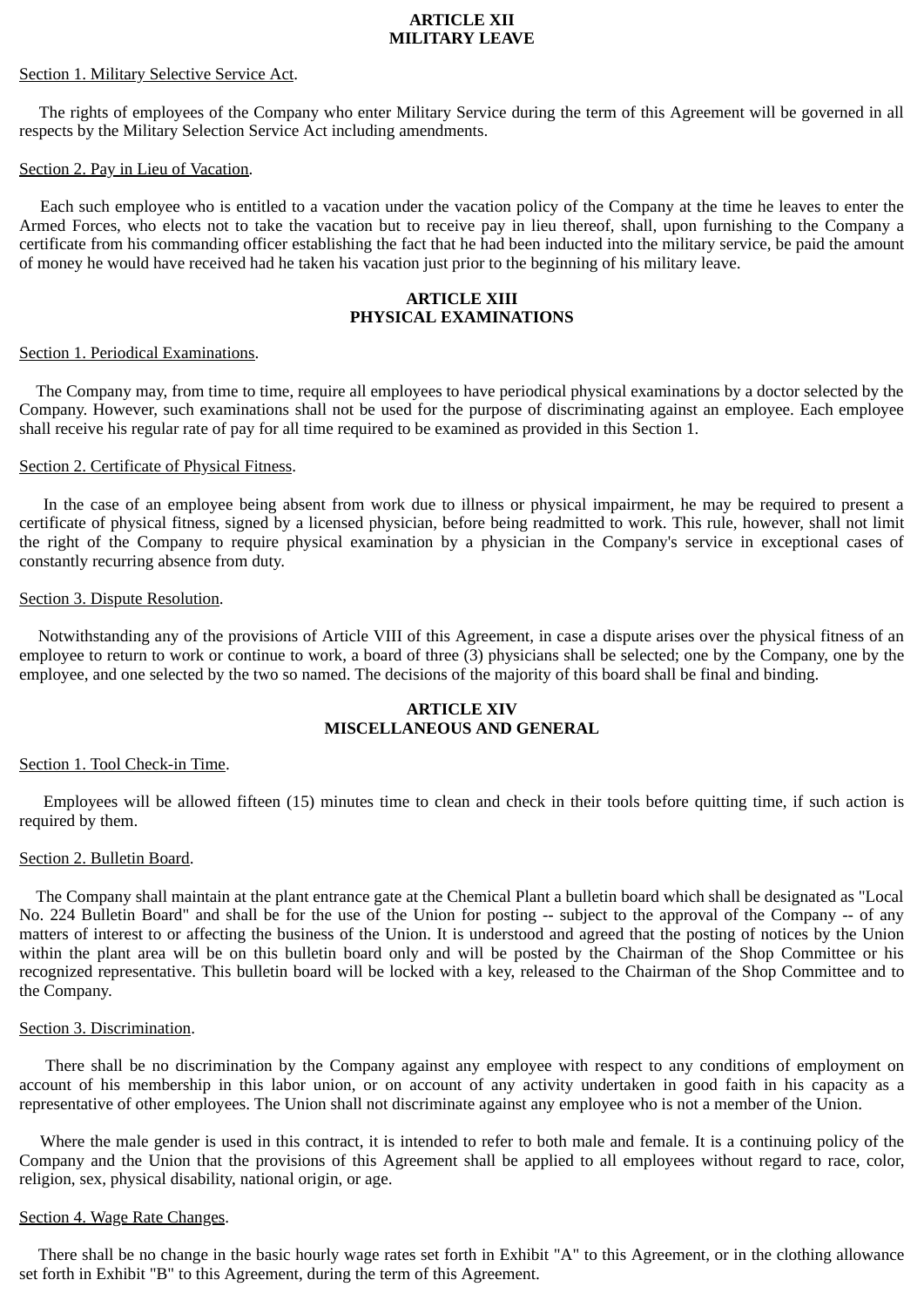## ARTICLE XII
## MILITARY LEAVE

Section 1. Military Selective Service Act.

The rights of employees of the Company who enter Military Service during the term of this Agreement will be governed in all respects by the Military Selection Service Act including amendments.

Section 2. Pay in Lieu of Vacation.

Each such employee who is entitled to a vacation under the vacation policy of the Company at the time he leaves to enter the Armed Forces, who elects not to take the vacation but to receive pay in lieu thereof, shall, upon furnishing to the Company a certificate from his commanding officer establishing the fact that he had been inducted into the military service, be paid the amount of money he would have received had he taken his vacation just prior to the beginning of his military leave.

## ARTICLE XIII
## PHYSICAL EXAMINATIONS

Section 1. Periodical Examinations.

The Company may, from time to time, require all employees to have periodical physical examinations by a doctor selected by the Company. However, such examinations shall not be used for the purpose of discriminating against an employee. Each employee shall receive his regular rate of pay for all time required to be examined as provided in this Section 1.

Section 2. Certificate of Physical Fitness.

In the case of an employee being absent from work due to illness or physical impairment, he may be required to present a certificate of physical fitness, signed by a licensed physician, before being readmitted to work. This rule, however, shall not limit the right of the Company to require physical examination by a physician in the Company's service in exceptional cases of constantly recurring absence from duty.

Section 3. Dispute Resolution.

Notwithstanding any of the provisions of Article VIII of this Agreement, in case a dispute arises over the physical fitness of an employee to return to work or continue to work, a board of three (3) physicians shall be selected; one by the Company, one by the employee, and one selected by the two so named. The decisions of the majority of this board shall be final and binding.

## ARTICLE XIV
## MISCELLANEOUS AND GENERAL

Section 1. Tool Check-in Time.

Employees will be allowed fifteen (15) minutes time to clean and check in their tools before quitting time, if such action is required by them.

Section 2. Bulletin Board.

The Company shall maintain at the plant entrance gate at the Chemical Plant a bulletin board which shall be designated as "Local No. 224 Bulletin Board" and shall be for the use of the Union for posting -- subject to the approval of the Company -- of any matters of interest to or affecting the business of the Union. It is understood and agreed that the posting of notices by the Union within the plant area will be on this bulletin board only and will be posted by the Chairman of the Shop Committee or his recognized representative. This bulletin board will be locked with a key, released to the Chairman of the Shop Committee and to the Company.

Section 3. Discrimination.

There shall be no discrimination by the Company against any employee with respect to any conditions of employment on account of his membership in this labor union, or on account of any activity undertaken in good faith in his capacity as a representative of other employees. The Union shall not discriminate against any employee who is not a member of the Union.

Where the male gender is used in this contract, it is intended to refer to both male and female. It is a continuing policy of the Company and the Union that the provisions of this Agreement shall be applied to all employees without regard to race, color, religion, sex, physical disability, national origin, or age.

Section 4. Wage Rate Changes.

There shall be no change in the basic hourly wage rates set forth in Exhibit "A" to this Agreement, or in the clothing allowance set forth in Exhibit "B" to this Agreement, during the term of this Agreement.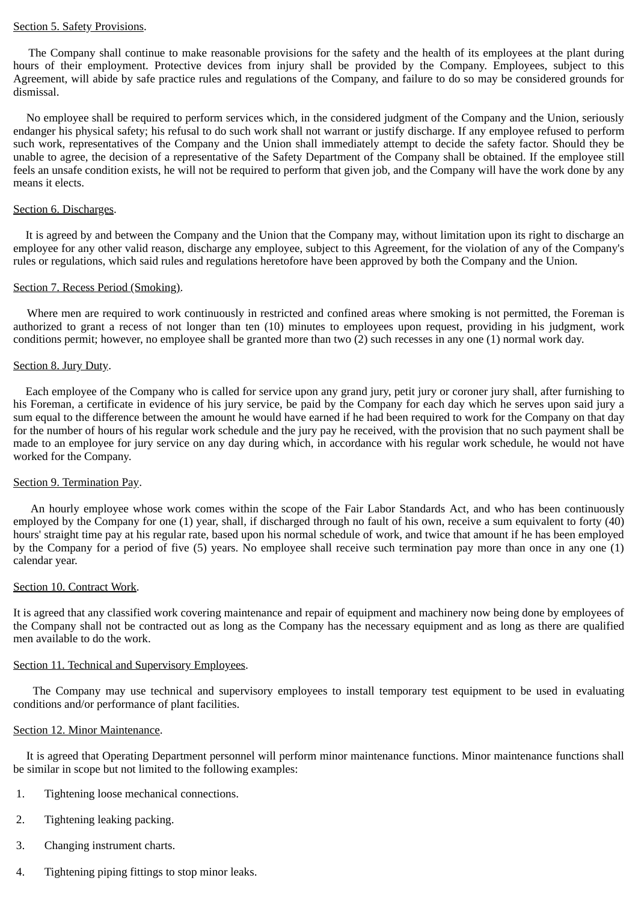Section 5. Safety Provisions.

The Company shall continue to make reasonable provisions for the safety and the health of its employees at the plant during hours of their employment. Protective devices from injury shall be provided by the Company. Employees, subject to this Agreement, will abide by safe practice rules and regulations of the Company, and failure to do so may be considered grounds for dismissal.

No employee shall be required to perform services which, in the considered judgment of the Company and the Union, seriously endanger his physical safety; his refusal to do such work shall not warrant or justify discharge. If any employee refused to perform such work, representatives of the Company and the Union shall immediately attempt to decide the safety factor. Should they be unable to agree, the decision of a representative of the Safety Department of the Company shall be obtained. If the employee still feels an unsafe condition exists, he will not be required to perform that given job, and the Company will have the work done by any means it elects.

Section 6. Discharges.

It is agreed by and between the Company and the Union that the Company may, without limitation upon its right to discharge an employee for any other valid reason, discharge any employee, subject to this Agreement, for the violation of any of the Company's rules or regulations, which said rules and regulations heretofore have been approved by both the Company and the Union.

Section 7. Recess Period (Smoking).

Where men are required to work continuously in restricted and confined areas where smoking is not permitted, the Foreman is authorized to grant a recess of not longer than ten (10) minutes to employees upon request, providing in his judgment, work conditions permit; however, no employee shall be granted more than two (2) such recesses in any one (1) normal work day.

Section 8. Jury Duty.

Each employee of the Company who is called for service upon any grand jury, petit jury or coroner jury shall, after furnishing to his Foreman, a certificate in evidence of his jury service, be paid by the Company for each day which he serves upon said jury a sum equal to the difference between the amount he would have earned if he had been required to work for the Company on that day for the number of hours of his regular work schedule and the jury pay he received, with the provision that no such payment shall be made to an employee for jury service on any day during which, in accordance with his regular work schedule, he would not have worked for the Company.

Section 9. Termination Pay.

An hourly employee whose work comes within the scope of the Fair Labor Standards Act, and who has been continuously employed by the Company for one (1) year, shall, if discharged through no fault of his own, receive a sum equivalent to forty (40) hours' straight time pay at his regular rate, based upon his normal schedule of work, and twice that amount if he has been employed by the Company for a period of five (5) years. No employee shall receive such termination pay more than once in any one (1) calendar year.

Section 10. Contract Work.

It is agreed that any classified work covering maintenance and repair of equipment and machinery now being done by employees of the Company shall not be contracted out as long as the Company has the necessary equipment and as long as there are qualified men available to do the work.

Section 11. Technical and Supervisory Employees.

The Company may use technical and supervisory employees to install temporary test equipment to be used in evaluating conditions and/or performance of plant facilities.

Section 12. Minor Maintenance.

It is agreed that Operating Department personnel will perform minor maintenance functions. Minor maintenance functions shall be similar in scope but not limited to the following examples:

1. Tightening loose mechanical connections.

2. Tightening leaking packing.

3. Changing instrument charts.

4. Tightening piping fittings to stop minor leaks.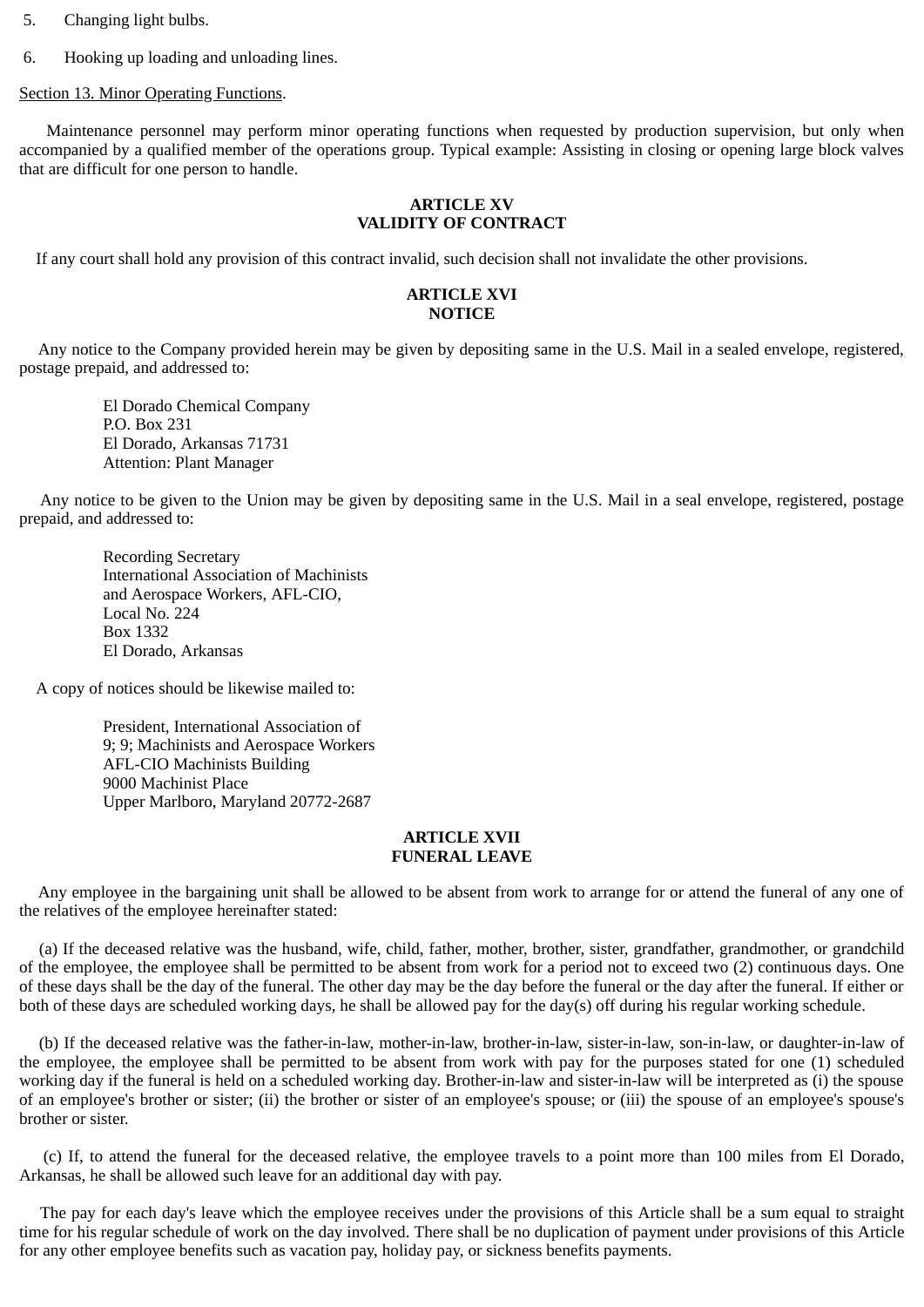5. Changing light bulbs.

6. Hooking up loading and unloading lines.

Section 13. Minor Operating Functions.

Maintenance personnel may perform minor operating functions when requested by production supervision, but only when accompanied by a qualified member of the operations group. Typical example: Assisting in closing or opening large block valves that are difficult for one person to handle.

## ARTICLE XV
## VALIDITY OF CONTRACT

If any court shall hold any provision of this contract invalid, such decision shall not invalidate the other provisions.

## ARTICLE XVI
## NOTICE

Any notice to the Company provided herein may be given by depositing same in the U.S. Mail in a sealed envelope, registered, postage prepaid, and addressed to:

El Dorado Chemical Company
P.O. Box 231
El Dorado, Arkansas 71731
Attention: Plant Manager

Any notice to be given to the Union may be given by depositing same in the U.S. Mail in a seal envelope, registered, postage prepaid, and addressed to:

Recording Secretary
International Association of Machinists
and Aerospace Workers, AFL-CIO,
Local No. 224
Box 1332
El Dorado, Arkansas

A copy of notices should be likewise mailed to:

President, International Association of
9; 9; Machinists and Aerospace Workers
AFL-CIO Machinists Building
9000 Machinist Place
Upper Marlboro, Maryland 20772-2687

## ARTICLE XVII
## FUNERAL LEAVE

Any employee in the bargaining unit shall be allowed to be absent from work to arrange for or attend the funeral of any one of the relatives of the employee hereinafter stated:

(a) If the deceased relative was the husband, wife, child, father, mother, brother, sister, grandfather, grandmother, or grandchild of the employee, the employee shall be permitted to be absent from work for a period not to exceed two (2) continuous days. One of these days shall be the day of the funeral. The other day may be the day before the funeral or the day after the funeral. If either or both of these days are scheduled working days, he shall be allowed pay for the day(s) off during his regular working schedule.

(b) If the deceased relative was the father-in-law, mother-in-law, brother-in-law, sister-in-law, son-in-law, or daughter-in-law of the employee, the employee shall be permitted to be absent from work with pay for the purposes stated for one (1) scheduled working day if the funeral is held on a scheduled working day. Brother-in-law and sister-in-law will be interpreted as (i) the spouse of an employee's brother or sister; (ii) the brother or sister of an employee's spouse; or (iii) the spouse of an employee's spouse's brother or sister.

(c) If, to attend the funeral for the deceased relative, the employee travels to a point more than 100 miles from El Dorado, Arkansas, he shall be allowed such leave for an additional day with pay.

The pay for each day's leave which the employee receives under the provisions of this Article shall be a sum equal to straight time for his regular schedule of work on the day involved. There shall be no duplication of payment under provisions of this Article for any other employee benefits such as vacation pay, holiday pay, or sickness benefits payments.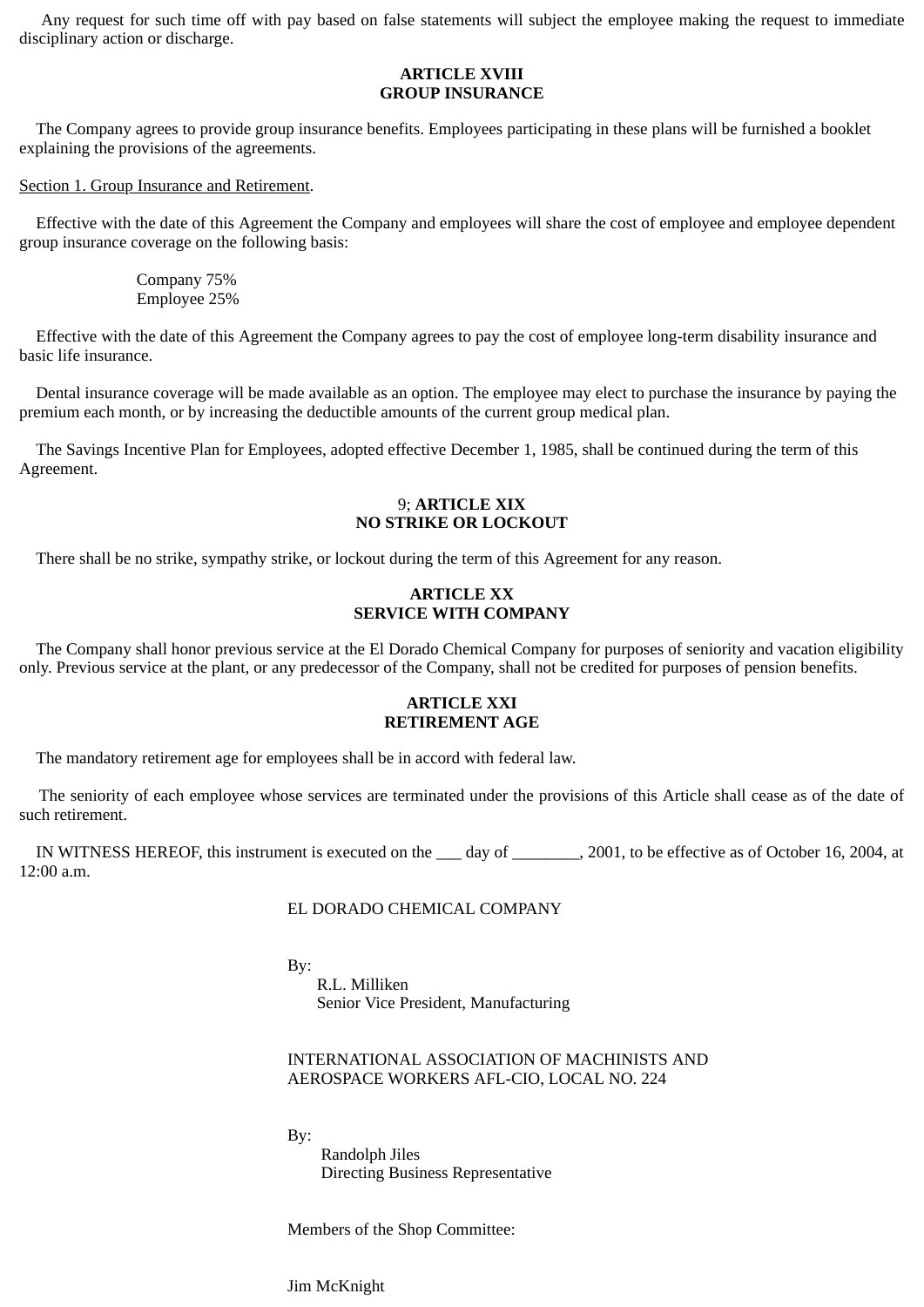Any request for such time off with pay based on false statements will subject the employee making the request to immediate disciplinary action or discharge.

**ARTICLE XVIII**
**GROUP INSURANCE**

The Company agrees to provide group insurance benefits. Employees participating in these plans will be furnished a booklet explaining the provisions of the agreements.

Section 1. Group Insurance and Retirement.

Effective with the date of this Agreement the Company and employees will share the cost of employee and employee dependent group insurance coverage on the following basis:

Company 75%
Employee 25%

Effective with the date of this Agreement the Company agrees to pay the cost of employee long-term disability insurance and basic life insurance.

Dental insurance coverage will be made available as an option. The employee may elect to purchase the insurance by paying the premium each month, or by increasing the deductible amounts of the current group medical plan.

The Savings Incentive Plan for Employees, adopted effective December 1, 1985, shall be continued during the term of this Agreement.

9; **ARTICLE XIX**
**NO STRIKE OR LOCKOUT**

There shall be no strike, sympathy strike, or lockout during the term of this Agreement for any reason.

**ARTICLE XX**
**SERVICE WITH COMPANY**

The Company shall honor previous service at the El Dorado Chemical Company for purposes of seniority and vacation eligibility only. Previous service at the plant, or any predecessor of the Company, shall not be credited for purposes of pension benefits.

**ARTICLE XXI**
**RETIREMENT AGE**

The mandatory retirement age for employees shall be in accord with federal law.

The seniority of each employee whose services are terminated under the provisions of this Article shall cease as of the date of such retirement.

IN WITNESS HEREOF, this instrument is executed on the ___ day of ________, 2001, to be effective as of October 16, 2004, at 12:00 a.m.

EL DORADO CHEMICAL COMPANY

By:
R.L. Milliken
Senior Vice President, Manufacturing

INTERNATIONAL ASSOCIATION OF MACHINISTS AND AEROSPACE WORKERS AFL-CIO, LOCAL NO. 224

By:
Randolph Jiles
Directing Business Representative

Members of the Shop Committee:

Jim McKnight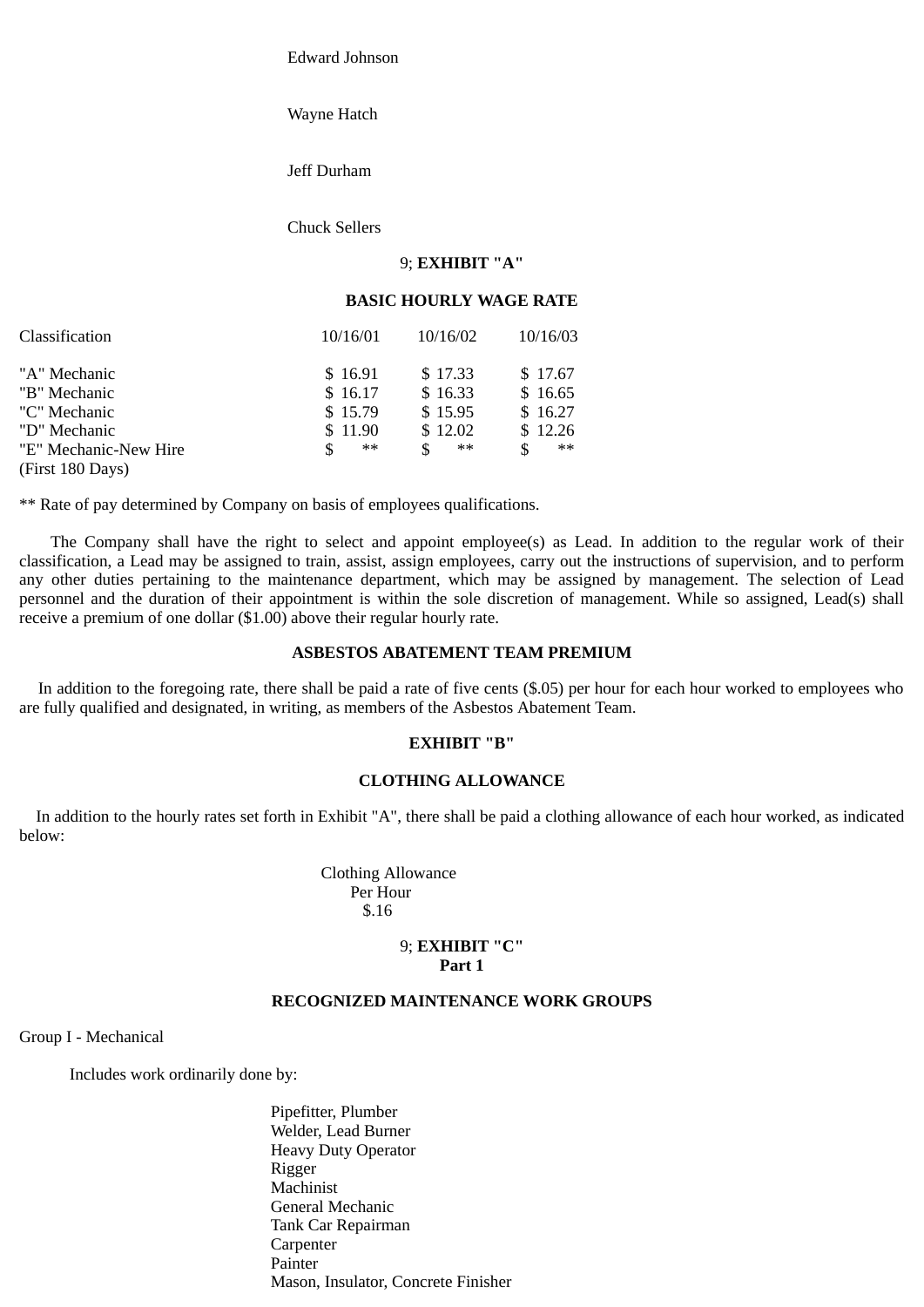Edward Johnson

Wayne Hatch

Jeff Durham

Chuck Sellers

9; **EXHIBIT "A"**

**BASIC HOURLY WAGE RATE**

| Classification | 10/16/01 | 10/16/02 | 10/16/03 |
|---|---|---|---|
| "A" Mechanic | $ 16.91 | $ 17.33 | $ 17.67 |
| "B" Mechanic | $ 16.17 | $ 16.33 | $ 16.65 |
| "C" Mechanic | $ 15.79 | $ 15.95 | $ 16.27 |
| "D" Mechanic | $ 11.90 | $ 12.02 | $ 12.26 |
| "E" Mechanic-New Hire (First 180 Days) | $ ** | $ ** | $ ** |

** Rate of pay determined by Company on basis of employees qualifications.

The Company shall have the right to select and appoint employee(s) as Lead. In addition to the regular work of their classification, a Lead may be assigned to train, assist, assign employees, carry out the instructions of supervision, and to perform any other duties pertaining to the maintenance department, which may be assigned by management. The selection of Lead personnel and the duration of their appointment is within the sole discretion of management. While so assigned, Lead(s) shall receive a premium of one dollar ($1.00) above their regular hourly rate.

**ASBESTOS ABATEMENT TEAM PREMIUM**

In addition to the foregoing rate, there shall be paid a rate of five cents ($.05) per hour for each hour worked to employees who are fully qualified and designated, in writing, as members of the Asbestos Abatement Team.

**EXHIBIT "B"**

**CLOTHING ALLOWANCE**

In addition to the hourly rates set forth in Exhibit "A", there shall be paid a clothing allowance of each hour worked, as indicated below:

| Clothing Allowance Per Hour |
|---|
| $.16 |

9; **EXHIBIT "C"**
**Part 1**

**RECOGNIZED MAINTENANCE WORK GROUPS**

Group I - Mechanical

Includes work ordinarily done by:

Pipefitter, Plumber
Welder, Lead Burner
Heavy Duty Operator
Rigger
Machinist
General Mechanic
Tank Car Repairman
Carpenter
Painter
Mason, Insulator, Concrete Finisher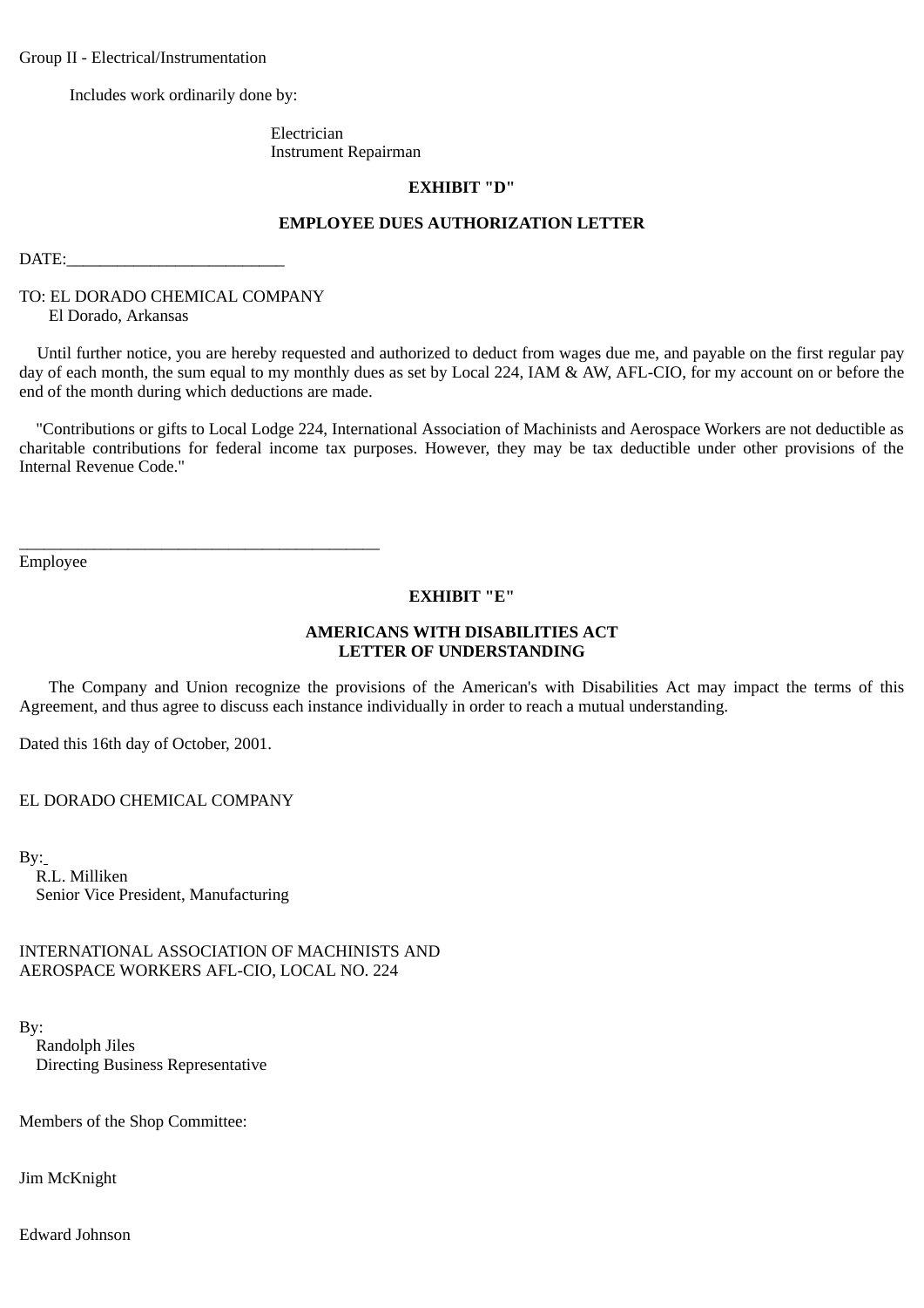Group II - Electrical/Instrumentation

Includes work ordinarily done by:

Electrician
Instrument Repairman

**EXHIBIT "D"**

**EMPLOYEE DUES AUTHORIZATION LETTER**

DATE:_________________________

TO: EL DORADO CHEMICAL COMPANY
El Dorado, Arkansas

Until further notice, you are hereby requested and authorized to deduct from wages due me, and payable on the first regular pay day of each month, the sum equal to my monthly dues as set by Local 224, IAM & AW, AFL-CIO, for my account on or before the end of the month during which deductions are made.

"Contributions or gifts to Local Lodge 224, International Association of Machinists and Aerospace Workers are not deductible as charitable contributions for federal income tax purposes. However, they may be tax deductible under other provisions of the Internal Revenue Code."

__________________________________________
Employee

**EXHIBIT "E"**

**AMERICANS WITH DISABILITIES ACT**
**LETTER OF UNDERSTANDING**

The Company and Union recognize the provisions of the American's with Disabilities Act may impact the terms of this Agreement, and thus agree to discuss each instance individually in order to reach a mutual understanding.

Dated this 16th day of October, 2001.

EL DORADO CHEMICAL COMPANY

By:
R.L. Milliken
Senior Vice President, Manufacturing

INTERNATIONAL ASSOCIATION OF MACHINISTS AND
AEROSPACE WORKERS AFL-CIO, LOCAL NO. 224

By:
Randolph Jiles
Directing Business Representative

Members of the Shop Committee:

Jim McKnight

Edward Johnson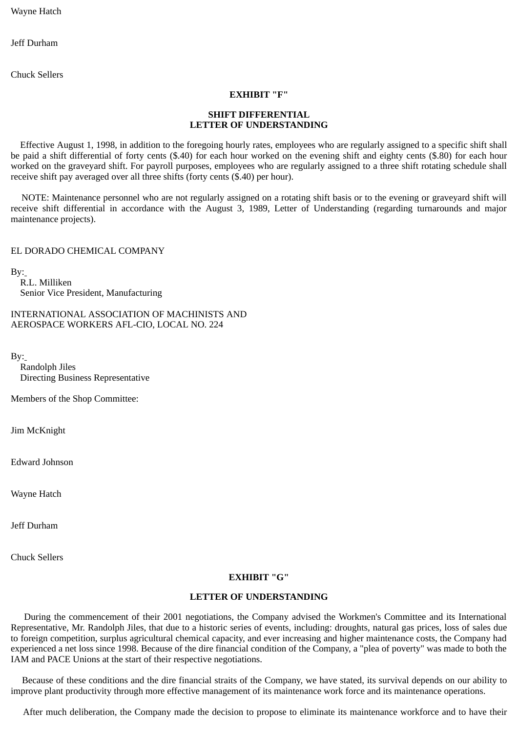Wayne Hatch

Jeff Durham

Chuck Sellers

**EXHIBIT "F"**

**SHIFT DIFFERENTIAL**
**LETTER OF UNDERSTANDING**

Effective August 1, 1998, in addition to the foregoing hourly rates, employees who are regularly assigned to a specific shift shall be paid a shift differential of forty cents ($.40) for each hour worked on the evening shift and eighty cents ($.80) for each hour worked on the graveyard shift. For payroll purposes, employees who are regularly assigned to a three shift rotating schedule shall receive shift pay averaged over all three shifts (forty cents ($.40) per hour).

NOTE: Maintenance personnel who are not regularly assigned on a rotating shift basis or to the evening or graveyard shift will receive shift differential in accordance with the August 3, 1989, Letter of Understanding (regarding turnarounds and major maintenance projects).

EL DORADO CHEMICAL COMPANY

By:
R.L. Milliken
Senior Vice President, Manufacturing

INTERNATIONAL ASSOCIATION OF MACHINISTS AND
AEROSPACE WORKERS AFL-CIO, LOCAL NO. 224

By:
Randolph Jiles
Directing Business Representative

Members of the Shop Committee:

Jim McKnight

Edward Johnson

Wayne Hatch

Jeff Durham

Chuck Sellers

**EXHIBIT "G"**

**LETTER OF UNDERSTANDING**

During the commencement of their 2001 negotiations, the Company advised the Workmen's Committee and its International Representative, Mr. Randolph Jiles, that due to a historic series of events, including: droughts, natural gas prices, loss of sales due to foreign competition, surplus agricultural chemical capacity, and ever increasing and higher maintenance costs, the Company had experienced a net loss since 1998. Because of the dire financial condition of the Company, a "plea of poverty" was made to both the IAM and PACE Unions at the start of their respective negotiations.

Because of these conditions and the dire financial straits of the Company, we have stated, its survival depends on our ability to improve plant productivity through more effective management of its maintenance work force and its maintenance operations.

After much deliberation, the Company made the decision to propose to eliminate its maintenance workforce and to have their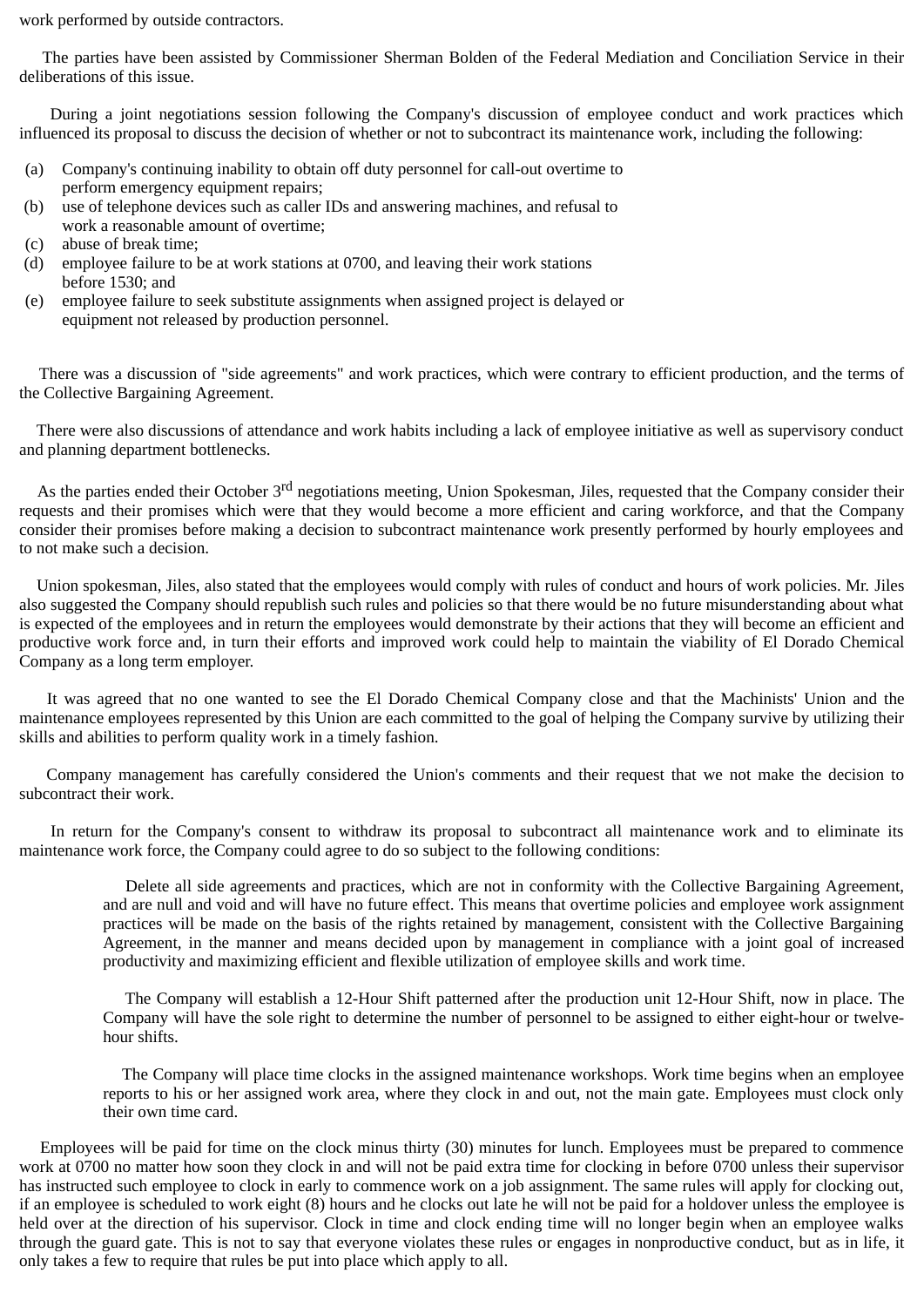work performed by outside contractors.

The parties have been assisted by Commissioner Sherman Bolden of the Federal Mediation and Conciliation Service in their deliberations of this issue.

During a joint negotiations session following the Company's discussion of employee conduct and work practices which influenced its proposal to discuss the decision of whether or not to subcontract its maintenance work, including the following:

(a) Company's continuing inability to obtain off duty personnel for call-out overtime to perform emergency equipment repairs;
(b) use of telephone devices such as caller IDs and answering machines, and refusal to work a reasonable amount of overtime;
(c) abuse of break time;
(d) employee failure to be at work stations at 0700, and leaving their work stations before 1530; and
(e) employee failure to seek substitute assignments when assigned project is delayed or equipment not released by production personnel.

There was a discussion of "side agreements" and work practices, which were contrary to efficient production, and the terms of the Collective Bargaining Agreement.

There were also discussions of attendance and work habits including a lack of employee initiative as well as supervisory conduct and planning department bottlenecks.

As the parties ended their October 3rd negotiations meeting, Union Spokesman, Jiles, requested that the Company consider their requests and their promises which were that they would become a more efficient and caring workforce, and that the Company consider their promises before making a decision to subcontract maintenance work presently performed by hourly employees and to not make such a decision.

Union spokesman, Jiles, also stated that the employees would comply with rules of conduct and hours of work policies. Mr. Jiles also suggested the Company should republish such rules and policies so that there would be no future misunderstanding about what is expected of the employees and in return the employees would demonstrate by their actions that they will become an efficient and productive work force and, in turn their efforts and improved work could help to maintain the viability of El Dorado Chemical Company as a long term employer.

It was agreed that no one wanted to see the El Dorado Chemical Company close and that the Machinists' Union and the maintenance employees represented by this Union are each committed to the goal of helping the Company survive by utilizing their skills and abilities to perform quality work in a timely fashion.

Company management has carefully considered the Union's comments and their request that we not make the decision to subcontract their work.

In return for the Company's consent to withdraw its proposal to subcontract all maintenance work and to eliminate its maintenance work force, the Company could agree to do so subject to the following conditions:

> Delete all side agreements and practices, which are not in conformity with the Collective Bargaining Agreement, and are null and void and will have no future effect. This means that overtime policies and employee work assignment practices will be made on the basis of the rights retained by management, consistent with the Collective Bargaining Agreement, in the manner and means decided upon by management in compliance with a joint goal of increased productivity and maximizing efficient and flexible utilization of employee skills and work time.
>
> The Company will establish a 12-Hour Shift patterned after the production unit 12-Hour Shift, now in place. The Company will have the sole right to determine the number of personnel to be assigned to either eight-hour or twelve-hour shifts.
>
> The Company will place time clocks in the assigned maintenance workshops. Work time begins when an employee reports to his or her assigned work area, where they clock in and out, not the main gate. Employees must clock only their own time card.

Employees will be paid for time on the clock minus thirty (30) minutes for lunch. Employees must be prepared to commence work at 0700 no matter how soon they clock in and will not be paid extra time for clocking in before 0700 unless their supervisor has instructed such employee to clock in early to commence work on a job assignment. The same rules will apply for clocking out, if an employee is scheduled to work eight (8) hours and he clocks out late he will not be paid for a holdover unless the employee is held over at the direction of his supervisor. Clock in time and clock ending time will no longer begin when an employee walks through the guard gate. This is not to say that everyone violates these rules or engages in nonproductive conduct, but as in life, it only takes a few to require that rules be put into place which apply to all.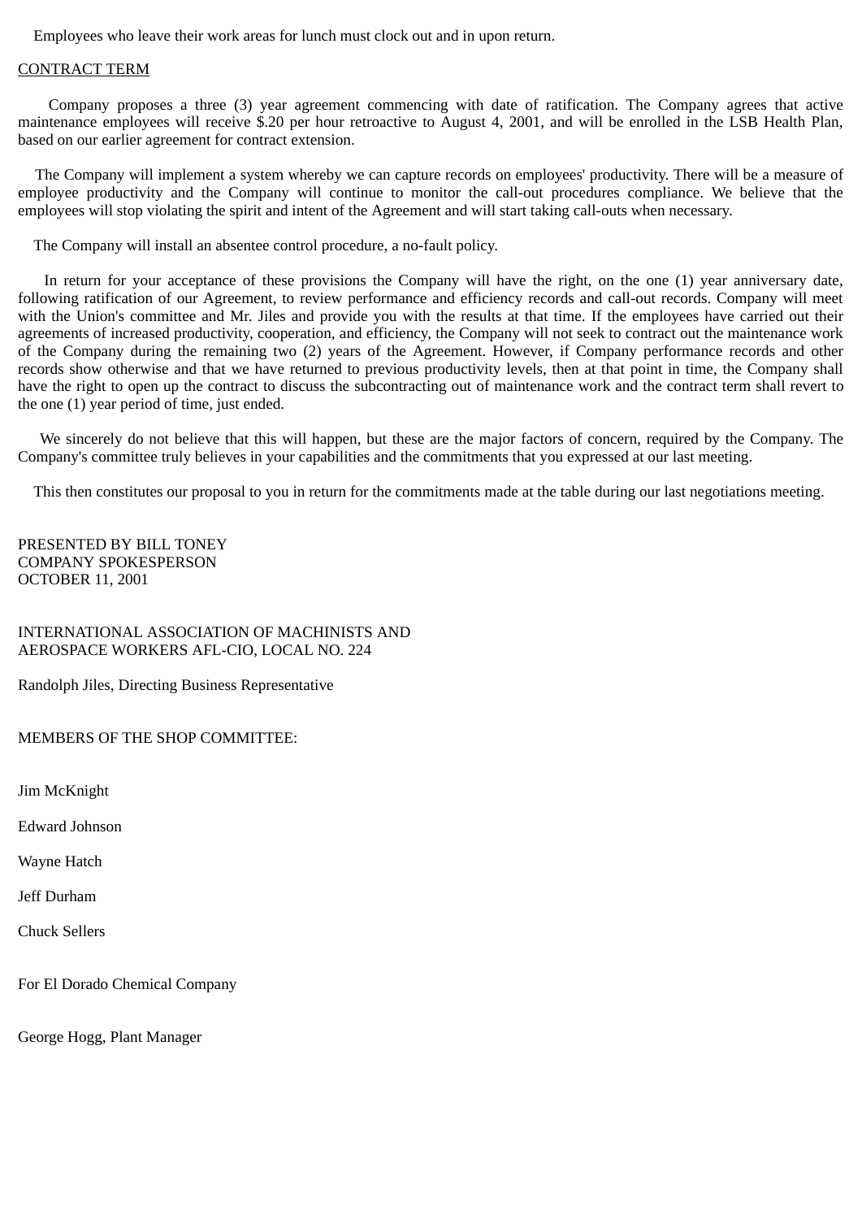Employees who leave their work areas for lunch must clock out and in upon return.

<u>CONTRACT TERM</u>

Company proposes a three (3) year agreement commencing with date of ratification. The Company agrees that active maintenance employees will receive $.20 per hour retroactive to August 4, 2001, and will be enrolled in the LSB Health Plan, based on our earlier agreement for contract extension.

The Company will implement a system whereby we can capture records on employees' productivity. There will be a measure of employee productivity and the Company will continue to monitor the call-out procedures compliance. We believe that the employees will stop violating the spirit and intent of the Agreement and will start taking call-outs when necessary.

The Company will install an absentee control procedure, a no-fault policy.

In return for your acceptance of these provisions the Company will have the right, on the one (1) year anniversary date, following ratification of our Agreement, to review performance and efficiency records and call-out records. Company will meet with the Union's committee and Mr. Jiles and provide you with the results at that time. If the employees have carried out their agreements of increased productivity, cooperation, and efficiency, the Company will not seek to contract out the maintenance work of the Company during the remaining two (2) years of the Agreement. However, if Company performance records and other records show otherwise and that we have returned to previous productivity levels, then at that point in time, the Company shall have the right to open up the contract to discuss the subcontracting out of maintenance work and the contract term shall revert to the one (1) year period of time, just ended.

We sincerely do not believe that this will happen, but these are the major factors of concern, required by the Company. The Company's committee truly believes in your capabilities and the commitments that you expressed at our last meeting.

This then constitutes our proposal to you in return for the commitments made at the table during our last negotiations meeting.

PRESENTED BY BILL TONEY
COMPANY SPOKESPERSON
OCTOBER 11, 2001

INTERNATIONAL ASSOCIATION OF MACHINISTS AND
AEROSPACE WORKERS AFL-CIO, LOCAL NO. 224

Randolph Jiles, Directing Business Representative

MEMBERS OF THE SHOP COMMITTEE:

Jim McKnight

Edward Johnson

Wayne Hatch

Jeff Durham

Chuck Sellers

For El Dorado Chemical Company

George Hogg, Plant Manager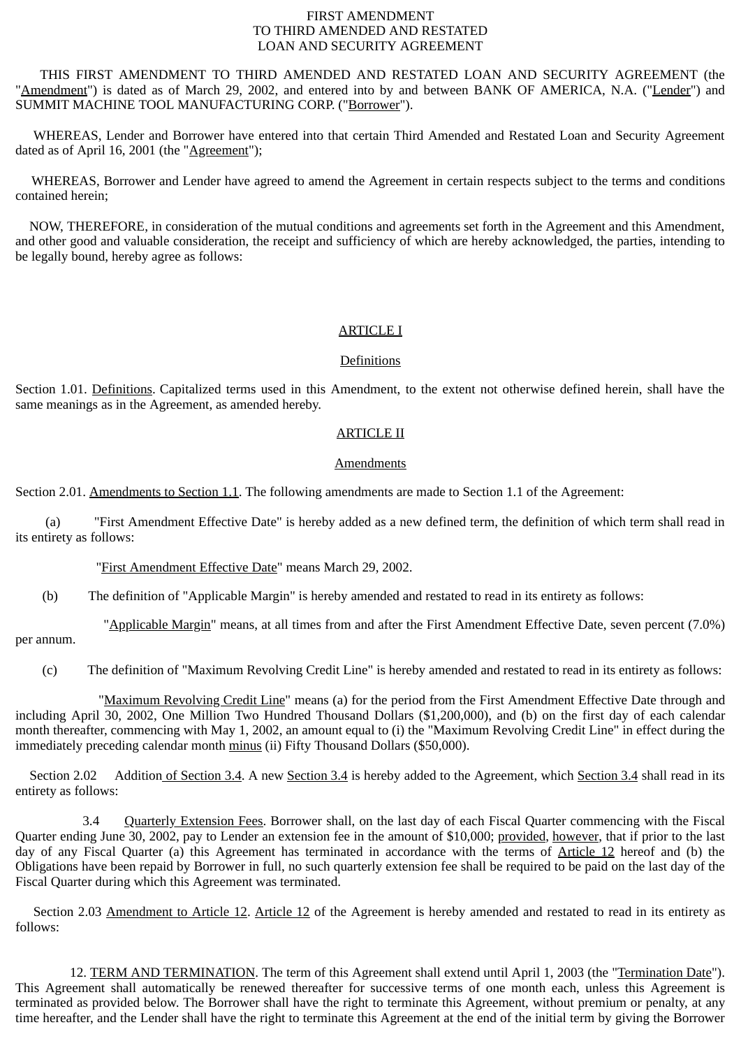FIRST AMENDMENT
TO THIRD AMENDED AND RESTATED
LOAN AND SECURITY AGREEMENT

THIS FIRST AMENDMENT TO THIRD AMENDED AND RESTATED LOAN AND SECURITY AGREEMENT (the "Amendment") is dated as of March 29, 2002, and entered into by and between BANK OF AMERICA, N.A. ("Lender") and SUMMIT MACHINE TOOL MANUFACTURING CORP. ("Borrower").

WHEREAS, Lender and Borrower have entered into that certain Third Amended and Restated Loan and Security Agreement dated as of April 16, 2001 (the "Agreement");

WHEREAS, Borrower and Lender have agreed to amend the Agreement in certain respects subject to the terms and conditions contained herein;

NOW, THEREFORE, in consideration of the mutual conditions and agreements set forth in the Agreement and this Amendment, and other good and valuable consideration, the receipt and sufficiency of which are hereby acknowledged, the parties, intending to be legally bound, hereby agree as follows:

## ARTICLE I

### Definitions

Section 1.01. Definitions. Capitalized terms used in this Amendment, to the extent not otherwise defined herein, shall have the same meanings as in the Agreement, as amended hereby.

## ARTICLE II

### Amendments

Section 2.01. Amendments to Section 1.1. The following amendments are made to Section 1.1 of the Agreement:

(a) "First Amendment Effective Date" is hereby added as a new defined term, the definition of which term shall read in its entirety as follows:

"First Amendment Effective Date" means March 29, 2002.

(b) The definition of "Applicable Margin" is hereby amended and restated to read in its entirety as follows:

"Applicable Margin" means, at all times from and after the First Amendment Effective Date, seven percent (7.0%) per annum.

(c) The definition of "Maximum Revolving Credit Line" is hereby amended and restated to read in its entirety as follows:

"Maximum Revolving Credit Line" means (a) for the period from the First Amendment Effective Date through and including April 30, 2002, One Million Two Hundred Thousand Dollars ($1,200,000), and (b) on the first day of each calendar month thereafter, commencing with May 1, 2002, an amount equal to (i) the "Maximum Revolving Credit Line" in effect during the immediately preceding calendar month minus (ii) Fifty Thousand Dollars ($50,000).

Section 2.02 Addition of Section 3.4. A new Section 3.4 is hereby added to the Agreement, which Section 3.4 shall read in its entirety as follows:

3.4 Quarterly Extension Fees. Borrower shall, on the last day of each Fiscal Quarter commencing with the Fiscal Quarter ending June 30, 2002, pay to Lender an extension fee in the amount of $10,000; provided, however, that if prior to the last day of any Fiscal Quarter (a) this Agreement has terminated in accordance with the terms of Article 12 hereof and (b) the Obligations have been repaid by Borrower in full, no such quarterly extension fee shall be required to be paid on the last day of the Fiscal Quarter during which this Agreement was terminated.

Section 2.03 Amendment to Article 12. Article 12 of the Agreement is hereby amended and restated to read in its entirety as follows:

12. TERM AND TERMINATION. The term of this Agreement shall extend until April 1, 2003 (the "Termination Date"). This Agreement shall automatically be renewed thereafter for successive terms of one month each, unless this Agreement is terminated as provided below. The Borrower shall have the right to terminate this Agreement, without premium or penalty, at any time hereafter, and the Lender shall have the right to terminate this Agreement at the end of the initial term by giving the Borrower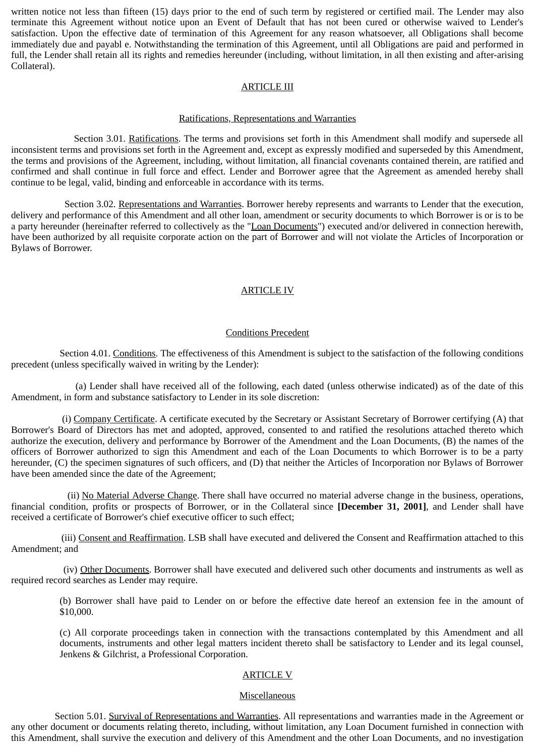written notice not less than fifteen (15) days prior to the end of such term by registered or certified mail. The Lender may also terminate this Agreement without notice upon an Event of Default that has not been cured or otherwise waived to Lender's satisfaction. Upon the effective date of termination of this Agreement for any reason whatsoever, all Obligations shall become immediately due and payabl e. Notwithstanding the termination of this Agreement, until all Obligations are paid and performed in full, the Lender shall retain all its rights and remedies hereunder (including, without limitation, in all then existing and after-arising Collateral).

## ARTICLE III

### Ratifications, Representations and Warranties

Section 3.01. Ratifications. The terms and provisions set forth in this Amendment shall modify and supersede all inconsistent terms and provisions set forth in the Agreement and, except as expressly modified and superseded by this Amendment, the terms and provisions of the Agreement, including, without limitation, all financial covenants contained therein, are ratified and confirmed and shall continue in full force and effect. Lender and Borrower agree that the Agreement as amended hereby shall continue to be legal, valid, binding and enforceable in accordance with its terms.

Section 3.02. Representations and Warranties. Borrower hereby represents and warrants to Lender that the execution, delivery and performance of this Amendment and all other loan, amendment or security documents to which Borrower is or is to be a party hereunder (hereinafter referred to collectively as the "Loan Documents") executed and/or delivered in connection herewith, have been authorized by all requisite corporate action on the part of Borrower and will not violate the Articles of Incorporation or Bylaws of Borrower.

## ARTICLE IV

### Conditions Precedent

Section 4.01. Conditions. The effectiveness of this Amendment is subject to the satisfaction of the following conditions precedent (unless specifically waived in writing by the Lender):

(a) Lender shall have received all of the following, each dated (unless otherwise indicated) as of the date of this Amendment, in form and substance satisfactory to Lender in its sole discretion:

(i) Company Certificate. A certificate executed by the Secretary or Assistant Secretary of Borrower certifying (A) that Borrower's Board of Directors has met and adopted, approved, consented to and ratified the resolutions attached thereto which authorize the execution, delivery and performance by Borrower of the Amendment and the Loan Documents, (B) the names of the officers of Borrower authorized to sign this Amendment and each of the Loan Documents to which Borrower is to be a party hereunder, (C) the specimen signatures of such officers, and (D) that neither the Articles of Incorporation nor Bylaws of Borrower have been amended since the date of the Agreement;

(ii) No Material Adverse Change. There shall have occurred no material adverse change in the business, operations, financial condition, profits or prospects of Borrower, or in the Collateral since **[December 31, 2001]**, and Lender shall have received a certificate of Borrower's chief executive officer to such effect;

(iii) Consent and Reaffirmation. LSB shall have executed and delivered the Consent and Reaffirmation attached to this Amendment; and

(iv) Other Documents. Borrower shall have executed and delivered such other documents and instruments as well as required record searches as Lender may require.

(b) Borrower shall have paid to Lender on or before the effective date hereof an extension fee in the amount of $10,000.

(c) All corporate proceedings taken in connection with the transactions contemplated by this Amendment and all documents, instruments and other legal matters incident thereto shall be satisfactory to Lender and its legal counsel, Jenkens & Gilchrist, a Professional Corporation.

## ARTICLE V

### Miscellaneous

Section 5.01. Survival of Representations and Warranties. All representations and warranties made in the Agreement or any other document or documents relating thereto, including, without limitation, any Loan Document furnished in connection with this Amendment, shall survive the execution and delivery of this Amendment and the other Loan Documents, and no investigation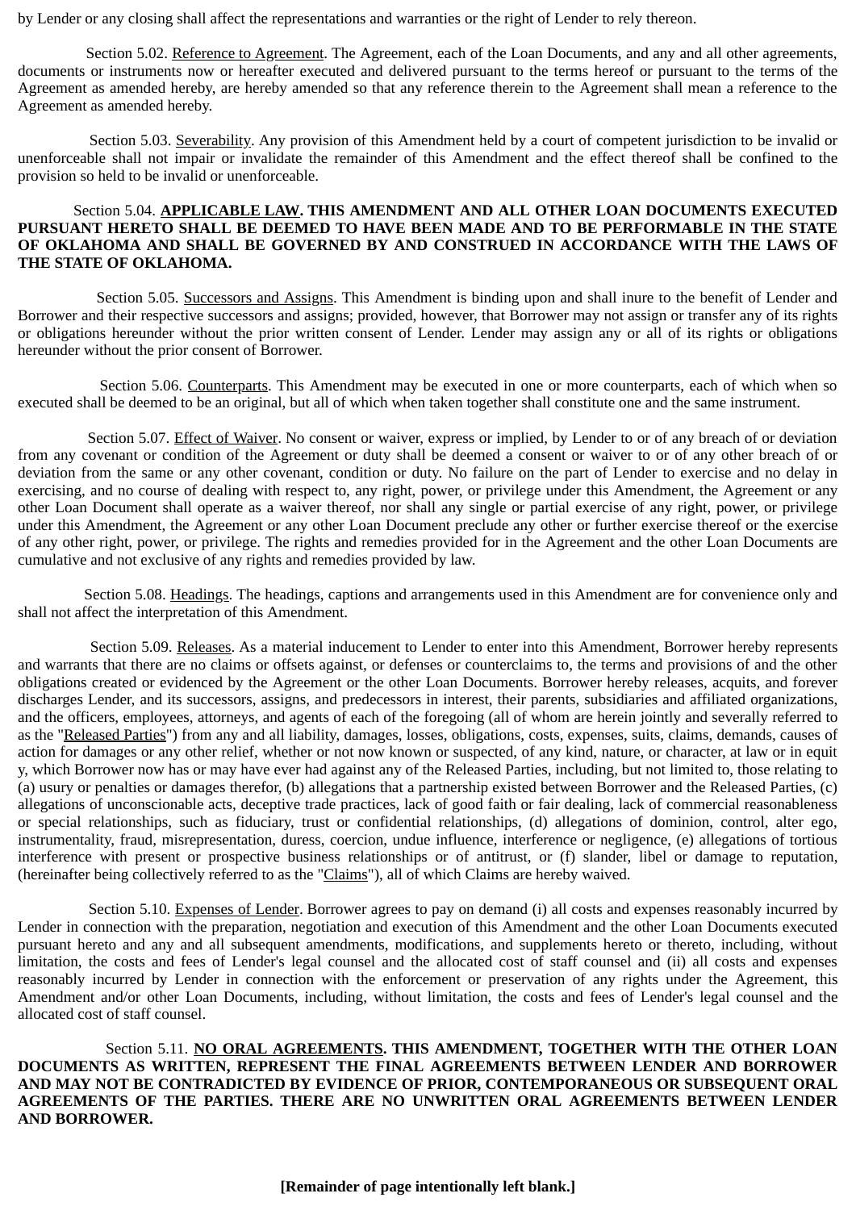by Lender or any closing shall affect the representations and warranties or the right of Lender to rely thereon.

Section 5.02. Reference to Agreement. The Agreement, each of the Loan Documents, and any and all other agreements, documents or instruments now or hereafter executed and delivered pursuant to the terms hereof or pursuant to the terms of the Agreement as amended hereby, are hereby amended so that any reference therein to the Agreement shall mean a reference to the Agreement as amended hereby.

Section 5.03. Severability. Any provision of this Amendment held by a court of competent jurisdiction to be invalid or unenforceable shall not impair or invalidate the remainder of this Amendment and the effect thereof shall be confined to the provision so held to be invalid or unenforceable.

Section 5.04. **APPLICABLE LAW. THIS AMENDMENT AND ALL OTHER LOAN DOCUMENTS EXECUTED PURSUANT HERETO SHALL BE DEEMED TO HAVE BEEN MADE AND TO BE PERFORMABLE IN THE STATE OF OKLAHOMA AND SHALL BE GOVERNED BY AND CONSTRUED IN ACCORDANCE WITH THE LAWS OF THE STATE OF OKLAHOMA.**

Section 5.05. Successors and Assigns. This Amendment is binding upon and shall inure to the benefit of Lender and Borrower and their respective successors and assigns; provided, however, that Borrower may not assign or transfer any of its rights or obligations hereunder without the prior written consent of Lender. Lender may assign any or all of its rights or obligations hereunder without the prior consent of Borrower.

Section 5.06. Counterparts. This Amendment may be executed in one or more counterparts, each of which when so executed shall be deemed to be an original, but all of which when taken together shall constitute one and the same instrument.

Section 5.07. Effect of Waiver. No consent or waiver, express or implied, by Lender to or of any breach of or deviation from any covenant or condition of the Agreement or duty shall be deemed a consent or waiver to or of any other breach of or deviation from the same or any other covenant, condition or duty. No failure on the part of Lender to exercise and no delay in exercising, and no course of dealing with respect to, any right, power, or privilege under this Amendment, the Agreement or any other Loan Document shall operate as a waiver thereof, nor shall any single or partial exercise of any right, power, or privilege under this Amendment, the Agreement or any other Loan Document preclude any other or further exercise thereof or the exercise of any other right, power, or privilege. The rights and remedies provided for in the Agreement and the other Loan Documents are cumulative and not exclusive of any rights and remedies provided by law.

Section 5.08. Headings. The headings, captions and arrangements used in this Amendment are for convenience only and shall not affect the interpretation of this Amendment.

Section 5.09. Releases. As a material inducement to Lender to enter into this Amendment, Borrower hereby represents and warrants that there are no claims or offsets against, or defenses or counterclaims to, the terms and provisions of and the other obligations created or evidenced by the Agreement or the other Loan Documents. Borrower hereby releases, acquits, and forever discharges Lender, and its successors, assigns, and predecessors in interest, their parents, subsidiaries and affiliated organizations, and the officers, employees, attorneys, and agents of each of the foregoing (all of whom are herein jointly and severally referred to as the "Released Parties") from any and all liability, damages, losses, obligations, costs, expenses, suits, claims, demands, causes of action for damages or any other relief, whether or not now known or suspected, of any kind, nature, or character, at law or in equit y, which Borrower now has or may have ever had against any of the Released Parties, including, but not limited to, those relating to (a) usury or penalties or damages therefor, (b) allegations that a partnership existed between Borrower and the Released Parties, (c) allegations of unconscionable acts, deceptive trade practices, lack of good faith or fair dealing, lack of commercial reasonableness or special relationships, such as fiduciary, trust or confidential relationships, (d) allegations of dominion, control, alter ego, instrumentality, fraud, misrepresentation, duress, coercion, undue influence, interference or negligence, (e) allegations of tortious interference with present or prospective business relationships or of antitrust, or (f) slander, libel or damage to reputation, (hereinafter being collectively referred to as the "Claims"), all of which Claims are hereby waived.

Section 5.10. Expenses of Lender. Borrower agrees to pay on demand (i) all costs and expenses reasonably incurred by Lender in connection with the preparation, negotiation and execution of this Amendment and the other Loan Documents executed pursuant hereto and any and all subsequent amendments, modifications, and supplements hereto or thereto, including, without limitation, the costs and fees of Lender's legal counsel and the allocated cost of staff counsel and (ii) all costs and expenses reasonably incurred by Lender in connection with the enforcement or preservation of any rights under the Agreement, this Amendment and/or other Loan Documents, including, without limitation, the costs and fees of Lender's legal counsel and the allocated cost of staff counsel.

Section 5.11. **NO ORAL AGREEMENTS. THIS AMENDMENT, TOGETHER WITH THE OTHER LOAN DOCUMENTS AS WRITTEN, REPRESENT THE FINAL AGREEMENTS BETWEEN LENDER AND BORROWER AND MAY NOT BE CONTRADICTED BY EVIDENCE OF PRIOR, CONTEMPORANEOUS OR SUBSEQUENT ORAL AGREEMENTS OF THE PARTIES. THERE ARE NO UNWRITTEN ORAL AGREEMENTS BETWEEN LENDER AND BORROWER.**

**[Remainder of page intentionally left blank.]**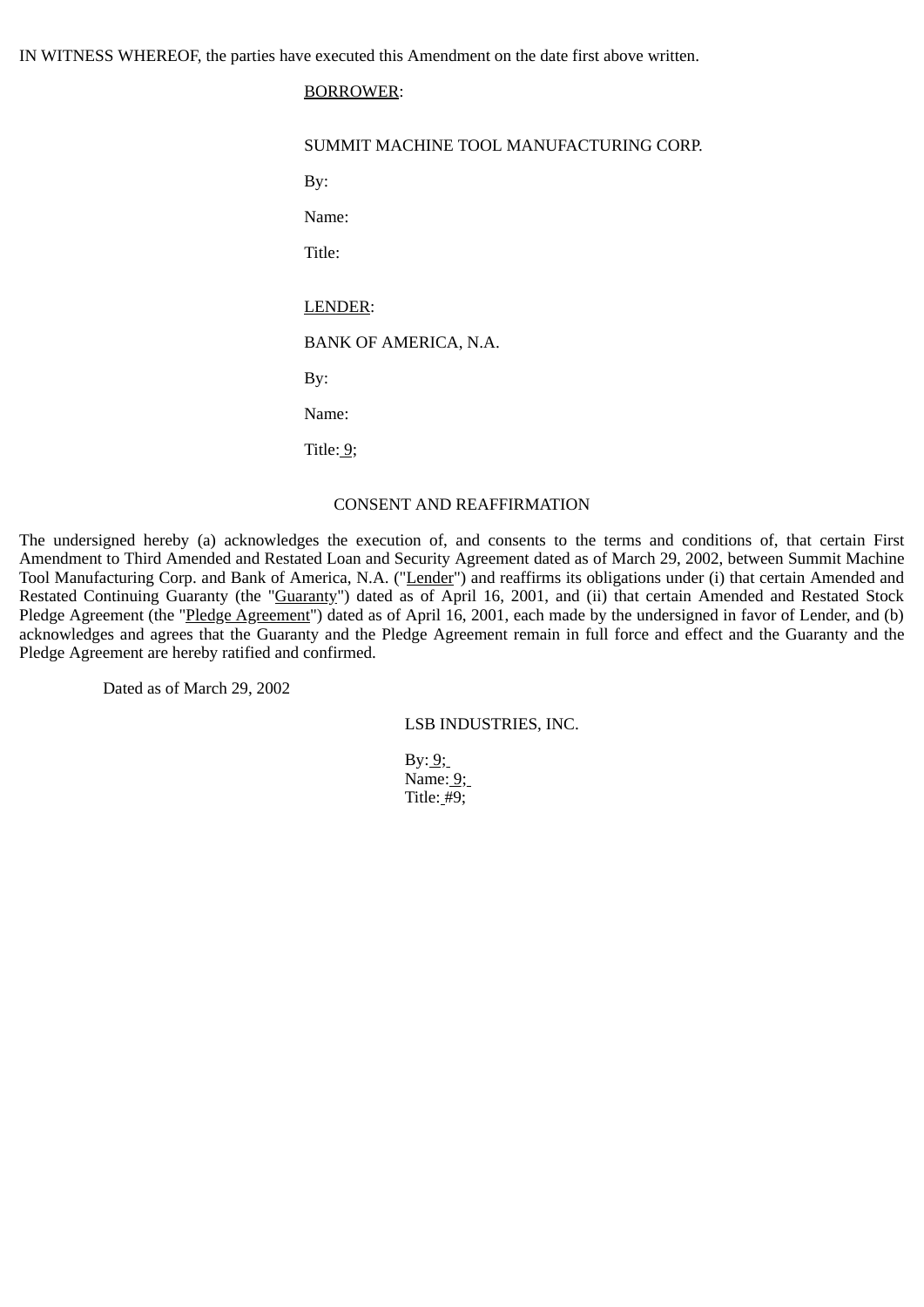IN WITNESS WHEREOF, the parties have executed this Amendment on the date first above written.

BORROWER:

SUMMIT MACHINE TOOL MANUFACTURING CORP.

By:

Name:

Title:

LENDER:

BANK OF AMERICA, N.A.

By:

Name:

Title: 9;

CONSENT AND REAFFIRMATION

The undersigned hereby (a) acknowledges the execution of, and consents to the terms and conditions of, that certain First Amendment to Third Amended and Restated Loan and Security Agreement dated as of March 29, 2002, between Summit Machine Tool Manufacturing Corp. and Bank of America, N.A. ("Lender") and reaffirms its obligations under (i) that certain Amended and Restated Continuing Guaranty (the "Guaranty") dated as of April 16, 2001, and (ii) that certain Amended and Restated Stock Pledge Agreement (the "Pledge Agreement") dated as of April 16, 2001, each made by the undersigned in favor of Lender, and (b) acknowledges and agrees that the Guaranty and the Pledge Agreement remain in full force and effect and the Guaranty and the Pledge Agreement are hereby ratified and confirmed.

Dated as of March 29, 2002

LSB INDUSTRIES, INC.

By: 9;
Name: 9;
Title: #9;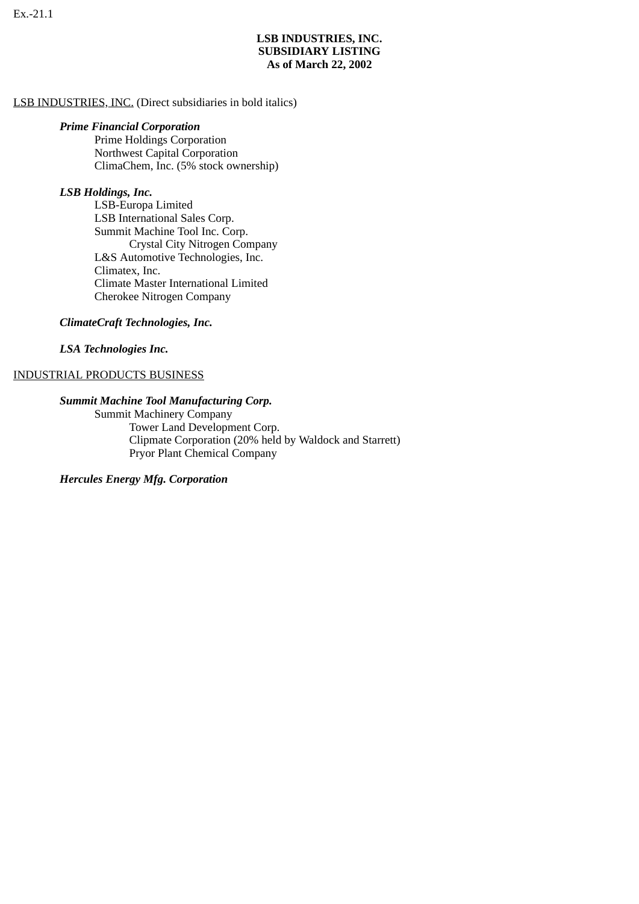Ex.-21.1

**LSB INDUSTRIES, INC.**
**SUBSIDIARY LISTING**
**As of March 22, 2002**

LSB INDUSTRIES, INC. (Direct subsidiaries in bold italics)

- ***Prime Financial Corporation***
  - Prime Holdings Corporation
  - Northwest Capital Corporation
  - ClimaChem, Inc. (5% stock ownership)

- ***LSB Holdings, Inc.***
  - LSB-Europa Limited
  - LSB International Sales Corp.
  - Summit Machine Tool Inc. Corp.
    - Crystal City Nitrogen Company
  - L&S Automotive Technologies, Inc.
  - Climatex, Inc.
  - Climate Master International Limited
  - Cherokee Nitrogen Company

- ***ClimateCraft Technologies, Inc.***

- ***LSA Technologies Inc.***

INDUSTRIAL PRODUCTS BUSINESS

- ***Summit Machine Tool Manufacturing Corp.***
  - Summit Machinery Company
    - Tower Land Development Corp.
    - Clipmate Corporation (20% held by Waldock and Starrett)
    - Pryor Plant Chemical Company

- ***Hercules Energy Mfg. Corporation***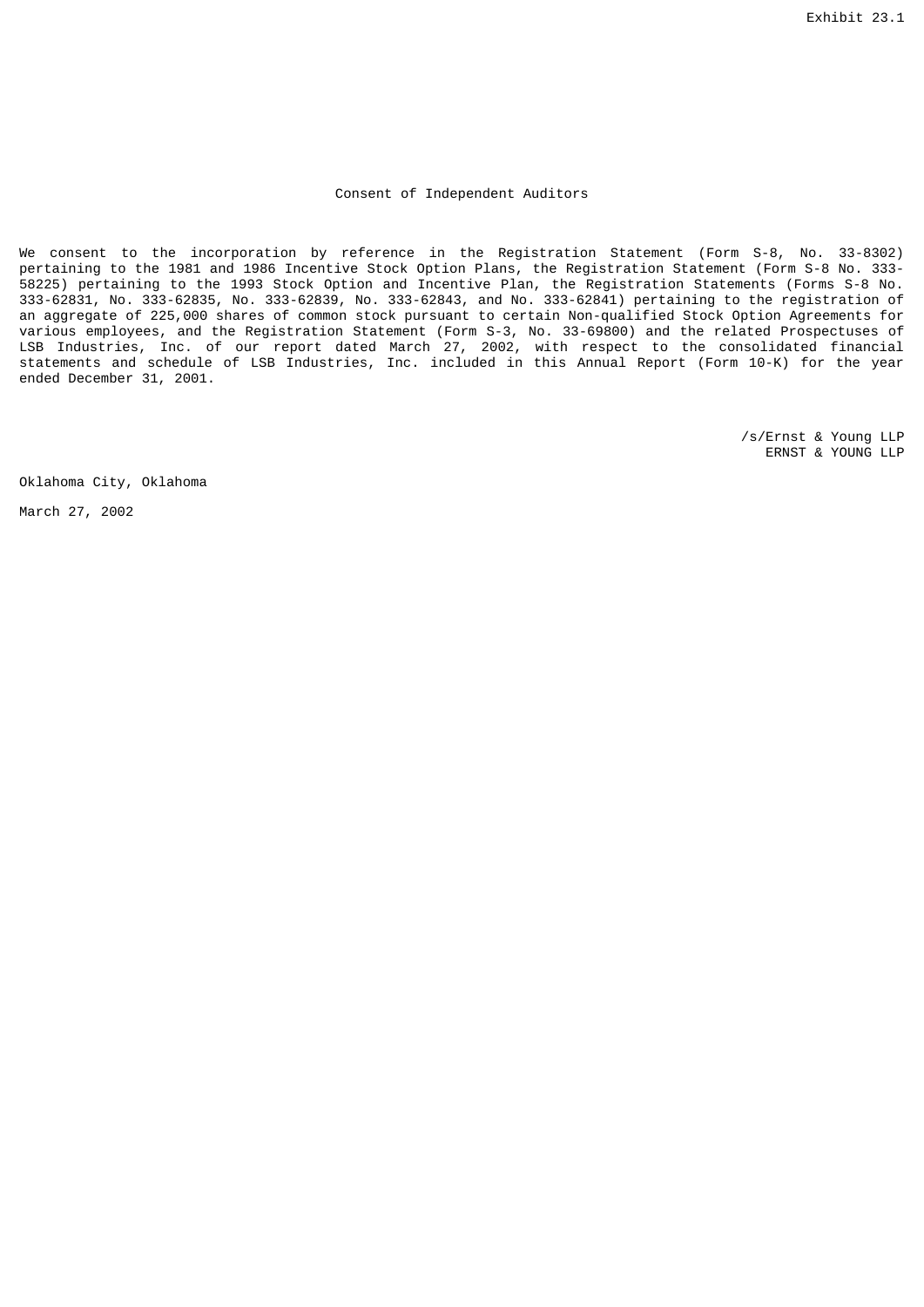Exhibit 23.1

# Consent of Independent Auditors

We consent to the incorporation by reference in the Registration Statement (Form S-8, No. 33-8302) pertaining to the 1981 and 1986 Incentive Stock Option Plans, the Registration Statement (Form S-8 No. 333-58225) pertaining to the 1993 Stock Option and Incentive Plan, the Registration Statements (Forms S-8 No. 333-62831, No. 333-62835, No. 333-62839, No. 333-62843, and No. 333-62841) pertaining to the registration of an aggregate of 225,000 shares of common stock pursuant to certain Non-qualified Stock Option Agreements for various employees, and the Registration Statement (Form S-3, No. 33-69800) and the related Prospectuses of LSB Industries, Inc. of our report dated March 27, 2002, with respect to the consolidated financial statements and schedule of LSB Industries, Inc. included in this Annual Report (Form 10-K) for the year ended December 31, 2001.

/s/Ernst & Young LLP
ERNST & YOUNG LLP

Oklahoma City, Oklahoma

March 27, 2002